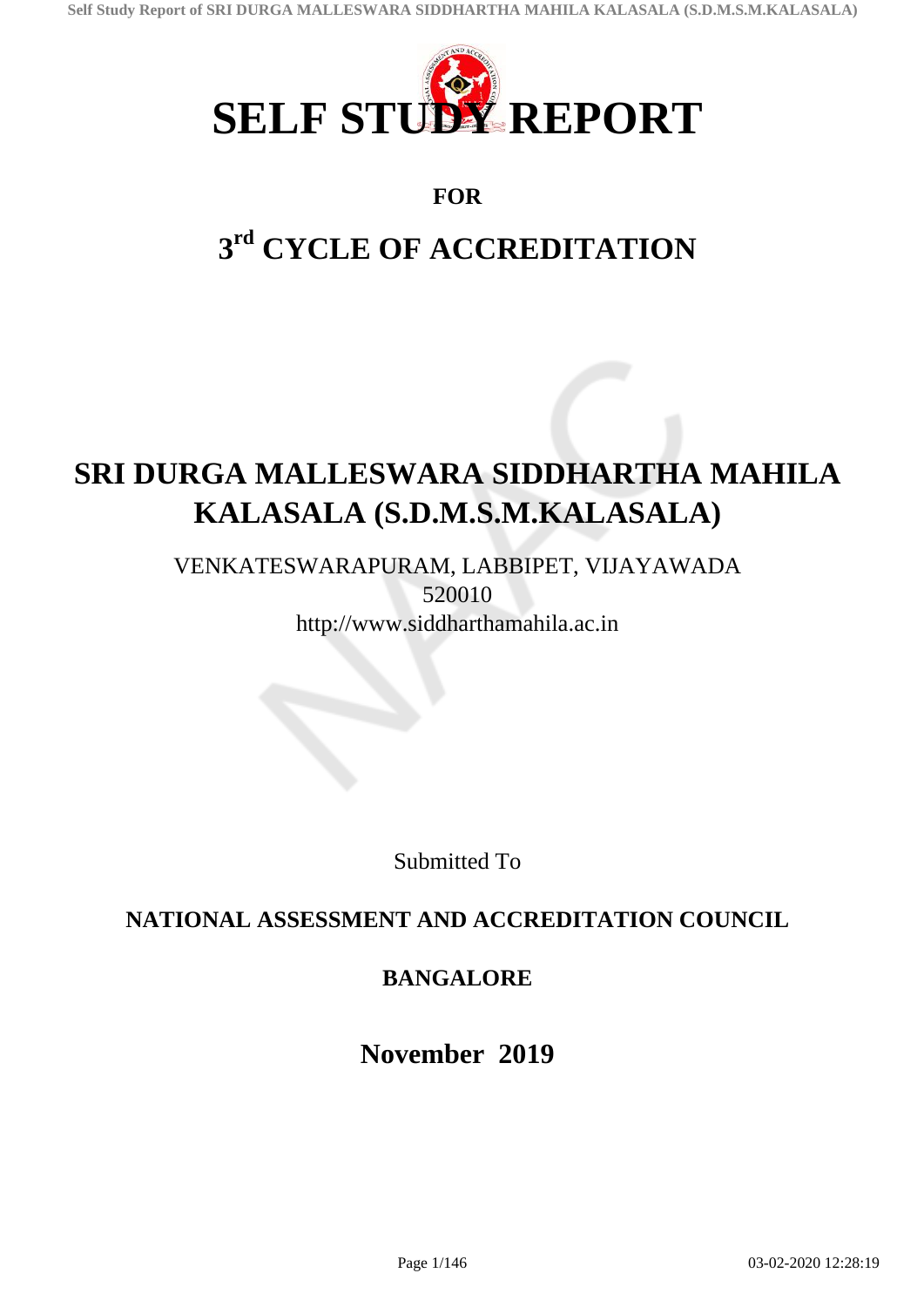# SELF STUDY REPORT

**FOR**

## $3^{rd}$ CYCLE OF ACCREDITATION

# SRI DURGA MALLESWARA SIDDHARTHA MAHILA KALASALA (S.D.M.S.M.KALASALA)

VENKATESWARAPURAM, LABBIPET, VIJAYAWADA
520010
http://www.siddharthamahila.ac.in

Submitted To

**NATIONAL ASSESSMENT AND ACCREDITATION COUNCIL**

**BANGALORE**

**November 2019**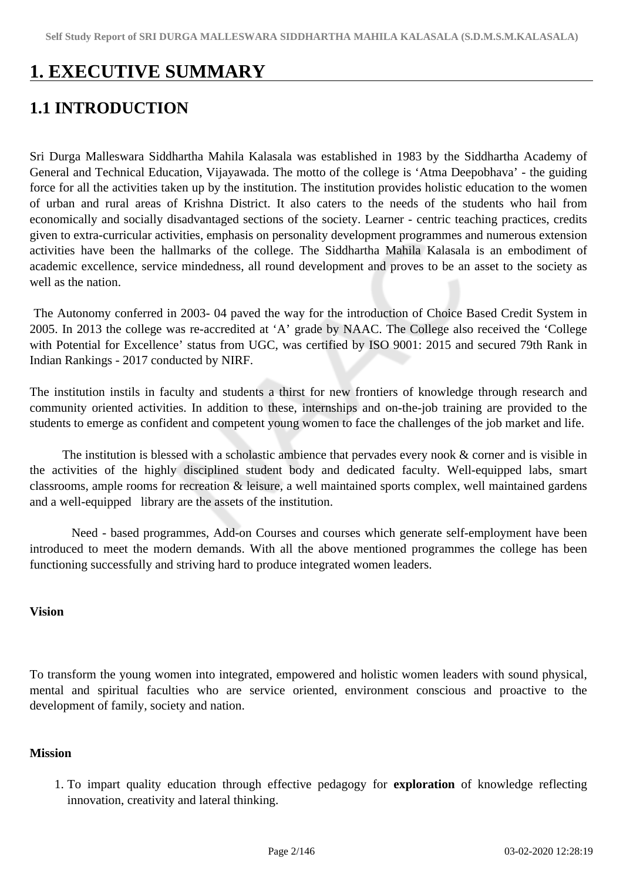# 1. EXECUTIVE SUMMARY

## 1.1 INTRODUCTION

Sri Durga Malleswara Siddhartha Mahila Kalasala was established in 1983 by the Siddhartha Academy of General and Technical Education, Vijayawada. The motto of the college is 'Atma Deepobhava' - the guiding force for all the activities taken up by the institution. The institution provides holistic education to the women of urban and rural areas of Krishna District. It also caters to the needs of the students who hail from economically and socially disadvantaged sections of the society. Learner - centric teaching practices, credits given to extra-curricular activities, emphasis on personality development programmes and numerous extension activities have been the hallmarks of the college. The Siddhartha Mahila Kalasala is an embodiment of academic excellence, service mindedness, all round development and proves to be an asset to the society as well as the nation.

The Autonomy conferred in 2003- 04 paved the way for the introduction of Choice Based Credit System in 2005. In 2013 the college was re-accredited at 'A' grade by NAAC. The College also received the 'College with Potential for Excellence' status from UGC, was certified by ISO 9001: 2015 and secured 79th Rank in Indian Rankings - 2017 conducted by NIRF.

The institution instils in faculty and students a thirst for new frontiers of knowledge through research and community oriented activities. In addition to these, internships and on-the-job training are provided to the students to emerge as confident and competent young women to face the challenges of the job market and life.

The institution is blessed with a scholastic ambience that pervades every nook & corner and is visible in the activities of the highly disciplined student body and dedicated faculty. Well-equipped labs, smart classrooms, ample rooms for recreation & leisure, a well maintained sports complex, well maintained gardens and a well-equipped library are the assets of the institution.

Need - based programmes, Add-on Courses and courses which generate self-employment have been introduced to meet the modern demands. With all the above mentioned programmes the college has been functioning successfully and striving hard to produce integrated women leaders.

**Vision**

To transform the young women into integrated, empowered and holistic women leaders with sound physical, mental and spiritual faculties who are service oriented, environment conscious and proactive to the development of family, society and nation.

**Mission**

1. To impart quality education through effective pedagogy for **exploration** of knowledge reflecting innovation, creativity and lateral thinking.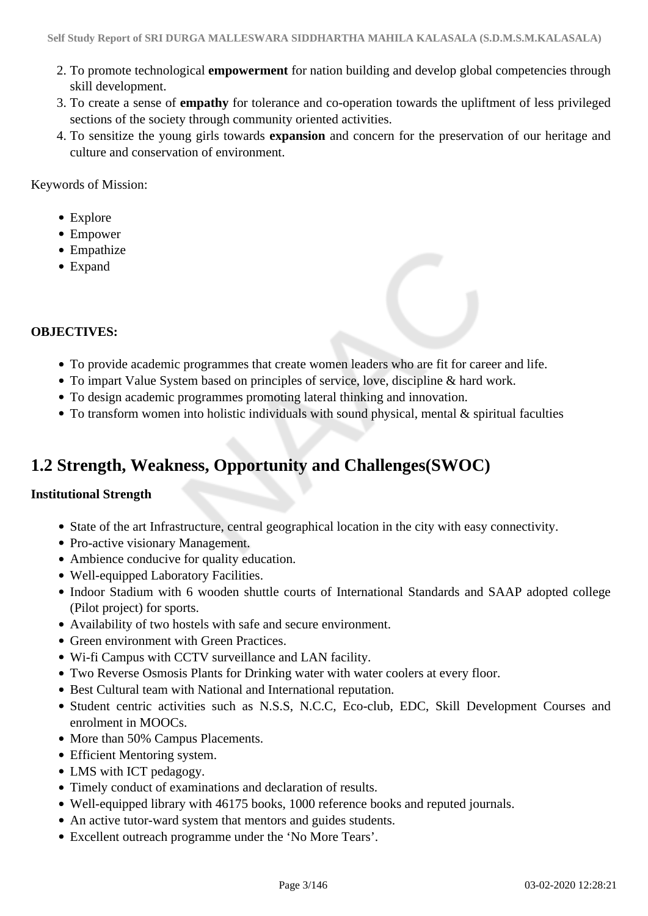2. To promote technological **empowerment** for nation building and develop global competencies through skill development.
3. To create a sense of **empathy** for tolerance and co-operation towards the upliftment of less privileged sections of the society through community oriented activities.
4. To sensitize the young girls towards **expansion** and concern for the preservation of our heritage and culture and conservation of environment.

Keywords of Mission:

- Explore
- Empower
- Empathize
- Expand

**OBJECTIVES:**

- To provide academic programmes that create women leaders who are fit for career and life.
- To impart Value System based on principles of service, love, discipline & hard work.
- To design academic programmes promoting lateral thinking and innovation.
- To transform women into holistic individuals with sound physical, mental & spiritual faculties

## 1.2 Strength, Weakness, Opportunity and Challenges(SWOC)

**Institutional Strength**

- State of the art Infrastructure, central geographical location in the city with easy connectivity.
- Pro-active visionary Management.
- Ambience conducive for quality education.
- Well-equipped Laboratory Facilities.
- Indoor Stadium with 6 wooden shuttle courts of International Standards and SAAP adopted college (Pilot project) for sports.
- Availability of two hostels with safe and secure environment.
- Green environment with Green Practices.
- Wi-fi Campus with CCTV surveillance and LAN facility.
- Two Reverse Osmosis Plants for Drinking water with water coolers at every floor.
- Best Cultural team with National and International reputation.
- Student centric activities such as N.S.S, N.C.C, Eco-club, EDC, Skill Development Courses and enrolment in MOOCs.
- More than 50% Campus Placements.
- Efficient Mentoring system.
- LMS with ICT pedagogy.
- Timely conduct of examinations and declaration of results.
- Well-equipped library with 46175 books, 1000 reference books and reputed journals.
- An active tutor-ward system that mentors and guides students.
- Excellent outreach programme under the 'No More Tears'.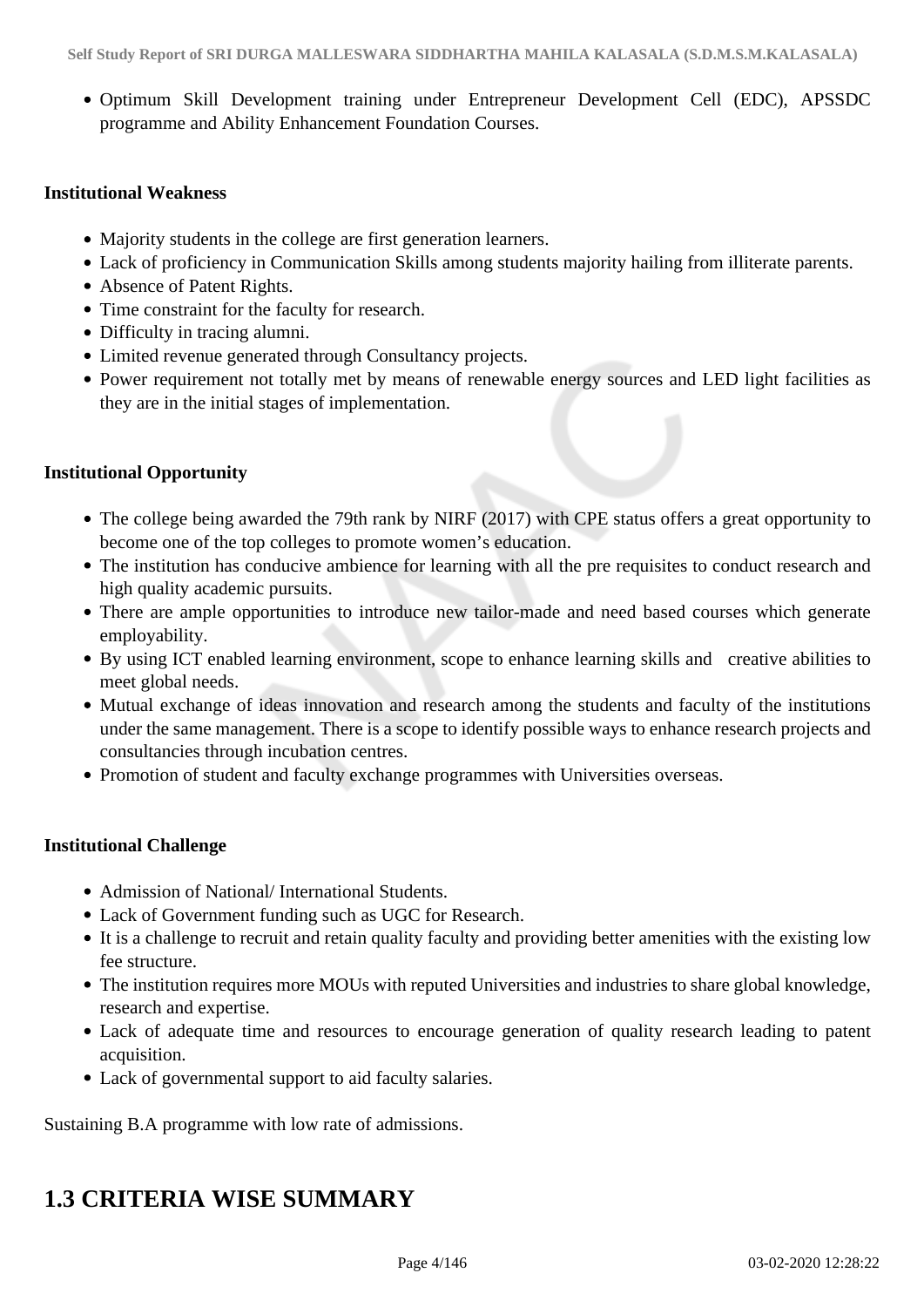- Optimum Skill Development training under Entrepreneur Development Cell (EDC), APSSDC programme and Ability Enhancement Foundation Courses.

**Institutional Weakness**

- Majority students in the college are first generation learners.
- Lack of proficiency in Communication Skills among students majority hailing from illiterate parents.
- Absence of Patent Rights.
- Time constraint for the faculty for research.
- Difficulty in tracing alumni.
- Limited revenue generated through Consultancy projects.
- Power requirement not totally met by means of renewable energy sources and LED light facilities as they are in the initial stages of implementation.

**Institutional Opportunity**

- The college being awarded the 79th rank by NIRF (2017) with CPE status offers a great opportunity to become one of the top colleges to promote women's education.
- The institution has conducive ambience for learning with all the pre requisites to conduct research and high quality academic pursuits.
- There are ample opportunities to introduce new tailor-made and need based courses which generate employability.
- By using ICT enabled learning environment, scope to enhance learning skills and creative abilities to meet global needs.
- Mutual exchange of ideas innovation and research among the students and faculty of the institutions under the same management. There is a scope to identify possible ways to enhance research projects and consultancies through incubation centres.
- Promotion of student and faculty exchange programmes with Universities overseas.

**Institutional Challenge**

- Admission of National/ International Students.
- Lack of Government funding such as UGC for Research.
- It is a challenge to recruit and retain quality faculty and providing better amenities with the existing low fee structure.
- The institution requires more MOUs with reputed Universities and industries to share global knowledge, research and expertise.
- Lack of adequate time and resources to encourage generation of quality research leading to patent acquisition.
- Lack of governmental support to aid faculty salaries.

Sustaining B.A programme with low rate of admissions.

# 1.3 CRITERIA WISE SUMMARY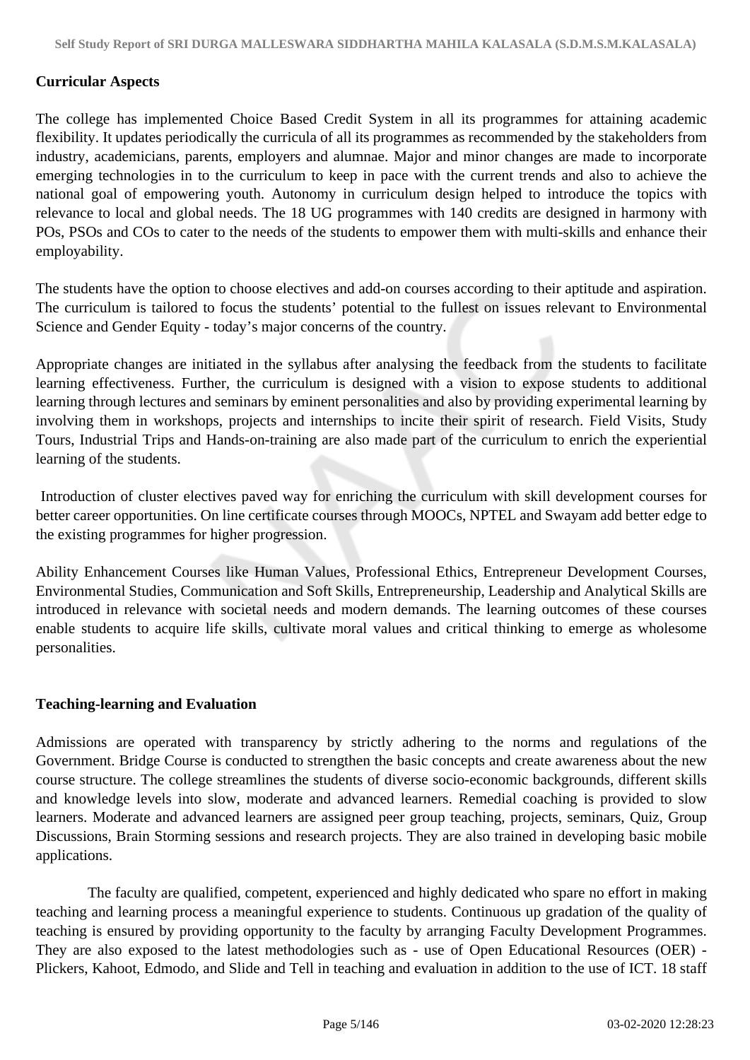**Curricular Aspects**

The college has implemented Choice Based Credit System in all its programmes for attaining academic flexibility. It updates periodically the curricula of all its programmes as recommended by the stakeholders from industry, academicians, parents, employers and alumnae. Major and minor changes are made to incorporate emerging technologies in to the curriculum to keep in pace with the current trends and also to achieve the national goal of empowering youth. Autonomy in curriculum design helped to introduce the topics with relevance to local and global needs. The 18 UG programmes with 140 credits are designed in harmony with POs, PSOs and COs to cater to the needs of the students to empower them with multi-skills and enhance their employability.

The students have the option to choose electives and add-on courses according to their aptitude and aspiration. The curriculum is tailored to focus the students' potential to the fullest on issues relevant to Environmental Science and Gender Equity - today's major concerns of the country.

Appropriate changes are initiated in the syllabus after analysing the feedback from the students to facilitate learning effectiveness. Further, the curriculum is designed with a vision to expose students to additional learning through lectures and seminars by eminent personalities and also by providing experimental learning by involving them in workshops, projects and internships to incite their spirit of research. Field Visits, Study Tours, Industrial Trips and Hands-on-training are also made part of the curriculum to enrich the experiential learning of the students.

Introduction of cluster electives paved way for enriching the curriculum with skill development courses for better career opportunities. On line certificate courses through MOOCs, NPTEL and Swayam add better edge to the existing programmes for higher progression.

Ability Enhancement Courses like Human Values, Professional Ethics, Entrepreneur Development Courses, Environmental Studies, Communication and Soft Skills, Entrepreneurship, Leadership and Analytical Skills are introduced in relevance with societal needs and modern demands. The learning outcomes of these courses enable students to acquire life skills, cultivate moral values and critical thinking to emerge as wholesome personalities.

**Teaching-learning and Evaluation**

Admissions are operated with transparency by strictly adhering to the norms and regulations of the Government. Bridge Course is conducted to strengthen the basic concepts and create awareness about the new course structure. The college streamlines the students of diverse socio-economic backgrounds, different skills and knowledge levels into slow, moderate and advanced learners. Remedial coaching is provided to slow learners. Moderate and advanced learners are assigned peer group teaching, projects, seminars, Quiz, Group Discussions, Brain Storming sessions and research projects. They are also trained in developing basic mobile applications.

The faculty are qualified, competent, experienced and highly dedicated who spare no effort in making teaching and learning process a meaningful experience to students. Continuous up gradation of the quality of teaching is ensured by providing opportunity to the faculty by arranging Faculty Development Programmes. They are also exposed to the latest methodologies such as - use of Open Educational Resources (OER) - Plickers, Kahoot, Edmodo, and Slide and Tell in teaching and evaluation in addition to the use of ICT. 18 staff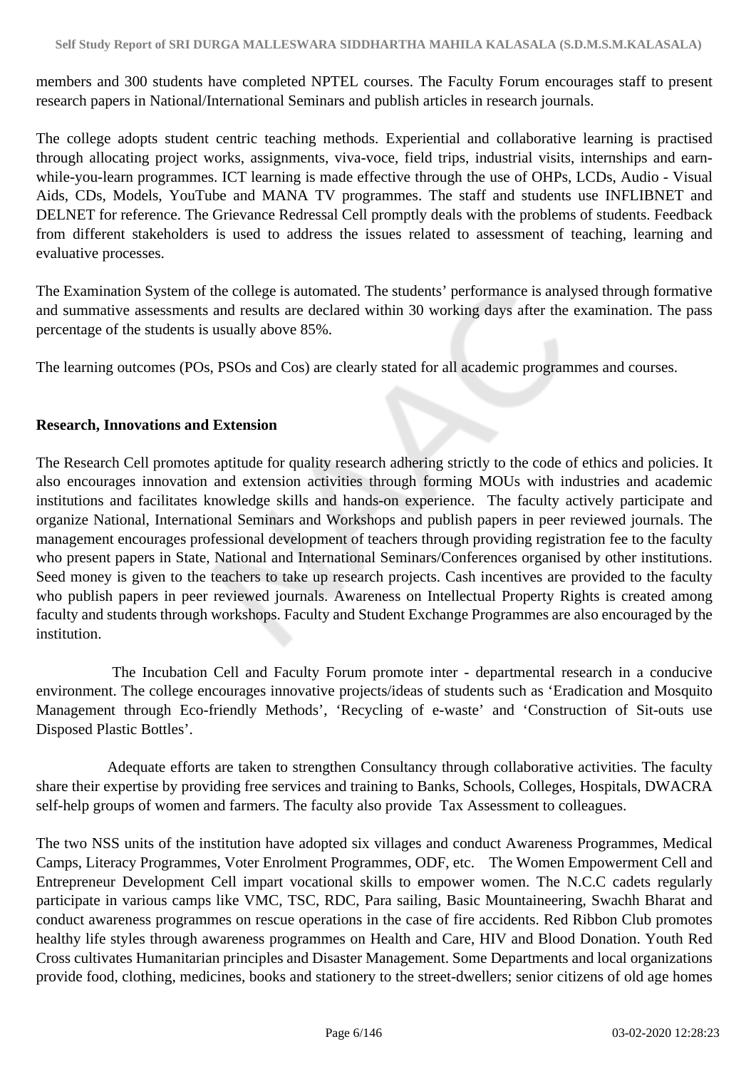members and 300 students have completed NPTEL courses. The Faculty Forum encourages staff to present research papers in National/International Seminars and publish articles in research journals.

The college adopts student centric teaching methods. Experiential and collaborative learning is practised through allocating project works, assignments, viva-voce, field trips, industrial visits, internships and earn-while-you-learn programmes. ICT learning is made effective through the use of OHPs, LCDs, Audio - Visual Aids, CDs, Models, YouTube and MANA TV programmes. The staff and students use INFLIBNET and DELNET for reference. The Grievance Redressal Cell promptly deals with the problems of students. Feedback from different stakeholders is used to address the issues related to assessment of teaching, learning and evaluative processes.

The Examination System of the college is automated. The students' performance is analysed through formative and summative assessments and results are declared within 30 working days after the examination. The pass percentage of the students is usually above 85%.

The learning outcomes (POs, PSOs and Cos) are clearly stated for all academic programmes and courses.

**Research, Innovations and Extension**

The Research Cell promotes aptitude for quality research adhering strictly to the code of ethics and policies. It also encourages innovation and extension activities through forming MOUs with industries and academic institutions and facilitates knowledge skills and hands-on experience. The faculty actively participate and organize National, International Seminars and Workshops and publish papers in peer reviewed journals. The management encourages professional development of teachers through providing registration fee to the faculty who present papers in State, National and International Seminars/Conferences organised by other institutions. Seed money is given to the teachers to take up research projects. Cash incentives are provided to the faculty who publish papers in peer reviewed journals. Awareness on Intellectual Property Rights is created among faculty and students through workshops. Faculty and Student Exchange Programmes are also encouraged by the institution.

The Incubation Cell and Faculty Forum promote inter - departmental research in a conducive environment. The college encourages innovative projects/ideas of students such as 'Eradication and Mosquito Management through Eco-friendly Methods', 'Recycling of e-waste' and 'Construction of Sit-outs use Disposed Plastic Bottles'.

Adequate efforts are taken to strengthen Consultancy through collaborative activities. The faculty share their expertise by providing free services and training to Banks, Schools, Colleges, Hospitals, DWACRA self-help groups of women and farmers. The faculty also provide Tax Assessment to colleagues.

The two NSS units of the institution have adopted six villages and conduct Awareness Programmes, Medical Camps, Literacy Programmes, Voter Enrolment Programmes, ODF, etc. The Women Empowerment Cell and Entrepreneur Development Cell impart vocational skills to empower women. The N.C.C cadets regularly participate in various camps like VMC, TSC, RDC, Para sailing, Basic Mountaineering, Swachh Bharat and conduct awareness programmes on rescue operations in the case of fire accidents. Red Ribbon Club promotes healthy life styles through awareness programmes on Health and Care, HIV and Blood Donation. Youth Red Cross cultivates Humanitarian principles and Disaster Management. Some Departments and local organizations provide food, clothing, medicines, books and stationery to the street-dwellers; senior citizens of old age homes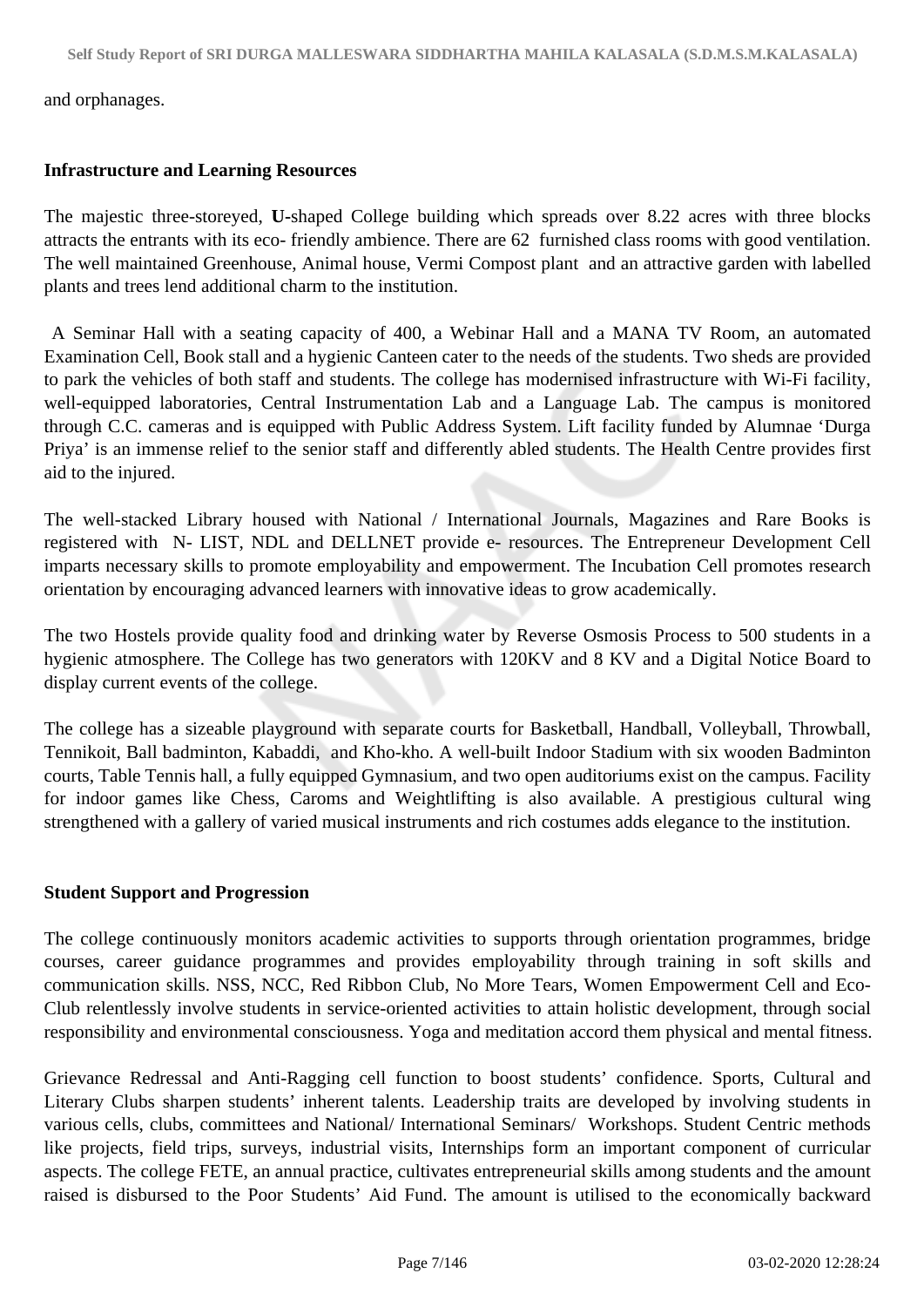and orphanages.

**Infrastructure and Learning Resources**

The majestic three-storeyed, **U**-shaped College building which spreads over 8.22 acres with three blocks attracts the entrants with its eco- friendly ambience. There are 62 furnished class rooms with good ventilation. The well maintained Greenhouse, Animal house, Vermi Compost plant and an attractive garden with labelled plants and trees lend additional charm to the institution.

A Seminar Hall with a seating capacity of 400, a Webinar Hall and a MANA TV Room, an automated Examination Cell, Book stall and a hygienic Canteen cater to the needs of the students. Two sheds are provided to park the vehicles of both staff and students. The college has modernised infrastructure with Wi-Fi facility, well-equipped laboratories, Central Instrumentation Lab and a Language Lab. The campus is monitored through C.C. cameras and is equipped with Public Address System. Lift facility funded by Alumnae 'Durga Priya' is an immense relief to the senior staff and differently abled students. The Health Centre provides first aid to the injured.

The well-stacked Library housed with National / International Journals, Magazines and Rare Books is registered with N- LIST, NDL and DELLNET provide e- resources. The Entrepreneur Development Cell imparts necessary skills to promote employability and empowerment. The Incubation Cell promotes research orientation by encouraging advanced learners with innovative ideas to grow academically.

The two Hostels provide quality food and drinking water by Reverse Osmosis Process to 500 students in a hygienic atmosphere. The College has two generators with 120KV and 8 KV and a Digital Notice Board to display current events of the college.

The college has a sizeable playground with separate courts for Basketball, Handball, Volleyball, Throwball, Tennikoit, Ball badminton, Kabaddi, and Kho-kho. A well-built Indoor Stadium with six wooden Badminton courts, Table Tennis hall, a fully equipped Gymnasium, and two open auditoriums exist on the campus. Facility for indoor games like Chess, Caroms and Weightlifting is also available. A prestigious cultural wing strengthened with a gallery of varied musical instruments and rich costumes adds elegance to the institution.

**Student Support and Progression**

The college continuously monitors academic activities to supports through orientation programmes, bridge courses, career guidance programmes and provides employability through training in soft skills and communication skills. NSS, NCC, Red Ribbon Club, No More Tears, Women Empowerment Cell and Eco-Club relentlessly involve students in service-oriented activities to attain holistic development, through social responsibility and environmental consciousness. Yoga and meditation accord them physical and mental fitness.

Grievance Redressal and Anti-Ragging cell function to boost students' confidence. Sports, Cultural and Literary Clubs sharpen students' inherent talents. Leadership traits are developed by involving students in various cells, clubs, committees and National/ International Seminars/ Workshops. Student Centric methods like projects, field trips, surveys, industrial visits, Internships form an important component of curricular aspects. The college FETE, an annual practice, cultivates entrepreneurial skills among students and the amount raised is disbursed to the Poor Students' Aid Fund. The amount is utilised to the economically backward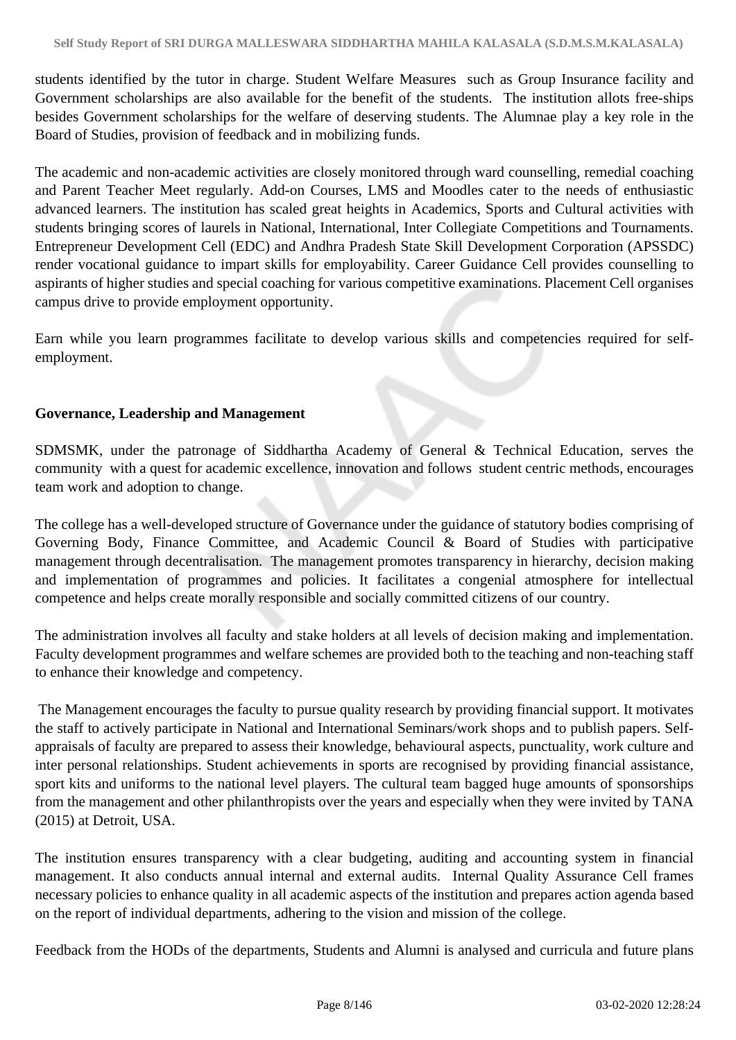students identified by the tutor in charge. Student Welfare Measures such as Group Insurance facility and Government scholarships are also available for the benefit of the students. The institution allots free-ships besides Government scholarships for the welfare of deserving students. The Alumnae play a key role in the Board of Studies, provision of feedback and in mobilizing funds.

The academic and non-academic activities are closely monitored through ward counselling, remedial coaching and Parent Teacher Meet regularly. Add-on Courses, LMS and Moodles cater to the needs of enthusiastic advanced learners. The institution has scaled great heights in Academics, Sports and Cultural activities with students bringing scores of laurels in National, International, Inter Collegiate Competitions and Tournaments. Entrepreneur Development Cell (EDC) and Andhra Pradesh State Skill Development Corporation (APSSDC) render vocational guidance to impart skills for employability. Career Guidance Cell provides counselling to aspirants of higher studies and special coaching for various competitive examinations. Placement Cell organises campus drive to provide employment opportunity.

Earn while you learn programmes facilitate to develop various skills and competencies required for self-employment.

**Governance, Leadership and Management**

SDMSMK, under the patronage of Siddhartha Academy of General & Technical Education, serves the community with a quest for academic excellence, innovation and follows student centric methods, encourages team work and adoption to change.

The college has a well-developed structure of Governance under the guidance of statutory bodies comprising of Governing Body, Finance Committee, and Academic Council & Board of Studies with participative management through decentralisation. The management promotes transparency in hierarchy, decision making and implementation of programmes and policies. It facilitates a congenial atmosphere for intellectual competence and helps create morally responsible and socially committed citizens of our country.

The administration involves all faculty and stake holders at all levels of decision making and implementation. Faculty development programmes and welfare schemes are provided both to the teaching and non-teaching staff to enhance their knowledge and competency.

The Management encourages the faculty to pursue quality research by providing financial support. It motivates the staff to actively participate in National and International Seminars/work shops and to publish papers. Self-appraisals of faculty are prepared to assess their knowledge, behavioural aspects, punctuality, work culture and inter personal relationships. Student achievements in sports are recognised by providing financial assistance, sport kits and uniforms to the national level players. The cultural team bagged huge amounts of sponsorships from the management and other philanthropists over the years and especially when they were invited by TANA (2015) at Detroit, USA.

The institution ensures transparency with a clear budgeting, auditing and accounting system in financial management. It also conducts annual internal and external audits. Internal Quality Assurance Cell frames necessary policies to enhance quality in all academic aspects of the institution and prepares action agenda based on the report of individual departments, adhering to the vision and mission of the college.

Feedback from the HODs of the departments, Students and Alumni is analysed and curricula and future plans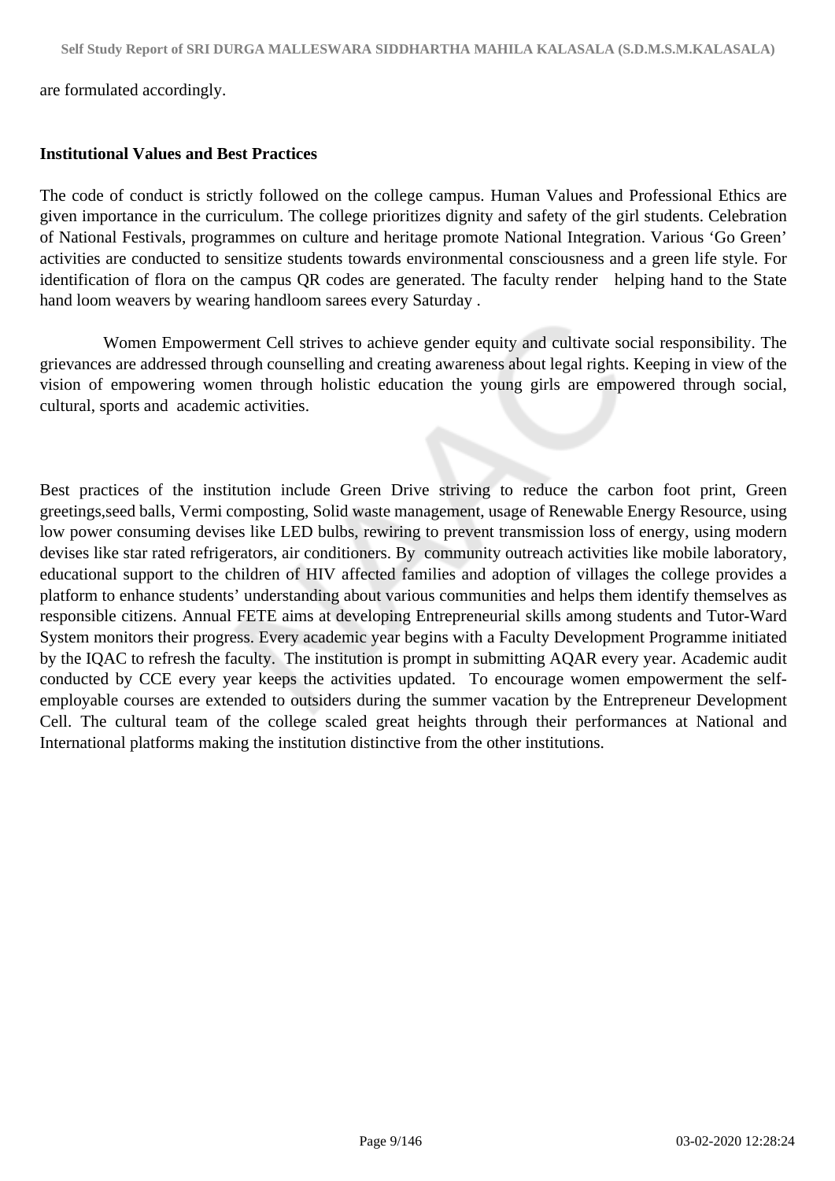are formulated accordingly.

**Institutional Values and Best Practices**

The code of conduct is strictly followed on the college campus. Human Values and Professional Ethics are given importance in the curriculum. The college prioritizes dignity and safety of the girl students. Celebration of National Festivals, programmes on culture and heritage promote National Integration. Various 'Go Green' activities are conducted to sensitize students towards environmental consciousness and a green life style. For identification of flora on the campus QR codes are generated. The faculty render helping hand to the State hand loom weavers by wearing handloom sarees every Saturday .

Women Empowerment Cell strives to achieve gender equity and cultivate social responsibility. The grievances are addressed through counselling and creating awareness about legal rights. Keeping in view of the vision of empowering women through holistic education the young girls are empowered through social, cultural, sports and academic activities.

Best practices of the institution include Green Drive striving to reduce the carbon foot print, Green greetings,seed balls, Vermi composting, Solid waste management, usage of Renewable Energy Resource, using low power consuming devises like LED bulbs, rewiring to prevent transmission loss of energy, using modern devises like star rated refrigerators, air conditioners. By community outreach activities like mobile laboratory, educational support to the children of HIV affected families and adoption of villages the college provides a platform to enhance students' understanding about various communities and helps them identify themselves as responsible citizens. Annual FETE aims at developing Entrepreneurial skills among students and Tutor-Ward System monitors their progress. Every academic year begins with a Faculty Development Programme initiated by the IQAC to refresh the faculty. The institution is prompt in submitting AQAR every year. Academic audit conducted by CCE every year keeps the activities updated. To encourage women empowerment the self-employable courses are extended to outsiders during the summer vacation by the Entrepreneur Development Cell. The cultural team of the college scaled great heights through their performances at National and International platforms making the institution distinctive from the other institutions.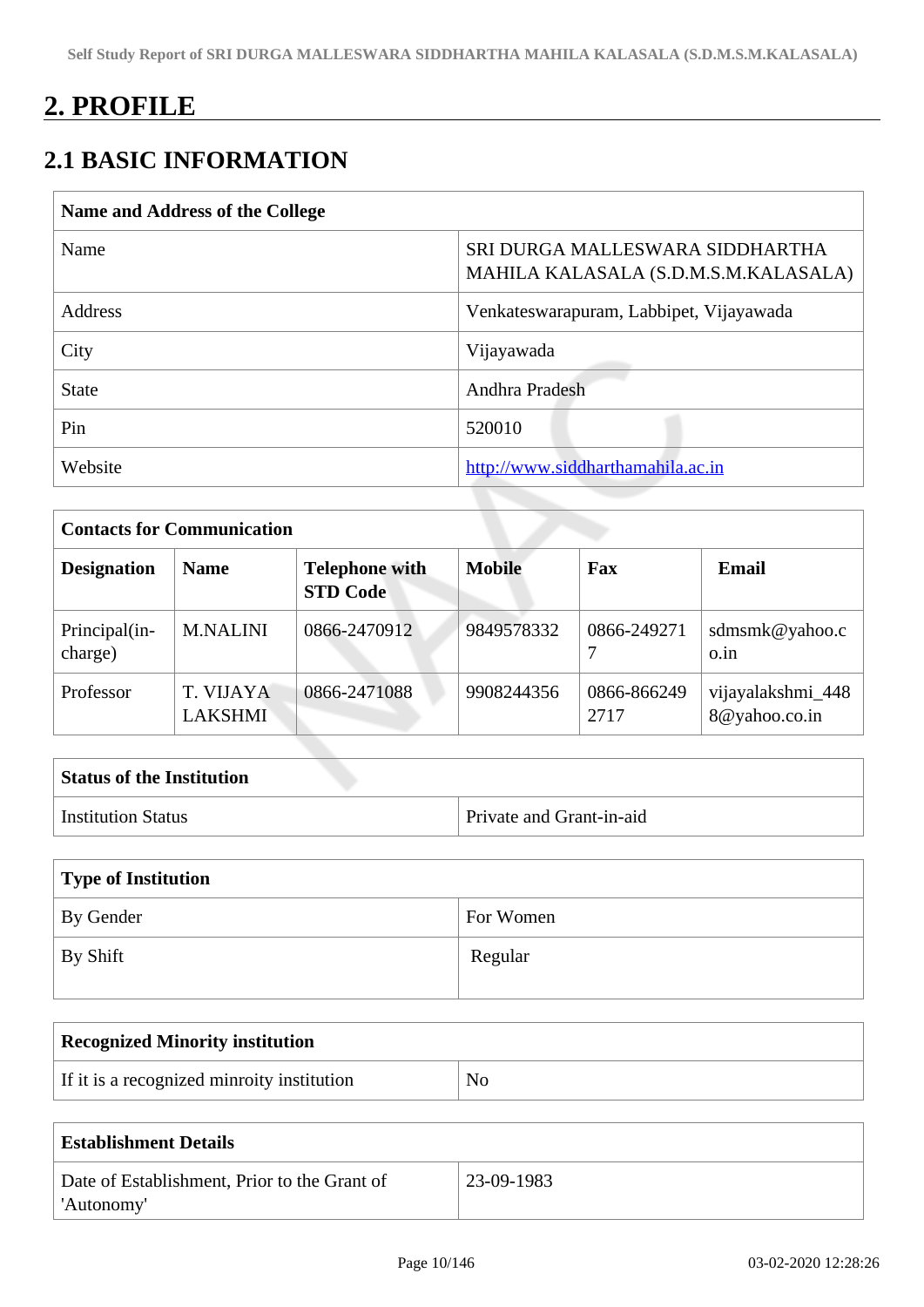# 2. PROFILE

## 2.1 BASIC INFORMATION

| Name and Address of the College | |
|---|---|
| Name | SRI DURGA MALLESWARA SIDDHARTHA MAHILA KALASALA (S.D.M.S.M.KALASALA) |
| Address | Venkateswarapuram, Labbipet, Vijayawada |
| City | Vijayawada |
| State | Andhra Pradesh |
| Pin | 520010 |
| Website | http://www.siddharthamahila.ac.in |

| Contacts for Communication | | | | | |
|---|---|---|---|---|---|
| **Designation** | **Name** | **Telephone with STD Code** | **Mobile** | **Fax** | **Email** |
| Principal(in-charge) | M.NALINI | 0866-2470912 | 9849578332 | 0866-2492717 | sdmsmk@yahoo.co.in |
| Professor | T. VIJAYA LAKSHMI | 0866-2471088 | 9908244356 | 0866-8662492717 | vijayalakshmi_4488@yahoo.co.in |

| Status of the Institution | |
|---|---|
| Institution Status | Private and Grant-in-aid |

| Type of Institution | |
|---|---|
| By Gender | For Women |
| By Shift | Regular |

| Recognized Minority institution | |
|---|---|
| If it is a recognized minroity institution | No |

| Establishment Details | |
|---|---|
| Date of Establishment, Prior to the Grant of 'Autonomy' | 23-09-1983 |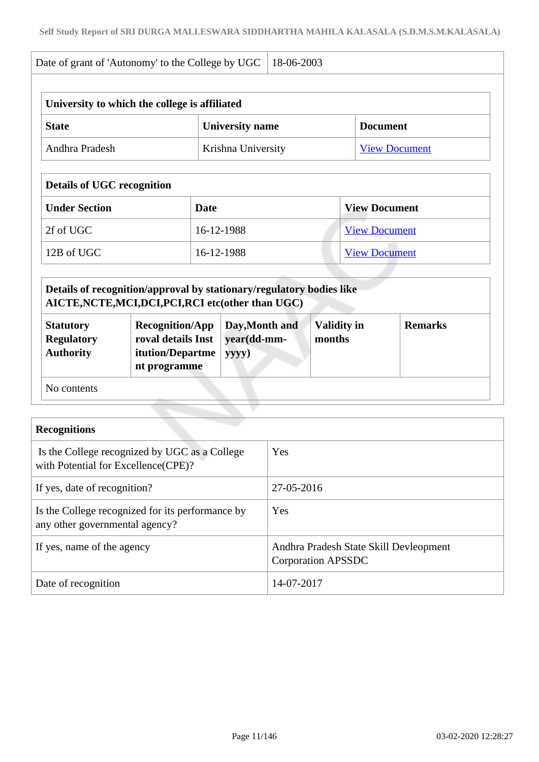| Date of grant of 'Autonomy' to the College by UGC | 18-06-2003 |
|---|---|

| University to which the college is affiliated | | |
|---|---|---|
| **State** | **University name** | **Document** |
| Andhra Pradesh | Krishna University | View Document |

| Details of UGC recognition | | |
|---|---|---|
| **Under Section** | **Date** | **View Document** |
| 2f of UGC | 16-12-1988 | View Document |
| 12B of UGC | 16-12-1988 | View Document |

| Details of recognition/approval by stationary/regulatory bodies like AICTE,NCTE,MCI,DCI,PCI,RCI etc(other than UGC) | | | | |
|---|---|---|---|---|
| **Statutory Regulatory Authority** | **Recognition/Approval details Institution/Department programme** | **Day,Month and year(dd-mm-yyyy)** | **Validity in months** | **Remarks** |
| No contents | | | | |

| Recognitions | |
|---|---|
| Is the College recognized by UGC as a College with Potential for Excellence(CPE)? | Yes |
| If yes, date of recognition? | 27-05-2016 |
| Is the College recognized for its performance by any other governmental agency? | Yes |
| If yes, name of the agency | Andhra Pradesh State Skill Devleopment Corporation APSSDC |
| Date of recognition | 14-07-2017 |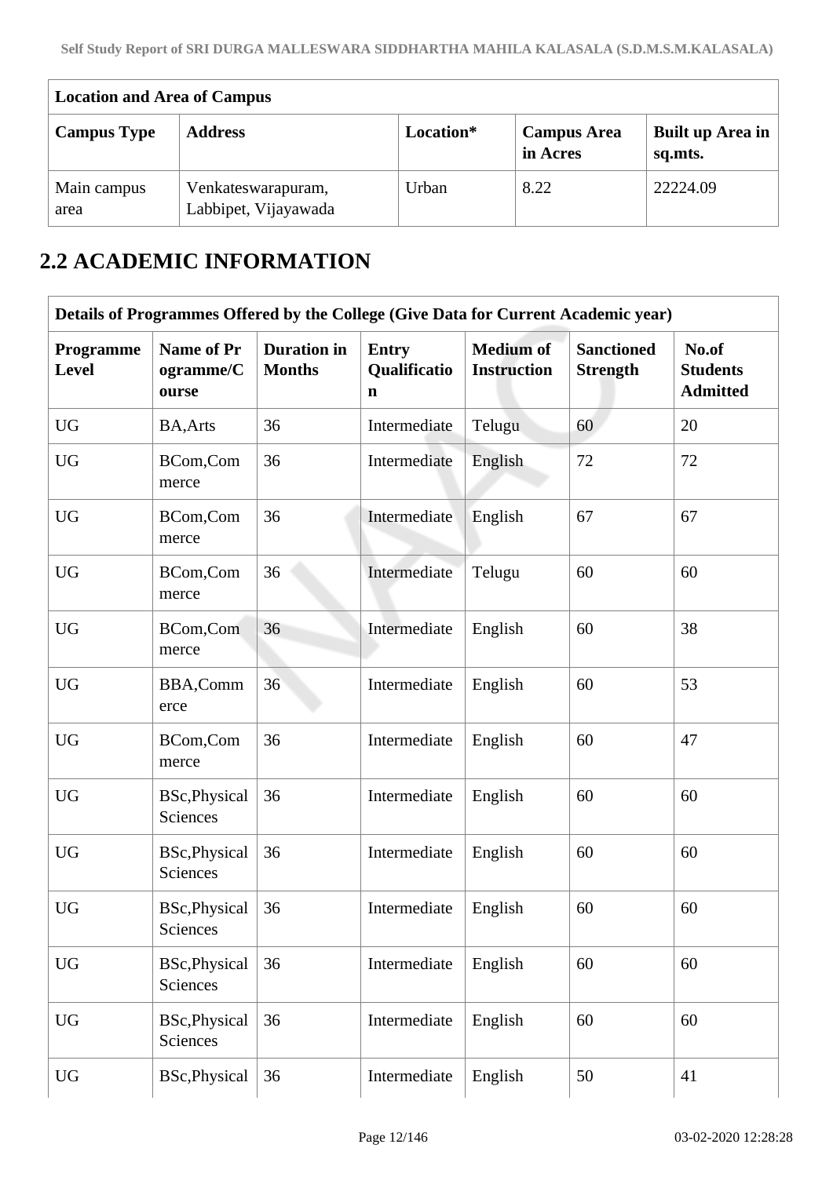| Location and Area of Campus | | | | |
|---|---|---|---|---|
| **Campus Type** | **Address** | **Location*** | **Campus Area in Acres** | **Built up Area in sq.mts.** |
| Main campus area | Venkateswarapuram, Labbipet, Vijayawada | Urban | 8.22 | 22224.09 |

## 2.2 ACADEMIC INFORMATION

| Details of Programmes Offered by the College (Give Data for Current Academic year) | | | | | | |
|---|---|---|---|---|---|---|
| **Programme Level** | **Name of Programme/Course** | **Duration in Months** | **Entry Qualification** | **Medium of Instruction** | **Sanctioned Strength** | **No.of Students Admitted** |
| UG | BA,Arts | 36 | Intermediate | Telugu | 60 | 20 |
| UG | BCom,Commerce | 36 | Intermediate | English | 72 | 72 |
| UG | BCom,Commerce | 36 | Intermediate | English | 67 | 67 |
| UG | BCom,Commerce | 36 | Intermediate | Telugu | 60 | 60 |
| UG | BCom,Commerce | 36 | Intermediate | English | 60 | 38 |
| UG | BBA,Commerce | 36 | Intermediate | English | 60 | 53 |
| UG | BCom,Commerce | 36 | Intermediate | English | 60 | 47 |
| UG | BSc,Physical Sciences | 36 | Intermediate | English | 60 | 60 |
| UG | BSc,Physical Sciences | 36 | Intermediate | English | 60 | 60 |
| UG | BSc,Physical Sciences | 36 | Intermediate | English | 60 | 60 |
| UG | BSc,Physical Sciences | 36 | Intermediate | English | 60 | 60 |
| UG | BSc,Physical Sciences | 36 | Intermediate | English | 60 | 60 |
| UG | BSc,Physical | 36 | Intermediate | English | 50 | 41 |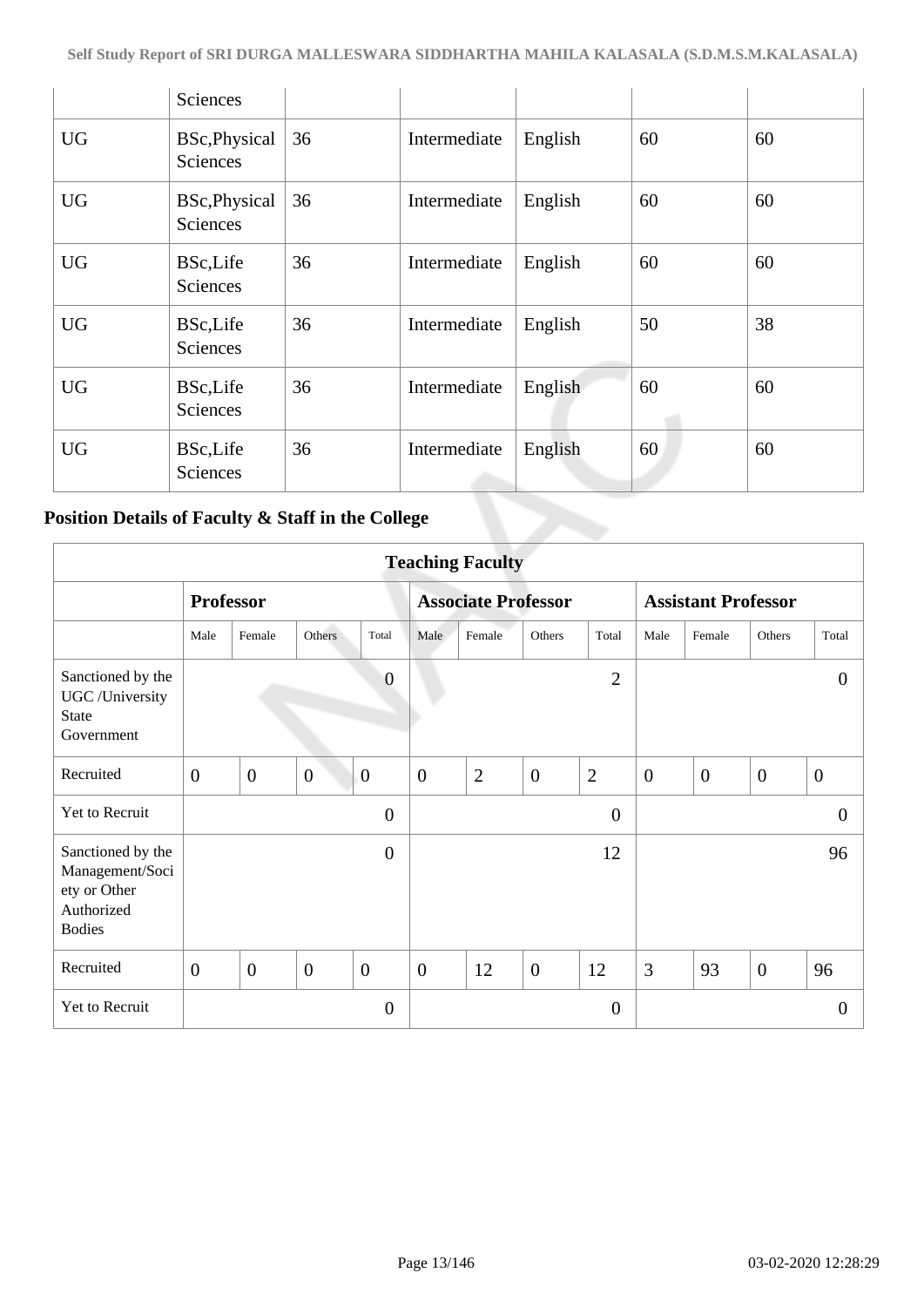| | Sciences | | | | | |
|---|---|---|---|---|---|---|
| UG | BSc,Physical Sciences | 36 | Intermediate | English | 60 | 60 |
| UG | BSc,Physical Sciences | 36 | Intermediate | English | 60 | 60 |
| UG | BSc,Life Sciences | 36 | Intermediate | English | 60 | 60 |
| UG | BSc,Life Sciences | 36 | Intermediate | English | 50 | 38 |
| UG | BSc,Life Sciences | 36 | Intermediate | English | 60 | 60 |
| UG | BSc,Life Sciences | 36 | Intermediate | English | 60 | 60 |

## Position Details of Faculty & Staff in the College

| Teaching Faculty | | | | | | | | | | | | |
|---|---|---|---|---|---|---|---|---|---|---|---|---|
| | **Professor** | | | | **Associate Professor** | | | | **Assistant Professor** | | | |
| | Male | Female | Others | Total | Male | Female | Others | Total | Male | Female | Others | Total |
| Sanctioned by the UGC /University State Government | | | | 0 | | | | 2 | | | | 0 |
| Recruited | 0 | 0 | 0 | 0 | 0 | 2 | 0 | 2 | 0 | 0 | 0 | 0 |
| Yet to Recruit | | | | 0 | | | | 0 | | | | 0 |
| Sanctioned by the Management/Society or Other Authorized Bodies | | | | 0 | | | | 12 | | | | 96 |
| Recruited | 0 | 0 | 0 | 0 | 0 | 12 | 0 | 12 | 3 | 93 | 0 | 96 |
| Yet to Recruit | | | | 0 | | | | 0 | | | | 0 |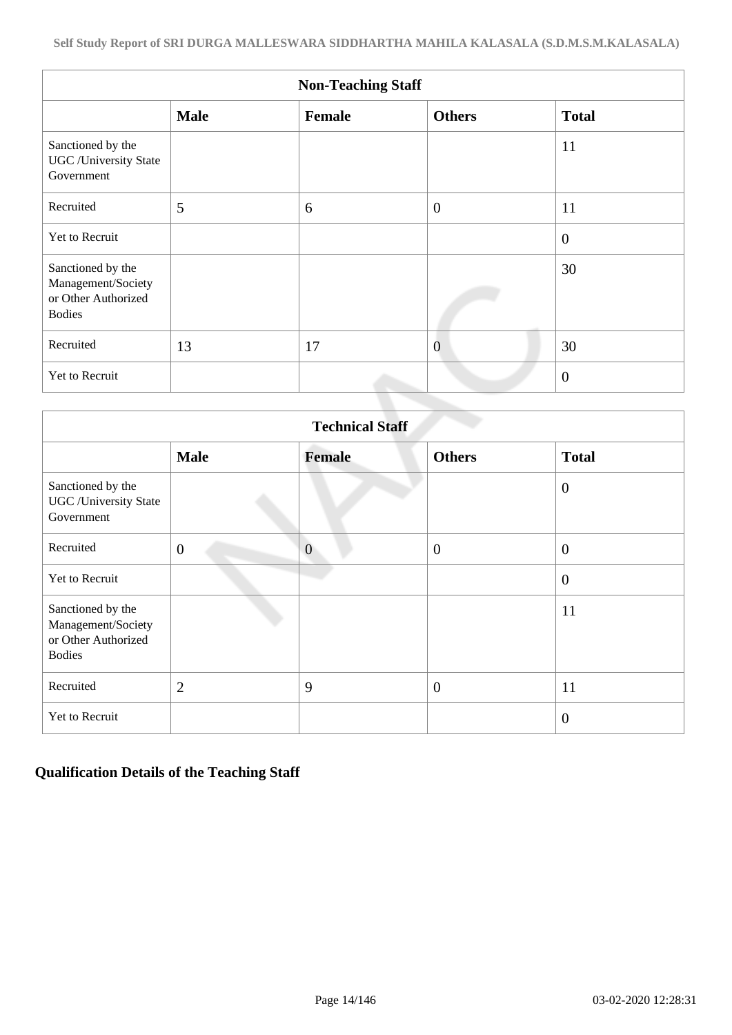| Non-Teaching Staff | | | | |
|---|---|---|---|---|
| | **Male** | **Female** | **Others** | **Total** |
| Sanctioned by the UGC /University State Government | | | | 11 |
| Recruited | 5 | 6 | 0 | 11 |
| Yet to Recruit | | | | 0 |
| Sanctioned by the Management/Society or Other Authorized Bodies | | | | 30 |
| Recruited | 13 | 17 | 0 | 30 |
| Yet to Recruit | | | | 0 |

| Technical Staff | | | | |
|---|---|---|---|---|
| | **Male** | **Female** | **Others** | **Total** |
| Sanctioned by the UGC /University State Government | | | | 0 |
| Recruited | 0 | 0 | 0 | 0 |
| Yet to Recruit | | | | 0 |
| Sanctioned by the Management/Society or Other Authorized Bodies | | | | 11 |
| Recruited | 2 | 9 | 0 | 11 |
| Yet to Recruit | | | | 0 |

## Qualification Details of the Teaching Staff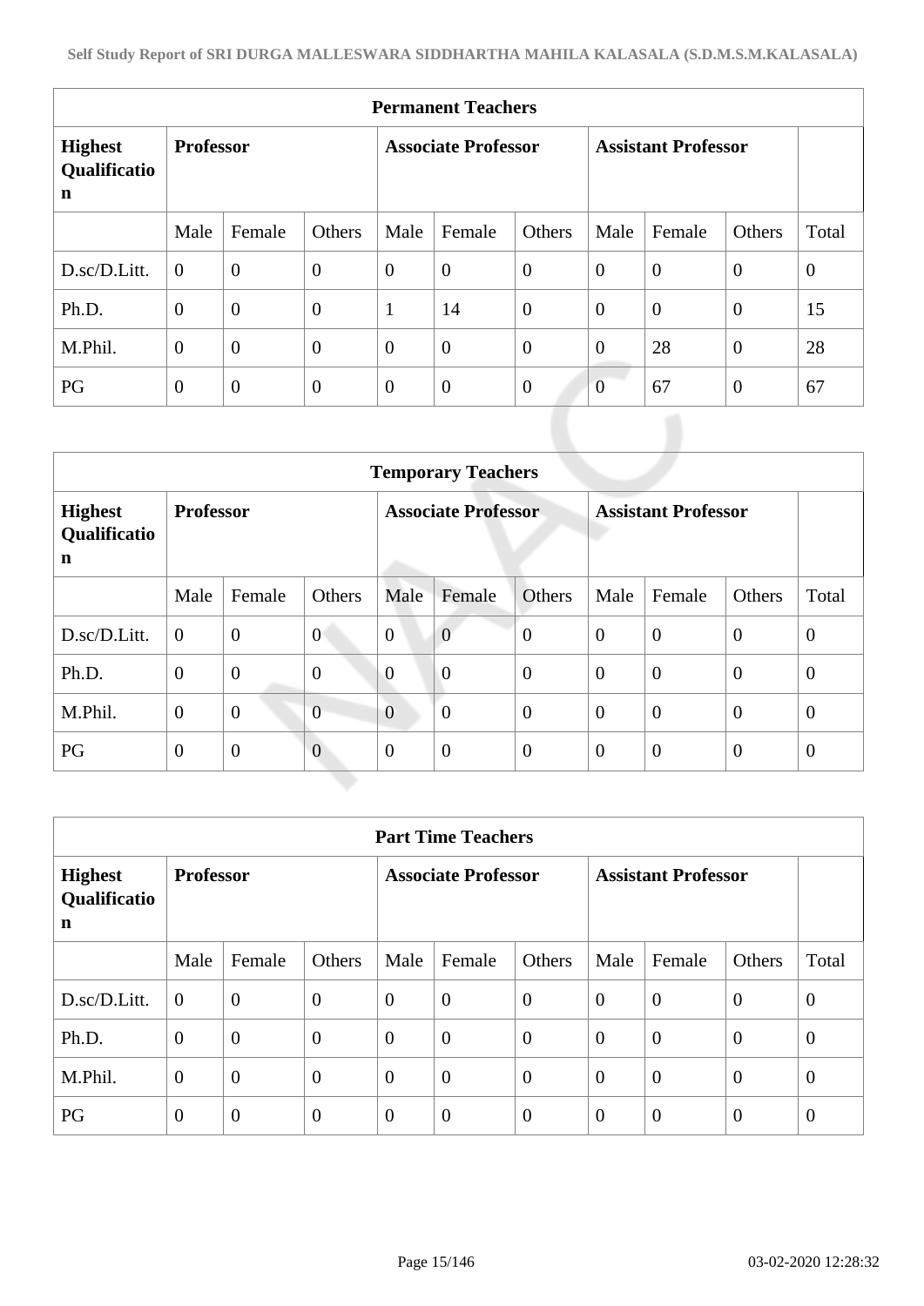| Permanent Teachers | | | | | | | | | |
|---|---|---|---|---|---|---|---|---|---|
| **Highest Qualification** | **Professor** | | | **Associate Professor** | | | **Assistant Professor** | | |
| | Male | Female | Others | Male | Female | Others | Male | Female | Others | Total |
| D.sc/D.Litt. | 0 | 0 | 0 | 0 | 0 | 0 | 0 | 0 | 0 | 0 |
| Ph.D. | 0 | 0 | 0 | 1 | 14 | 0 | 0 | 0 | 0 | 15 |
| M.Phil. | 0 | 0 | 0 | 0 | 0 | 0 | 0 | 28 | 0 | 28 |
| PG | 0 | 0 | 0 | 0 | 0 | 0 | 0 | 67 | 0 | 67 |

| Temporary Teachers | | | | | | | | | | |
|---|---|---|---|---|---|---|---|---|---|---|
| **Highest Qualification** | **Professor** | | | **Associate Professor** | | | **Assistant Professor** | | | |
| | Male | Female | Others | Male | Female | Others | Male | Female | Others | Total |
| D.sc/D.Litt. | 0 | 0 | 0 | 0 | 0 | 0 | 0 | 0 | 0 | 0 |
| Ph.D. | 0 | 0 | 0 | 0 | 0 | 0 | 0 | 0 | 0 | 0 |
| M.Phil. | 0 | 0 | 0 | 0 | 0 | 0 | 0 | 0 | 0 | 0 |
| PG | 0 | 0 | 0 | 0 | 0 | 0 | 0 | 0 | 0 | 0 |

| Part Time Teachers | | | | | | | | | | |
|---|---|---|---|---|---|---|---|---|---|---|
| **Highest Qualification** | **Professor** | | | **Associate Professor** | | | **Assistant Professor** | | | |
| | Male | Female | Others | Male | Female | Others | Male | Female | Others | Total |
| D.sc/D.Litt. | 0 | 0 | 0 | 0 | 0 | 0 | 0 | 0 | 0 | 0 |
| Ph.D. | 0 | 0 | 0 | 0 | 0 | 0 | 0 | 0 | 0 | 0 |
| M.Phil. | 0 | 0 | 0 | 0 | 0 | 0 | 0 | 0 | 0 | 0 |
| PG | 0 | 0 | 0 | 0 | 0 | 0 | 0 | 0 | 0 | 0 |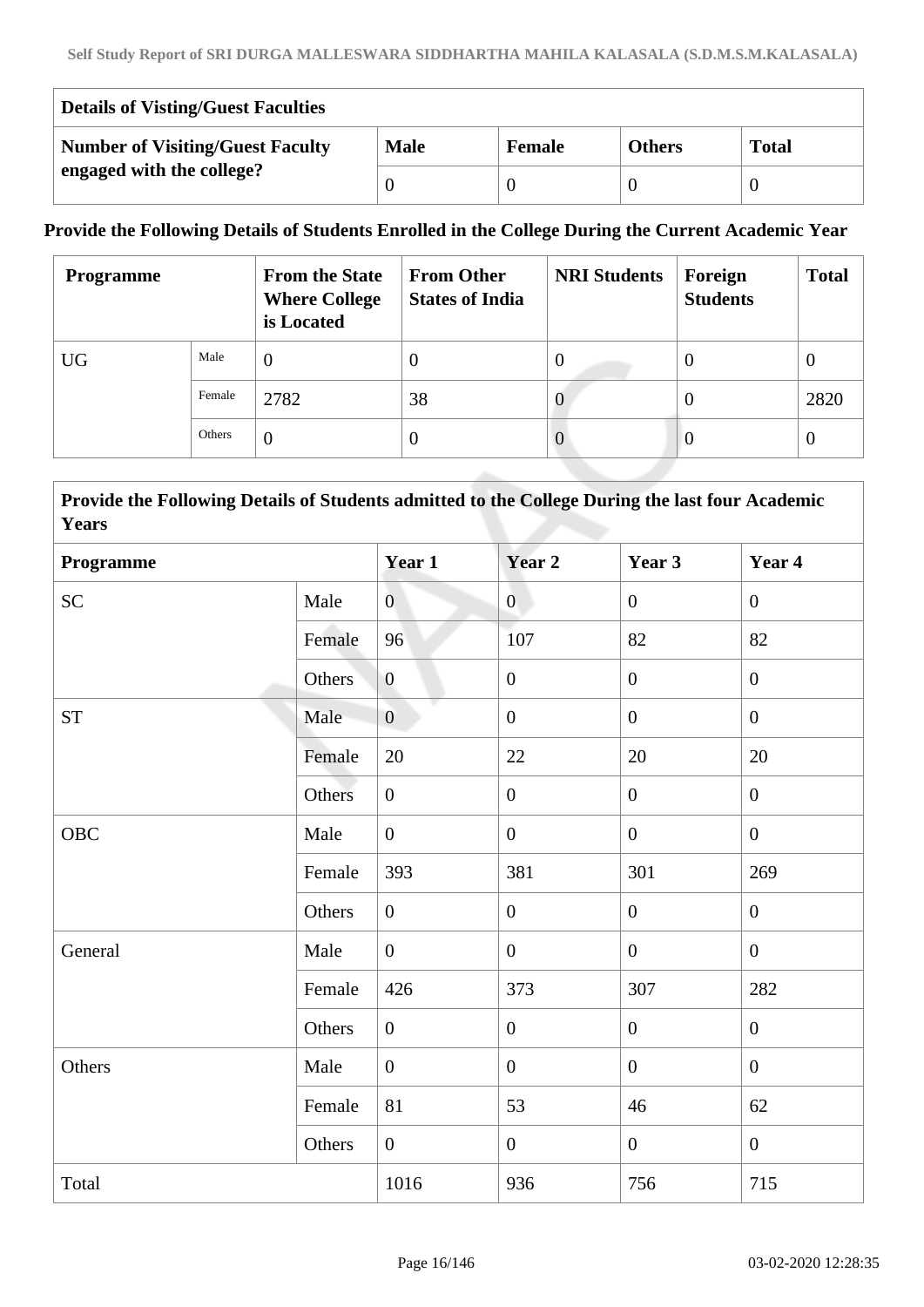| Details of Visting/Guest Faculties | | | | |
|---|---|---|---|---|
| Number of Visiting/Guest Faculty engaged with the college? | Male | Female | Others | Total |
| | 0 | 0 | 0 | 0 |

**Provide the Following Details of Students Enrolled in the College During the Current Academic Year**

| Programme | | From the State Where College is Located | From Other States of India | NRI Students | Foreign Students | Total |
|---|---|---|---|---|---|---|
| UG | Male | 0 | 0 | 0 | 0 | 0 |
| | Female | 2782 | 38 | 0 | 0 | 2820 |
| | Others | 0 | 0 | 0 | 0 | 0 |

| Provide the Following Details of Students admitted to the College During the last four Academic Years | | | | | |
|---|---|---|---|---|---|
| **Programme** | | **Year 1** | **Year 2** | **Year 3** | **Year 4** |
| SC | Male | 0 | 0 | 0 | 0 |
| | Female | 96 | 107 | 82 | 82 |
| | Others | 0 | 0 | 0 | 0 |
| ST | Male | 0 | 0 | 0 | 0 |
| | Female | 20 | 22 | 20 | 20 |
| | Others | 0 | 0 | 0 | 0 |
| OBC | Male | 0 | 0 | 0 | 0 |
| | Female | 393 | 381 | 301 | 269 |
| | Others | 0 | 0 | 0 | 0 |
| General | Male | 0 | 0 | 0 | 0 |
| | Female | 426 | 373 | 307 | 282 |
| | Others | 0 | 0 | 0 | 0 |
| Others | Male | 0 | 0 | 0 | 0 |
| | Female | 81 | 53 | 46 | 62 |
| | Others | 0 | 0 | 0 | 0 |
| Total | | 1016 | 936 | 756 | 715 |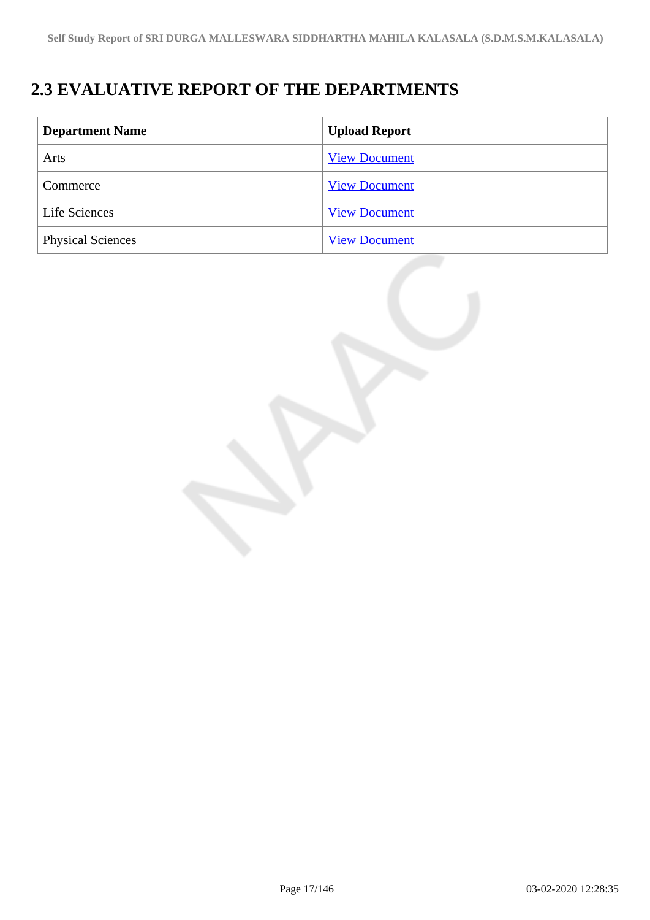## 2.3 EVALUATIVE REPORT OF THE DEPARTMENTS

| Department Name | Upload Report |
| --- | --- |
| Arts | View Document |
| Commerce | View Document |
| Life Sciences | View Document |
| Physical Sciences | View Document |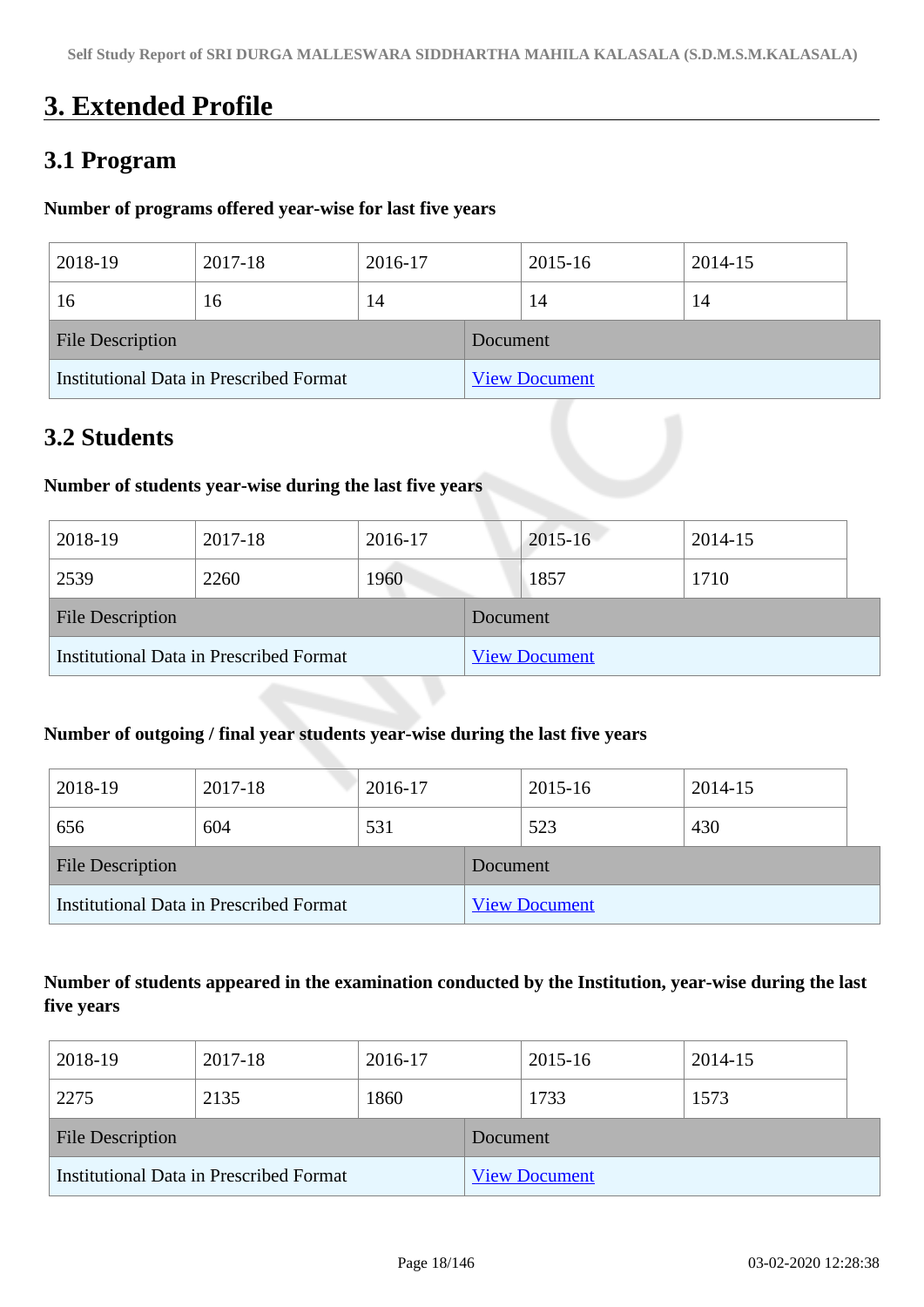# 3. Extended Profile

## 3.1 Program

**Number of programs offered year-wise for last five years**

| 2018-19 | 2017-18 | 2016-17 | 2015-16 | 2014-15 |
|---|---|---|---|---|
| 16 | 16 | 14 | 14 | 14 |

| File Description | Document |
|---|---|
| Institutional Data in Prescribed Format | View Document |

## 3.2 Students

**Number of students year-wise during the last five years**

| 2018-19 | 2017-18 | 2016-17 | 2015-16 | 2014-15 |
|---|---|---|---|---|
| 2539 | 2260 | 1960 | 1857 | 1710 |

| File Description | Document |
|---|---|
| Institutional Data in Prescribed Format | View Document |

**Number of outgoing / final year students year-wise during the last five years**

| 2018-19 | 2017-18 | 2016-17 | 2015-16 | 2014-15 |
|---|---|---|---|---|
| 656 | 604 | 531 | 523 | 430 |

| File Description | Document |
|---|---|
| Institutional Data in Prescribed Format | View Document |

**Number of students appeared in the examination conducted by the Institution, year-wise during the last five years**

| 2018-19 | 2017-18 | 2016-17 | 2015-16 | 2014-15 |
|---|---|---|---|---|
| 2275 | 2135 | 1860 | 1733 | 1573 |

| File Description | Document |
|---|---|
| Institutional Data in Prescribed Format | View Document |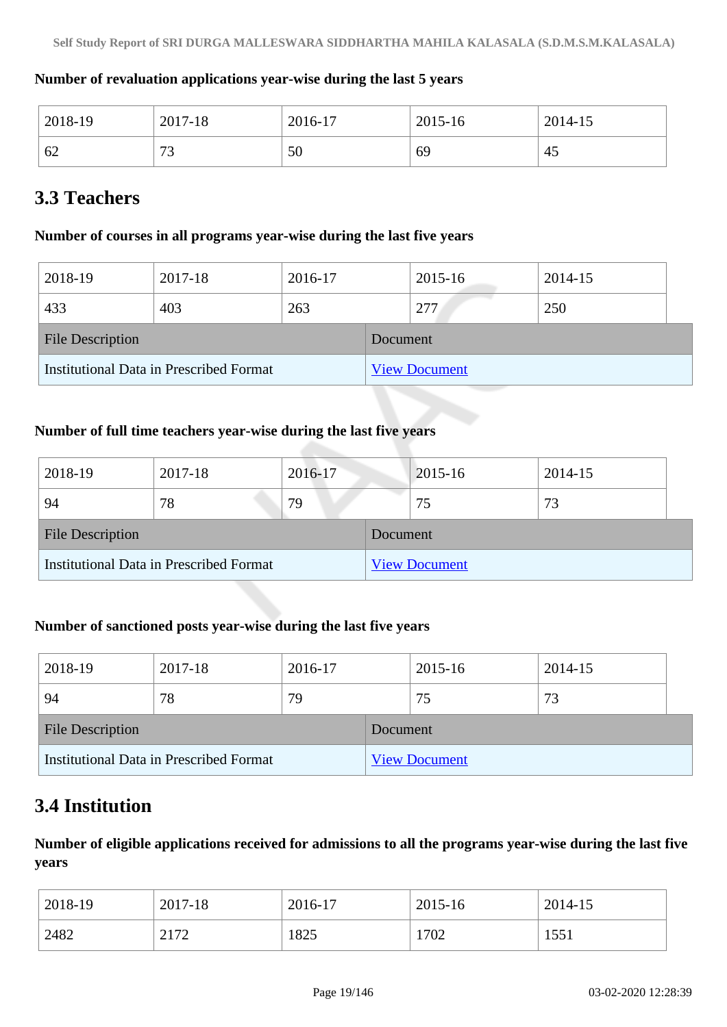**Number of revaluation applications year-wise during the last 5 years**

| 2018-19 | 2017-18 | 2016-17 | 2015-16 | 2014-15 |
|---|---|---|---|---|
| 62 | 73 | 50 | 69 | 45 |

## 3.3 Teachers

**Number of courses in all programs year-wise during the last five years**

| 2018-19 | 2017-18 | 2016-17 | 2015-16 | 2014-15 |
|---|---|---|---|---|
| 433 | 403 | 263 | 277 | 250 |

| File Description | Document |
|---|---|
| Institutional Data in Prescribed Format | View Document |

**Number of full time teachers year-wise during the last five years**

| 2018-19 | 2017-18 | 2016-17 | 2015-16 | 2014-15 |
|---|---|---|---|---|
| 94 | 78 | 79 | 75 | 73 |

| File Description | Document |
|---|---|
| Institutional Data in Prescribed Format | View Document |

**Number of sanctioned posts year-wise during the last five years**

| 2018-19 | 2017-18 | 2016-17 | 2015-16 | 2014-15 |
|---|---|---|---|---|
| 94 | 78 | 79 | 75 | 73 |

| File Description | Document |
|---|---|
| Institutional Data in Prescribed Format | View Document |

## 3.4 Institution

**Number of eligible applications received for admissions to all the programs year-wise during the last five years**

| 2018-19 | 2017-18 | 2016-17 | 2015-16 | 2014-15 |
|---|---|---|---|---|
| 2482 | 2172 | 1825 | 1702 | 1551 |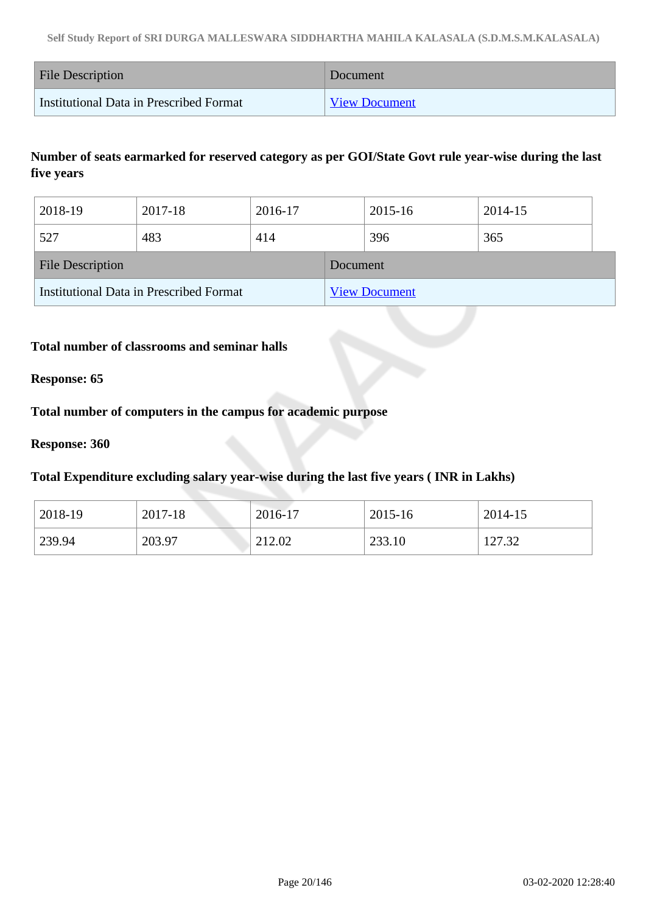| File Description | Document |
|---|---|
| Institutional Data in Prescribed Format | View Document |

**Number of seats earmarked for reserved category as per GOI/State Govt rule year-wise during the last five years**

| 2018-19 | 2017-18 | 2016-17 | 2015-16 | 2014-15 |
|---|---|---|---|---|
| 527 | 483 | 414 | 396 | 365 |

| File Description | Document |
|---|---|
| Institutional Data in Prescribed Format | View Document |

**Total number of classrooms and seminar halls**

**Response: 65**

**Total number of computers in the campus for academic purpose**

**Response: 360**

**Total Expenditure excluding salary year-wise during the last five years ( INR in Lakhs)**

| 2018-19 | 2017-18 | 2016-17 | 2015-16 | 2014-15 |
|---|---|---|---|---|
| 239.94 | 203.97 | 212.02 | 233.10 | 127.32 |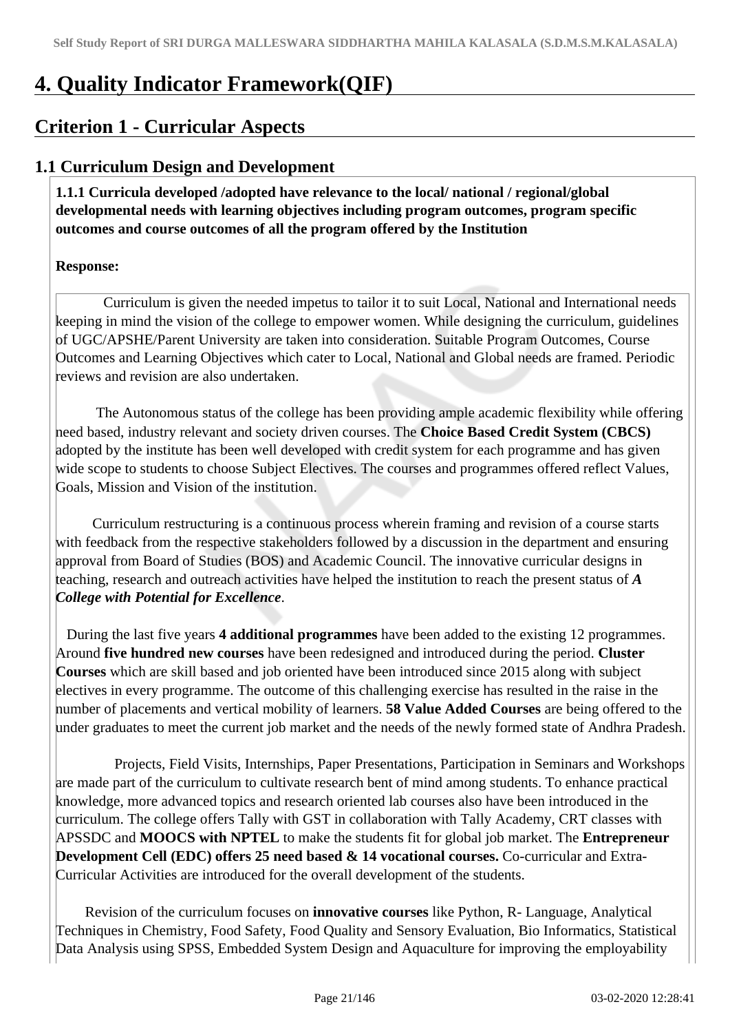# 4. Quality Indicator Framework(QIF)

## Criterion 1 - Curricular Aspects

### 1.1 Curriculum Design and Development

**1.1.1 Curricula developed /adopted have relevance to the local/ national / regional/global developmental needs with learning objectives including program outcomes, program specific outcomes and course outcomes of all the program offered by the Institution**

**Response:**

Curriculum is given the needed impetus to tailor it to suit Local, National and International needs keeping in mind the vision of the college to empower women. While designing the curriculum, guidelines of UGC/APSHE/Parent University are taken into consideration. Suitable Program Outcomes, Course Outcomes and Learning Objectives which cater to Local, National and Global needs are framed. Periodic reviews and revision are also undertaken.

The Autonomous status of the college has been providing ample academic flexibility while offering need based, industry relevant and society driven courses. The **Choice Based Credit System (CBCS)** adopted by the institute has been well developed with credit system for each programme and has given wide scope to students to choose Subject Electives. The courses and programmes offered reflect Values, Goals, Mission and Vision of the institution.

Curriculum restructuring is a continuous process wherein framing and revision of a course starts with feedback from the respective stakeholders followed by a discussion in the department and ensuring approval from Board of Studies (BOS) and Academic Council. The innovative curricular designs in teaching, research and outreach activities have helped the institution to reach the present status of ***A College with Potential for Excellence***.

During the last five years **4 additional programmes** have been added to the existing 12 programmes. Around **five hundred new courses** have been redesigned and introduced during the period. **Cluster Courses** which are skill based and job oriented have been introduced since 2015 along with subject electives in every programme. The outcome of this challenging exercise has resulted in the raise in the number of placements and vertical mobility of learners. **58 Value Added Courses** are being offered to the under graduates to meet the current job market and the needs of the newly formed state of Andhra Pradesh.

Projects, Field Visits, Internships, Paper Presentations, Participation in Seminars and Workshops are made part of the curriculum to cultivate research bent of mind among students. To enhance practical knowledge, more advanced topics and research oriented lab courses also have been introduced in the curriculum. The college offers Tally with GST in collaboration with Tally Academy, CRT classes with APSSDC and **MOOCS with NPTEL** to make the students fit for global job market. The **Entrepreneur Development Cell (EDC) offers 25 need based & 14 vocational courses.** Co-curricular and Extra-Curricular Activities are introduced for the overall development of the students.

Revision of the curriculum focuses on **innovative courses** like Python, R- Language, Analytical Techniques in Chemistry, Food Safety, Food Quality and Sensory Evaluation, Bio Informatics, Statistical Data Analysis using SPSS, Embedded System Design and Aquaculture for improving the employability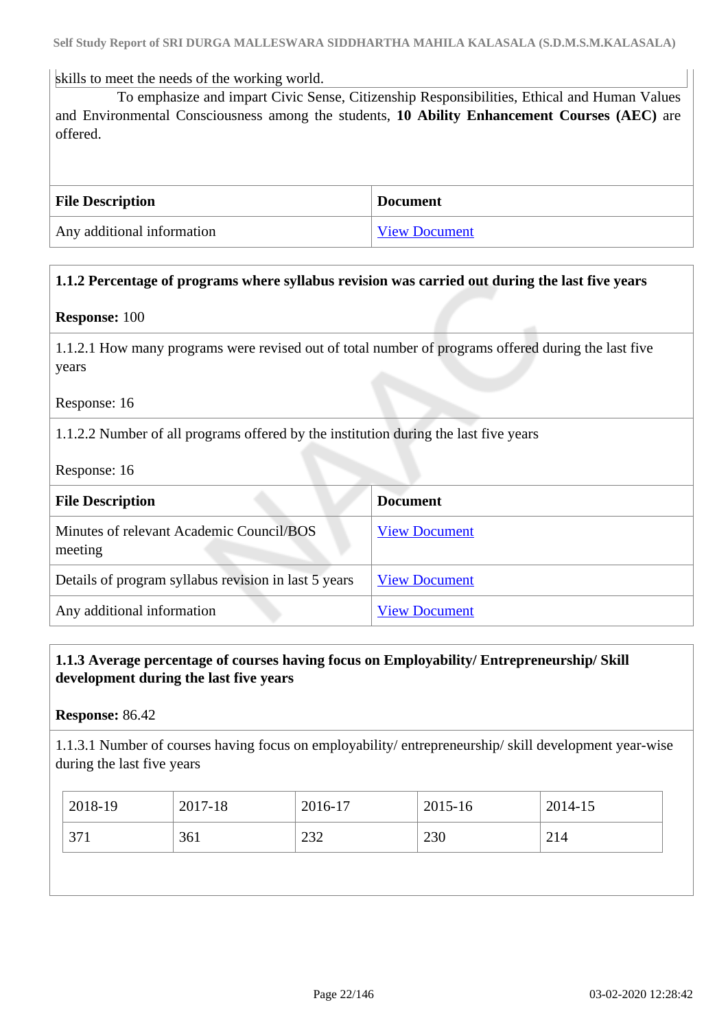skills to meet the needs of the working world.

To emphasize and impart Civic Sense, Citizenship Responsibilities, Ethical and Human Values and Environmental Consciousness among the students, **10 Ability Enhancement Courses (AEC)** are offered.

| File Description | Document |
|---|---|
| Any additional information | View Document |

**1.1.2 Percentage of programs where syllabus revision was carried out during the last five years**

**Response:** 100

1.1.2.1 How many programs were revised out of total number of programs offered during the last five years

Response: 16

1.1.2.2 Number of all programs offered by the institution during the last five years

Response: 16

| File Description | Document |
|---|---|
| Minutes of relevant Academic Council/BOS meeting | View Document |
| Details of program syllabus revision in last 5 years | View Document |
| Any additional information | View Document |

**1.1.3 Average percentage of courses having focus on Employability/ Entrepreneurship/ Skill development during the last five years**

**Response:** 86.42

1.1.3.1 Number of courses having focus on employability/ entrepreneurship/ skill development year-wise during the last five years

| 2018-19 | 2017-18 | 2016-17 | 2015-16 | 2014-15 |
|---|---|---|---|---|
| 371 | 361 | 232 | 230 | 214 |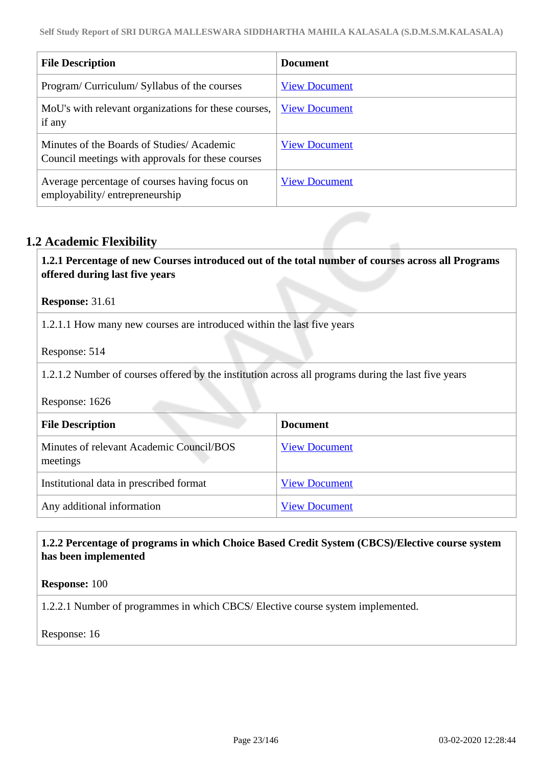| File Description | Document |
|---|---|
| Program/ Curriculum/ Syllabus of the courses | View Document |
| MoU's with relevant organizations for these courses, if any | View Document |
| Minutes of the Boards of Studies/ Academic Council meetings with approvals for these courses | View Document |
| Average percentage of courses having focus on employability/ entrepreneurship | View Document |

## 1.2 Academic Flexibility

**1.2.1 Percentage of new Courses introduced out of the total number of courses across all Programs offered during last five years**

**Response:** 31.61

1.2.1.1 How many new courses are introduced within the last five years

Response: 514

1.2.1.2 Number of courses offered by the institution across all programs during the last five years

Response: 1626

| File Description | Document |
|---|---|
| Minutes of relevant Academic Council/BOS meetings | View Document |
| Institutional data in prescribed format | View Document |
| Any additional information | View Document |

**1.2.2 Percentage of programs in which Choice Based Credit System (CBCS)/Elective course system has been implemented**

**Response:** 100

1.2.2.1 Number of programmes in which CBCS/ Elective course system implemented.

Response: 16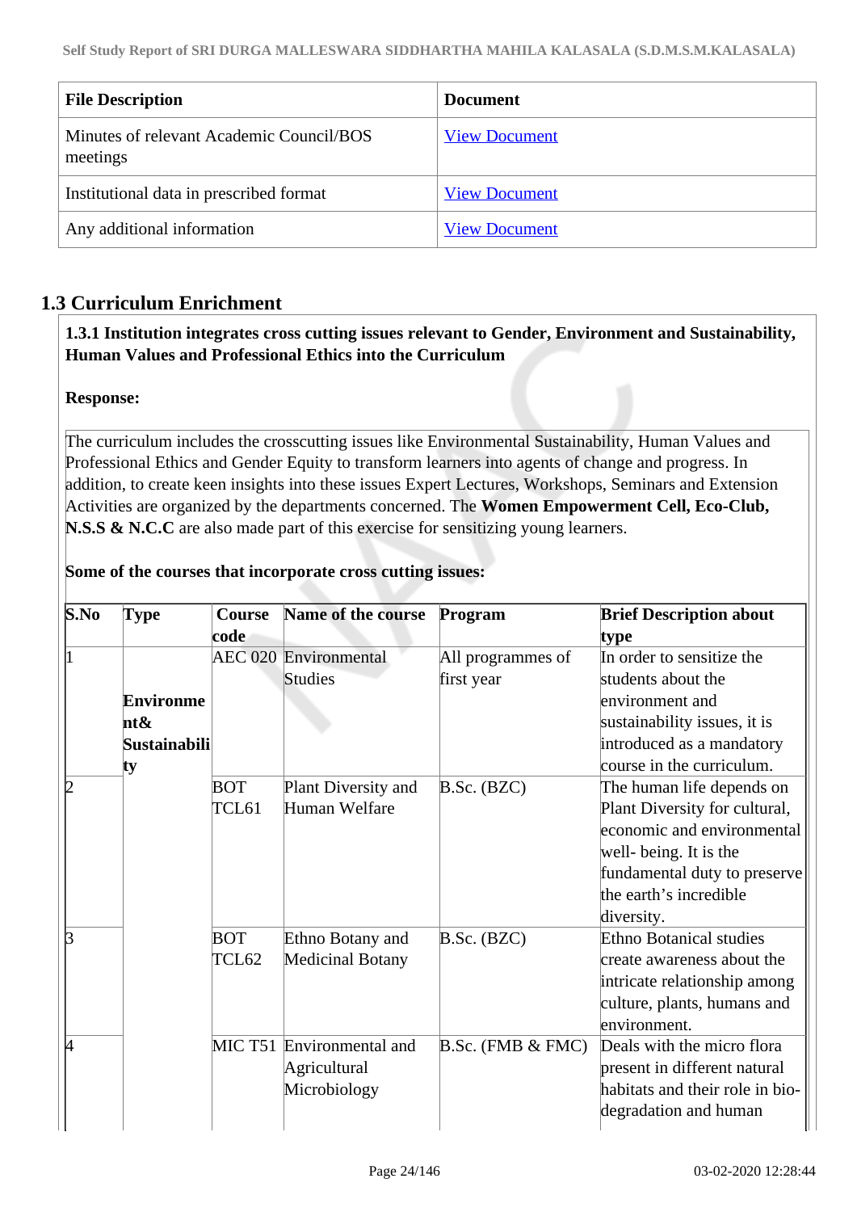| File Description | Document |
|---|---|
| Minutes of relevant Academic Council/BOS meetings | View Document |
| Institutional data in prescribed format | View Document |
| Any additional information | View Document |

## 1.3 Curriculum Enrichment

**1.3.1 Institution integrates cross cutting issues relevant to Gender, Environment and Sustainability, Human Values and Professional Ethics into the Curriculum**

**Response:**

The curriculum includes the crosscutting issues like Environmental Sustainability, Human Values and Professional Ethics and Gender Equity to transform learners into agents of change and progress. In addition, to create keen insights into these issues Expert Lectures, Workshops, Seminars and Extension Activities are organized by the departments concerned. The **Women Empowerment Cell, Eco-Club, N.S.S & N.C.C** are also made part of this exercise for sensitizing young learners.

**Some of the courses that incorporate cross cutting issues:**

| S.No | Type | Course code | Name of the course | Program | Brief Description about type |
|---|---|---|---|---|---|
| 1 | **Environment& Sustainability** | AEC 020 | Environmental Studies | All programmes of first year | In order to sensitize the students about the environment and sustainability issues, it is introduced as a mandatory course in the curriculum. |
| 2 | | BOT TCL61 | Plant Diversity and Human Welfare | B.Sc. (BZC) | The human life depends on Plant Diversity for cultural, economic and environmental well- being. It is the fundamental duty to preserve the earth's incredible diversity. |
| 3 | | BOT TCL62 | Ethno Botany and Medicinal Botany | B.Sc. (BZC) | Ethno Botanical studies create awareness about the intricate relationship among culture, plants, humans and environment. |
| 4 | | MIC T51 | Environmental and Agricultural Microbiology | B.Sc. (FMB & FMC) | Deals with the micro flora present in different natural habitats and their role in bio-degradation and human |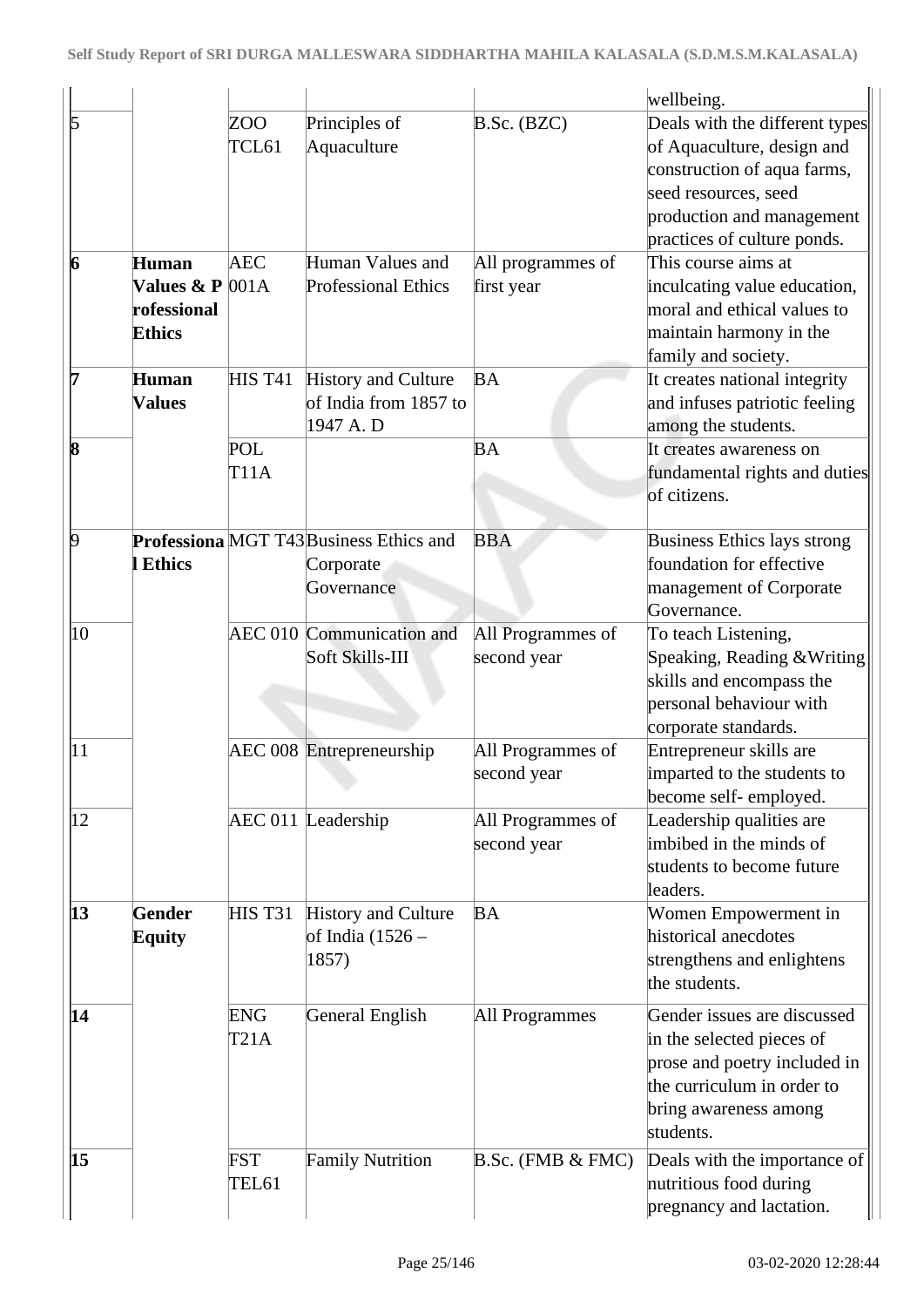| | | | | | wellbeing. |
|---|---|---|---|---|---|
| 5 | | ZOO TCL61 | Principles of Aquaculture | B.Sc. (BZC) | Deals with the different types of Aquaculture, design and construction of aqua farms, seed resources, seed production and management practices of culture ponds. |
| **6** | **Human Values & Professional Ethics** | AEC 001A | Human Values and Professional Ethics | All programmes of first year | This course aims at inculcating value education, moral and ethical values to maintain harmony in the family and society. |
| **7** | **Human Values** | HIS T41 | History and Culture of India from 1857 to 1947 A. D | BA | It creates national integrity and infuses patriotic feeling among the students. |
| **8** | | POL T11A | | BA | It creates awareness on fundamental rights and duties of citizens. |
| 9 | **Professional Ethics** | MGT T43 | Business Ethics and Corporate Governance | BBA | Business Ethics lays strong foundation for effective management of Corporate Governance. |
| 10 | | AEC 010 | Communication and Soft Skills-III | All Programmes of second year | To teach Listening, Speaking, Reading &Writing skills and encompass the personal behaviour with corporate standards. |
| 11 | | AEC 008 | Entrepreneurship | All Programmes of second year | Entrepreneur skills are imparted to the students to become self- employed. |
| 12 | | AEC 011 | Leadership | All Programmes of second year | Leadership qualities are imbibed in the minds of students to become future leaders. |
| **13** | **Gender Equity** | HIS T31 | History and Culture of India (1526 – 1857) | BA | Women Empowerment in historical anecdotes strengthens and enlightens the students. |
| **14** | | ENG T21A | General English | All Programmes | Gender issues are discussed in the selected pieces of prose and poetry included in the curriculum in order to bring awareness among students. |
| **15** | | FST TEL61 | Family Nutrition | B.Sc. (FMB & FMC) | Deals with the importance of nutritious food during pregnancy and lactation. |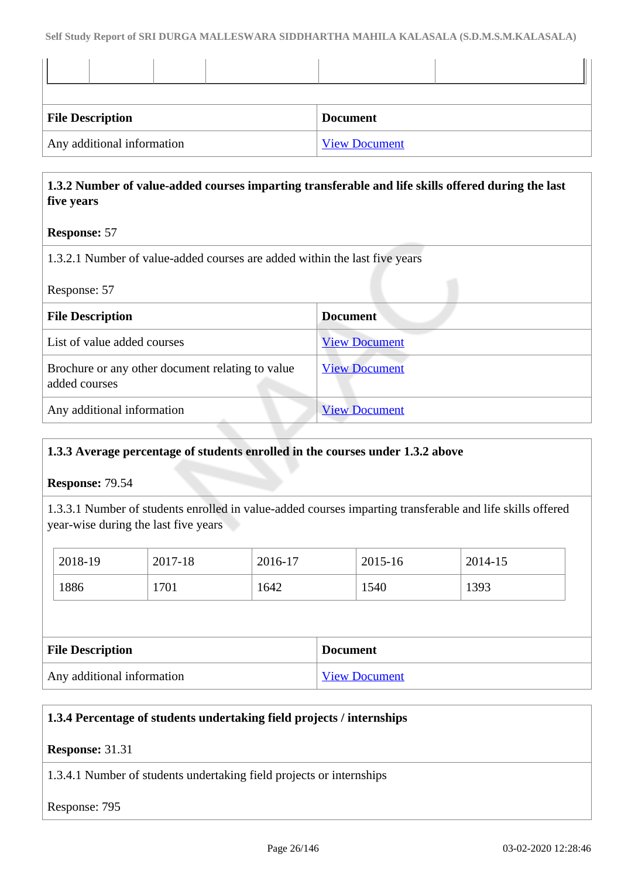| File Description | Document |
|---|---|
| Any additional information | View Document |

**1.3.2 Number of value-added courses imparting transferable and life skills offered during the last five years**

**Response:** 57

1.3.2.1 Number of value-added courses are added within the last five years

Response: 57

| File Description | Document |
|---|---|
| List of value added courses | View Document |
| Brochure or any other document relating to value added courses | View Document |
| Any additional information | View Document |

**1.3.3 Average percentage of students enrolled in the courses under 1.3.2 above**

**Response:** 79.54

1.3.3.1 Number of students enrolled in value-added courses imparting transferable and life skills offered year-wise during the last five years

| 2018-19 | 2017-18 | 2016-17 | 2015-16 | 2014-15 |
|---|---|---|---|---|
| 1886 | 1701 | 1642 | 1540 | 1393 |

| File Description | Document |
|---|---|
| Any additional information | View Document |

**1.3.4 Percentage of students undertaking field projects / internships**

**Response:** 31.31

1.3.4.1 Number of students undertaking field projects or internships

Response: 795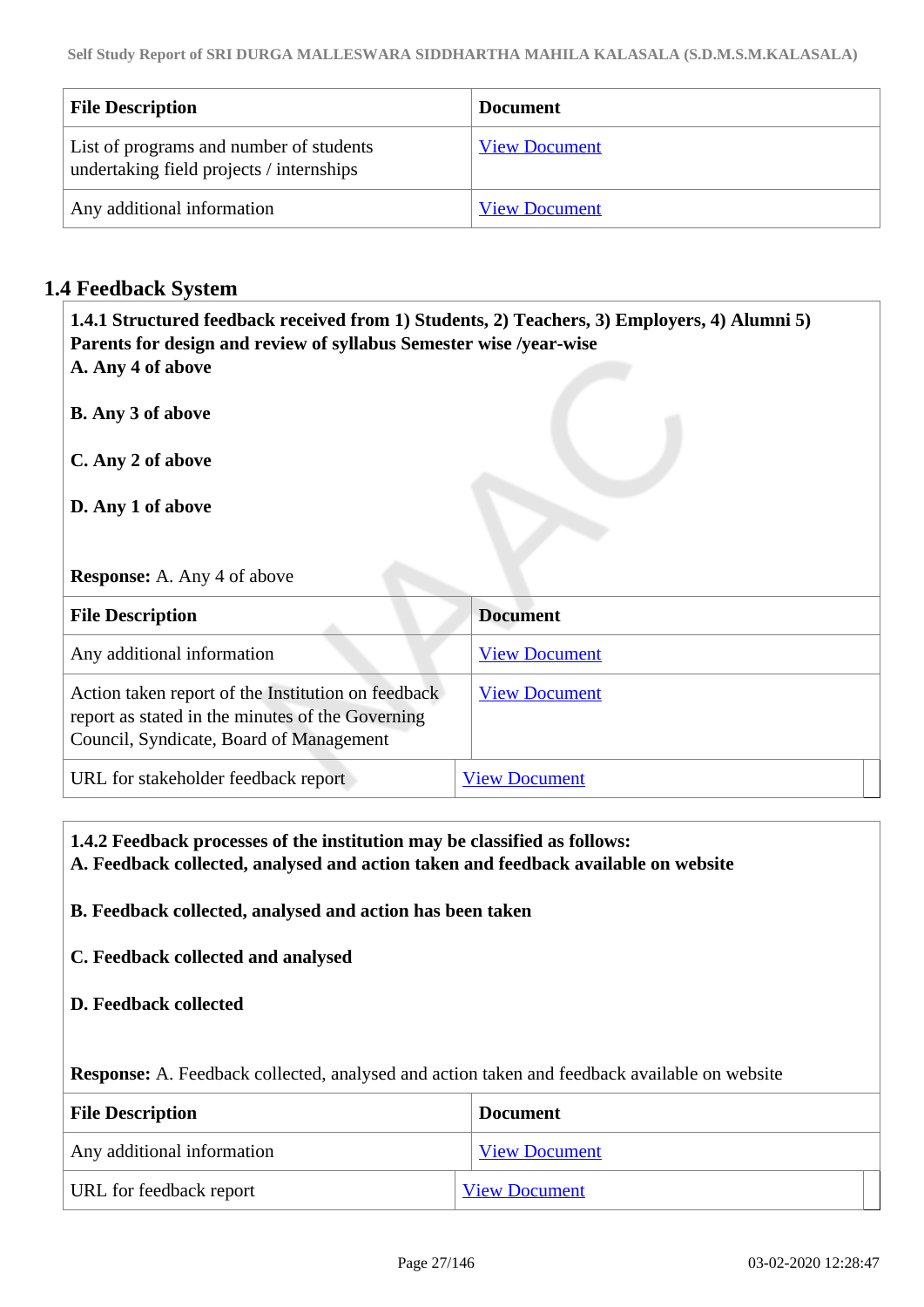| File Description | Document |
|---|---|
| List of programs and number of students undertaking field projects / internships | View Document |
| Any additional information | View Document |

## 1.4 Feedback System

**1.4.1 Structured feedback received from 1) Students, 2) Teachers, 3) Employers, 4) Alumni 5) Parents for design and review of syllabus Semester wise /year-wise**

**A. Any 4 of above**

**B. Any 3 of above**

**C. Any 2 of above**

**D. Any 1 of above**

**Response:** A. Any 4 of above

| File Description | Document |
|---|---|
| Any additional information | View Document |
| Action taken report of the Institution on feedback report as stated in the minutes of the Governing Council, Syndicate, Board of Management | View Document |
| URL for stakeholder feedback report | View Document |

**1.4.2 Feedback processes of the institution may be classified as follows:**

**A. Feedback collected, analysed and action taken and feedback available on website**

**B. Feedback collected, analysed and action has been taken**

**C. Feedback collected and analysed**

**D. Feedback collected**

**Response:** A. Feedback collected, analysed and action taken and feedback available on website

| File Description | Document |
|---|---|
| Any additional information | View Document |
| URL for feedback report | View Document |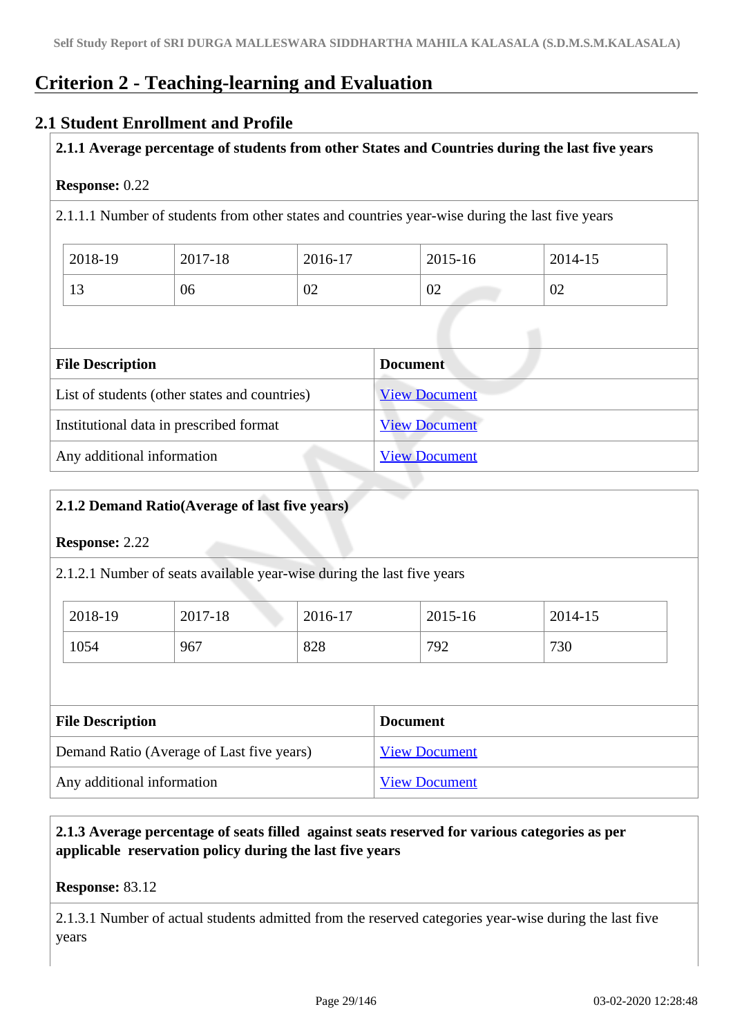# Criterion 2 - Teaching-learning and Evaluation

## 2.1 Student Enrollment and Profile

**2.1.1 Average percentage of students from other States and Countries during the last five years**

**Response:** 0.22

2.1.1.1 Number of students from other states and countries year-wise during the last five years

| 2018-19 | 2017-18 | 2016-17 | 2015-16 | 2014-15 |
|---|---|---|---|---|
| 13 | 06 | 02 | 02 | 02 |

| File Description | Document |
|---|---|
| List of students (other states and countries) | View Document |
| Institutional data in prescribed format | View Document |
| Any additional information | View Document |

**2.1.2 Demand Ratio(Average of last five years)**

**Response:** 2.22

2.1.2.1 Number of seats available year-wise during the last five years

| 2018-19 | 2017-18 | 2016-17 | 2015-16 | 2014-15 |
|---|---|---|---|---|
| 1054 | 967 | 828 | 792 | 730 |

| File Description | Document |
|---|---|
| Demand Ratio (Average of Last five years) | View Document |
| Any additional information | View Document |

**2.1.3 Average percentage of seats filled against seats reserved for various categories as per applicable reservation policy during the last five years**

**Response:** 83.12

2.1.3.1 Number of actual students admitted from the reserved categories year-wise during the last five years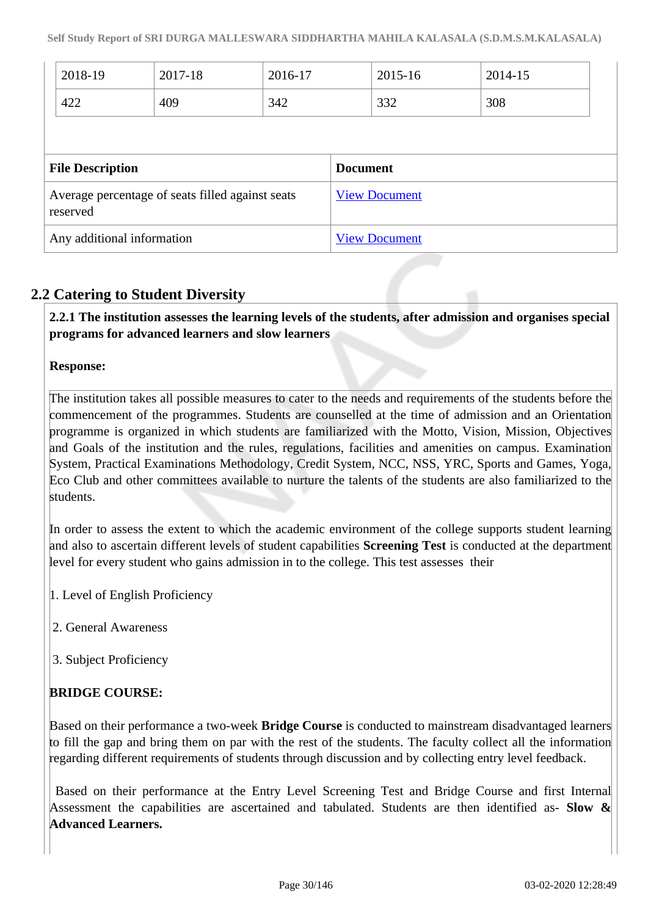| 2018-19 | 2017-18 | 2016-17 | 2015-16 | 2014-15 |
|---|---|---|---|---|
| 422 | 409 | 342 | 332 | 308 |

| File Description | Document |
|---|---|
| Average percentage of seats filled against seats reserved | View Document |
| Any additional information | View Document |

## 2.2 Catering to Student Diversity

**2.2.1 The institution assesses the learning levels of the students, after admission and organises special programs for advanced learners and slow learners**

**Response:**

The institution takes all possible measures to cater to the needs and requirements of the students before the commencement of the programmes. Students are counselled at the time of admission and an Orientation programme is organized in which students are familiarized with the Motto, Vision, Mission, Objectives and Goals of the institution and the rules, regulations, facilities and amenities on campus. Examination System, Practical Examinations Methodology, Credit System, NCC, NSS, YRC, Sports and Games, Yoga, Eco Club and other committees available to nurture the talents of the students are also familiarized to the students.

In order to assess the extent to which the academic environment of the college supports student learning and also to ascertain different levels of student capabilities **Screening Test** is conducted at the department level for every student who gains admission in to the college. This test assesses their

1. Level of English Proficiency

2. General Awareness

3. Subject Proficiency

**BRIDGE COURSE:**

Based on their performance a two-week **Bridge Course** is conducted to mainstream disadvantaged learners to fill the gap and bring them on par with the rest of the students. The faculty collect all the information regarding different requirements of students through discussion and by collecting entry level feedback.

Based on their performance at the Entry Level Screening Test and Bridge Course and first Internal Assessment the capabilities are ascertained and tabulated. Students are then identified as- **Slow & Advanced Learners.**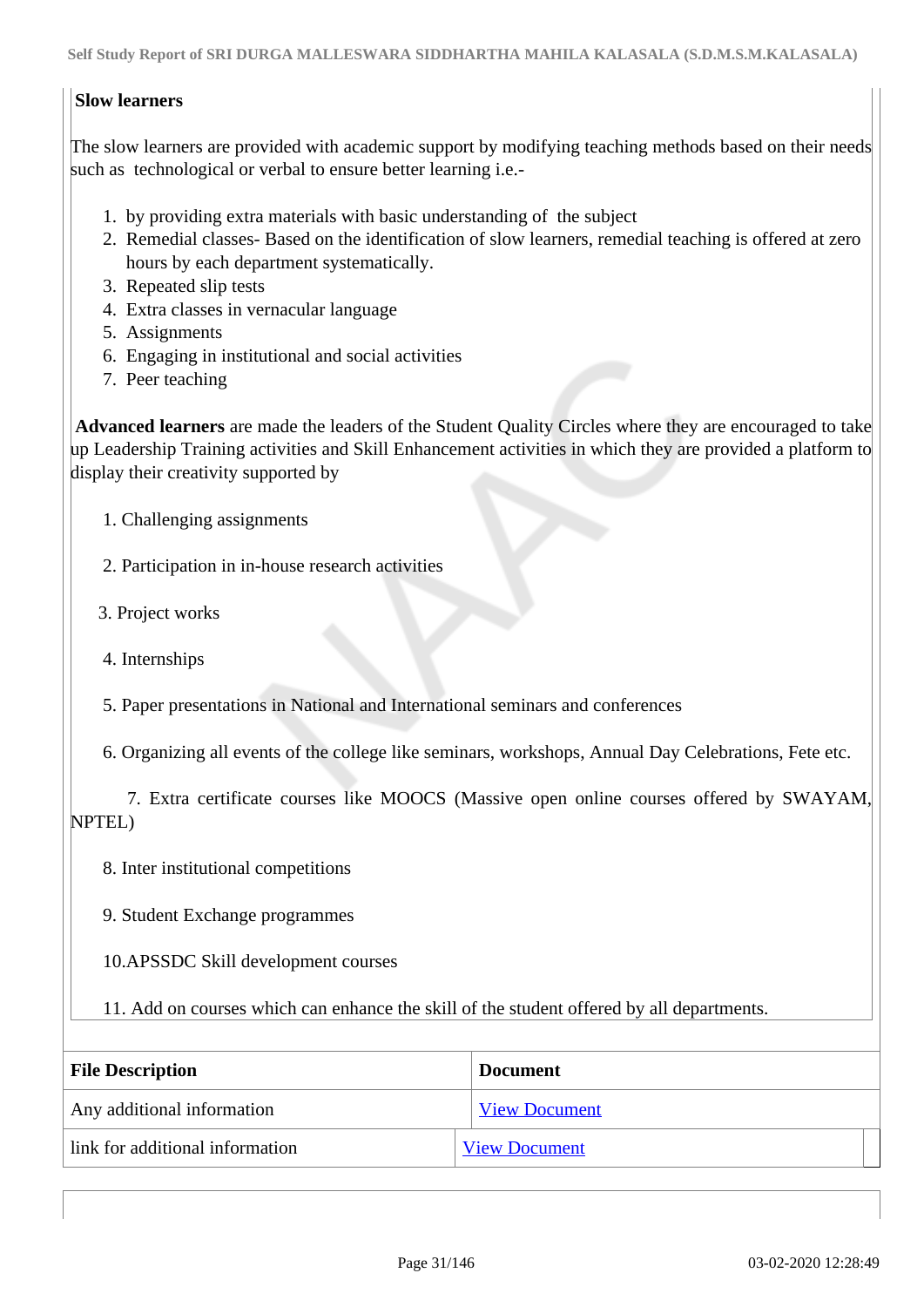**Slow learners**

The slow learners are provided with academic support by modifying teaching methods based on their needs such as technological or verbal to ensure better learning i.e.-

1. by providing extra materials with basic understanding of the subject
2. Remedial classes- Based on the identification of slow learners, remedial teaching is offered at zero hours by each department systematically.
3. Repeated slip tests
4. Extra classes in vernacular language
5. Assignments
6. Engaging in institutional and social activities
7. Peer teaching

**Advanced learners** are made the leaders of the Student Quality Circles where they are encouraged to take up Leadership Training activities and Skill Enhancement activities in which they are provided a platform to display their creativity supported by

1. Challenging assignments

2. Participation in in-house research activities

3. Project works

4. Internships

5. Paper presentations in National and International seminars and conferences

6. Organizing all events of the college like seminars, workshops, Annual Day Celebrations, Fete etc.

7. Extra certificate courses like MOOCS (Massive open online courses offered by SWAYAM, NPTEL)

8. Inter institutional competitions

9. Student Exchange programmes

10. APSSDC Skill development courses

11. Add on courses which can enhance the skill of the student offered by all departments.

| File Description | Document |
|---|---|
| Any additional information | View Document |
| link for additional information | View Document |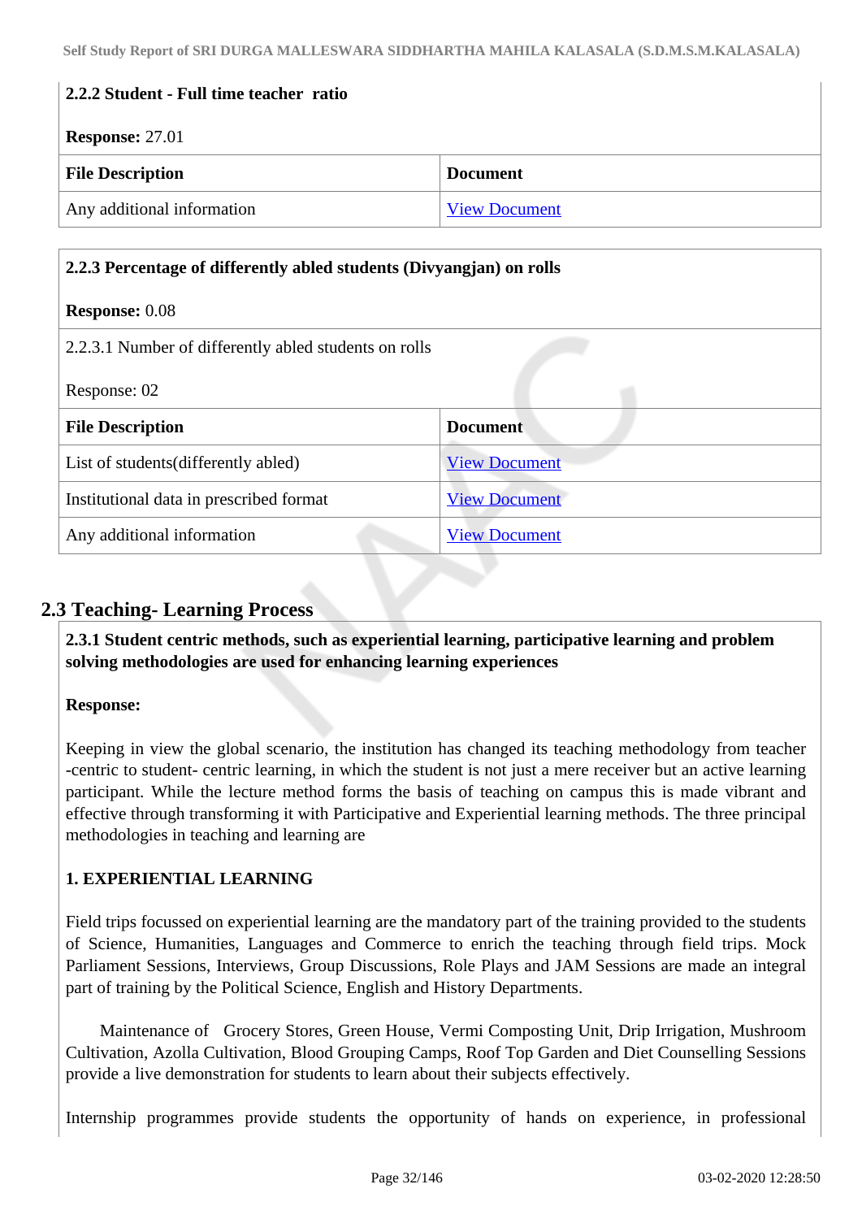**2.2.2 Student - Full time teacher ratio**

**Response:** 27.01

| File Description | Document |
|---|---|
| Any additional information | View Document |

**2.2.3 Percentage of differently abled students (Divyangjan) on rolls**

**Response:** 0.08

2.2.3.1 Number of differently abled students on rolls

Response: 02

| File Description | Document |
|---|---|
| List of students(differently abled) | View Document |
| Institutional data in prescribed format | View Document |
| Any additional information | View Document |

## 2.3 Teaching- Learning Process

**2.3.1 Student centric methods, such as experiential learning, participative learning and problem solving methodologies are used for enhancing learning experiences**

**Response:**

Keeping in view the global scenario, the institution has changed its teaching methodology from teacher -centric to student- centric learning, in which the student is not just a mere receiver but an active learning participant. While the lecture method forms the basis of teaching on campus this is made vibrant and effective through transforming it with Participative and Experiential learning methods. The three principal methodologies in teaching and learning are

**1. EXPERIENTIAL LEARNING**

Field trips focussed on experiential learning are the mandatory part of the training provided to the students of Science, Humanities, Languages and Commerce to enrich the teaching through field trips. Mock Parliament Sessions, Interviews, Group Discussions, Role Plays and JAM Sessions are made an integral part of training by the Political Science, English and History Departments.

Maintenance of Grocery Stores, Green House, Vermi Composting Unit, Drip Irrigation, Mushroom Cultivation, Azolla Cultivation, Blood Grouping Camps, Roof Top Garden and Diet Counselling Sessions provide a live demonstration for students to learn about their subjects effectively.

Internship programmes provide students the opportunity of hands on experience, in professional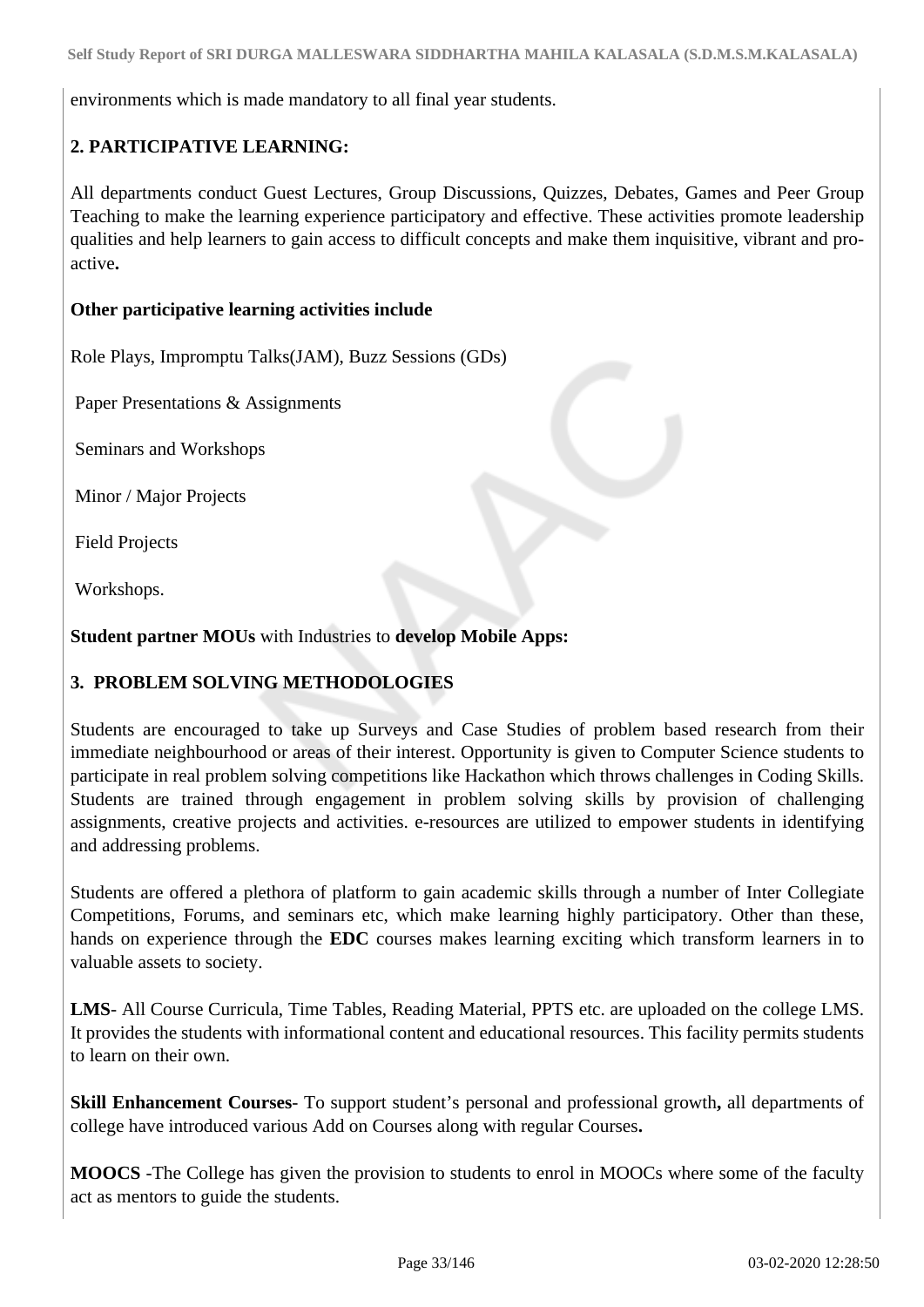environments which is made mandatory to all final year students.

**2. PARTICIPATIVE LEARNING:**

All departments conduct Guest Lectures, Group Discussions, Quizzes, Debates, Games and Peer Group Teaching to make the learning experience participatory and effective. These activities promote leadership qualities and help learners to gain access to difficult concepts and make them inquisitive, vibrant and pro-active**.**

**Other participative learning activities include**

Role Plays, Impromptu Talks(JAM), Buzz Sessions (GDs)

Paper Presentations & Assignments

Seminars and Workshops

Minor / Major Projects

Field Projects

Workshops.

**Student partner MOUs** with Industries to **develop Mobile Apps:**

**3. PROBLEM SOLVING METHODOLOGIES**

Students are encouraged to take up Surveys and Case Studies of problem based research from their immediate neighbourhood or areas of their interest. Opportunity is given to Computer Science students to participate in real problem solving competitions like Hackathon which throws challenges in Coding Skills. Students are trained through engagement in problem solving skills by provision of challenging assignments, creative projects and activities. e-resources are utilized to empower students in identifying and addressing problems.

Students are offered a plethora of platform to gain academic skills through a number of Inter Collegiate Competitions, Forums, and seminars etc, which make learning highly participatory. Other than these, hands on experience through the **EDC** courses makes learning exciting which transform learners in to valuable assets to society.

**LMS**- All Course Curricula, Time Tables, Reading Material, PPTS etc. are uploaded on the college LMS. It provides the students with informational content and educational resources. This facility permits students to learn on their own.

**Skill Enhancement Courses**- To support student's personal and professional growth**,** all departments of college have introduced various Add on Courses along with regular Courses**.**

**MOOCS** -The College has given the provision to students to enrol in MOOCs where some of the faculty act as mentors to guide the students.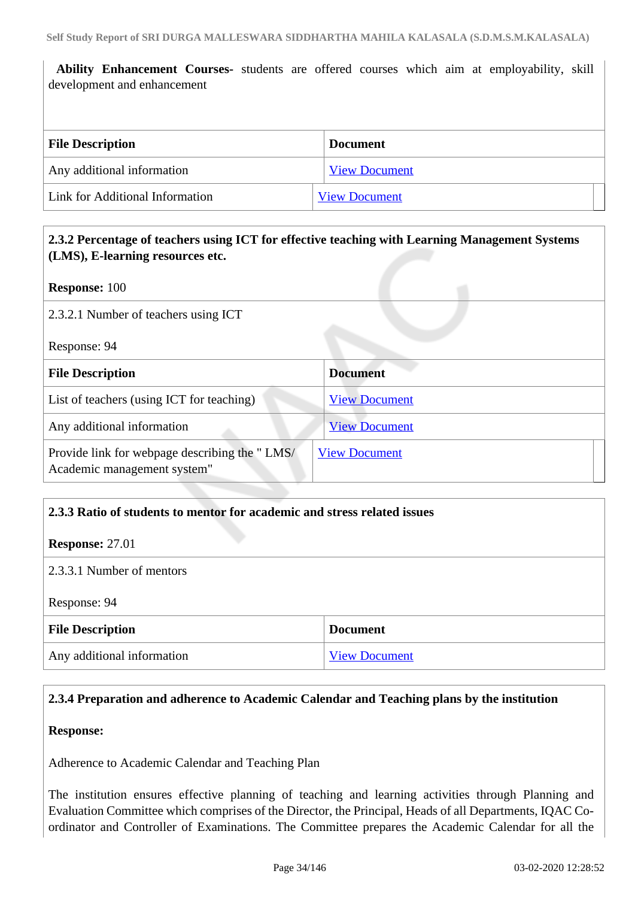**Ability Enhancement Courses-** students are offered courses which aim at employability, skill development and enhancement

| File Description | Document |
|---|---|
| Any additional information | View Document |
| Link for Additional Information | View Document |

**2.3.2 Percentage of teachers using ICT for effective teaching with Learning Management Systems (LMS), E-learning resources etc.**

**Response:** 100

2.3.2.1 Number of teachers using ICT

Response: 94

| File Description | Document |
|---|---|
| List of teachers (using ICT for teaching) | View Document |
| Any additional information | View Document |
| Provide link for webpage describing the " LMS/ Academic management system" | View Document |

**2.3.3 Ratio of students to mentor for academic and stress related issues**

**Response:** 27.01

2.3.3.1 Number of mentors

Response: 94

| File Description | Document |
|---|---|
| Any additional information | View Document |

**2.3.4 Preparation and adherence to Academic Calendar and Teaching plans by the institution**

**Response:**

Adherence to Academic Calendar and Teaching Plan

The institution ensures effective planning of teaching and learning activities through Planning and Evaluation Committee which comprises of the Director, the Principal, Heads of all Departments, IQAC Co-ordinator and Controller of Examinations. The Committee prepares the Academic Calendar for all the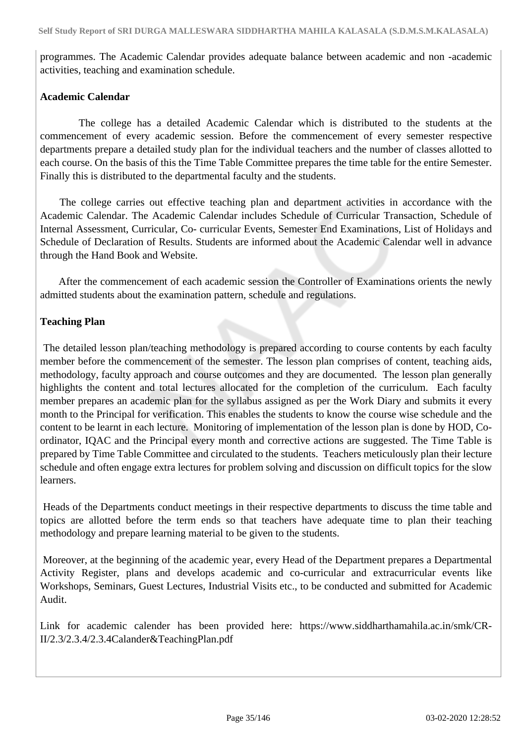programmes. The Academic Calendar provides adequate balance between academic and non -academic activities, teaching and examination schedule.

**Academic Calendar**

The college has a detailed Academic Calendar which is distributed to the students at the commencement of every academic session. Before the commencement of every semester respective departments prepare a detailed study plan for the individual teachers and the number of classes allotted to each course. On the basis of this the Time Table Committee prepares the time table for the entire Semester. Finally this is distributed to the departmental faculty and the students.

The college carries out effective teaching plan and department activities in accordance with the Academic Calendar. The Academic Calendar includes Schedule of Curricular Transaction, Schedule of Internal Assessment, Curricular, Co- curricular Events, Semester End Examinations, List of Holidays and Schedule of Declaration of Results. Students are informed about the Academic Calendar well in advance through the Hand Book and Website.

After the commencement of each academic session the Controller of Examinations orients the newly admitted students about the examination pattern, schedule and regulations.

**Teaching Plan**

The detailed lesson plan/teaching methodology is prepared according to course contents by each faculty member before the commencement of the semester. The lesson plan comprises of content, teaching aids, methodology, faculty approach and course outcomes and they are documented. The lesson plan generally highlights the content and total lectures allocated for the completion of the curriculum. Each faculty member prepares an academic plan for the syllabus assigned as per the Work Diary and submits it every month to the Principal for verification. This enables the students to know the course wise schedule and the content to be learnt in each lecture. Monitoring of implementation of the lesson plan is done by HOD, Co-ordinator, IQAC and the Principal every month and corrective actions are suggested. The Time Table is prepared by Time Table Committee and circulated to the students. Teachers meticulously plan their lecture schedule and often engage extra lectures for problem solving and discussion on difficult topics for the slow learners.

Heads of the Departments conduct meetings in their respective departments to discuss the time table and topics are allotted before the term ends so that teachers have adequate time to plan their teaching methodology and prepare learning material to be given to the students.

Moreover, at the beginning of the academic year, every Head of the Department prepares a Departmental Activity Register, plans and develops academic and co-curricular and extracurricular events like Workshops, Seminars, Guest Lectures, Industrial Visits etc., to be conducted and submitted for Academic Audit.

Link for academic calender has been provided here: https://www.siddharthamahila.ac.in/smk/CR-II/2.3/2.3.4/2.3.4Calander&TeachingPlan.pdf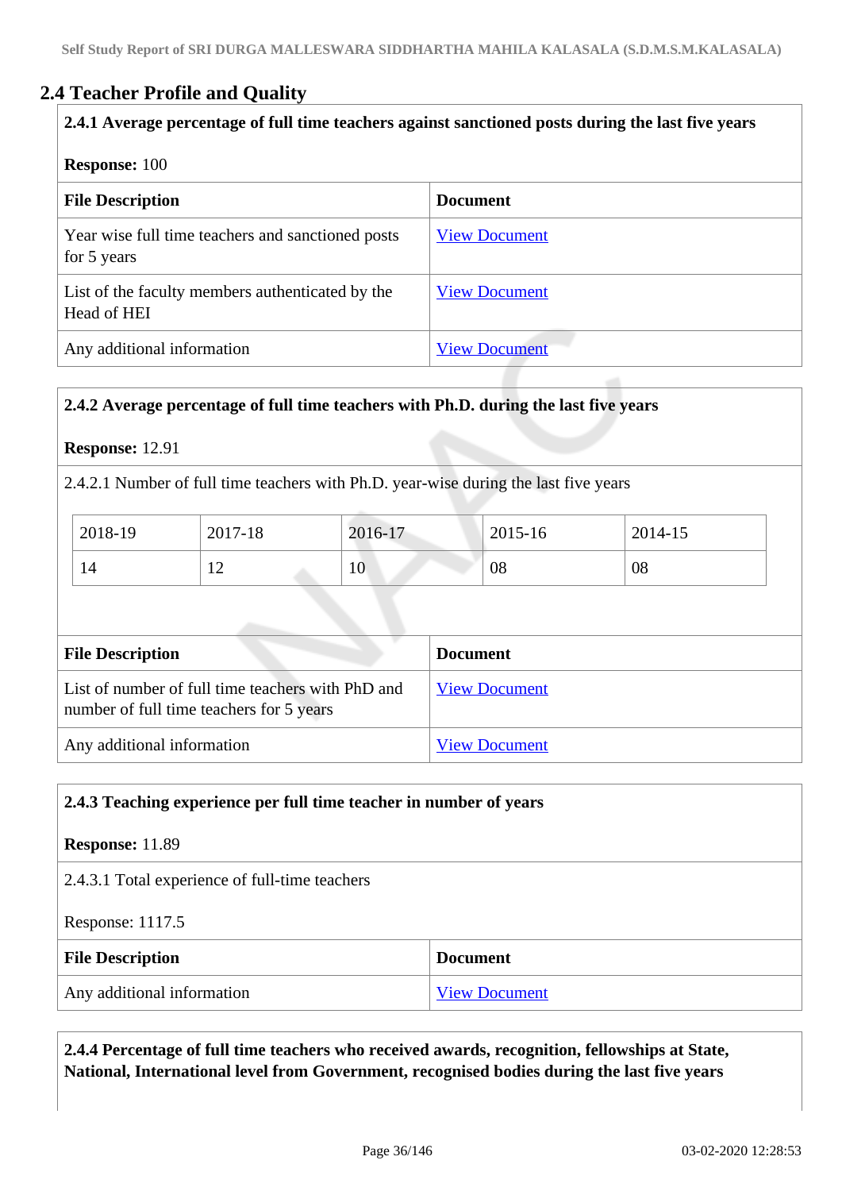## 2.4 Teacher Profile and Quality

**2.4.1 Average percentage of full time teachers against sanctioned posts during the last five years**

**Response:** 100

| File Description | Document |
|---|---|
| Year wise full time teachers and sanctioned posts for 5 years | View Document |
| List of the faculty members authenticated by the Head of HEI | View Document |
| Any additional information | View Document |

**2.4.2 Average percentage of full time teachers with Ph.D. during the last five years**

**Response:** 12.91

2.4.2.1 Number of full time teachers with Ph.D. year-wise during the last five years

| 2018-19 | 2017-18 | 2016-17 | 2015-16 | 2014-15 |
|---|---|---|---|---|
| 14 | 12 | 10 | 08 | 08 |

| File Description | Document |
|---|---|
| List of number of full time teachers with PhD and number of full time teachers for 5 years | View Document |
| Any additional information | View Document |

**2.4.3 Teaching experience per full time teacher in number of years**

**Response:** 11.89

2.4.3.1 Total experience of full-time teachers

Response: 1117.5

| File Description | Document |
|---|---|
| Any additional information | View Document |

**2.4.4 Percentage of full time teachers who received awards, recognition, fellowships at State, National, International level from Government, recognised bodies during the last five years**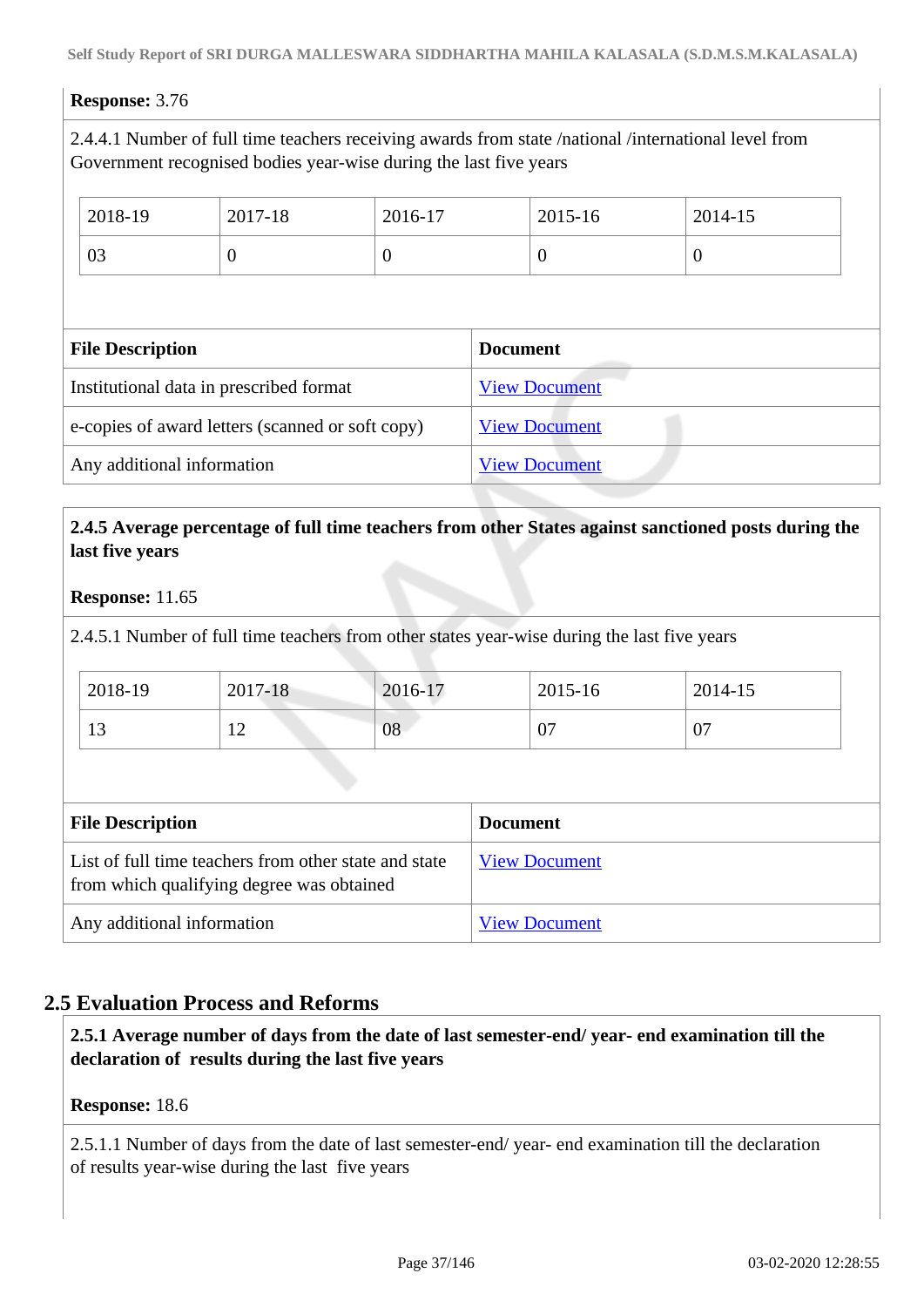**Response:** 3.76

2.4.4.1 Number of full time teachers receiving awards from state /national /international level from Government recognised bodies year-wise during the last five years

| 2018-19 | 2017-18 | 2016-17 | 2015-16 | 2014-15 |
|---|---|---|---|---|
| 03 | 0 | 0 | 0 | 0 |

| File Description | Document |
|---|---|
| Institutional data in prescribed format | View Document |
| e-copies of award letters (scanned or soft copy) | View Document |
| Any additional information | View Document |

**2.4.5 Average percentage of full time teachers from other States against sanctioned posts during the last five years**

**Response:** 11.65

2.4.5.1 Number of full time teachers from other states year-wise during the last five years

| 2018-19 | 2017-18 | 2016-17 | 2015-16 | 2014-15 |
|---|---|---|---|---|
| 13 | 12 | 08 | 07 | 07 |

| File Description | Document |
|---|---|
| List of full time teachers from other state and state from which qualifying degree was obtained | View Document |
| Any additional information | View Document |

## 2.5 Evaluation Process and Reforms

**2.5.1 Average number of days from the date of last semester-end/ year- end examination till the declaration of results during the last five years**

**Response:** 18.6

2.5.1.1 Number of days from the date of last semester-end/ year- end examination till the declaration of results year-wise during the last five years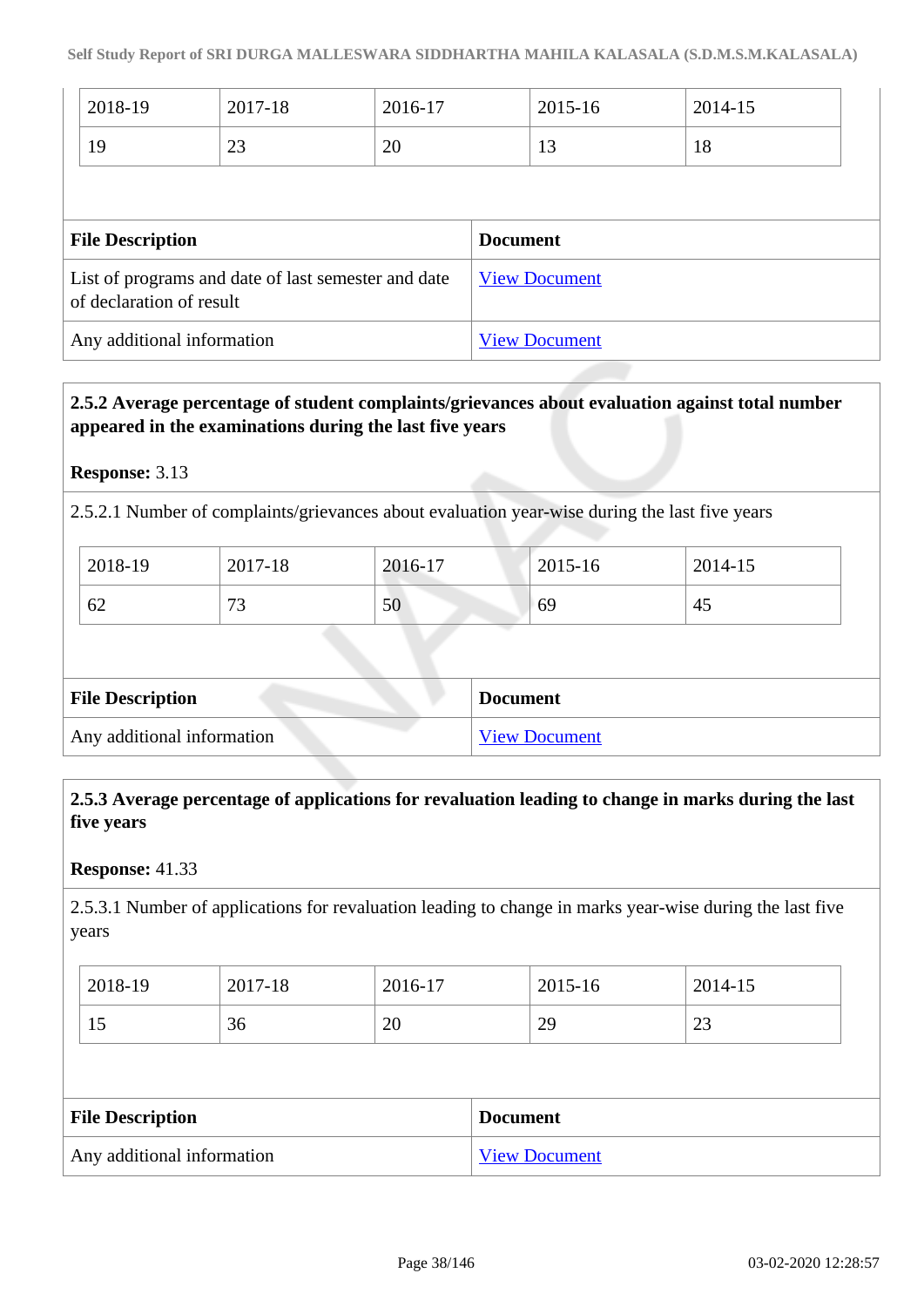| 2018-19 | 2017-18 | 2016-17 | 2015-16 | 2014-15 |
|---|---|---|---|---|
| 19 | 23 | 20 | 13 | 18 |

| File Description | Document |
|---|---|
| List of programs and date of last semester and date of declaration of result | View Document |
| Any additional information | View Document |

**2.5.2 Average percentage of student complaints/grievances about evaluation against total number appeared in the examinations during the last five years**

**Response:** 3.13

2.5.2.1 Number of complaints/grievances about evaluation year-wise during the last five years

| 2018-19 | 2017-18 | 2016-17 | 2015-16 | 2014-15 |
|---|---|---|---|---|
| 62 | 73 | 50 | 69 | 45 |

| File Description | Document |
|---|---|
| Any additional information | View Document |

**2.5.3 Average percentage of applications for revaluation leading to change in marks during the last five years**

**Response:** 41.33

2.5.3.1 Number of applications for revaluation leading to change in marks year-wise during the last five years

| 2018-19 | 2017-18 | 2016-17 | 2015-16 | 2014-15 |
|---|---|---|---|---|
| 15 | 36 | 20 | 29 | 23 |

| File Description | Document |
|---|---|
| Any additional information | View Document |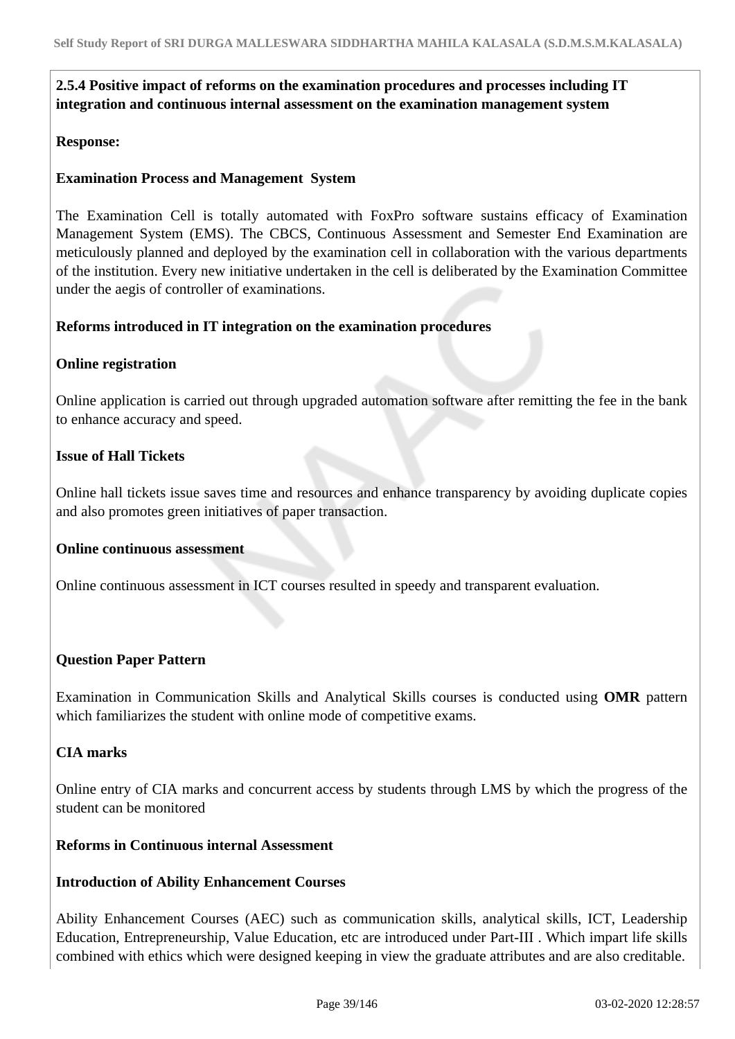**2.5.4 Positive impact of reforms on the examination procedures and processes including IT integration and continuous internal assessment on the examination management system**

**Response:**

**Examination Process and Management System**

The Examination Cell is totally automated with FoxPro software sustains efficacy of Examination Management System (EMS). The CBCS, Continuous Assessment and Semester End Examination are meticulously planned and deployed by the examination cell in collaboration with the various departments of the institution. Every new initiative undertaken in the cell is deliberated by the Examination Committee under the aegis of controller of examinations.

**Reforms introduced in IT integration on the examination procedures**

**Online registration**

Online application is carried out through upgraded automation software after remitting the fee in the bank to enhance accuracy and speed.

**Issue of Hall Tickets**

Online hall tickets issue saves time and resources and enhance transparency by avoiding duplicate copies and also promotes green initiatives of paper transaction.

**Online continuous assessment**

Online continuous assessment in ICT courses resulted in speedy and transparent evaluation.

**Question Paper Pattern**

Examination in Communication Skills and Analytical Skills courses is conducted using **OMR** pattern which familiarizes the student with online mode of competitive exams.

**CIA marks**

Online entry of CIA marks and concurrent access by students through LMS by which the progress of the student can be monitored

**Reforms in Continuous internal Assessment**

**Introduction of Ability Enhancement Courses**

Ability Enhancement Courses (AEC) such as communication skills, analytical skills, ICT, Leadership Education, Entrepreneurship, Value Education, etc are introduced under Part-III . Which impart life skills combined with ethics which were designed keeping in view the graduate attributes and are also creditable.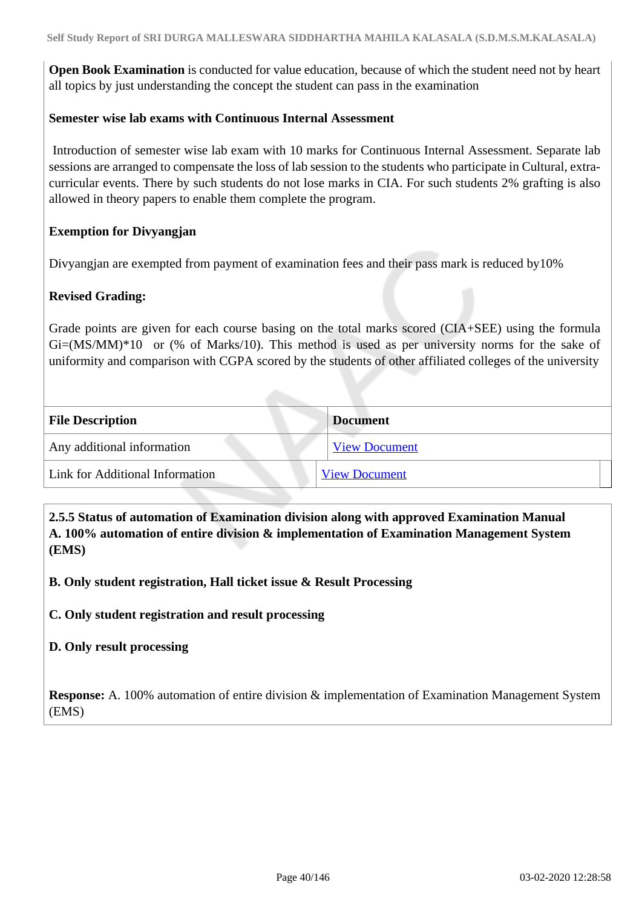**Open Book Examination** is conducted for value education, because of which the student need not by heart all topics by just understanding the concept the student can pass in the examination

**Semester wise lab exams with Continuous Internal Assessment**

Introduction of semester wise lab exam with 10 marks for Continuous Internal Assessment. Separate lab sessions are arranged to compensate the loss of lab session to the students who participate in Cultural, extra-curricular events. There by such students do not lose marks in CIA. For such students 2% grafting is also allowed in theory papers to enable them complete the program.

**Exemption for Divyangjan**

Divyangjan are exempted from payment of examination fees and their pass mark is reduced by10%

**Revised Grading:**

Grade points are given for each course basing on the total marks scored (CIA+SEE) using the formula $G_i=(MS/MM)*10$ or (% of Marks/10). This method is used as per university norms for the sake of uniformity and comparison with CGPA scored by the students of other affiliated colleges of the university

| File Description | Document |
|---|---|
| Any additional information | View Document |
| Link for Additional Information | View Document |

**2.5.5 Status of automation of Examination division along with approved Examination Manual**
**A. 100% automation of entire division & implementation of Examination Management System (EMS)**

**B. Only student registration, Hall ticket issue & Result Processing**

**C. Only student registration and result processing**

**D. Only result processing**

**Response:** A. 100% automation of entire division & implementation of Examination Management System (EMS)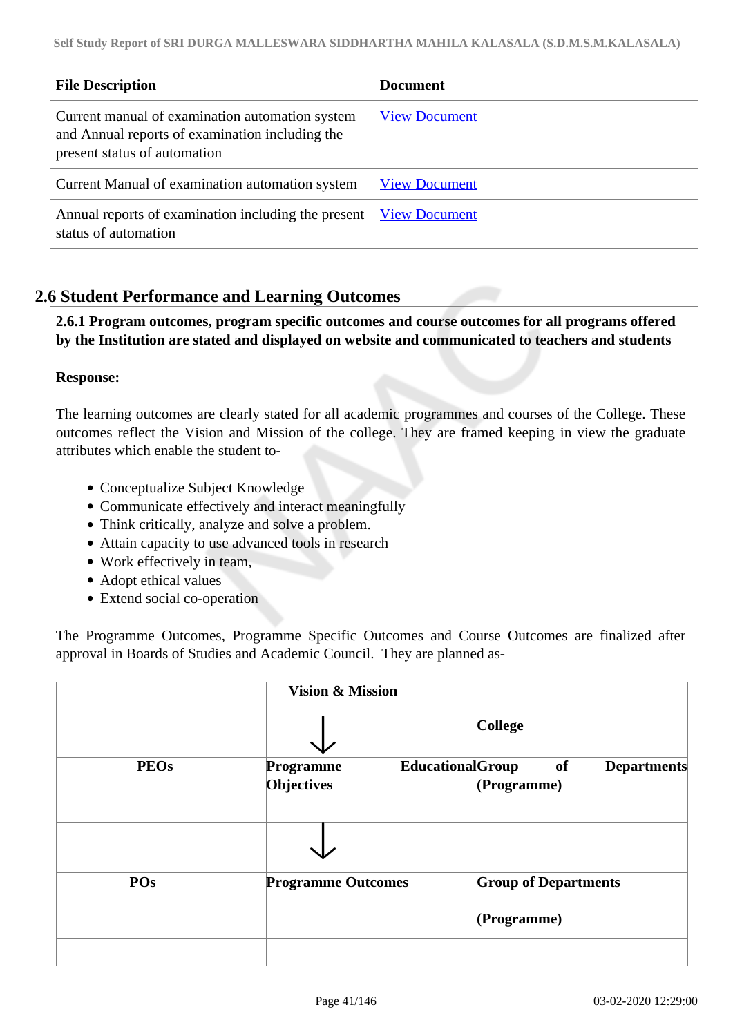| File Description | Document |
|---|---|
| Current manual of examination automation system and Annual reports of examination including the present status of automation | View Document |
| Current Manual of examination automation system | View Document |
| Annual reports of examination including the present status of automation | View Document |

## 2.6 Student Performance and Learning Outcomes

**2.6.1 Program outcomes, program specific outcomes and course outcomes for all programs offered by the Institution are stated and displayed on website and communicated to teachers and students**

**Response:**

The learning outcomes are clearly stated for all academic programmes and courses of the College. These outcomes reflect the Vision and Mission of the college. They are framed keeping in view the graduate attributes which enable the student to-

- Conceptualize Subject Knowledge
- Communicate effectively and interact meaningfully
- Think critically, analyze and solve a problem.
- Attain capacity to use advanced tools in research
- Work effectively in team,
- Adopt ethical values
- Extend social co-operation

The Programme Outcomes, Programme Specific Outcomes and Course Outcomes are finalized after approval in Boards of Studies and Academic Council. They are planned as-

| | **Vision & Mission** | |
|---|---|---|
| | ↓ | **College** |
| **PEOs** | **Programme Educational Objectives** | **Group of Departments (Programme)** |
| | ↓ | |
| **POs** | **Programme Outcomes** | **Group of Departments (Programme)** |
| | | |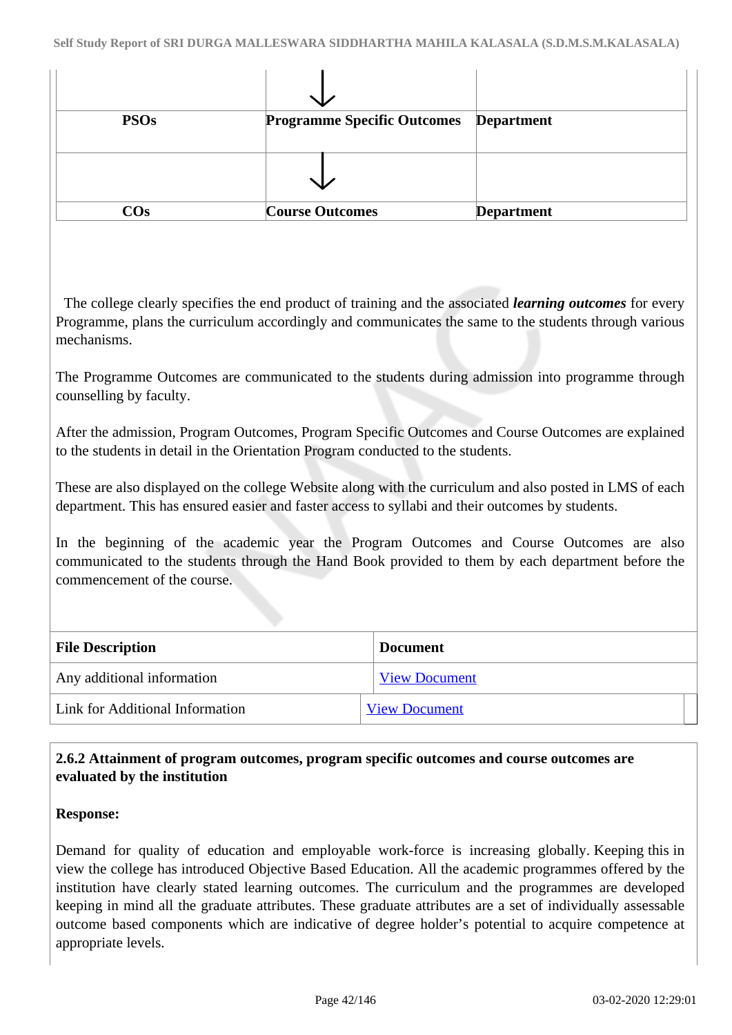|  | ↓ |  |
|---|---|---|
| **PSOs** | **Programme Specific Outcomes** | **Department** |
|  | ↓ |  |
| **COs** | **Course Outcomes** | **Department** |

The college clearly specifies the end product of training and the associated ***learning outcomes*** for every Programme, plans the curriculum accordingly and communicates the same to the students through various mechanisms.

The Programme Outcomes are communicated to the students during admission into programme through counselling by faculty.

After the admission, Program Outcomes, Program Specific Outcomes and Course Outcomes are explained to the students in detail in the Orientation Program conducted to the students.

These are also displayed on the college Website along with the curriculum and also posted in LMS of each department. This has ensured easier and faster access to syllabi and their outcomes by students.

In the beginning of the academic year the Program Outcomes and Course Outcomes are also communicated to the students through the Hand Book provided to them by each department before the commencement of the course.

| File Description | Document |
|---|---|
| Any additional information | View Document |
| Link for Additional Information | View Document |

**2.6.2 Attainment of program outcomes, program specific outcomes and course outcomes are evaluated by the institution**

**Response:**

Demand for quality of education and employable work-force is increasing globally. Keeping this in view the college has introduced Objective Based Education. All the academic programmes offered by the institution have clearly stated learning outcomes. The curriculum and the programmes are developed keeping in mind all the graduate attributes. These graduate attributes are a set of individually assessable outcome based components which are indicative of degree holder's potential to acquire competence at appropriate levels.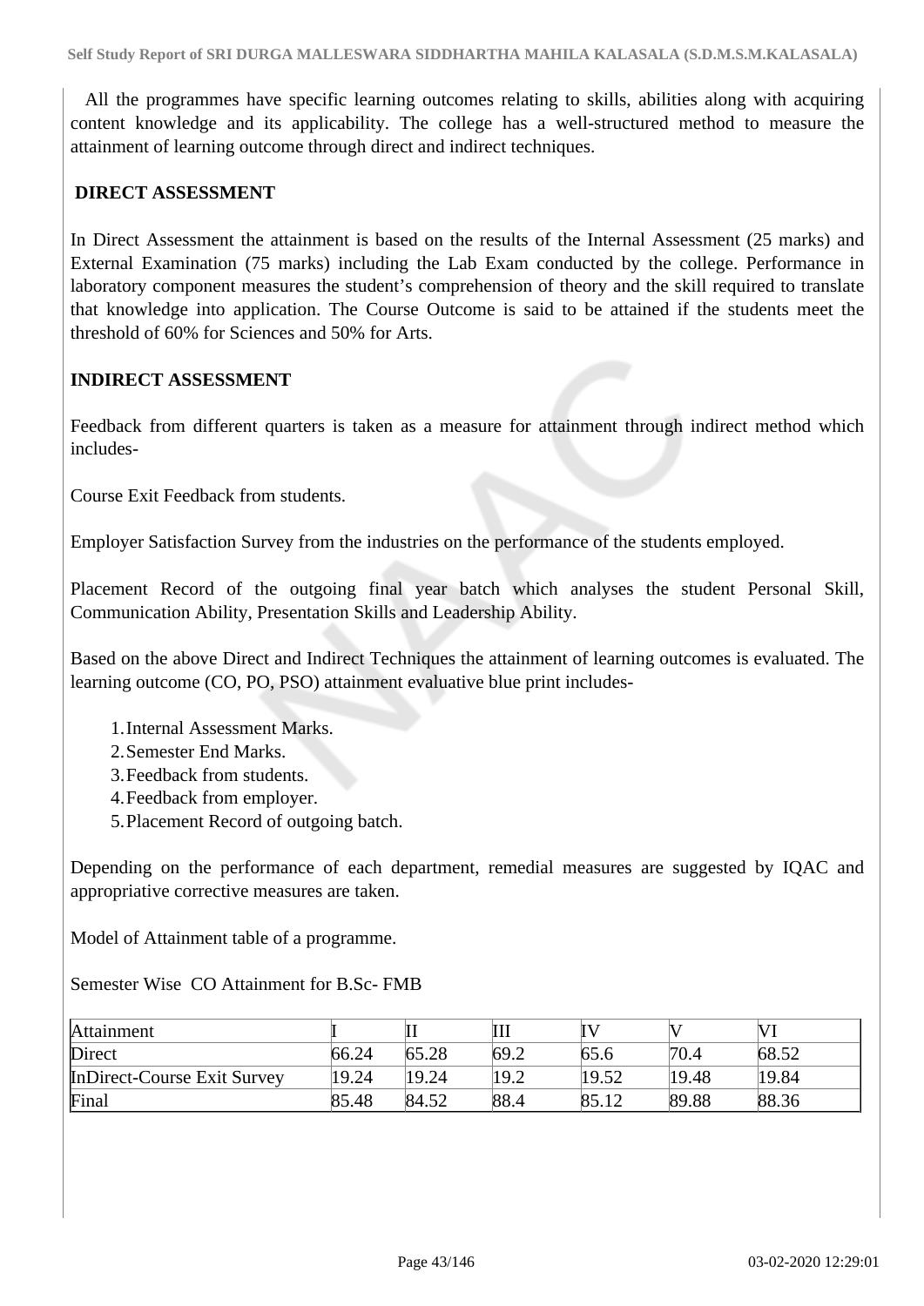All the programmes have specific learning outcomes relating to skills, abilities along with acquiring content knowledge and its applicability. The college has a well-structured method to measure the attainment of learning outcome through direct and indirect techniques.

**DIRECT ASSESSMENT**

In Direct Assessment the attainment is based on the results of the Internal Assessment (25 marks) and External Examination (75 marks) including the Lab Exam conducted by the college. Performance in laboratory component measures the student's comprehension of theory and the skill required to translate that knowledge into application. The Course Outcome is said to be attained if the students meet the threshold of 60% for Sciences and 50% for Arts.

**INDIRECT ASSESSMENT**

Feedback from different quarters is taken as a measure for attainment through indirect method which includes-

Course Exit Feedback from students.

Employer Satisfaction Survey from the industries on the performance of the students employed.

Placement Record of the outgoing final year batch which analyses the student Personal Skill, Communication Ability, Presentation Skills and Leadership Ability.

Based on the above Direct and Indirect Techniques the attainment of learning outcomes is evaluated. The learning outcome (CO, PO, PSO) attainment evaluative blue print includes-

1. Internal Assessment Marks.
2. Semester End Marks.
3. Feedback from students.
4. Feedback from employer.
5. Placement Record of outgoing batch.

Depending on the performance of each department, remedial measures are suggested by IQAC and appropriative corrective measures are taken.

Model of Attainment table of a programme.

Semester Wise CO Attainment for B.Sc- FMB

| Attainment | I | II | III | IV | V | VI |
|---|---|---|---|---|---|---|
| Direct | 66.24 | 65.28 | 69.2 | 65.6 | 70.4 | 68.52 |
| InDirect-Course Exit Survey | 19.24 | 19.24 | 19.2 | 19.52 | 19.48 | 19.84 |
| Final | 85.48 | 84.52 | 88.4 | 85.12 | 89.88 | 88.36 |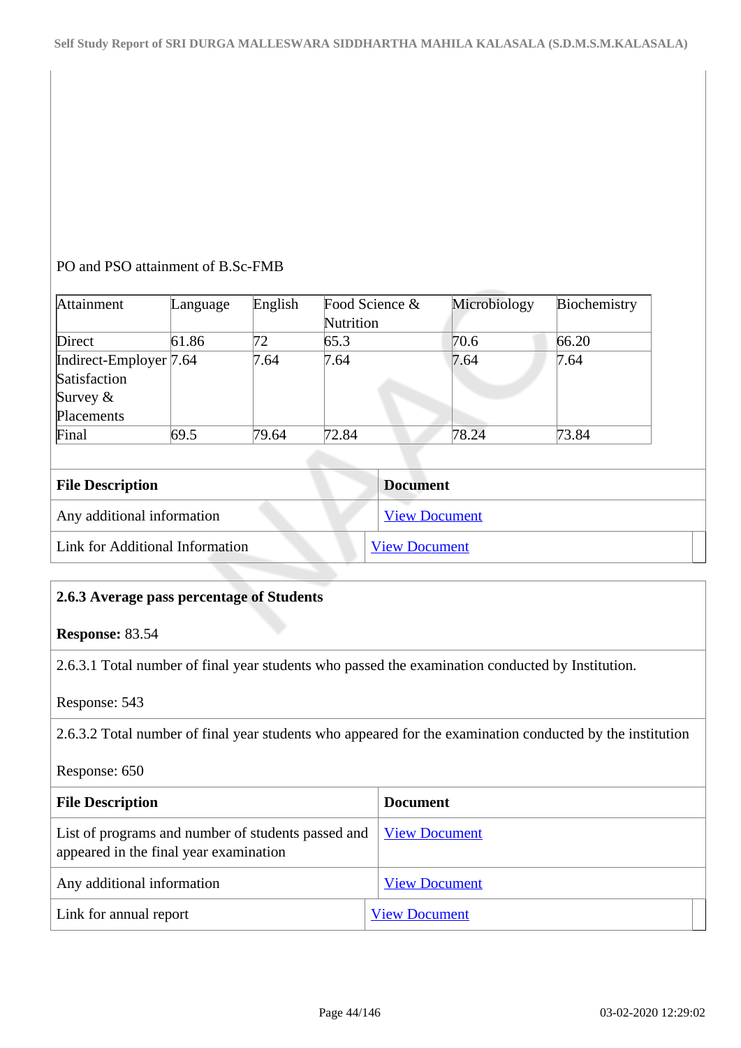PO and PSO attainment of B.Sc-FMB

| Attainment | Language | English | Food Science & Nutrition | Microbiology | Biochemistry |
|---|---|---|---|---|---|
| Direct | 61.86 | 72 | 65.3 | 70.6 | 66.20 |
| Indirect-Employer Satisfaction Survey & Placements | 7.64 | 7.64 | 7.64 | 7.64 | 7.64 |
| Final | 69.5 | 79.64 | 72.84 | 78.24 | 73.84 |

| File Description | Document |
|---|---|
| Any additional information | View Document |
| Link for Additional Information | View Document |

**2.6.3 Average pass percentage of Students**

**Response:** 83.54

2.6.3.1 Total number of final year students who passed the examination conducted by Institution.

Response: 543

2.6.3.2 Total number of final year students who appeared for the examination conducted by the institution

Response: 650

| File Description | Document |
|---|---|
| List of programs and number of students passed and appeared in the final year examination | View Document |
| Any additional information | View Document |
| Link for annual report | View Document |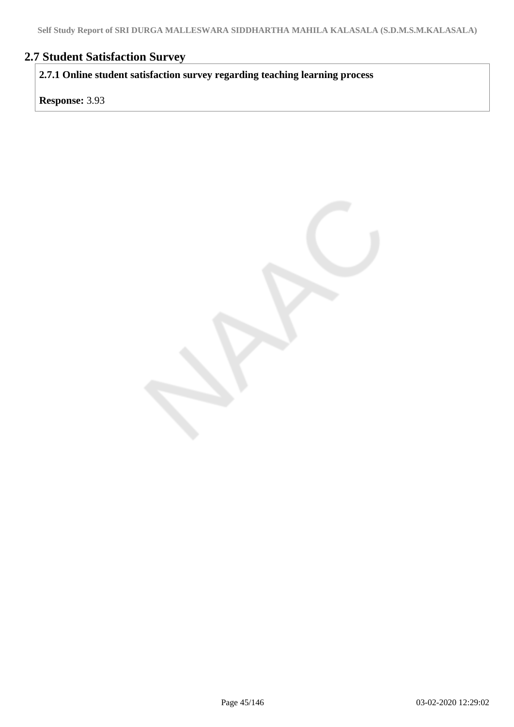## 2.7 Student Satisfaction Survey

**2.7.1 Online student satisfaction survey regarding teaching learning process**

**Response:** 3.93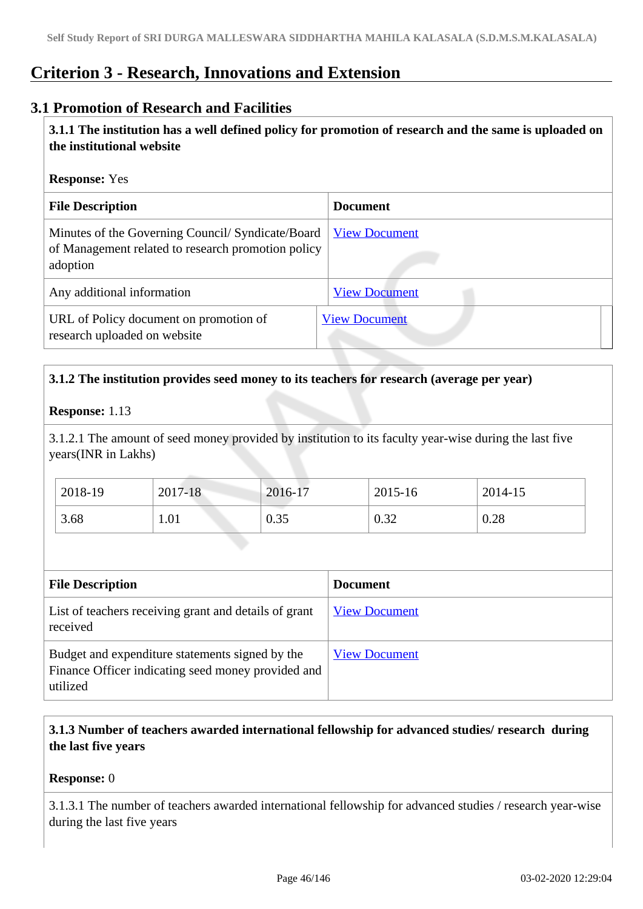# Criterion 3 - Research, Innovations and Extension

## 3.1 Promotion of Research and Facilities

**3.1.1 The institution has a well defined policy for promotion of research and the same is uploaded on the institutional website**

**Response:** Yes

| File Description | Document |
|---|---|
| Minutes of the Governing Council/ Syndicate/Board of Management related to research promotion policy adoption | View Document |
| Any additional information | View Document |
| URL of Policy document on promotion of research uploaded on website | View Document |

**3.1.2 The institution provides seed money to its teachers for research (average per year)**

**Response:** 1.13

3.1.2.1 The amount of seed money provided by institution to its faculty year-wise during the last five years(INR in Lakhs)

| 2018-19 | 2017-18 | 2016-17 | 2015-16 | 2014-15 |
|---|---|---|---|---|
| 3.68 | 1.01 | 0.35 | 0.32 | 0.28 |

| File Description | Document |
|---|---|
| List of teachers receiving grant and details of grant received | View Document |
| Budget and expenditure statements signed by the Finance Officer indicating seed money provided and utilized | View Document |

**3.1.3 Number of teachers awarded international fellowship for advanced studies/ research during the last five years**

**Response:** 0

3.1.3.1 The number of teachers awarded international fellowship for advanced studies / research year-wise during the last five years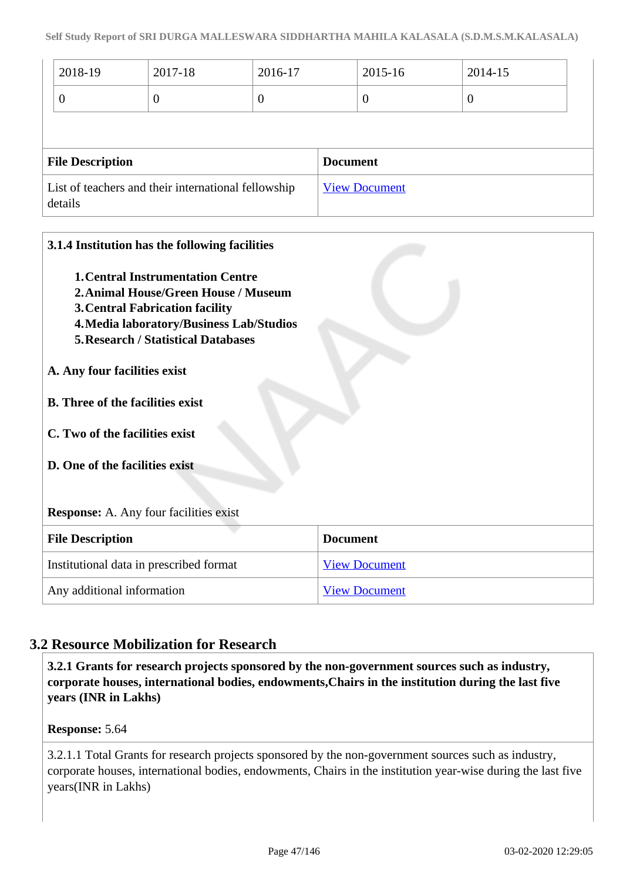| 2018-19 | 2017-18 | 2016-17 | 2015-16 | 2014-15 |
|---|---|---|---|---|
| 0 | 0 | 0 | 0 | 0 |

| File Description | Document |
|---|---|
| List of teachers and their international fellowship details | View Document |

**3.1.4 Institution has the following facilities**

1. **Central Instrumentation Centre**
2. **Animal House/Green House / Museum**
3. **Central Fabrication facility**
4. **Media laboratory/Business Lab/Studios**
5. **Research / Statistical Databases**

**A. Any four facilities exist**

**B. Three of the facilities exist**

**C. Two of the facilities exist**

**D. One of the facilities exist**

**Response:** A. Any four facilities exist

| File Description | Document |
|---|---|
| Institutional data in prescribed format | View Document |
| Any additional information | View Document |

## 3.2 Resource Mobilization for Research

**3.2.1 Grants for research projects sponsored by the non-government sources such as industry, corporate houses, international bodies, endowments,Chairs in the institution during the last five years (INR in Lakhs)**

**Response:** 5.64

3.2.1.1 Total Grants for research projects sponsored by the non-government sources such as industry, corporate houses, international bodies, endowments, Chairs in the institution year-wise during the last five years(INR in Lakhs)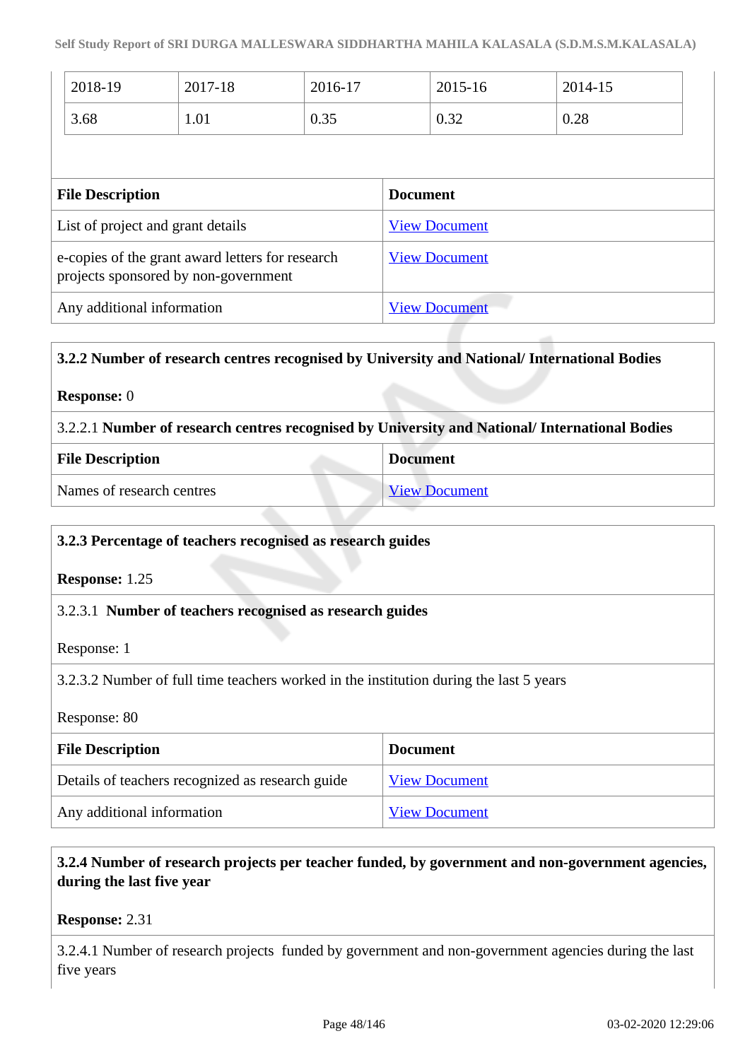| 2018-19 | 2017-18 | 2016-17 | 2015-16 | 2014-15 |
|---|---|---|---|---|
| 3.68 | 1.01 | 0.35 | 0.32 | 0.28 |

| File Description | Document |
|---|---|
| List of project and grant details | View Document |
| e-copies of the grant award letters for research projects sponsored by non-government | View Document |
| Any additional information | View Document |

**3.2.2 Number of research centres recognised by University and National/ International Bodies**

**Response:** 0

3.2.2.1 **Number of research centres recognised by University and National/ International Bodies**

| File Description | Document |
|---|---|
| Names of research centres | View Document |

**3.2.3 Percentage of teachers recognised as research guides**

**Response:** 1.25

3.2.3.1 **Number of teachers recognised as research guides**

Response: 1

3.2.3.2 Number of full time teachers worked in the institution during the last 5 years

Response: 80

| File Description | Document |
|---|---|
| Details of teachers recognized as research guide | View Document |
| Any additional information | View Document |

**3.2.4 Number of research projects per teacher funded, by government and non-government agencies, during the last five year**

**Response:** 2.31

3.2.4.1 Number of research projects funded by government and non-government agencies during the last five years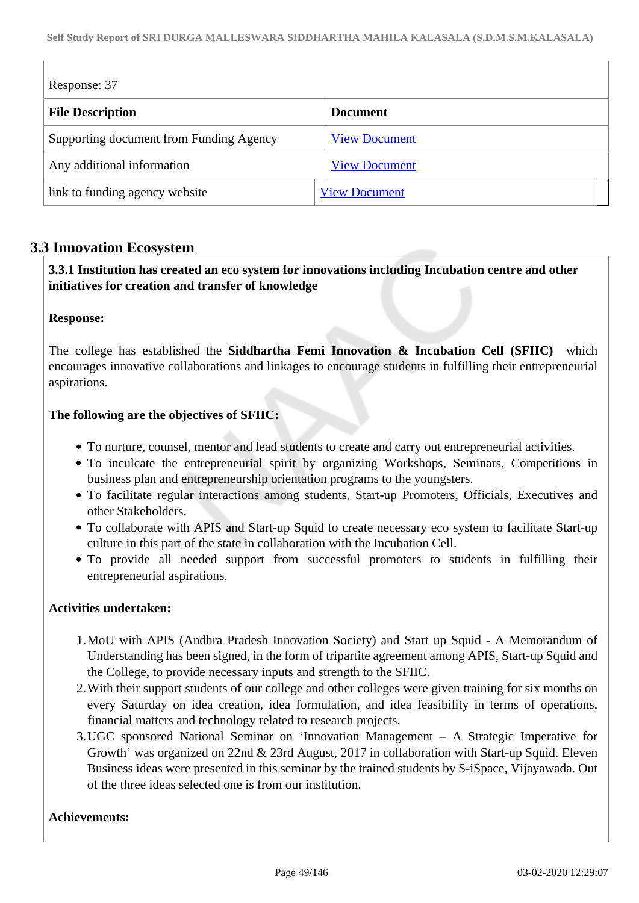Response: 37

| File Description | Document |
|---|---|
| Supporting document from Funding Agency | View Document |
| Any additional information | View Document |
| link to funding agency website | View Document |

## 3.3 Innovation Ecosystem

**3.3.1 Institution has created an eco system for innovations including Incubation centre and other initiatives for creation and transfer of knowledge**

**Response:**

The college has established the **Siddhartha Femi Innovation & Incubation Cell (SFIIC)** which encourages innovative collaborations and linkages to encourage students in fulfilling their entrepreneurial aspirations.

**The following are the objectives of SFIIC:**

- To nurture, counsel, mentor and lead students to create and carry out entrepreneurial activities.
- To inculcate the entrepreneurial spirit by organizing Workshops, Seminars, Competitions in business plan and entrepreneurship orientation programs to the youngsters.
- To facilitate regular interactions among students, Start-up Promoters, Officials, Executives and other Stakeholders.
- To collaborate with APIS and Start-up Squid to create necessary eco system to facilitate Start-up culture in this part of the state in collaboration with the Incubation Cell.
- To provide all needed support from successful promoters to students in fulfilling their entrepreneurial aspirations.

**Activities undertaken:**

1. MoU with APIS (Andhra Pradesh Innovation Society) and Start up Squid - A Memorandum of Understanding has been signed, in the form of tripartite agreement among APIS, Start-up Squid and the College, to provide necessary inputs and strength to the SFIIC.
2. With their support students of our college and other colleges were given training for six months on every Saturday on idea creation, idea formulation, and idea feasibility in terms of operations, financial matters and technology related to research projects.
3. UGC sponsored National Seminar on 'Innovation Management – A Strategic Imperative for Growth' was organized on 22nd & 23rd August, 2017 in collaboration with Start-up Squid. Eleven Business ideas were presented in this seminar by the trained students by S-iSpace, Vijayawada. Out of the three ideas selected one is from our institution.

**Achievements:**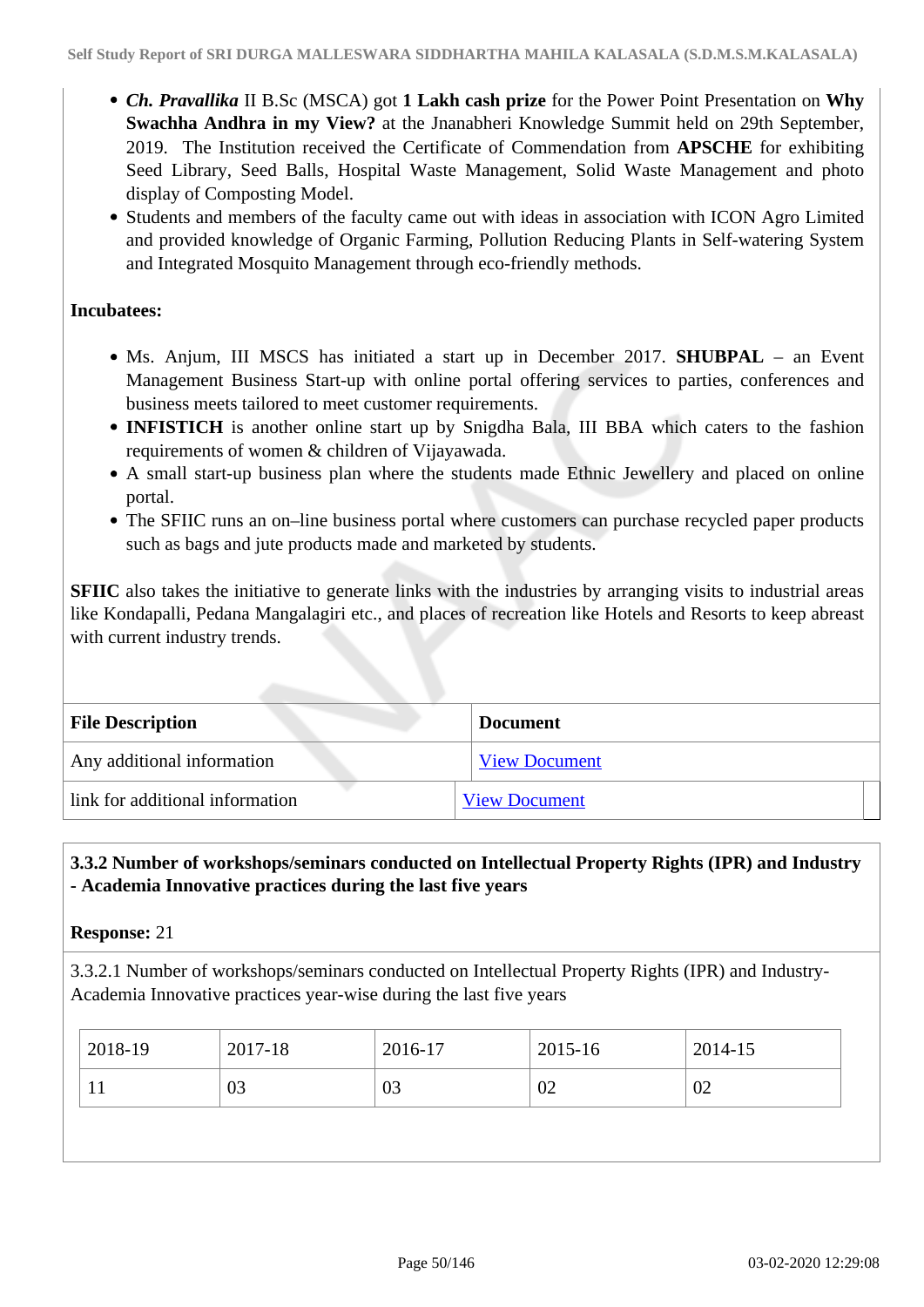- ***Ch. Pravallika*** II B.Sc (MSCA) got **1 Lakh cash prize** for the Power Point Presentation on **Why Swachha Andhra in my View?** at the Jnanabheri Knowledge Summit held on 29th September, 2019. The Institution received the Certificate of Commendation from **APSCHE** for exhibiting Seed Library, Seed Balls, Hospital Waste Management, Solid Waste Management and photo display of Composting Model.
- Students and members of the faculty came out with ideas in association with ICON Agro Limited and provided knowledge of Organic Farming, Pollution Reducing Plants in Self-watering System and Integrated Mosquito Management through eco-friendly methods.

**Incubatees:**

- Ms. Anjum, III MSCS has initiated a start up in December 2017. **SHUBPAL** – an Event Management Business Start-up with online portal offering services to parties, conferences and business meets tailored to meet customer requirements.
- **INFISTICH** is another online start up by Snigdha Bala, III BBA which caters to the fashion requirements of women & children of Vijayawada.
- A small start-up business plan where the students made Ethnic Jewellery and placed on online portal.
- The SFIIC runs an on–line business portal where customers can purchase recycled paper products such as bags and jute products made and marketed by students.

**SFIIC** also takes the initiative to generate links with the industries by arranging visits to industrial areas like Kondapalli, Pedana Mangalagiri etc., and places of recreation like Hotels and Resorts to keep abreast with current industry trends.

| File Description | Document |
|---|---|
| Any additional information | View Document |
| link for additional information | View Document |

**3.3.2 Number of workshops/seminars conducted on Intellectual Property Rights (IPR) and Industry - Academia Innovative practices during the last five years**

**Response:** 21

3.3.2.1 Number of workshops/seminars conducted on Intellectual Property Rights (IPR) and Industry-Academia Innovative practices year-wise during the last five years

| 2018-19 | 2017-18 | 2016-17 | 2015-16 | 2014-15 |
|---|---|---|---|---|
| 11 | 03 | 03 | 02 | 02 |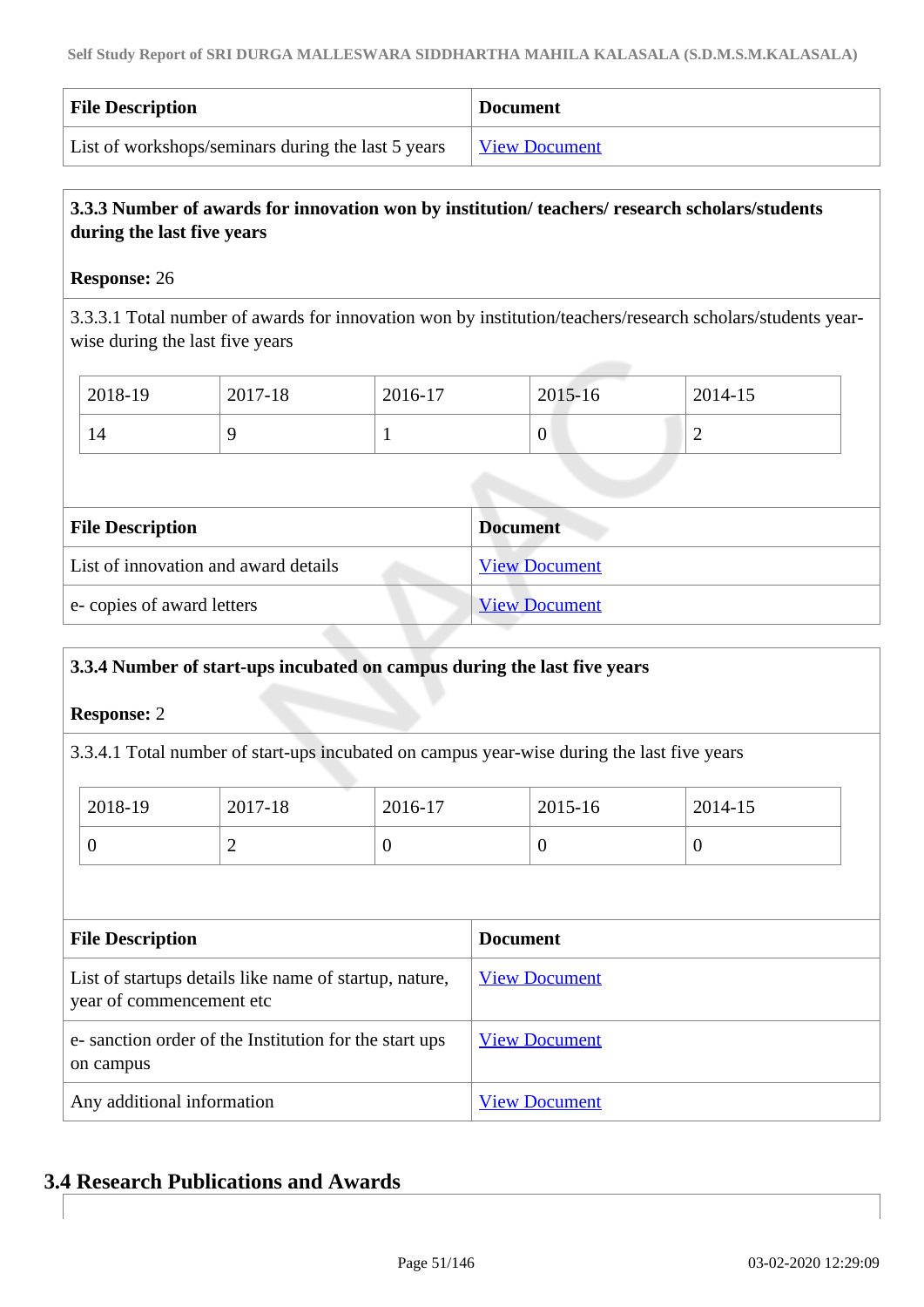| File Description | Document |
|---|---|
| List of workshops/seminars during the last 5 years | View Document |

**3.3.3 Number of awards for innovation won by institution/ teachers/ research scholars/students during the last five years**

**Response:** 26

3.3.3.1 Total number of awards for innovation won by institution/teachers/research scholars/students year-wise during the last five years

| 2018-19 | 2017-18 | 2016-17 | 2015-16 | 2014-15 |
|---|---|---|---|---|
| 14 | 9 | 1 | 0 | 2 |

| File Description | Document |
|---|---|
| List of innovation and award details | View Document |
| e- copies of award letters | View Document |

**3.3.4 Number of start-ups incubated on campus during the last five years**

**Response:** 2

3.3.4.1 Total number of start-ups incubated on campus year-wise during the last five years

| 2018-19 | 2017-18 | 2016-17 | 2015-16 | 2014-15 |
|---|---|---|---|---|
| 0 | 2 | 0 | 0 | 0 |

| File Description | Document |
|---|---|
| List of startups details like name of startup, nature, year of commencement etc | View Document |
| e- sanction order of the Institution for the start ups on campus | View Document |
| Any additional information | View Document |

## 3.4 Research Publications and Awards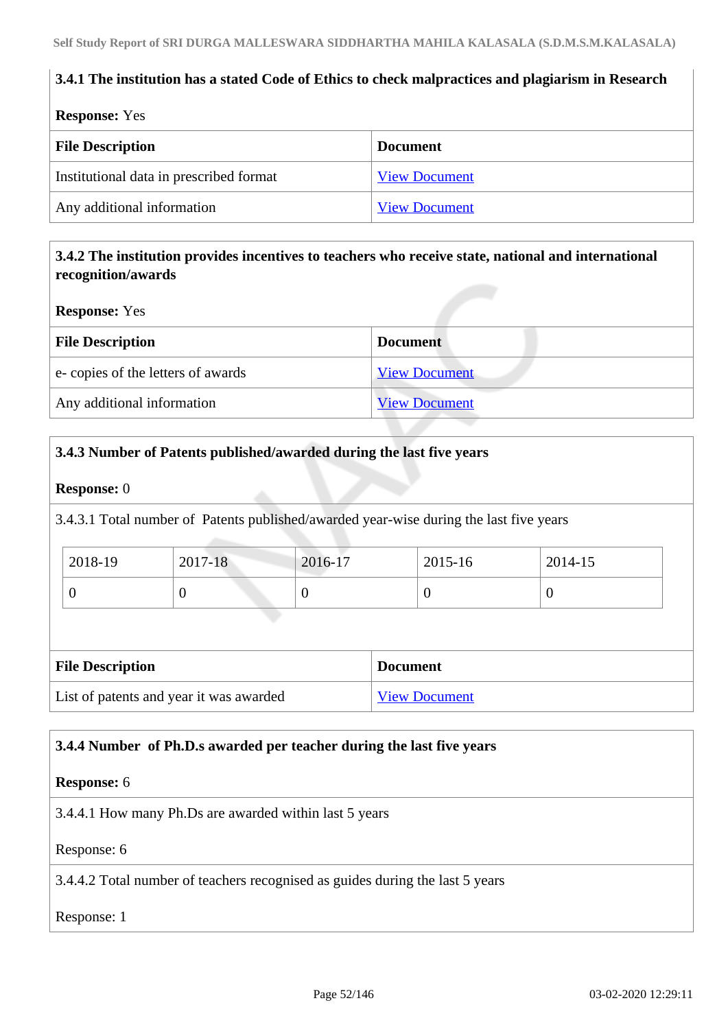**3.4.1 The institution has a stated Code of Ethics to check malpractices and plagiarism in Research**

**Response:** Yes

| File Description | Document |
|---|---|
| Institutional data in prescribed format | View Document |
| Any additional information | View Document |

**3.4.2 The institution provides incentives to teachers who receive state, national and international recognition/awards**

**Response:** Yes

| File Description | Document |
|---|---|
| e- copies of the letters of awards | View Document |
| Any additional information | View Document |

**3.4.3 Number of Patents published/awarded during the last five years**

**Response:** 0

3.4.3.1 Total number of Patents published/awarded year-wise during the last five years

| 2018-19 | 2017-18 | 2016-17 | 2015-16 | 2014-15 |
|---|---|---|---|---|
| 0 | 0 | 0 | 0 | 0 |

| File Description | Document |
|---|---|
| List of patents and year it was awarded | View Document |

**3.4.4 Number of Ph.D.s awarded per teacher during the last five years**

**Response:** 6

3.4.4.1 How many Ph.Ds are awarded within last 5 years

Response: 6

3.4.4.2 Total number of teachers recognised as guides during the last 5 years

Response: 1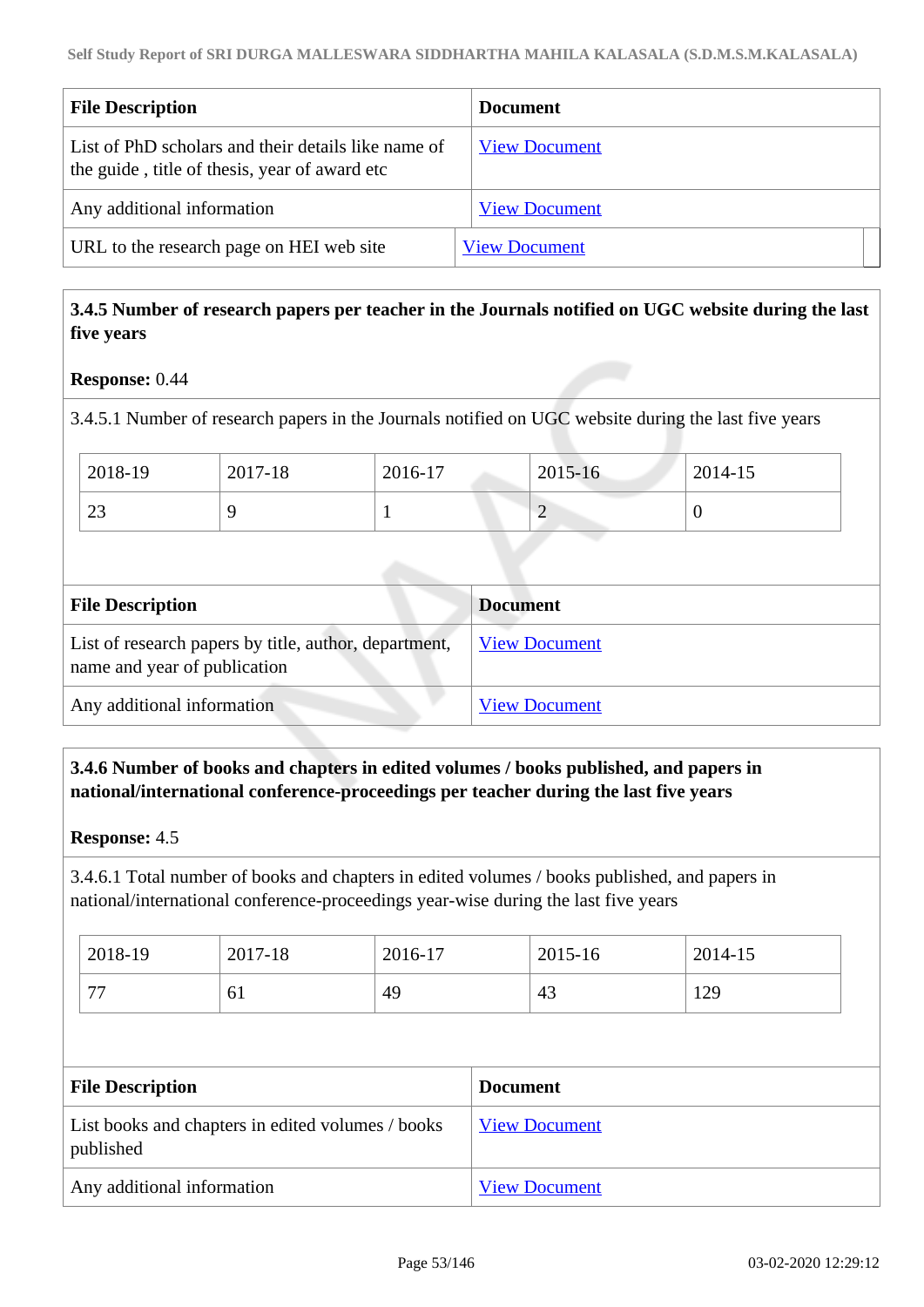| File Description | Document |
|---|---|
| List of PhD scholars and their details like name of the guide , title of thesis, year of award etc | View Document |
| Any additional information | View Document |
| URL to the research page on HEI web site | View Document |

**3.4.5 Number of research papers per teacher in the Journals notified on UGC website during the last five years**

**Response:** 0.44

3.4.5.1 Number of research papers in the Journals notified on UGC website during the last five years

| 2018-19 | 2017-18 | 2016-17 | 2015-16 | 2014-15 |
|---|---|---|---|---|
| 23 | 9 | 1 | 2 | 0 |

| File Description | Document |
|---|---|
| List of research papers by title, author, department, name and year of publication | View Document |
| Any additional information | View Document |

**3.4.6 Number of books and chapters in edited volumes / books published, and papers in national/international conference-proceedings per teacher during the last five years**

**Response:** 4.5

3.4.6.1 Total number of books and chapters in edited volumes / books published, and papers in national/international conference-proceedings year-wise during the last five years

| 2018-19 | 2017-18 | 2016-17 | 2015-16 | 2014-15 |
|---|---|---|---|---|
| 77 | 61 | 49 | 43 | 129 |

| File Description | Document |
|---|---|
| List books and chapters in edited volumes / books published | View Document |
| Any additional information | View Document |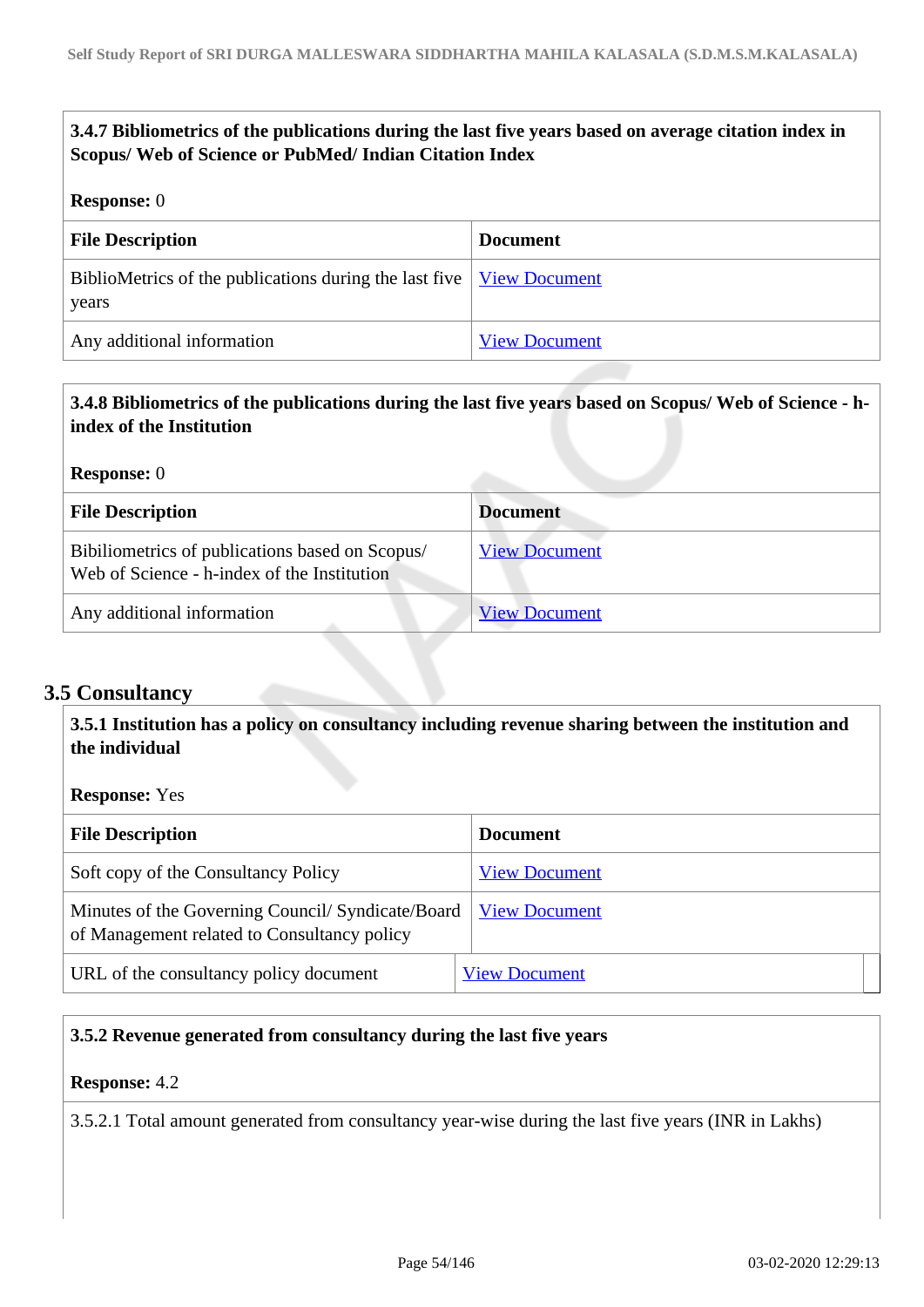**3.4.7 Bibliometrics of the publications during the last five years based on average citation index in Scopus/ Web of Science or PubMed/ Indian Citation Index**

**Response:** 0

| File Description | Document |
|---|---|
| BiblioMetrics of the publications during the last five years | View Document |
| Any additional information | View Document |

**3.4.8 Bibliometrics of the publications during the last five years based on Scopus/ Web of Science - h-index of the Institution**

**Response:** 0

| File Description | Document |
|---|---|
| Bibiliometrics of publications based on Scopus/ Web of Science - h-index of the Institution | View Document |
| Any additional information | View Document |

## 3.5 Consultancy

**3.5.1 Institution has a policy on consultancy including revenue sharing between the institution and the individual**

**Response:** Yes

| File Description | Document |
|---|---|
| Soft copy of the Consultancy Policy | View Document |
| Minutes of the Governing Council/ Syndicate/Board of Management related to Consultancy policy | View Document |
| URL of the consultancy policy document | View Document |

**3.5.2 Revenue generated from consultancy during the last five years**

**Response:** 4.2

3.5.2.1 Total amount generated from consultancy year-wise during the last five years (INR in Lakhs)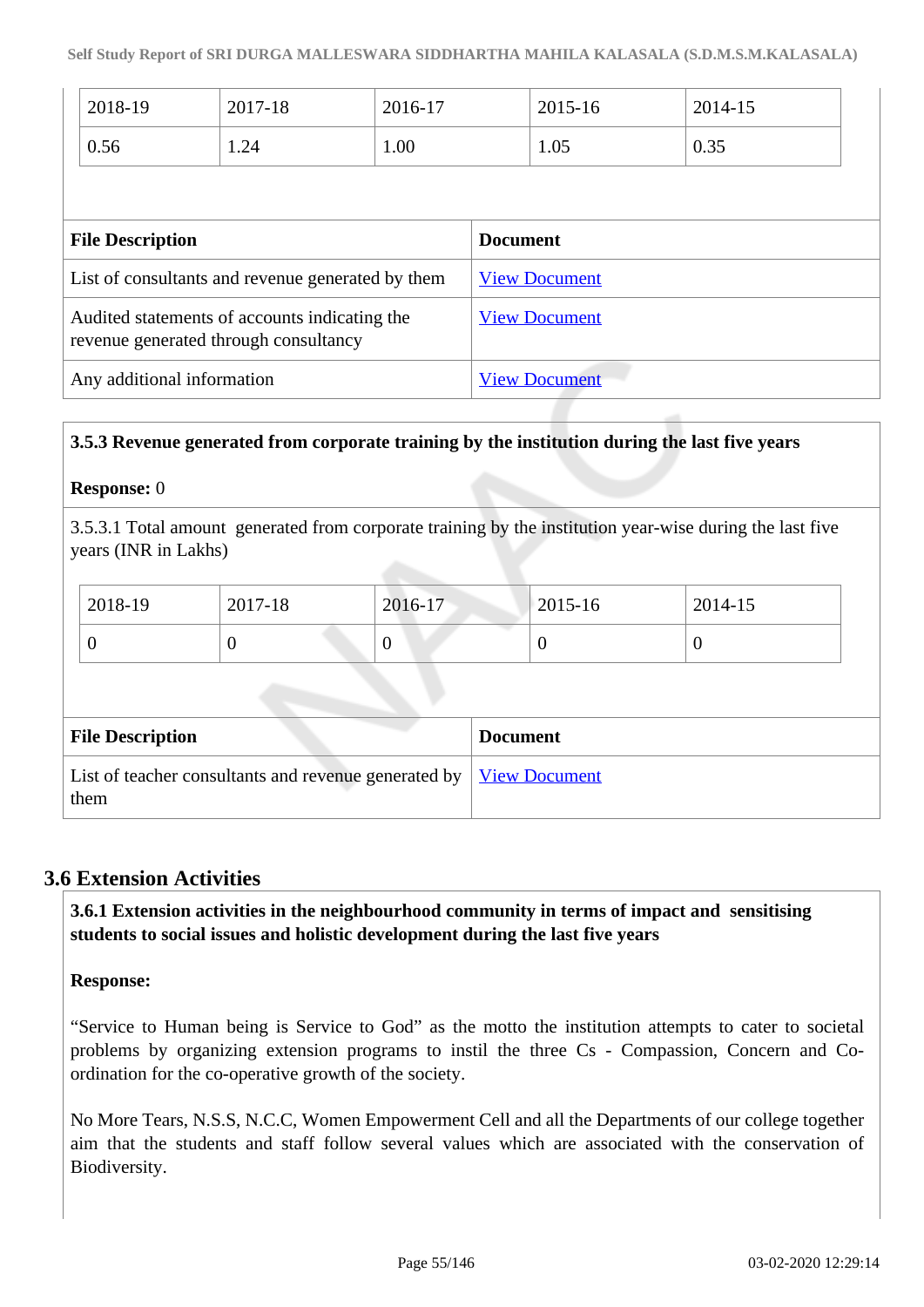| 2018-19 | 2017-18 | 2016-17 | 2015-16 | 2014-15 |
|---|---|---|---|---|
| 0.56 | 1.24 | 1.00 | 1.05 | 0.35 |

| File Description | Document |
|---|---|
| List of consultants and revenue generated by them | View Document |
| Audited statements of accounts indicating the revenue generated through consultancy | View Document |
| Any additional information | View Document |

**3.5.3 Revenue generated from corporate training by the institution during the last five years**

**Response:** 0

3.5.3.1 Total amount generated from corporate training by the institution year-wise during the last five years (INR in Lakhs)

| 2018-19 | 2017-18 | 2016-17 | 2015-16 | 2014-15 |
|---|---|---|---|---|
| 0 | 0 | 0 | 0 | 0 |

| File Description | Document |
|---|---|
| List of teacher consultants and revenue generated by them | View Document |

## 3.6 Extension Activities

**3.6.1 Extension activities in the neighbourhood community in terms of impact and sensitising students to social issues and holistic development during the last five years**

**Response:**

“Service to Human being is Service to God” as the motto the institution attempts to cater to societal problems by organizing extension programs to instil the three Cs - Compassion, Concern and Co-ordination for the co-operative growth of the society.

No More Tears, N.S.S, N.C.C, Women Empowerment Cell and all the Departments of our college together aim that the students and staff follow several values which are associated with the conservation of Biodiversity.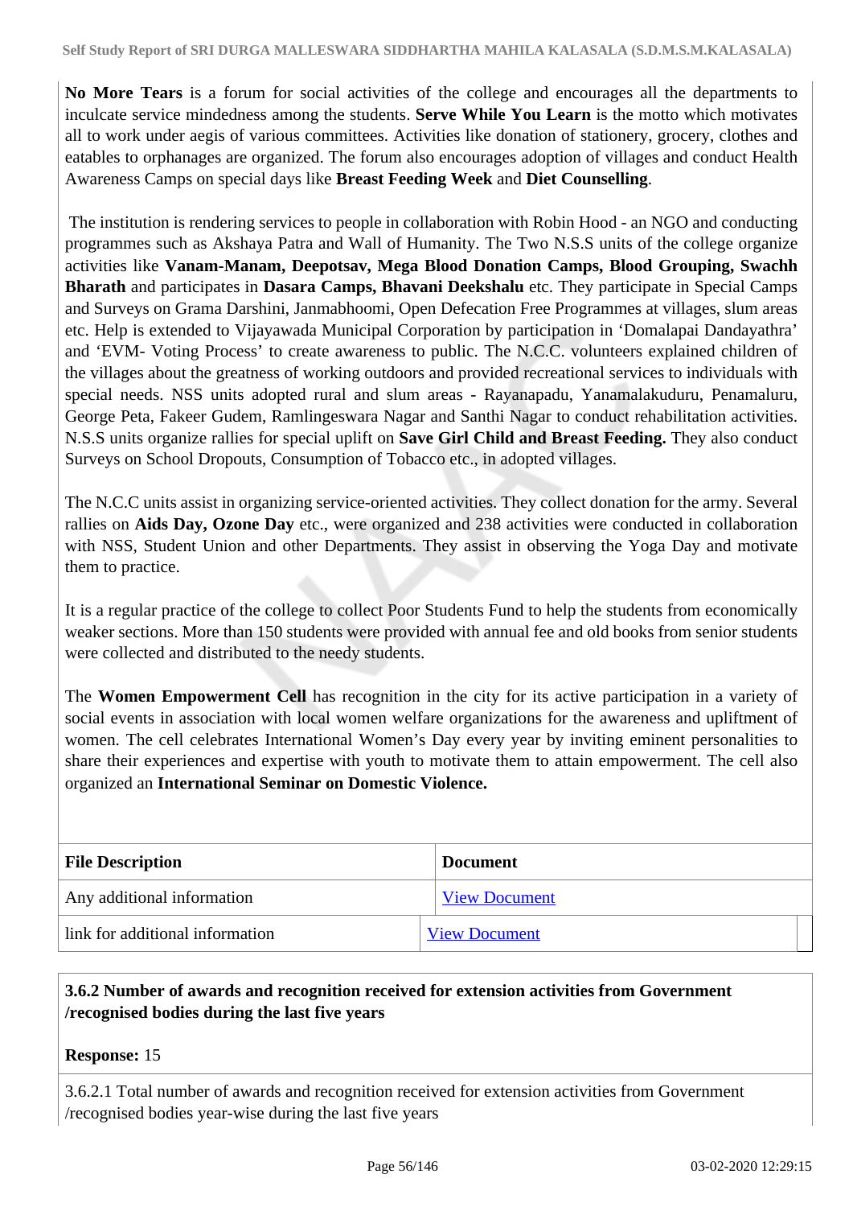**No More Tears** is a forum for social activities of the college and encourages all the departments to inculcate service mindedness among the students. **Serve While You Learn** is the motto which motivates all to work under aegis of various committees. Activities like donation of stationery, grocery, clothes and eatables to orphanages are organized. The forum also encourages adoption of villages and conduct Health Awareness Camps on special days like **Breast Feeding Week** and **Diet Counselling**.

The institution is rendering services to people in collaboration with Robin Hood - an NGO and conducting programmes such as Akshaya Patra and Wall of Humanity. The Two N.S.S units of the college organize activities like **Vanam-Manam, Deepotsav, Mega Blood Donation Camps, Blood Grouping, Swachh Bharath** and participates in **Dasara Camps, Bhavani Deekshalu** etc. They participate in Special Camps and Surveys on Grama Darshini, Janmabhoomi, Open Defecation Free Programmes at villages, slum areas etc. Help is extended to Vijayawada Municipal Corporation by participation in 'Domalapai Dandayathra' and 'EVM- Voting Process' to create awareness to public. The N.C.C. volunteers explained children of the villages about the greatness of working outdoors and provided recreational services to individuals with special needs. NSS units adopted rural and slum areas - Rayanapadu, Yanamalakuduru, Penamaluru, George Peta, Fakeer Gudem, Ramlingeswara Nagar and Santhi Nagar to conduct rehabilitation activities. N.S.S units organize rallies for special uplift on **Save Girl Child and Breast Feeding.** They also conduct Surveys on School Dropouts, Consumption of Tobacco etc., in adopted villages.

The N.C.C units assist in organizing service-oriented activities. They collect donation for the army. Several rallies on **Aids Day, Ozone Day** etc., were organized and 238 activities were conducted in collaboration with NSS, Student Union and other Departments. They assist in observing the Yoga Day and motivate them to practice.

It is a regular practice of the college to collect Poor Students Fund to help the students from economically weaker sections. More than 150 students were provided with annual fee and old books from senior students were collected and distributed to the needy students.

The **Women Empowerment Cell** has recognition in the city for its active participation in a variety of social events in association with local women welfare organizations for the awareness and upliftment of women. The cell celebrates International Women's Day every year by inviting eminent personalities to share their experiences and expertise with youth to motivate them to attain empowerment. The cell also organized an **International Seminar on Domestic Violence.**

| File Description | Document |
|---|---|
| Any additional information | View Document |
| link for additional information | View Document |

**3.6.2 Number of awards and recognition received for extension activities from Government /recognised bodies during the last five years**

**Response:** 15

3.6.2.1 Total number of awards and recognition received for extension activities from Government /recognised bodies year-wise during the last five years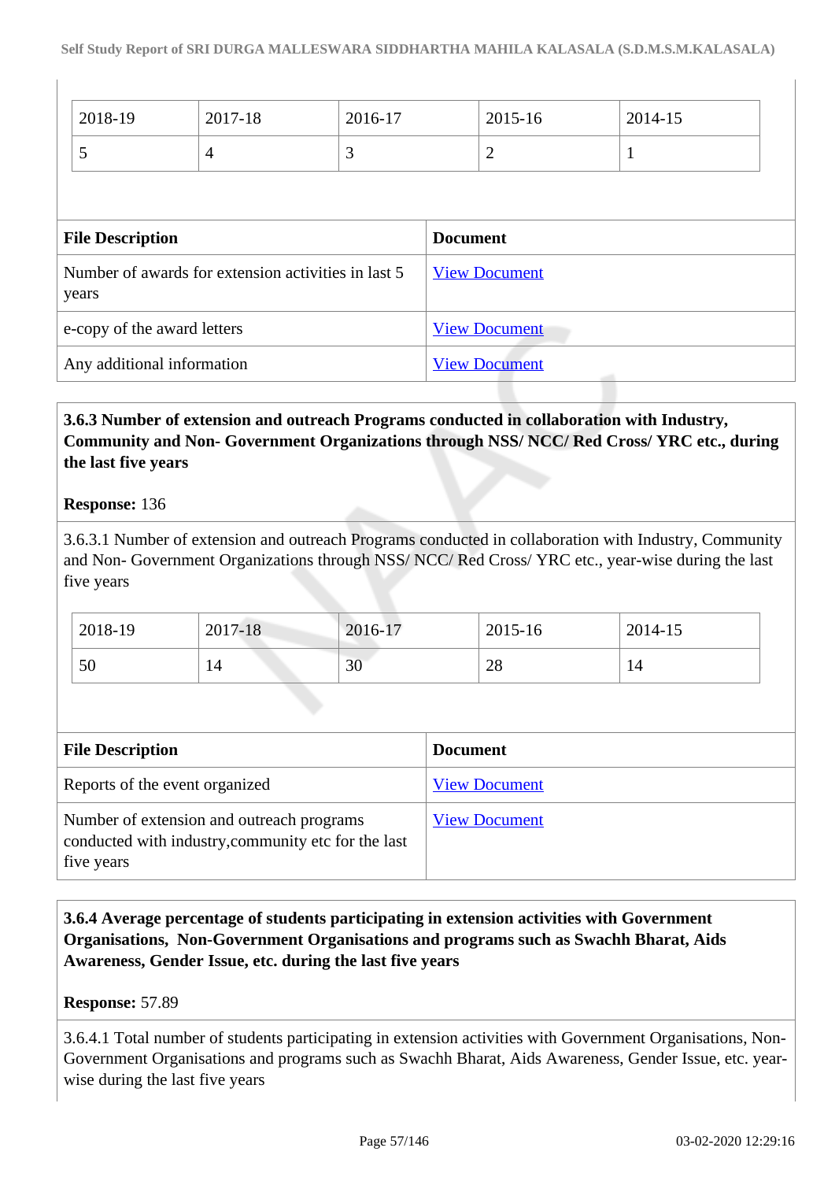| 2018-19 | 2017-18 | 2016-17 | 2015-16 | 2014-15 |
|---|---|---|---|---|
| 5 | 4 | 3 | 2 | 1 |

| File Description | Document |
|---|---|
| Number of awards for extension activities in last 5 years | View Document |
| e-copy of the award letters | View Document |
| Any additional information | View Document |

**3.6.3 Number of extension and outreach Programs conducted in collaboration with Industry, Community and Non- Government Organizations through NSS/ NCC/ Red Cross/ YRC etc., during the last five years**

**Response:** 136

3.6.3.1 Number of extension and outreach Programs conducted in collaboration with Industry, Community and Non- Government Organizations through NSS/ NCC/ Red Cross/ YRC etc., year-wise during the last five years

| 2018-19 | 2017-18 | 2016-17 | 2015-16 | 2014-15 |
|---|---|---|---|---|
| 50 | 14 | 30 | 28 | 14 |

| File Description | Document |
|---|---|
| Reports of the event organized | View Document |
| Number of extension and outreach programs conducted with industry,community etc for the last five years | View Document |

**3.6.4 Average percentage of students participating in extension activities with Government Organisations, Non-Government Organisations and programs such as Swachh Bharat, Aids Awareness, Gender Issue, etc. during the last five years**

**Response:** 57.89

3.6.4.1 Total number of students participating in extension activities with Government Organisations, Non-Government Organisations and programs such as Swachh Bharat, Aids Awareness, Gender Issue, etc. year-wise during the last five years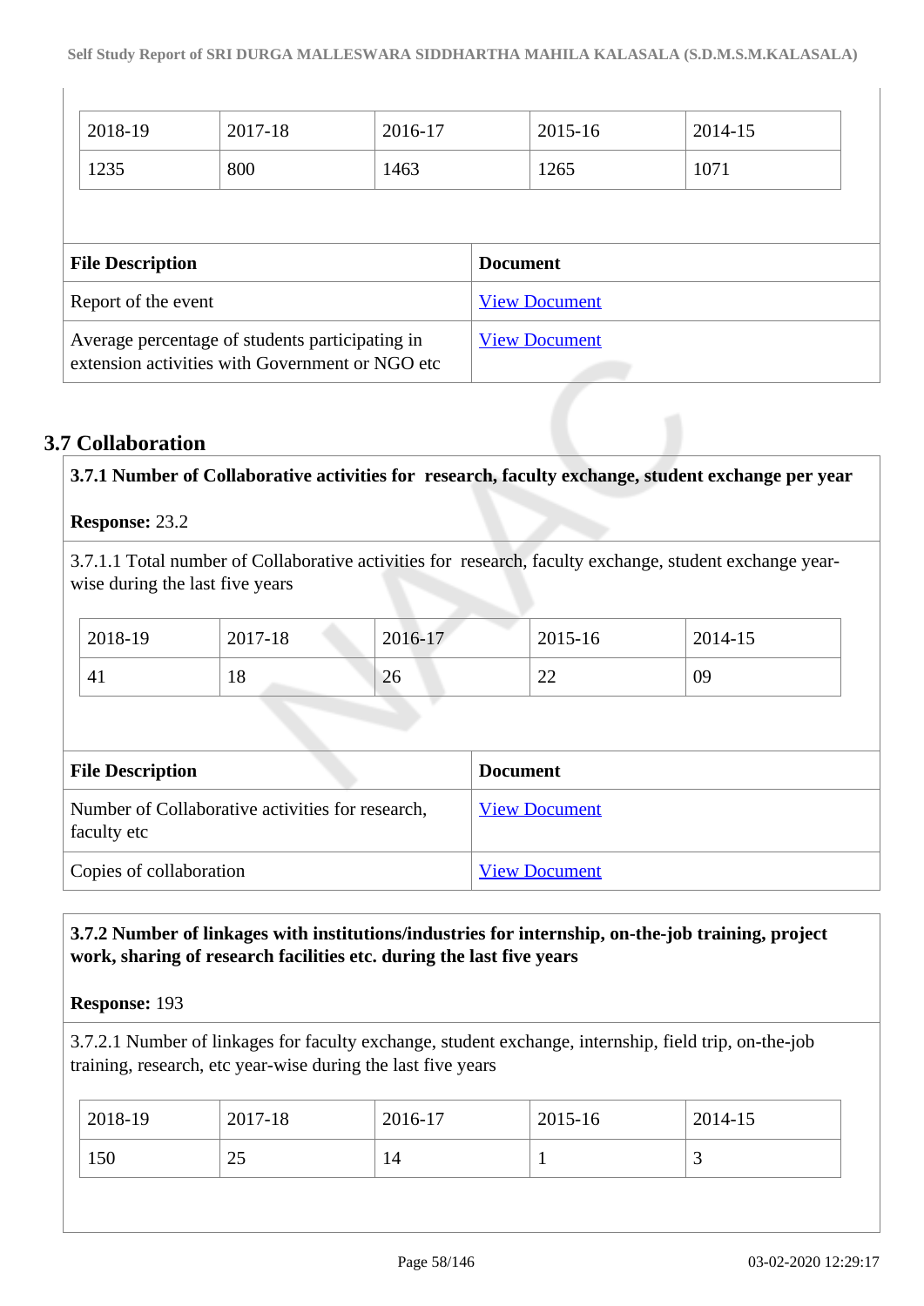| 2018-19 | 2017-18 | 2016-17 | 2015-16 | 2014-15 |
|---|---|---|---|---|
| 1235 | 800 | 1463 | 1265 | 1071 |

| File Description | Document |
|---|---|
| Report of the event | View Document |
| Average percentage of students participating in extension activities with Government or NGO etc | View Document |

## 3.7 Collaboration

**3.7.1 Number of Collaborative activities for research, faculty exchange, student exchange per year**

**Response:** 23.2

3.7.1.1 Total number of Collaborative activities for research, faculty exchange, student exchange year-wise during the last five years

| 2018-19 | 2017-18 | 2016-17 | 2015-16 | 2014-15 |
|---|---|---|---|---|
| 41 | 18 | 26 | 22 | 09 |

| File Description | Document |
|---|---|
| Number of Collaborative activities for research, faculty etc | View Document |
| Copies of collaboration | View Document |

**3.7.2 Number of linkages with institutions/industries for internship, on-the-job training, project work, sharing of research facilities etc. during the last five years**

**Response:** 193

3.7.2.1 Number of linkages for faculty exchange, student exchange, internship, field trip, on-the-job training, research, etc year-wise during the last five years

| 2018-19 | 2017-18 | 2016-17 | 2015-16 | 2014-15 |
|---|---|---|---|---|
| 150 | 25 | 14 | 1 | 3 |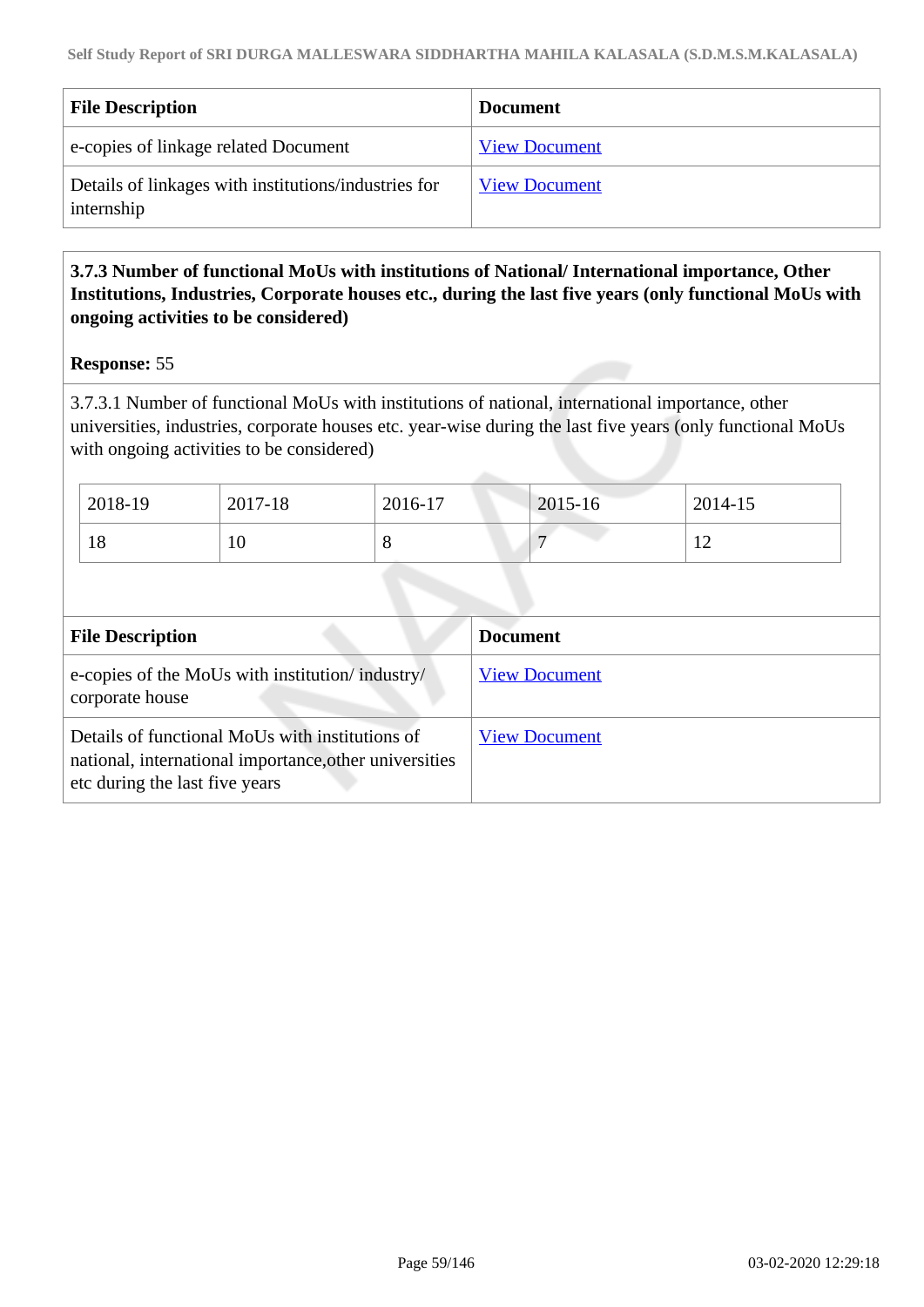| File Description | Document |
|---|---|
| e-copies of linkage related Document | View Document |
| Details of linkages with institutions/industries for internship | View Document |

**3.7.3 Number of functional MoUs with institutions of National/ International importance, Other Institutions, Industries, Corporate houses etc., during the last five years (only functional MoUs with ongoing activities to be considered)**

**Response:** 55

3.7.3.1 Number of functional MoUs with institutions of national, international importance, other universities, industries, corporate houses etc. year-wise during the last five years (only functional MoUs with ongoing activities to be considered)

| 2018-19 | 2017-18 | 2016-17 | 2015-16 | 2014-15 |
|---|---|---|---|---|
| 18 | 10 | 8 | 7 | 12 |

| File Description | Document |
|---|---|
| e-copies of the MoUs with institution/ industry/ corporate house | View Document |
| Details of functional MoUs with institutions of national, international importance,other universities etc during the last five years | View Document |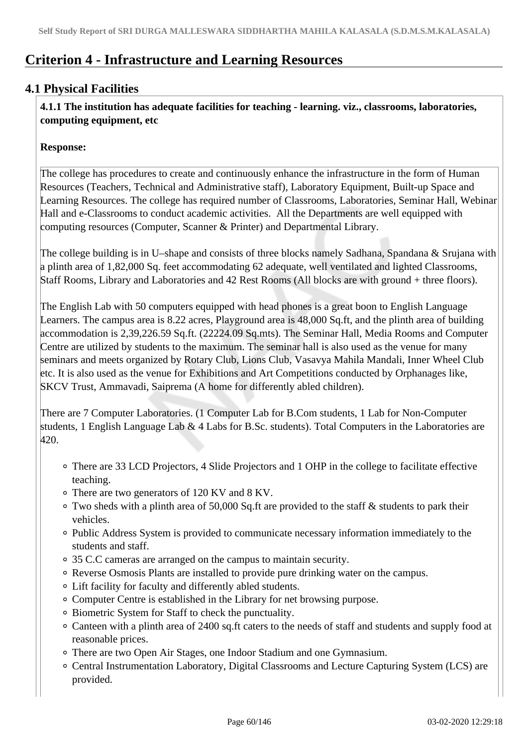# Criterion 4 - Infrastructure and Learning Resources

## 4.1 Physical Facilities

**4.1.1 The institution has adequate facilities for teaching - learning. viz., classrooms, laboratories, computing equipment, etc**

**Response:**

The college has procedures to create and continuously enhance the infrastructure in the form of Human Resources (Teachers, Technical and Administrative staff), Laboratory Equipment, Built-up Space and Learning Resources. The college has required number of Classrooms, Laboratories, Seminar Hall, Webinar Hall and e-Classrooms to conduct academic activities. All the Departments are well equipped with computing resources (Computer, Scanner & Printer) and Departmental Library.

The college building is in U–shape and consists of three blocks namely Sadhana, Spandana & Srujana with a plinth area of 1,82,000 Sq. feet accommodating 62 adequate, well ventilated and lighted Classrooms, Staff Rooms, Library and Laboratories and 42 Rest Rooms (All blocks are with ground + three floors).

The English Lab with 50 computers equipped with head phones is a great boon to English Language Learners. The campus area is 8.22 acres, Playground area is 48,000 Sq.ft, and the plinth area of building accommodation is 2,39,226.59 Sq.ft. (22224.09 Sq.mts). The Seminar Hall, Media Rooms and Computer Centre are utilized by students to the maximum. The seminar hall is also used as the venue for many seminars and meets organized by Rotary Club, Lions Club, Vasavya Mahila Mandali, Inner Wheel Club etc. It is also used as the venue for Exhibitions and Art Competitions conducted by Orphanages like, SKCV Trust, Ammavadi, Saiprema (A home for differently abled children).

There are 7 Computer Laboratories. (1 Computer Lab for B.Com students, 1 Lab for Non-Computer students, 1 English Language Lab & 4 Labs for B.Sc. students). Total Computers in the Laboratories are 420.

- There are 33 LCD Projectors, 4 Slide Projectors and 1 OHP in the college to facilitate effective teaching.
- There are two generators of 120 KV and 8 KV.
- Two sheds with a plinth area of 50,000 Sq.ft are provided to the staff & students to park their vehicles.
- Public Address System is provided to communicate necessary information immediately to the students and staff.
- 35 C.C cameras are arranged on the campus to maintain security.
- Reverse Osmosis Plants are installed to provide pure drinking water on the campus.
- Lift facility for faculty and differently abled students.
- Computer Centre is established in the Library for net browsing purpose.
- Biometric System for Staff to check the punctuality.
- Canteen with a plinth area of 2400 sq.ft caters to the needs of staff and students and supply food at reasonable prices.
- There are two Open Air Stages, one Indoor Stadium and one Gymnasium.
- Central Instrumentation Laboratory, Digital Classrooms and Lecture Capturing System (LCS) are provided.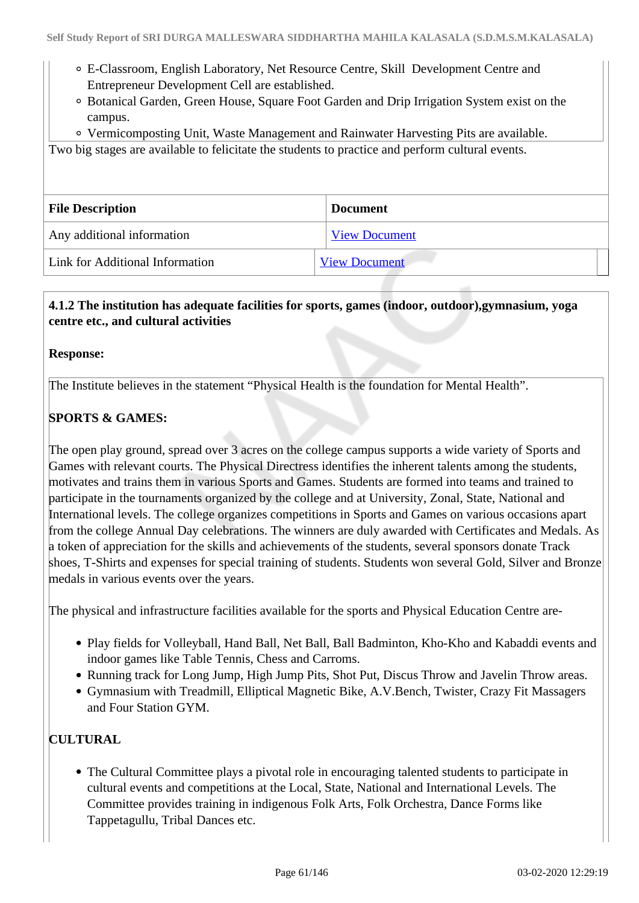- E-Classroom, English Laboratory, Net Resource Centre, Skill Development Centre and Entrepreneur Development Cell are established.
- Botanical Garden, Green House, Square Foot Garden and Drip Irrigation System exist on the campus.
- Vermicomposting Unit, Waste Management and Rainwater Harvesting Pits are available.

Two big stages are available to felicitate the students to practice and perform cultural events.

| File Description | Document |
|---|---|
| Any additional information | View Document |
| Link for Additional Information | View Document |

**4.1.2 The institution has adequate facilities for sports, games (indoor, outdoor),gymnasium, yoga centre etc., and cultural activities**

**Response:**

The Institute believes in the statement "Physical Health is the foundation for Mental Health".

**SPORTS & GAMES:**

The open play ground, spread over 3 acres on the college campus supports a wide variety of Sports and Games with relevant courts. The Physical Directress identifies the inherent talents among the students, motivates and trains them in various Sports and Games. Students are formed into teams and trained to participate in the tournaments organized by the college and at University, Zonal, State, National and International levels. The college organizes competitions in Sports and Games on various occasions apart from the college Annual Day celebrations. The winners are duly awarded with Certificates and Medals. As a token of appreciation for the skills and achievements of the students, several sponsors donate Track shoes, T-Shirts and expenses for special training of students. Students won several Gold, Silver and Bronze medals in various events over the years.

The physical and infrastructure facilities available for the sports and Physical Education Centre are-

- Play fields for Volleyball, Hand Ball, Net Ball, Ball Badminton, Kho-Kho and Kabaddi events and indoor games like Table Tennis, Chess and Carroms.
- Running track for Long Jump, High Jump Pits, Shot Put, Discus Throw and Javelin Throw areas.
- Gymnasium with Treadmill, Elliptical Magnetic Bike, A.V.Bench, Twister, Crazy Fit Massagers and Four Station GYM.

**CULTURAL**

- The Cultural Committee plays a pivotal role in encouraging talented students to participate in cultural events and competitions at the Local, State, National and International Levels. The Committee provides training in indigenous Folk Arts, Folk Orchestra, Dance Forms like Tappetagullu, Tribal Dances etc.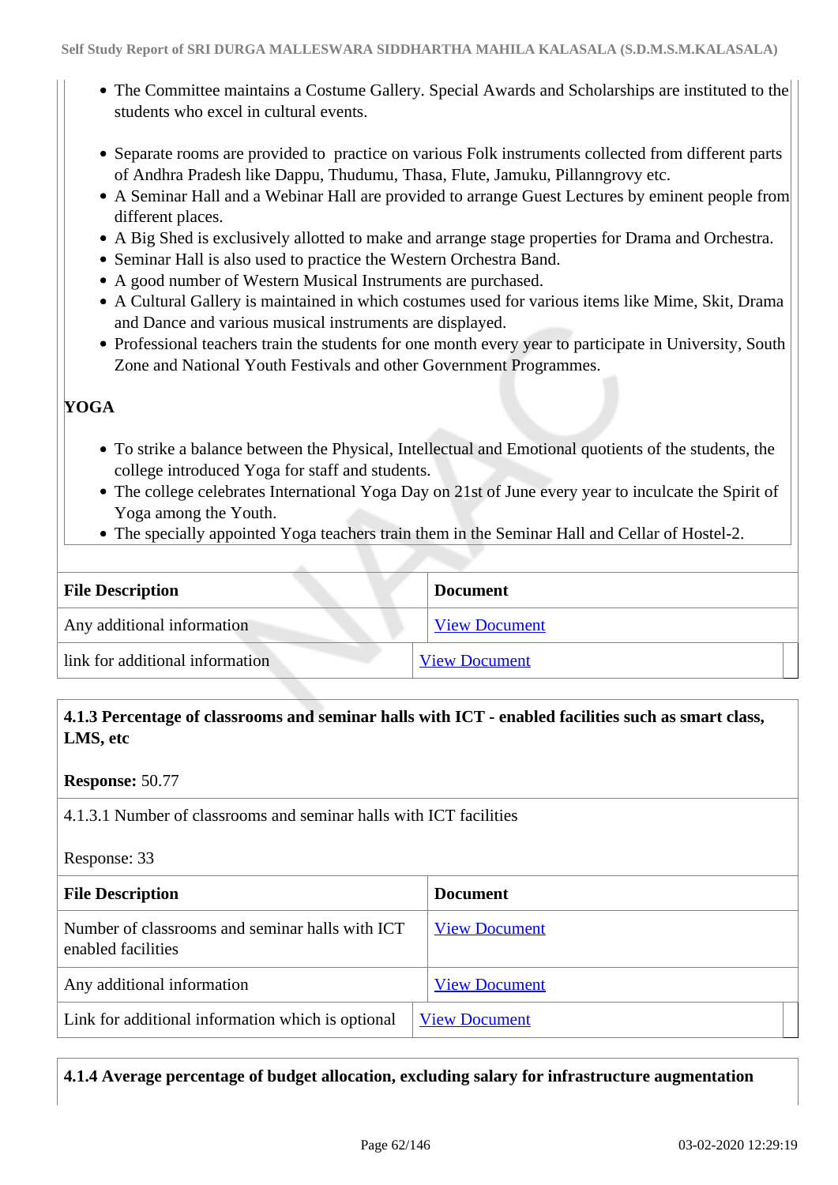- The Committee maintains a Costume Gallery. Special Awards and Scholarships are instituted to the students who excel in cultural events.

- Separate rooms are provided to practice on various Folk instruments collected from different parts of Andhra Pradesh like Dappu, Thudumu, Thasa, Flute, Jamuku, Pillanngrovy etc.
- A Seminar Hall and a Webinar Hall are provided to arrange Guest Lectures by eminent people from different places.
- A Big Shed is exclusively allotted to make and arrange stage properties for Drama and Orchestra.
- Seminar Hall is also used to practice the Western Orchestra Band.
- A good number of Western Musical Instruments are purchased.
- A Cultural Gallery is maintained in which costumes used for various items like Mime, Skit, Drama and Dance and various musical instruments are displayed.
- Professional teachers train the students for one month every year to participate in University, South Zone and National Youth Festivals and other Government Programmes.

**YOGA**

- To strike a balance between the Physical, Intellectual and Emotional quotients of the students, the college introduced Yoga for staff and students.
- The college celebrates International Yoga Day on 21st of June every year to inculcate the Spirit of Yoga among the Youth.
- The specially appointed Yoga teachers train them in the Seminar Hall and Cellar of Hostel-2.

| File Description | Document |
|---|---|
| Any additional information | View Document |
| link for additional information | View Document |

**4.1.3 Percentage of classrooms and seminar halls with ICT - enabled facilities such as smart class, LMS, etc**

**Response:** 50.77

4.1.3.1 Number of classrooms and seminar halls with ICT facilities

Response: 33

| File Description | Document |
|---|---|
| Number of classrooms and seminar halls with ICT enabled facilities | View Document |
| Any additional information | View Document |
| Link for additional information which is optional | View Document |

**4.1.4 Average percentage of budget allocation, excluding salary for infrastructure augmentation**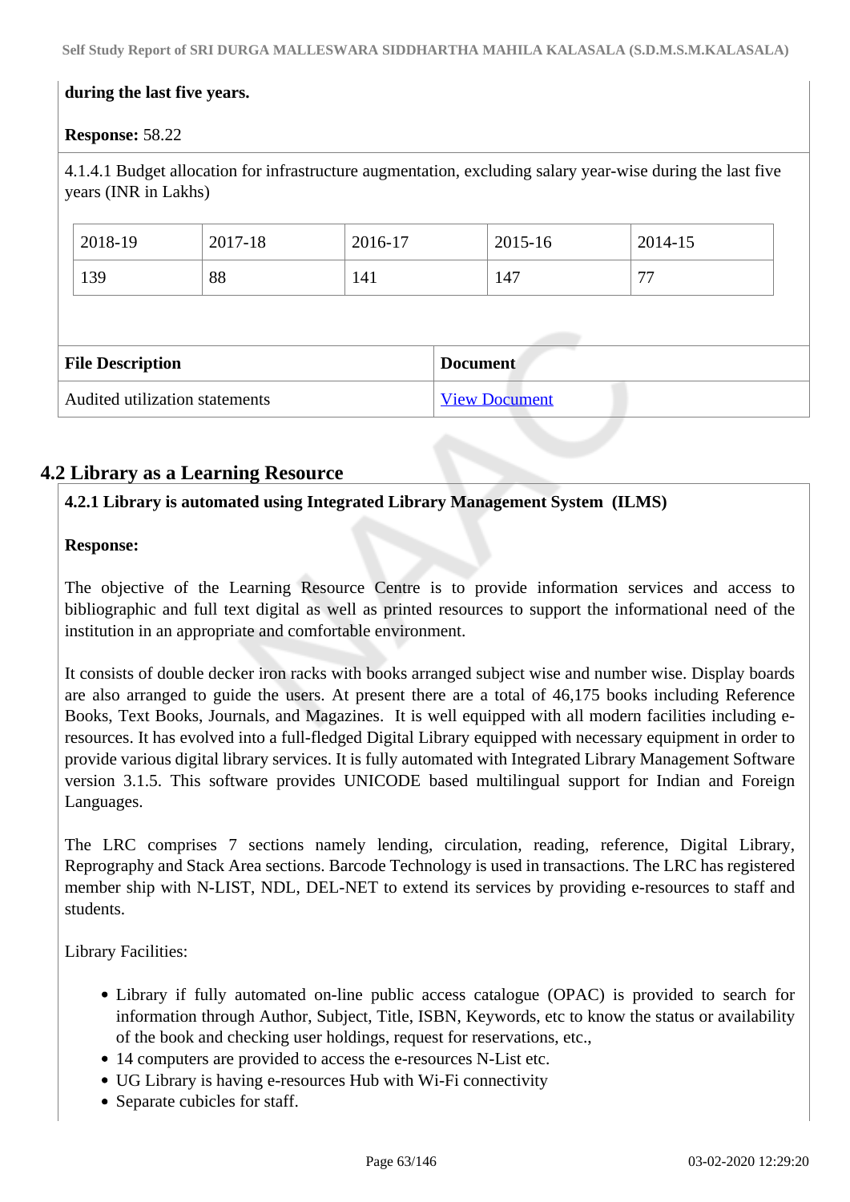**during the last five years.**

**Response:** 58.22

4.1.4.1 Budget allocation for infrastructure augmentation, excluding salary year-wise during the last five years (INR in Lakhs)

| 2018-19 | 2017-18 | 2016-17 | 2015-16 | 2014-15 |
|---|---|---|---|---|
| 139 | 88 | 141 | 147 | 77 |

| File Description | Document |
|---|---|
| Audited utilization statements | View Document |

## 4.2 Library as a Learning Resource

**4.2.1 Library is automated using Integrated Library Management System (ILMS)**

**Response:**

The objective of the Learning Resource Centre is to provide information services and access to bibliographic and full text digital as well as printed resources to support the informational need of the institution in an appropriate and comfortable environment.

It consists of double decker iron racks with books arranged subject wise and number wise. Display boards are also arranged to guide the users. At present there are a total of 46,175 books including Reference Books, Text Books, Journals, and Magazines. It is well equipped with all modern facilities including e-resources. It has evolved into a full-fledged Digital Library equipped with necessary equipment in order to provide various digital library services. It is fully automated with Integrated Library Management Software version 3.1.5. This software provides UNICODE based multilingual support for Indian and Foreign Languages.

The LRC comprises 7 sections namely lending, circulation, reading, reference, Digital Library, Reprography and Stack Area sections. Barcode Technology is used in transactions. The LRC has registered member ship with N-LIST, NDL, DEL-NET to extend its services by providing e-resources to staff and students.

Library Facilities:

- Library if fully automated on-line public access catalogue (OPAC) is provided to search for information through Author, Subject, Title, ISBN, Keywords, etc to know the status or availability of the book and checking user holdings, request for reservations, etc.,
- 14 computers are provided to access the e-resources N-List etc.
- UG Library is having e-resources Hub with Wi-Fi connectivity
- Separate cubicles for staff.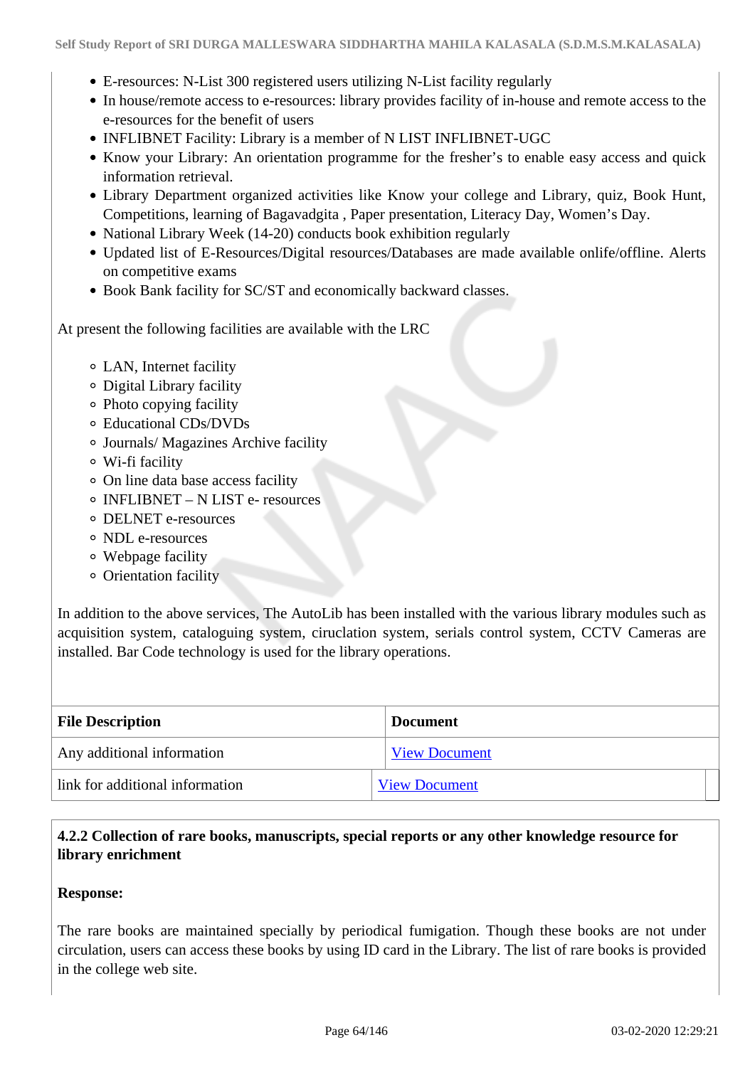- E-resources: N-List 300 registered users utilizing N-List facility regularly
- In house/remote access to e-resources: library provides facility of in-house and remote access to the e-resources for the benefit of users
- INFLIBNET Facility: Library is a member of N LIST INFLIBNET-UGC
- Know your Library: An orientation programme for the fresher's to enable easy access and quick information retrieval.
- Library Department organized activities like Know your college and Library, quiz, Book Hunt, Competitions, learning of Bagavadgita , Paper presentation, Literacy Day, Women's Day.
- National Library Week (14-20) conducts book exhibition regularly
- Updated list of E-Resources/Digital resources/Databases are made available onlife/offline. Alerts on competitive exams
- Book Bank facility for SC/ST and economically backward classes.

At present the following facilities are available with the LRC

- LAN, Internet facility
- Digital Library facility
- Photo copying facility
- Educational CDs/DVDs
- Journals/ Magazines Archive facility
- Wi-fi facility
- On line data base access facility
- INFLIBNET – N LIST e- resources
- DELNET e-resources
- NDL e-resources
- Webpage facility
- Orientation facility

In addition to the above services, The AutoLib has been installed with the various library modules such as acquisition system, cataloguing system, ciruclation system, serials control system, CCTV Cameras are installed. Bar Code technology is used for the library operations.

| File Description | Document |
|---|---|
| Any additional information | View Document |
| link for additional information | View Document |

**4.2.2 Collection of rare books, manuscripts, special reports or any other knowledge resource for library enrichment**

**Response:**

The rare books are maintained specially by periodical fumigation. Though these books are not under circulation, users can access these books by using ID card in the Library. The list of rare books is provided in the college web site.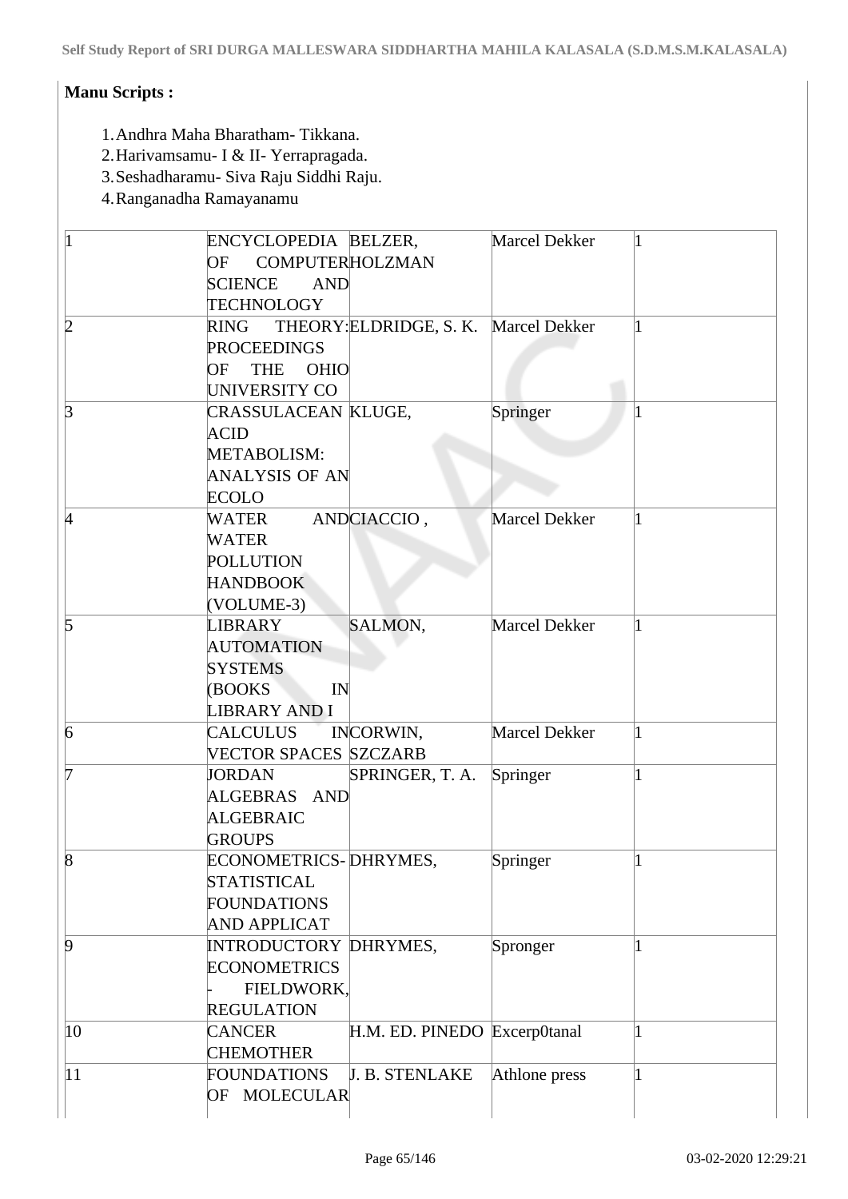**Manu Scripts :**

1. Andhra Maha Bharatham- Tikkana.
2. Harivamsamu- I & II- Yerrapragada.
3. Seshadharamu- Siva Raju Siddhi Raju.
4. Ranganadha Ramayanamu

| | | | | |
|---|---|---|---|---|
| 1 | ENCYCLOPEDIA OF COMPUTER SCIENCE AND TECHNOLOGY | BELZER, HOLZMAN | Marcel Dekker | 1 |
| 2 | RING THEORY: PROCEEDINGS OF THE OHIO UNIVERSITY CO | ELDRIDGE, S. K. | Marcel Dekker | 1 |
| 3 | CRASSULACEAN ACID METABOLISM: ANALYSIS OF AN ECOLO | KLUGE, | Springer | 1 |
| 4 | WATER AND WATER POLLUTION HANDBOOK (VOLUME-3) | CIACCIO , | Marcel Dekker | 1 |
| 5 | LIBRARY AUTOMATION SYSTEMS (BOOKS IN LIBRARY AND I | SALMON, | Marcel Dekker | 1 |
| 6 | CALCULUS IN VECTOR SPACES | CORWIN, SZCZARB | Marcel Dekker | 1 |
| 7 | JORDAN ALGEBRAS AND ALGEBRAIC GROUPS | SPRINGER, T. A. | Springer | 1 |
| 8 | ECONOMETRICS- STATISTICAL FOUNDATIONS AND APPLICAT | DHRYMES, | Springer | 1 |
| 9 | INTRODUCTORY ECONOMETRICS - FIELDWORK, REGULATION | DHRYMES, | Spronger | 1 |
| 10 | CANCER CHEMOTHER | H.M. ED. PINEDO | Excerp0tanal | 1 |
| 11 | FOUNDATIONS OF MOLECULAR | J. B. STENLAKE | Athlone press | 1 |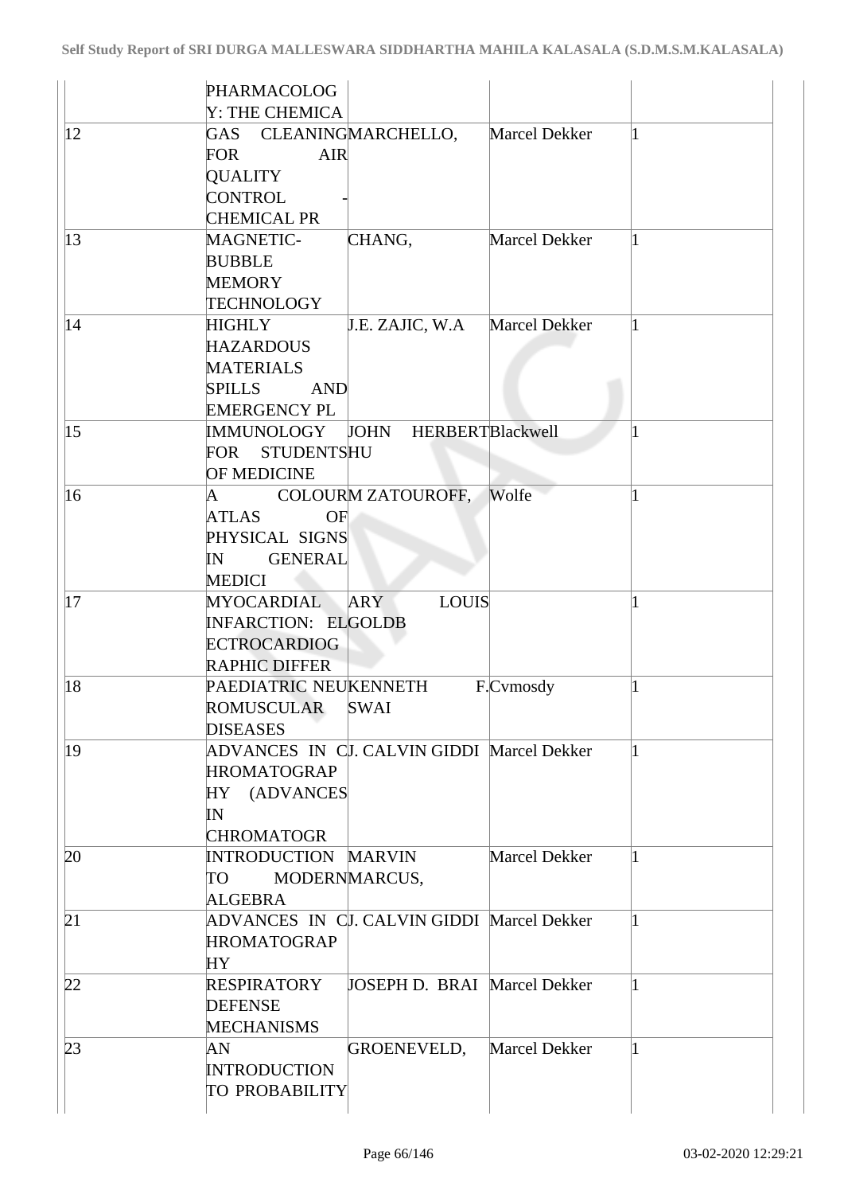| | PHARMACOLOGY: THE CHEMICA | | | |
|---|---|---|---|---|
| 12 | GAS CLEANING FOR AIR QUALITY CONTROL - CHEMICAL PR | MARCHELLO, | Marcel Dekker | 1 |
| 13 | MAGNETIC-BUBBLE MEMORY TECHNOLOGY | CHANG, | Marcel Dekker | 1 |
| 14 | HIGHLY HAZARDOUS MATERIALS SPILLS AND EMERGENCY PL | J.E. ZAJIC, W.A | Marcel Dekker | 1 |
| 15 | IMMUNOLOGY FOR STUDENTS OF MEDICINE | JOHN HERBERT HU | Blackwell | 1 |
| 16 | A COLOUR ATLAS OF PHYSICAL SIGNS IN GENERAL MEDICI | M ZATOUROFF, | Wolfe | 1 |
| 17 | MYOCARDIAL INFARCTION: ELECTROCARDIOGRAPHIC DIFFER | ARY LOUIS GOLDB | | 1 |
| 18 | PAEDIATRIC NEUROMUSCULAR DISEASES | KENNETH SWAI | F.Cvmosdy | 1 |
| 19 | ADVANCES IN CHROMATOGRAPHY (ADVANCES IN CHROMATOGR | J. CALVIN GIDDI | Marcel Dekker | 1 |
| 20 | INTRODUCTION TO MODERN ALGEBRA | MARVIN MARCUS, | Marcel Dekker | 1 |
| 21 | ADVANCES IN CHROMATOGRAPHY | J. CALVIN GIDDI | Marcel Dekker | 1 |
| 22 | RESPIRATORY DEFENSE MECHANISMS | JOSEPH D. BRAI | Marcel Dekker | 1 |
| 23 | AN INTRODUCTION TO PROBABILITY | GROENEVELD, | Marcel Dekker | 1 |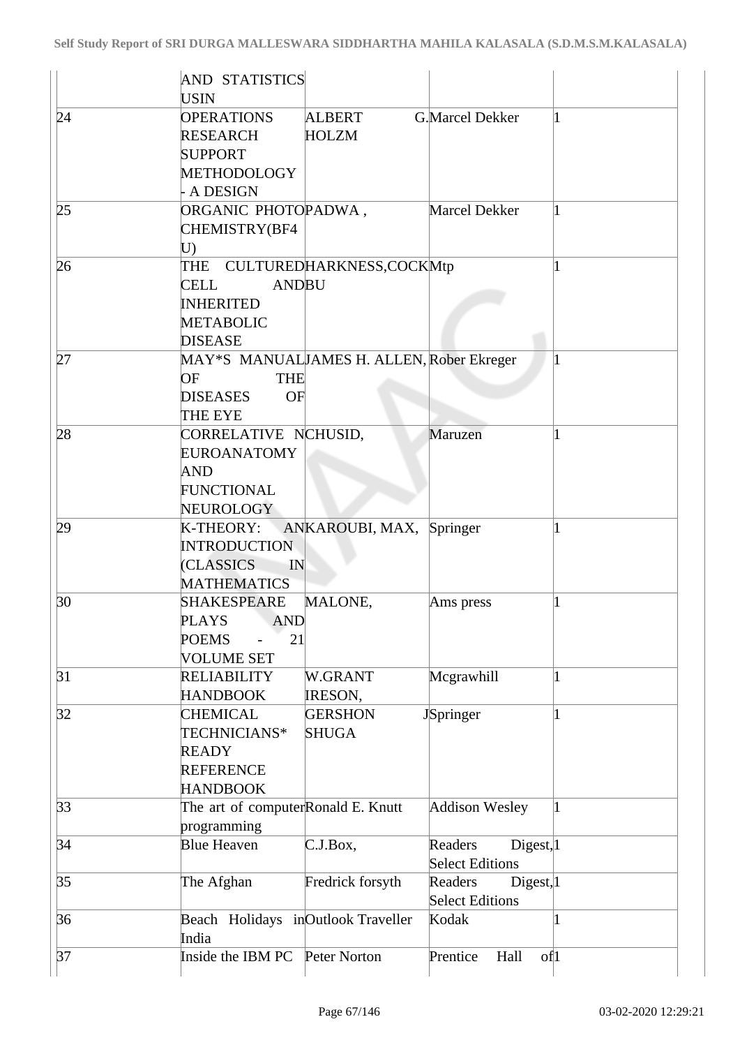|  | AND STATISTICS USIN |  |  |  |
|---|---|---|---|---|
| 24 | OPERATIONS RESEARCH SUPPORT METHODOLOGY - A DESIGN | ALBERT G. HOLZM | Marcel Dekker | 1 |
| 25 | ORGANIC PHOTO CHEMISTRY(BF4 U) | PADWA , | Marcel Dekker | 1 |
| 26 | THE CULTURED CELL AND INHERITED METABOLIC DISEASE | HARKNESS,COCK BU | Mtp | 1 |
| 27 | MAY*S MANUAL OF THE DISEASES OF THE EYE | JAMES H. ALLEN, | Rober Ekreger | 1 |
| 28 | CORRELATIVE NEUROANATOMY AND FUNCTIONAL NEUROLOGY | CHUSID, | Maruzen | 1 |
| 29 | K-THEORY: AN INTRODUCTION (CLASSICS IN MATHEMATICS | KAROUBI, MAX, | Springer | 1 |
| 30 | SHAKESPEARE PLAYS AND POEMS - 21 VOLUME SET | MALONE, | Ams press | 1 |
| 31 | RELIABILITY HANDBOOK | W.GRANT IRESON, | Mcgrawhill | 1 |
| 32 | CHEMICAL TECHNICIANS* READY REFERENCE HANDBOOK | GERSHON J SHUGA | Springer | 1 |
| 33 | The art of computer programming | Ronald E. Knutt | Addison Wesley | 1 |
| 34 | Blue Heaven | C.J.Box, | Readers Digest, Select Editions | 1 |
| 35 | The Afghan | Fredrick forsyth | Readers Digest, Select Editions | 1 |
| 36 | Beach Holidays in India | Outlook Traveller | Kodak | 1 |
| 37 | Inside the IBM PC | Peter Norton | Prentice Hall of | 1 |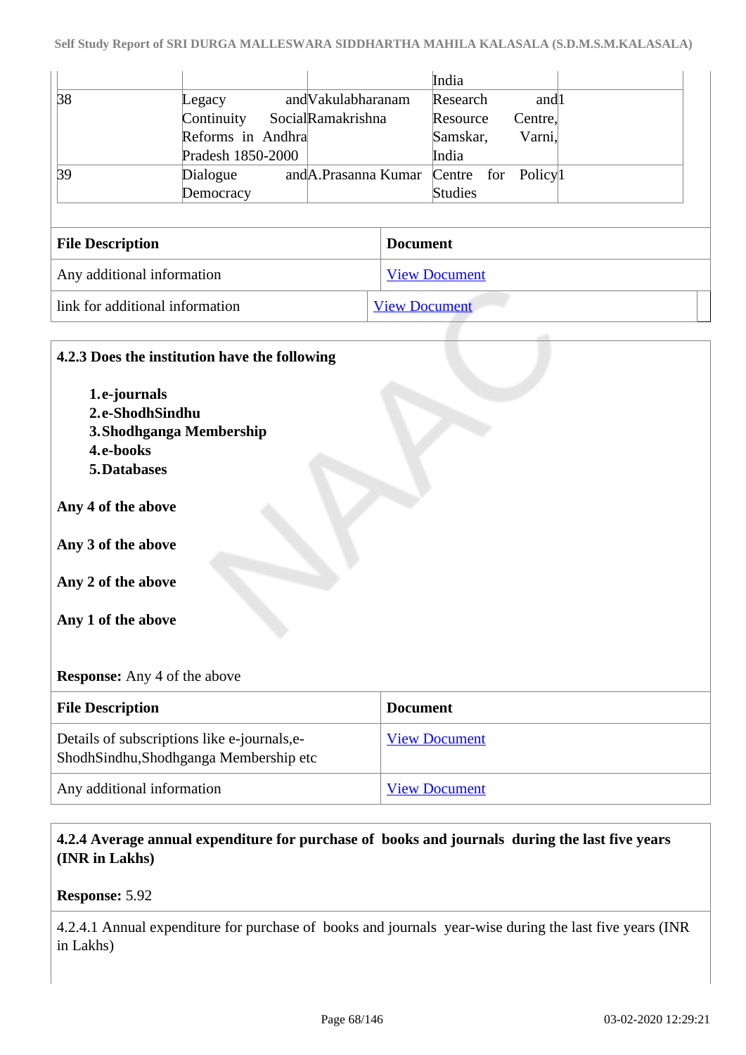| | | | India | |
|---|---|---|---|---|
| 38 | Legacy and Continuity Social Reforms in Andhra Pradesh 1850-2000 | Vakulabharanam Ramakrishna | Research and Resource Centre, Samskar, Varni, India | 1 |
| 39 | Dialogue and Democracy | A.Prasanna Kumar | Centre for Policy Studies | 1 |

| File Description | Document |
|---|---|
| Any additional information | View Document |
| link for additional information | View Document |

**4.2.3 Does the institution have the following**

1. **e-journals**
2. **e-ShodhSindhu**
3. **Shodhganga Membership**
4. **e-books**
5. **Databases**

**Any 4 of the above**

**Any 3 of the above**

**Any 2 of the above**

**Any 1 of the above**

**Response:** Any 4 of the above

| File Description | Document |
|---|---|
| Details of subscriptions like e-journals,e-ShodhSindhu,Shodhganga Membership etc | View Document |
| Any additional information | View Document |

**4.2.4 Average annual expenditure for purchase of books and journals during the last five years (INR in Lakhs)**

**Response:** 5.92

4.2.4.1 Annual expenditure for purchase of books and journals year-wise during the last five years (INR in Lakhs)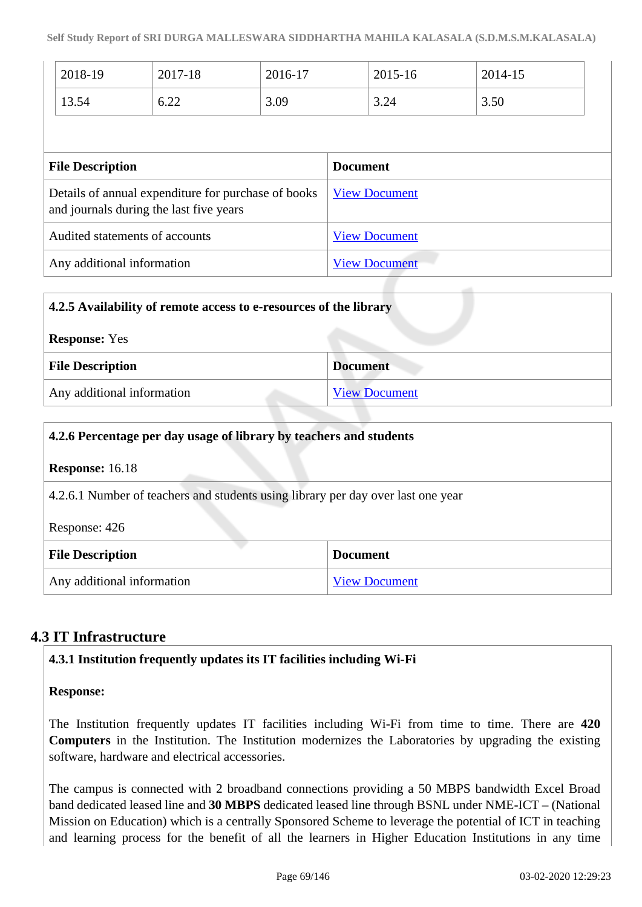| 2018-19 | 2017-18 | 2016-17 | 2015-16 | 2014-15 |
|---|---|---|---|---|
| 13.54 | 6.22 | 3.09 | 3.24 | 3.50 |

| File Description | Document |
|---|---|
| Details of annual expenditure for purchase of books and journals during the last five years | View Document |
| Audited statements of accounts | View Document |
| Any additional information | View Document |

**4.2.5 Availability of remote access to e-resources of the library**

**Response:** Yes

| File Description | Document |
|---|---|
| Any additional information | View Document |

**4.2.6 Percentage per day usage of library by teachers and students**

**Response:** 16.18

4.2.6.1 Number of teachers and students using library per day over last one year

Response: 426

| File Description | Document |
|---|---|
| Any additional information | View Document |

## 4.3 IT Infrastructure

**4.3.1 Institution frequently updates its IT facilities including Wi-Fi**

**Response:**

The Institution frequently updates IT facilities including Wi-Fi from time to time. There are **420 Computers** in the Institution. The Institution modernizes the Laboratories by upgrading the existing software, hardware and electrical accessories.

The campus is connected with 2 broadband connections providing a 50 MBPS bandwidth Excel Broad band dedicated leased line and **30 MBPS** dedicated leased line through BSNL under NME-ICT – (National Mission on Education) which is a centrally Sponsored Scheme to leverage the potential of ICT in teaching and learning process for the benefit of all the learners in Higher Education Institutions in any time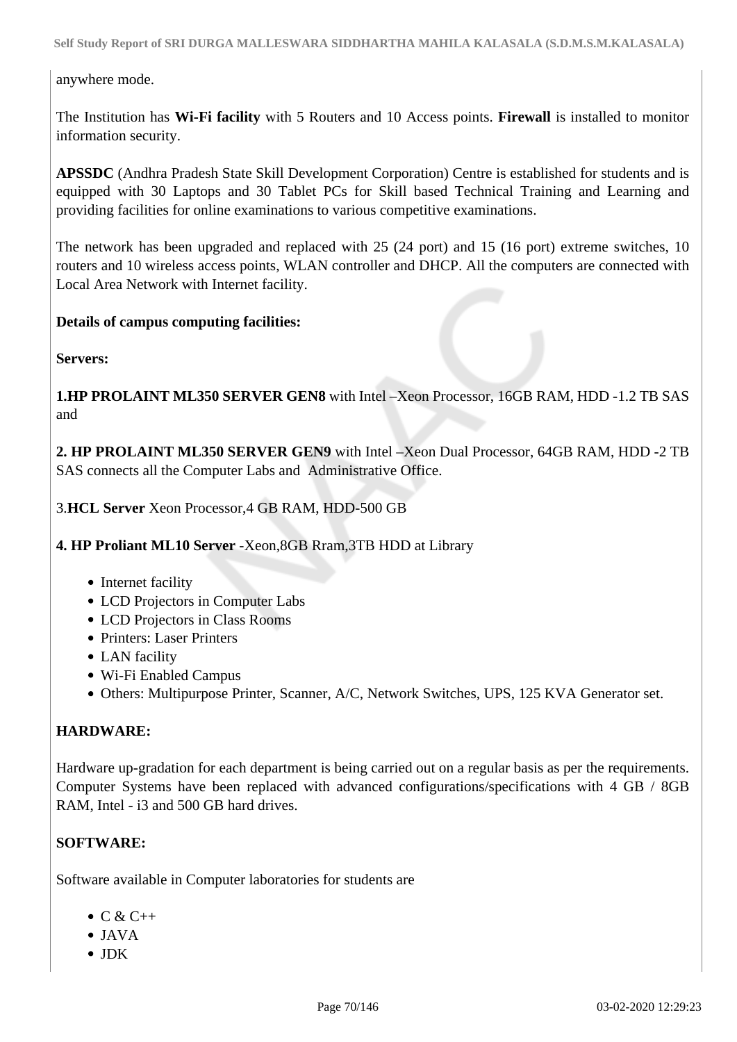anywhere mode.

The Institution has **Wi-Fi facility** with 5 Routers and 10 Access points. **Firewall** is installed to monitor information security.

**APSSDC** (Andhra Pradesh State Skill Development Corporation) Centre is established for students and is equipped with 30 Laptops and 30 Tablet PCs for Skill based Technical Training and Learning and providing facilities for online examinations to various competitive examinations.

The network has been upgraded and replaced with 25 (24 port) and 15 (16 port) extreme switches, 10 routers and 10 wireless access points, WLAN controller and DHCP. All the computers are connected with Local Area Network with Internet facility.

**Details of campus computing facilities:**

**Servers:**

**1.HP PROLAINT ML350 SERVER GEN8** with Intel –Xeon Processor, 16GB RAM, HDD -1.2 TB SAS and

**2. HP PROLAINT ML350 SERVER GEN9** with Intel –Xeon Dual Processor, 64GB RAM, HDD -2 TB SAS connects all the Computer Labs and Administrative Office.

3.**HCL Server** Xeon Processor,4 GB RAM, HDD-500 GB

**4. HP Proliant ML10 Server** -Xeon,8GB Rram,3TB HDD at Library

- Internet facility
- LCD Projectors in Computer Labs
- LCD Projectors in Class Rooms
- Printers: Laser Printers
- LAN facility
- Wi-Fi Enabled Campus
- Others: Multipurpose Printer, Scanner, A/C, Network Switches, UPS, 125 KVA Generator set.

**HARDWARE:**

Hardware up-gradation for each department is being carried out on a regular basis as per the requirements. Computer Systems have been replaced with advanced configurations/specifications with 4 GB / 8GB RAM, Intel - i3 and 500 GB hard drives.

**SOFTWARE:**

Software available in Computer laboratories for students are

- C & C++
- JAVA
- JDK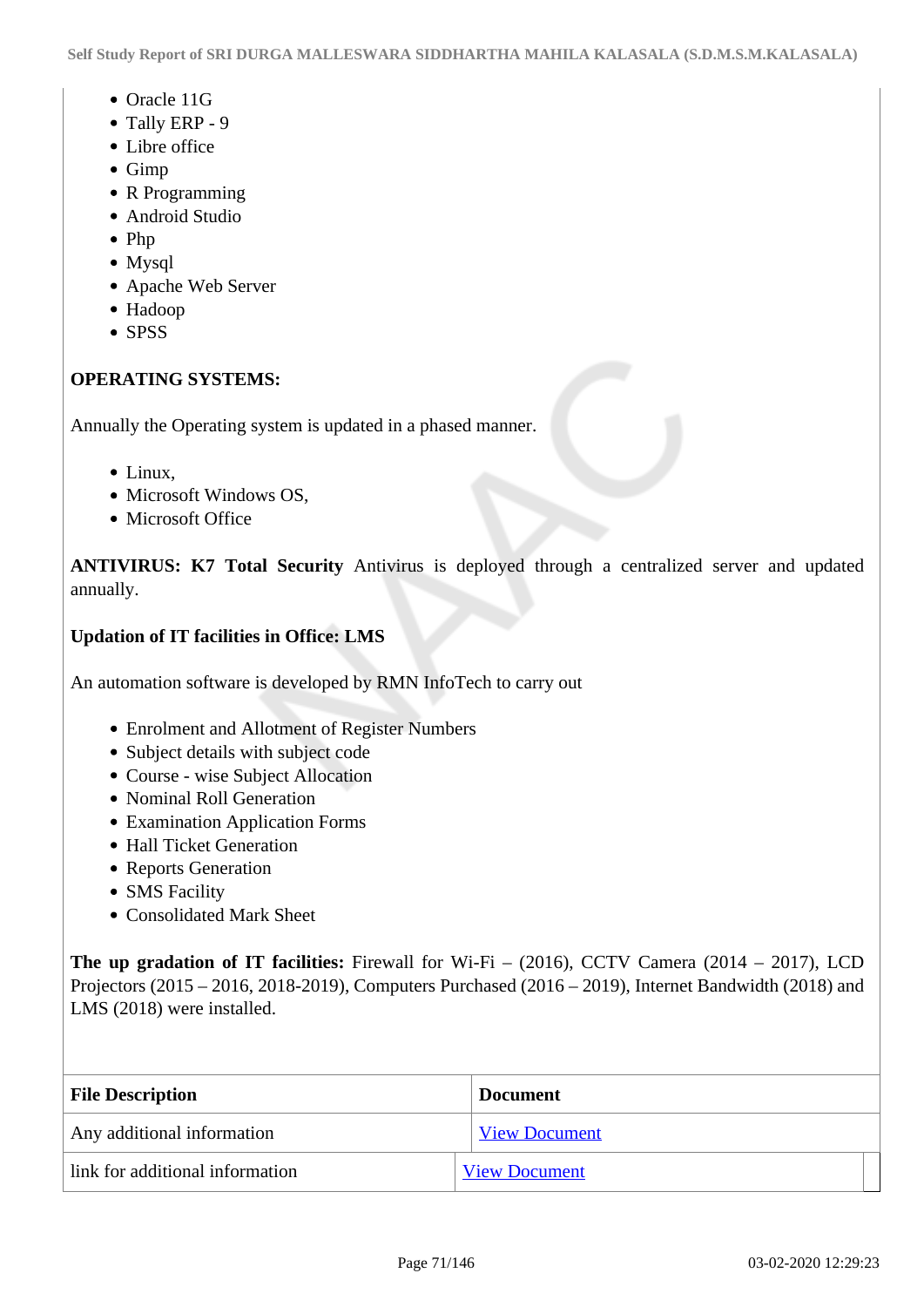- Oracle 11G
- Tally ERP - 9
- Libre office
- Gimp
- R Programming
- Android Studio
- Php
- Mysql
- Apache Web Server
- Hadoop
- SPSS

**OPERATING SYSTEMS:**

Annually the Operating system is updated in a phased manner.

- Linux,
- Microsoft Windows OS,
- Microsoft Office

**ANTIVIRUS: K7 Total Security** Antivirus is deployed through a centralized server and updated annually.

**Updation of IT facilities in Office: LMS**

An automation software is developed by RMN InfoTech to carry out

- Enrolment and Allotment of Register Numbers
- Subject details with subject code
- Course - wise Subject Allocation
- Nominal Roll Generation
- Examination Application Forms
- Hall Ticket Generation
- Reports Generation
- SMS Facility
- Consolidated Mark Sheet

**The up gradation of IT facilities:** Firewall for Wi-Fi – (2016), CCTV Camera (2014 – 2017), LCD Projectors (2015 – 2016, 2018-2019), Computers Purchased (2016 – 2019), Internet Bandwidth (2018) and LMS (2018) were installed.

| File Description | Document |
|---|---|
| Any additional information | View Document |
| link for additional information | View Document |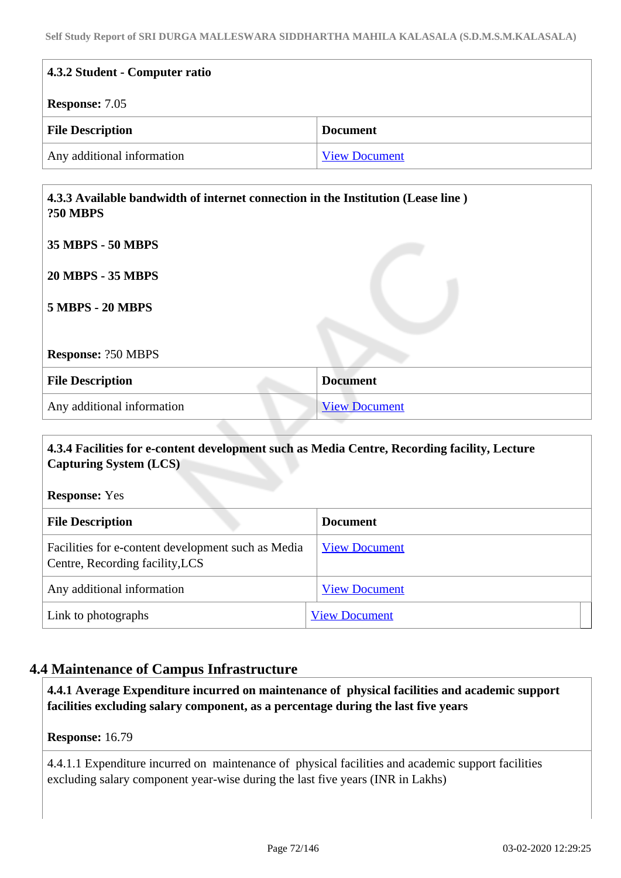**4.3.2 Student - Computer ratio**

**Response:** 7.05

| File Description | Document |
|---|---|
| Any additional information | View Document |

**4.3.3 Available bandwidth of internet connection in the Institution (Lease line )**
**?50 MBPS**

**35 MBPS - 50 MBPS**

**20 MBPS - 35 MBPS**

**5 MBPS - 20 MBPS**

**Response:** ?50 MBPS

| File Description | Document |
|---|---|
| Any additional information | View Document |

**4.3.4 Facilities for e-content development such as Media Centre, Recording facility, Lecture Capturing System (LCS)**

**Response:** Yes

| File Description | Document |
|---|---|
| Facilities for e-content development such as Media Centre, Recording facility,LCS | View Document |
| Any additional information | View Document |
| Link to photographs | View Document |

## 4.4 Maintenance of Campus Infrastructure

**4.4.1 Average Expenditure incurred on maintenance of physical facilities and academic support facilities excluding salary component, as a percentage during the last five years**

**Response:** 16.79

4.4.1.1 Expenditure incurred on maintenance of physical facilities and academic support facilities excluding salary component year-wise during the last five years (INR in Lakhs)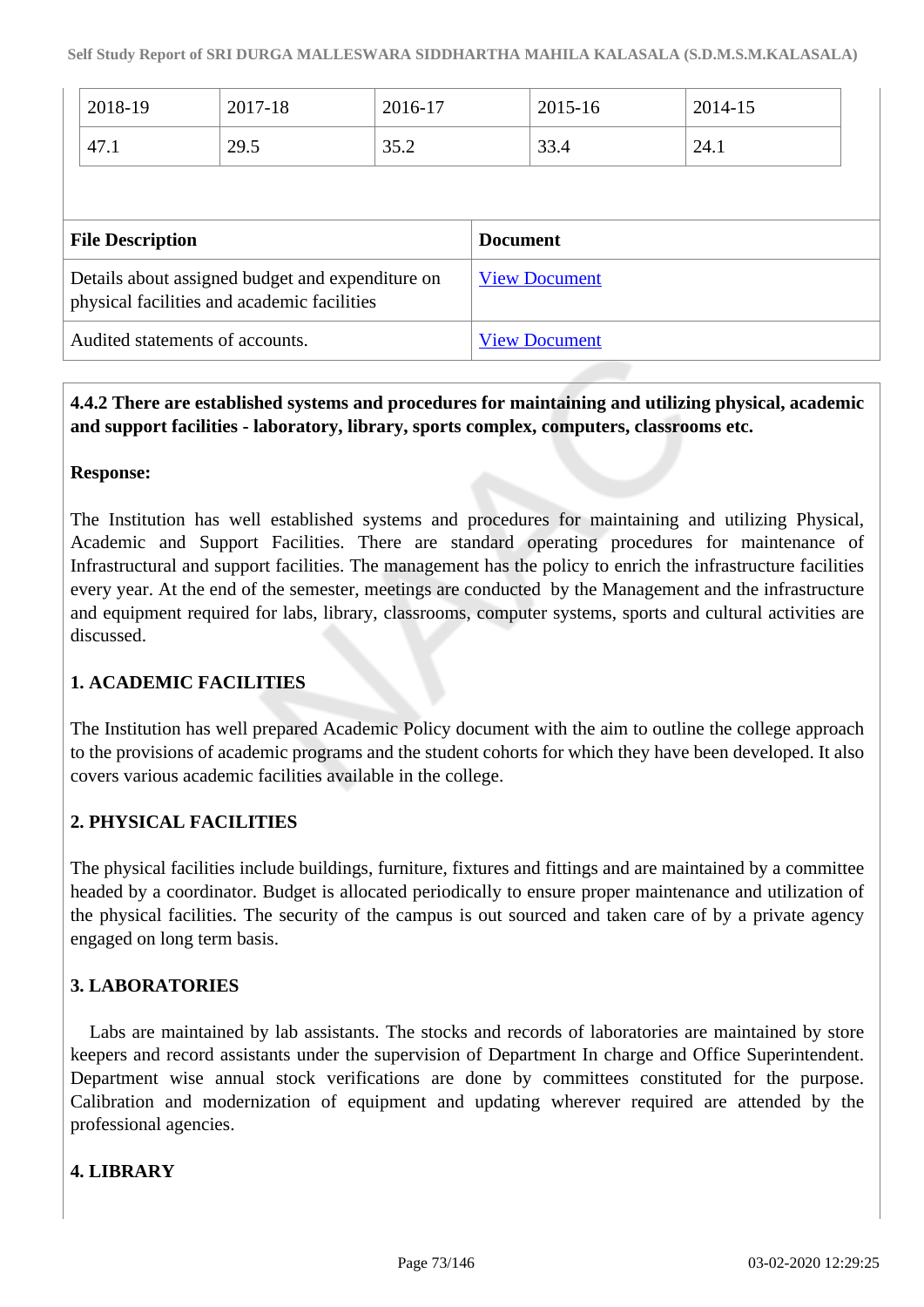| 2018-19 | 2017-18 | 2016-17 | 2015-16 | 2014-15 |
|---|---|---|---|---|
| 47.1 | 29.5 | 35.2 | 33.4 | 24.1 |

| File Description | Document |
|---|---|
| Details about assigned budget and expenditure on physical facilities and academic facilities | View Document |
| Audited statements of accounts. | View Document |

**4.4.2 There are established systems and procedures for maintaining and utilizing physical, academic and support facilities - laboratory, library, sports complex, computers, classrooms etc.**

**Response:**

The Institution has well established systems and procedures for maintaining and utilizing Physical, Academic and Support Facilities. There are standard operating procedures for maintenance of Infrastructural and support facilities. The management has the policy to enrich the infrastructure facilities every year. At the end of the semester, meetings are conducted by the Management and the infrastructure and equipment required for labs, library, classrooms, computer systems, sports and cultural activities are discussed.

**1. ACADEMIC FACILITIES**

The Institution has well prepared Academic Policy document with the aim to outline the college approach to the provisions of academic programs and the student cohorts for which they have been developed. It also covers various academic facilities available in the college.

**2. PHYSICAL FACILITIES**

The physical facilities include buildings, furniture, fixtures and fittings and are maintained by a committee headed by a coordinator. Budget is allocated periodically to ensure proper maintenance and utilization of the physical facilities. The security of the campus is out sourced and taken care of by a private agency engaged on long term basis.

**3. LABORATORIES**

Labs are maintained by lab assistants. The stocks and records of laboratories are maintained by store keepers and record assistants under the supervision of Department In charge and Office Superintendent. Department wise annual stock verifications are done by committees constituted for the purpose. Calibration and modernization of equipment and updating wherever required are attended by the professional agencies.

**4. LIBRARY**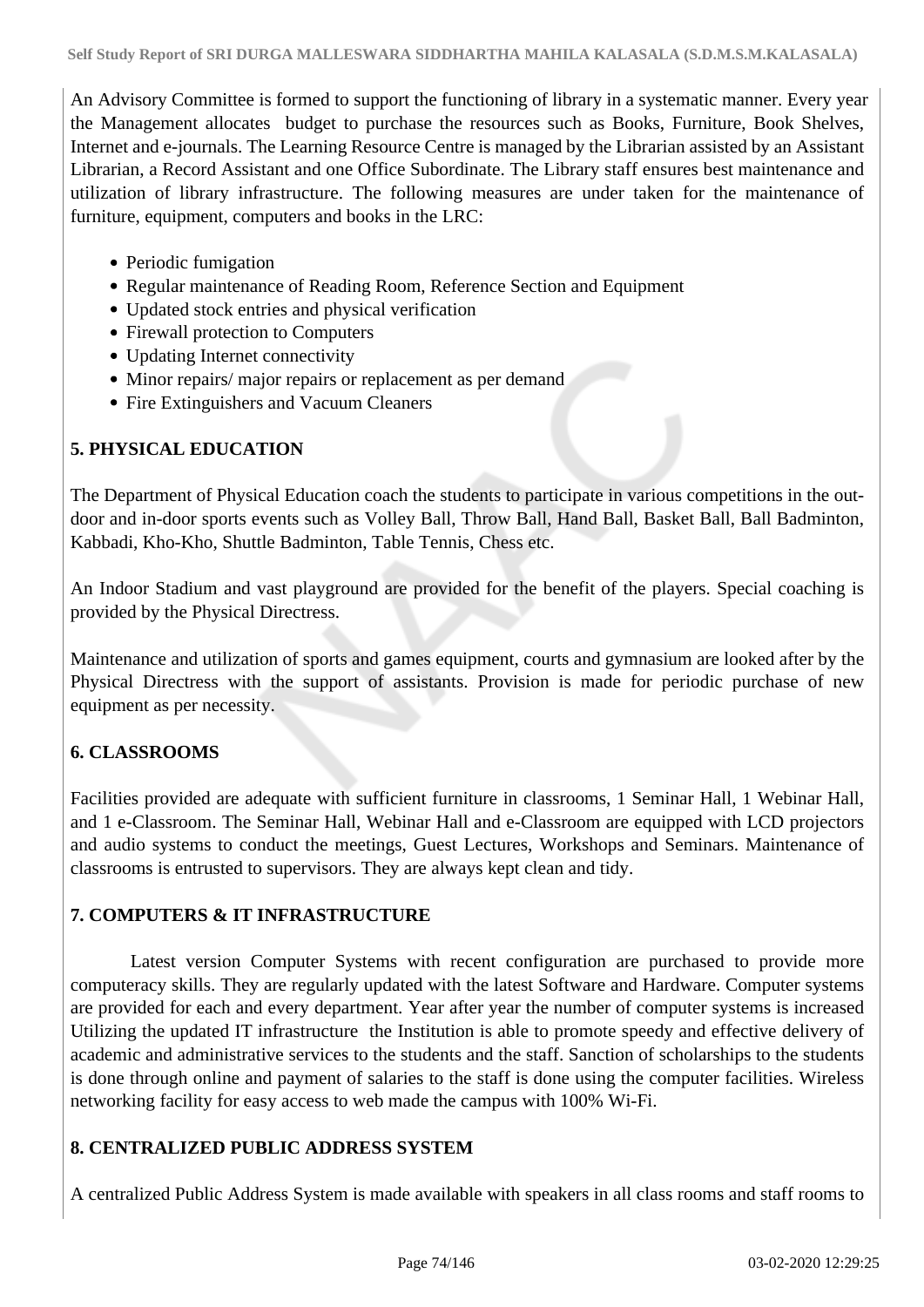An Advisory Committee is formed to support the functioning of library in a systematic manner. Every year the Management allocates budget to purchase the resources such as Books, Furniture, Book Shelves, Internet and e-journals. The Learning Resource Centre is managed by the Librarian assisted by an Assistant Librarian, a Record Assistant and one Office Subordinate. The Library staff ensures best maintenance and utilization of library infrastructure. The following measures are under taken for the maintenance of furniture, equipment, computers and books in the LRC:

- Periodic fumigation
- Regular maintenance of Reading Room, Reference Section and Equipment
- Updated stock entries and physical verification
- Firewall protection to Computers
- Updating Internet connectivity
- Minor repairs/ major repairs or replacement as per demand
- Fire Extinguishers and Vacuum Cleaners

**5. PHYSICAL EDUCATION**

The Department of Physical Education coach the students to participate in various competitions in the out-door and in-door sports events such as Volley Ball, Throw Ball, Hand Ball, Basket Ball, Ball Badminton, Kabbadi, Kho-Kho, Shuttle Badminton, Table Tennis, Chess etc.

An Indoor Stadium and vast playground are provided for the benefit of the players. Special coaching is provided by the Physical Directress.

Maintenance and utilization of sports and games equipment, courts and gymnasium are looked after by the Physical Directress with the support of assistants. Provision is made for periodic purchase of new equipment as per necessity.

**6. CLASSROOMS**

Facilities provided are adequate with sufficient furniture in classrooms, 1 Seminar Hall, 1 Webinar Hall, and 1 e-Classroom. The Seminar Hall, Webinar Hall and e-Classroom are equipped with LCD projectors and audio systems to conduct the meetings, Guest Lectures, Workshops and Seminars. Maintenance of classrooms is entrusted to supervisors. They are always kept clean and tidy.

**7. COMPUTERS & IT INFRASTRUCTURE**

Latest version Computer Systems with recent configuration are purchased to provide more computeracy skills. They are regularly updated with the latest Software and Hardware. Computer systems are provided for each and every department. Year after year the number of computer systems is increased Utilizing the updated IT infrastructure the Institution is able to promote speedy and effective delivery of academic and administrative services to the students and the staff. Sanction of scholarships to the students is done through online and payment of salaries to the staff is done using the computer facilities. Wireless networking facility for easy access to web made the campus with 100% Wi-Fi.

**8. CENTRALIZED PUBLIC ADDRESS SYSTEM**

A centralized Public Address System is made available with speakers in all class rooms and staff rooms to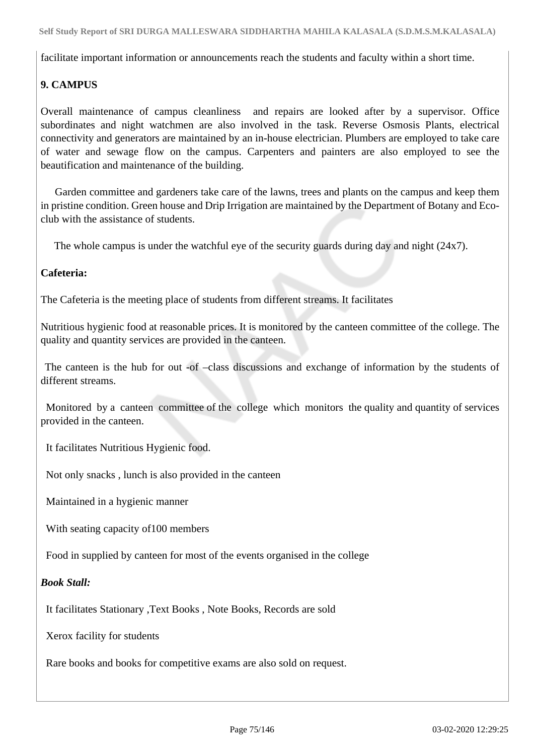facilitate important information or announcements reach the students and faculty within a short time.

**9. CAMPUS**

Overall maintenance of campus cleanliness and repairs are looked after by a supervisor. Office subordinates and night watchmen are also involved in the task. Reverse Osmosis Plants, electrical connectivity and generators are maintained by an in-house electrician. Plumbers are employed to take care of water and sewage flow on the campus. Carpenters and painters are also employed to see the beautification and maintenance of the building.

Garden committee and gardeners take care of the lawns, trees and plants on the campus and keep them in pristine condition. Green house and Drip Irrigation are maintained by the Department of Botany and Eco-club with the assistance of students.

The whole campus is under the watchful eye of the security guards during day and night (24x7).

**Cafeteria:**

The Cafeteria is the meeting place of students from different streams. It facilitates

Nutritious hygienic food at reasonable prices. It is monitored by the canteen committee of the college. The quality and quantity services are provided in the canteen.

The canteen is the hub for out -of –class discussions and exchange of information by the students of different streams.

Monitored by a canteen committee of the college which monitors the quality and quantity of services provided in the canteen.

It facilitates Nutritious Hygienic food.

Not only snacks , lunch is also provided in the canteen

Maintained in a hygienic manner

With seating capacity of100 members

Food in supplied by canteen for most of the events organised in the college

***Book Stall:***

It facilitates Stationary ,Text Books , Note Books, Records are sold

Xerox facility for students

Rare books and books for competitive exams are also sold on request.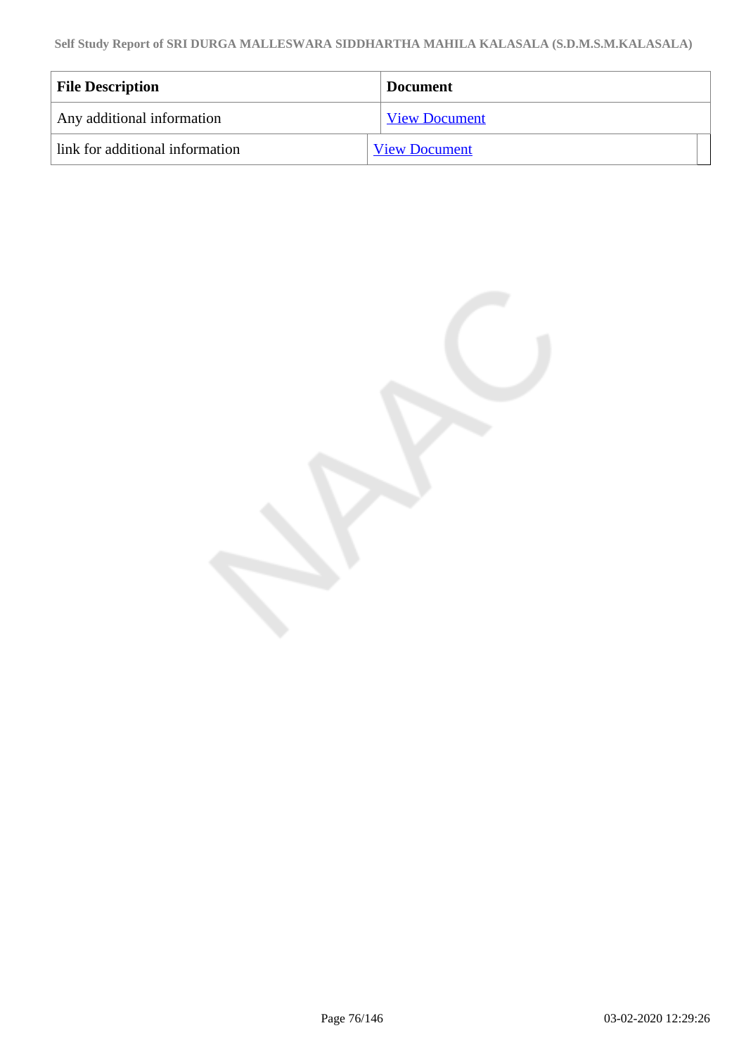| File Description | Document |
|---|---|
| Any additional information | View Document |
| link for additional information | View Document |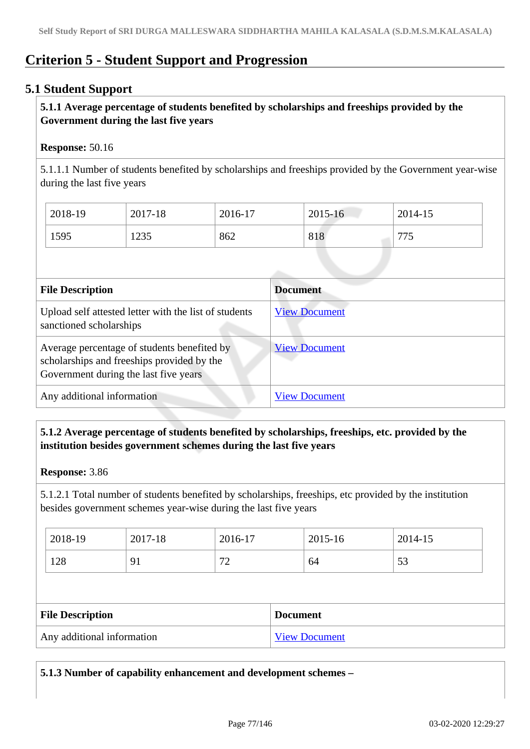# Criterion 5 - Student Support and Progression

## 5.1 Student Support

**5.1.1 Average percentage of students benefited by scholarships and freeships provided by the Government during the last five years**

**Response:** 50.16

5.1.1.1 Number of students benefited by scholarships and freeships provided by the Government year-wise during the last five years

| 2018-19 | 2017-18 | 2016-17 | 2015-16 | 2014-15 |
|---|---|---|---|---|
| 1595 | 1235 | 862 | 818 | 775 |

| File Description | Document |
|---|---|
| Upload self attested letter with the list of students sanctioned scholarships | View Document |
| Average percentage of students benefited by scholarships and freeships provided by the Government during the last five years | View Document |
| Any additional information | View Document |

**5.1.2 Average percentage of students benefited by scholarships, freeships, etc. provided by the institution besides government schemes during the last five years**

**Response:** 3.86

5.1.2.1 Total number of students benefited by scholarships, freeships, etc provided by the institution besides government schemes year-wise during the last five years

| 2018-19 | 2017-18 | 2016-17 | 2015-16 | 2014-15 |
|---|---|---|---|---|
| 128 | 91 | 72 | 64 | 53 |

| File Description | Document |
|---|---|
| Any additional information | View Document |

**5.1.3 Number of capability enhancement and development schemes –**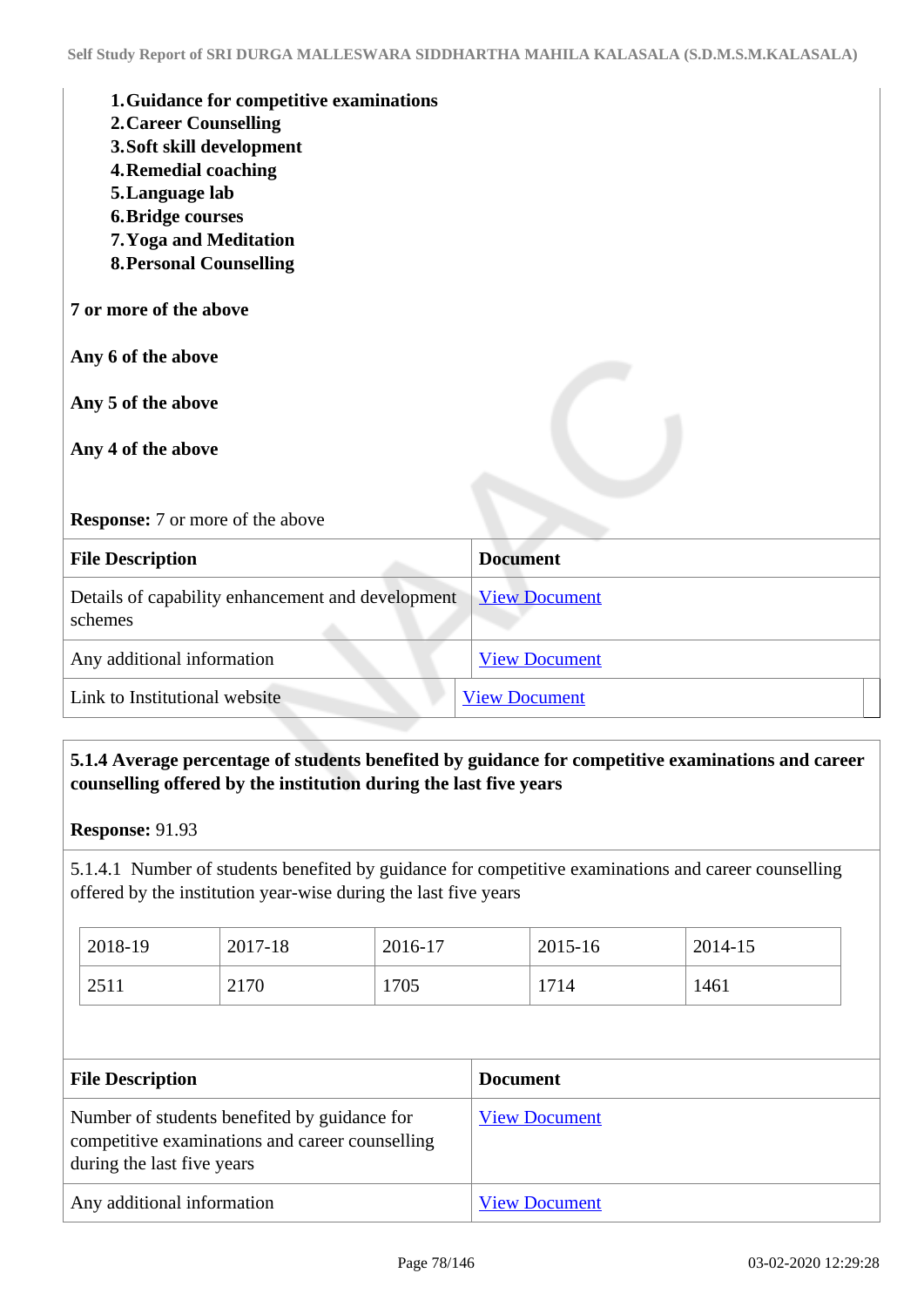1. **Guidance for competitive examinations**
2. **Career Counselling**
3. **Soft skill development**
4. **Remedial coaching**
5. **Language lab**
6. **Bridge courses**
7. **Yoga and Meditation**
8. **Personal Counselling**

**7 or more of the above**

**Any 6 of the above**

**Any 5 of the above**

**Any 4 of the above**

**Response:** 7 or more of the above

| File Description | Document |
|---|---|
| Details of capability enhancement and development schemes | View Document |
| Any additional information | View Document |
| Link to Institutional website | View Document |

**5.1.4 Average percentage of students benefited by guidance for competitive examinations and career counselling offered by the institution during the last five years**

**Response:** 91.93

5.1.4.1 Number of students benefited by guidance for competitive examinations and career counselling offered by the institution year-wise during the last five years

| 2018-19 | 2017-18 | 2016-17 | 2015-16 | 2014-15 |
|---|---|---|---|---|
| 2511 | 2170 | 1705 | 1714 | 1461 |

| File Description | Document |
|---|---|
| Number of students benefited by guidance for competitive examinations and career counselling during the last five years | View Document |
| Any additional information | View Document |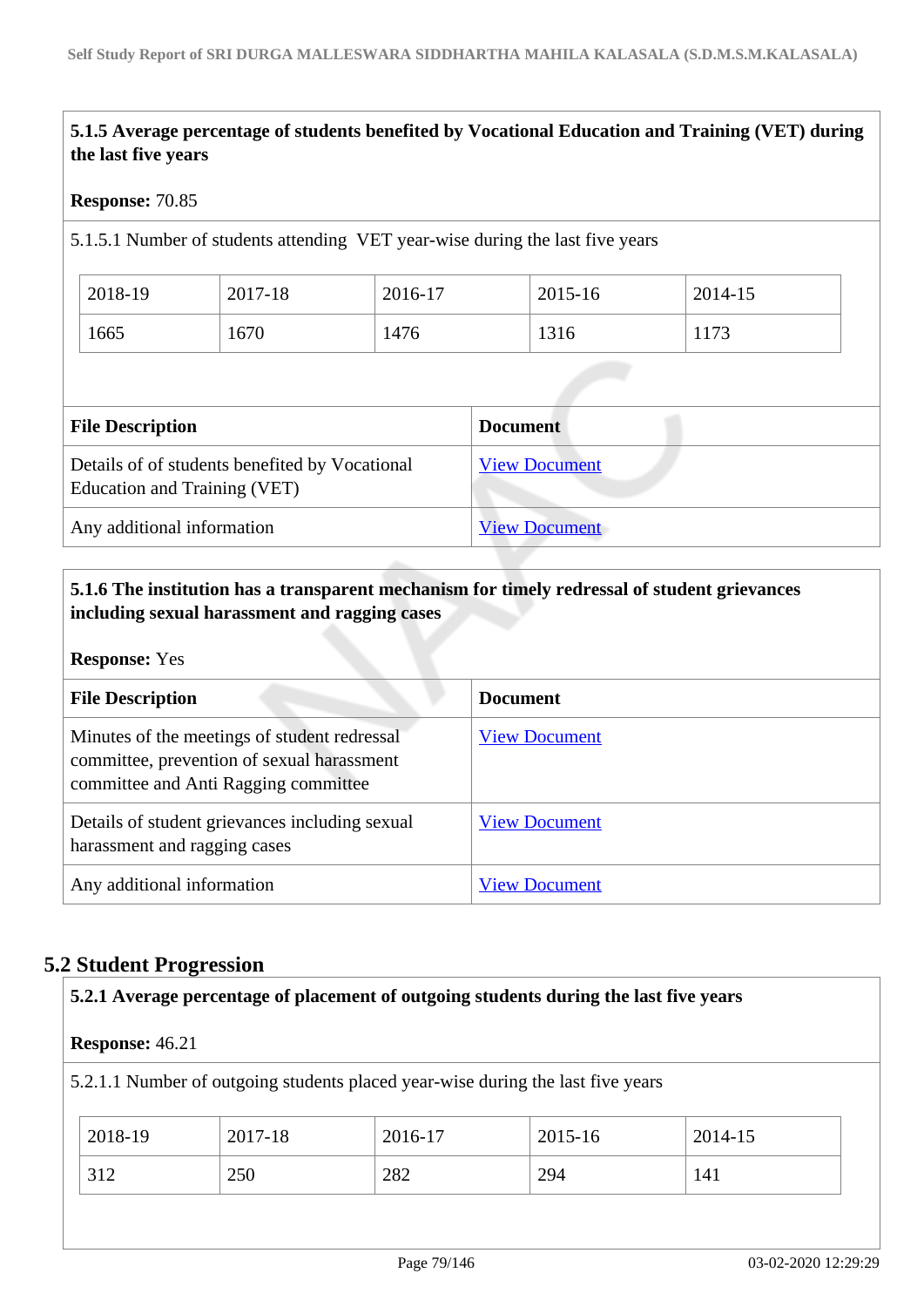**5.1.5 Average percentage of students benefited by Vocational Education and Training (VET) during the last five years**

**Response:** 70.85

5.1.5.1 Number of students attending VET year-wise during the last five years

| 2018-19 | 2017-18 | 2016-17 | 2015-16 | 2014-15 |
|---|---|---|---|---|
| 1665 | 1670 | 1476 | 1316 | 1173 |

| File Description | Document |
|---|---|
| Details of of students benefited by Vocational Education and Training (VET) | View Document |
| Any additional information | View Document |

**5.1.6 The institution has a transparent mechanism for timely redressal of student grievances including sexual harassment and ragging cases**

**Response:** Yes

| File Description | Document |
|---|---|
| Minutes of the meetings of student redressal committee, prevention of sexual harassment committee and Anti Ragging committee | View Document |
| Details of student grievances including sexual harassment and ragging cases | View Document |
| Any additional information | View Document |

## 5.2 Student Progression

**5.2.1 Average percentage of placement of outgoing students during the last five years**

**Response:** 46.21

5.2.1.1 Number of outgoing students placed year-wise during the last five years

| 2018-19 | 2017-18 | 2016-17 | 2015-16 | 2014-15 |
|---|---|---|---|---|
| 312 | 250 | 282 | 294 | 141 |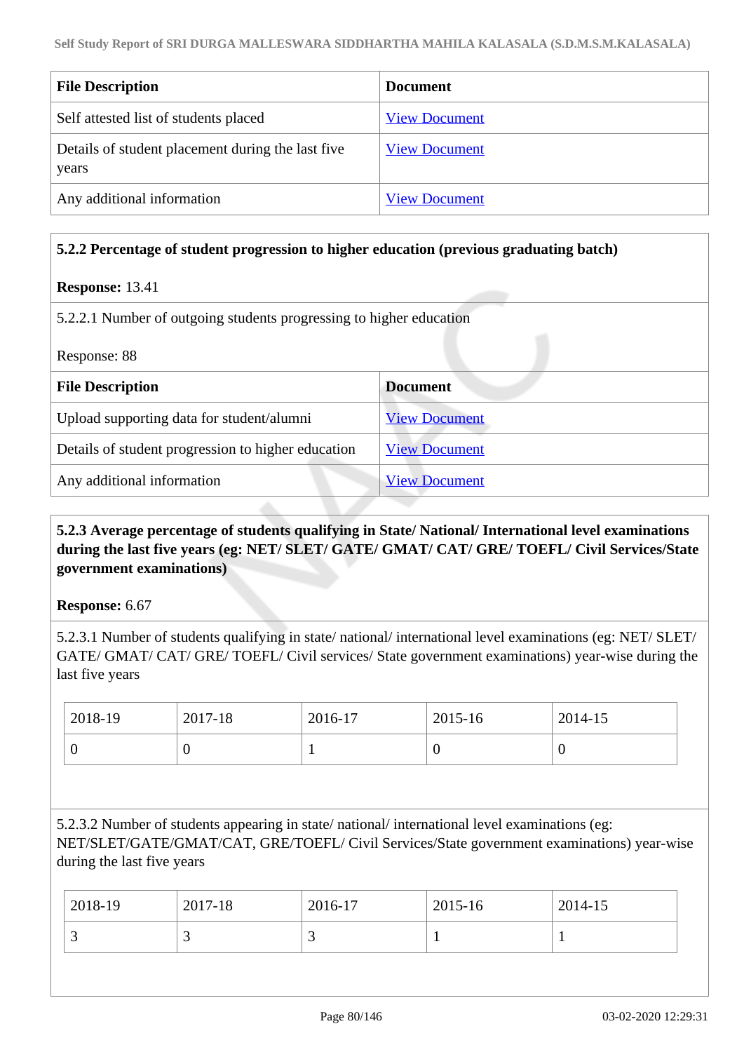| File Description | Document |
| --- | --- |
| Self attested list of students placed | View Document |
| Details of student placement during the last five years | View Document |
| Any additional information | View Document |

**5.2.2 Percentage of student progression to higher education (previous graduating batch)**

**Response:** 13.41

5.2.2.1 Number of outgoing students progressing to higher education

Response: 88

| File Description | Document |
| --- | --- |
| Upload supporting data for student/alumni | View Document |
| Details of student progression to higher education | View Document |
| Any additional information | View Document |

**5.2.3 Average percentage of students qualifying in State/ National/ International level examinations during the last five years (eg: NET/ SLET/ GATE/ GMAT/ CAT/ GRE/ TOEFL/ Civil Services/State government examinations)**

**Response:** 6.67

5.2.3.1 Number of students qualifying in state/ national/ international level examinations (eg: NET/ SLET/ GATE/ GMAT/ CAT/ GRE/ TOEFL/ Civil services/ State government examinations) year-wise during the last five years

| 2018-19 | 2017-18 | 2016-17 | 2015-16 | 2014-15 |
| --- | --- | --- | --- | --- |
| 0 | 0 | 1 | 0 | 0 |

5.2.3.2 Number of students appearing in state/ national/ international level examinations (eg: NET/SLET/GATE/GMAT/CAT, GRE/TOEFL/ Civil Services/State government examinations) year-wise during the last five years

| 2018-19 | 2017-18 | 2016-17 | 2015-16 | 2014-15 |
| --- | --- | --- | --- | --- |
| 3 | 3 | 3 | 1 | 1 |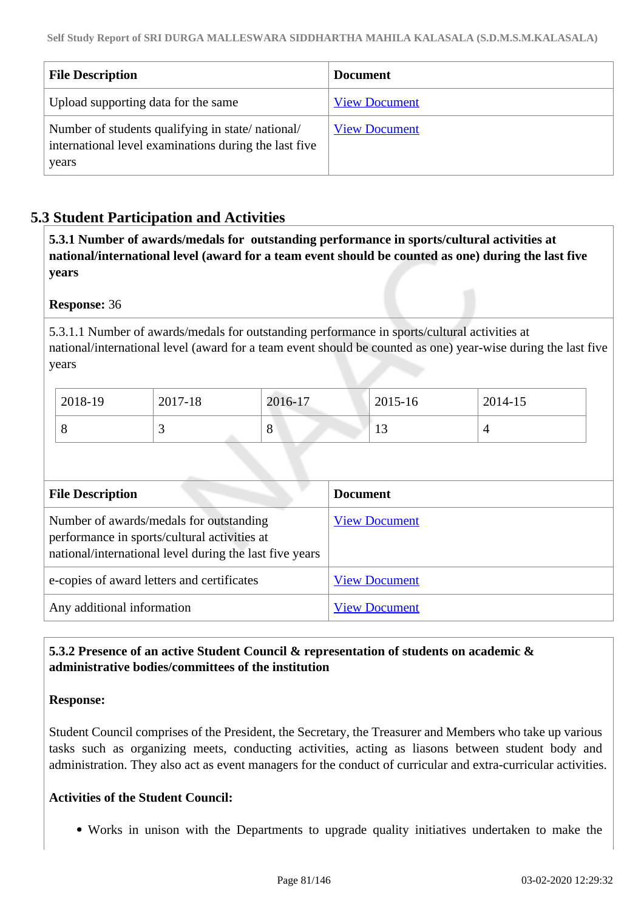| File Description | Document |
|---|---|
| Upload supporting data for the same | View Document |
| Number of students qualifying in state/ national/ international level examinations during the last five years | View Document |

## 5.3 Student Participation and Activities

**5.3.1 Number of awards/medals for outstanding performance in sports/cultural activities at national/international level (award for a team event should be counted as one) during the last five years**

**Response:** 36

5.3.1.1 Number of awards/medals for outstanding performance in sports/cultural activities at national/international level (award for a team event should be counted as one) year-wise during the last five years

| 2018-19 | 2017-18 | 2016-17 | 2015-16 | 2014-15 |
|---|---|---|---|---|
| 8 | 3 | 8 | 13 | 4 |

| File Description | Document |
|---|---|
| Number of awards/medals for outstanding performance in sports/cultural activities at national/international level during the last five years | View Document |
| e-copies of award letters and certificates | View Document |
| Any additional information | View Document |

**5.3.2 Presence of an active Student Council & representation of students on academic & administrative bodies/committees of the institution**

**Response:**

Student Council comprises of the President, the Secretary, the Treasurer and Members who take up various tasks such as organizing meets, conducting activities, acting as liasons between student body and administration. They also act as event managers for the conduct of curricular and extra-curricular activities.

**Activities of the Student Council:**

- Works in unison with the Departments to upgrade quality initiatives undertaken to make the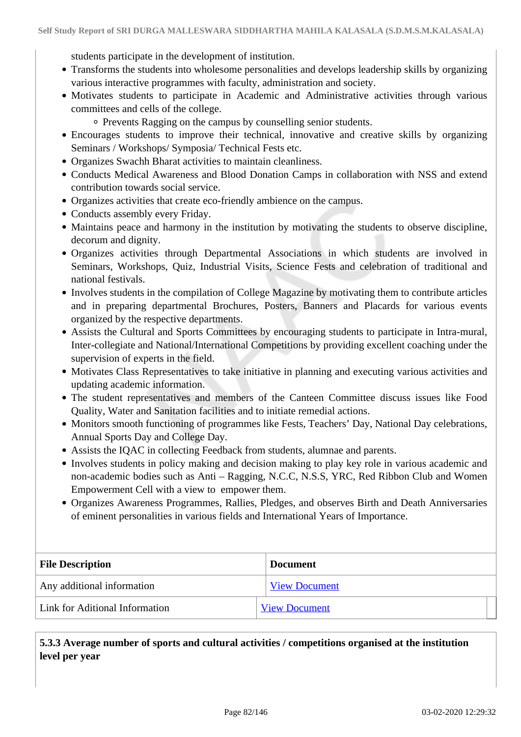students participate in the development of institution.

- Transforms the students into wholesome personalities and develops leadership skills by organizing various interactive programmes with faculty, administration and society.
- Motivates students to participate in Academic and Administrative activities through various committees and cells of the college.
  - Prevents Ragging on the campus by counselling senior students.
- Encourages students to improve their technical, innovative and creative skills by organizing Seminars / Workshops/ Symposia/ Technical Fests etc.
- Organizes Swachh Bharat activities to maintain cleanliness.
- Conducts Medical Awareness and Blood Donation Camps in collaboration with NSS and extend contribution towards social service.
- Organizes activities that create eco-friendly ambience on the campus.
- Conducts assembly every Friday.
- Maintains peace and harmony in the institution by motivating the students to observe discipline, decorum and dignity.
- Organizes activities through Departmental Associations in which students are involved in Seminars, Workshops, Quiz, Industrial Visits, Science Fests and celebration of traditional and national festivals.
- Involves students in the compilation of College Magazine by motivating them to contribute articles and in preparing departmental Brochures, Posters, Banners and Placards for various events organized by the respective departments.
- Assists the Cultural and Sports Committees by encouraging students to participate in Intra-mural, Inter-collegiate and National/International Competitions by providing excellent coaching under the supervision of experts in the field.
- Motivates Class Representatives to take initiative in planning and executing various activities and updating academic information.
- The student representatives and members of the Canteen Committee discuss issues like Food Quality, Water and Sanitation facilities and to initiate remedial actions.
- Monitors smooth functioning of programmes like Fests, Teachers' Day, National Day celebrations, Annual Sports Day and College Day.
- Assists the IQAC in collecting Feedback from students, alumnae and parents.
- Involves students in policy making and decision making to play key role in various academic and non-academic bodies such as Anti – Ragging, N.C.C, N.S.S, YRC, Red Ribbon Club and Women Empowerment Cell with a view to empower them.
- Organizes Awareness Programmes, Rallies, Pledges, and observes Birth and Death Anniversaries of eminent personalities in various fields and International Years of Importance.

| File Description | Document |
|---|---|
| Any additional information | View Document |
| Link for Aditional Information | View Document |

**5.3.3 Average number of sports and cultural activities / competitions organised at the institution level per year**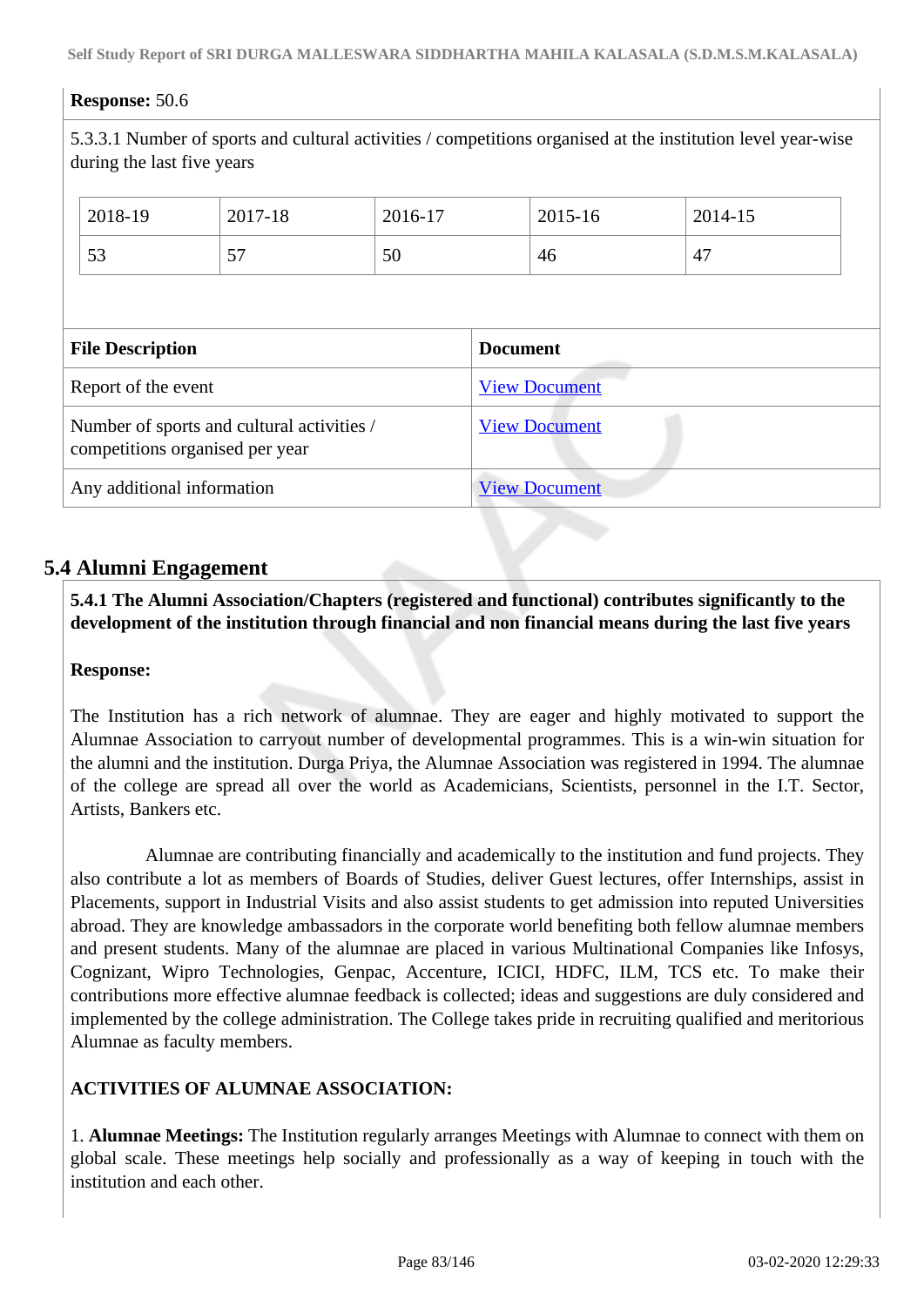**Response:** 50.6

5.3.3.1 Number of sports and cultural activities / competitions organised at the institution level year-wise during the last five years

| 2018-19 | 2017-18 | 2016-17 | 2015-16 | 2014-15 |
|---|---|---|---|---|
| 53 | 57 | 50 | 46 | 47 |

| File Description | Document |
|---|---|
| Report of the event | View Document |
| Number of sports and cultural activities / competitions organised per year | View Document |
| Any additional information | View Document |

## 5.4 Alumni Engagement

**5.4.1 The Alumni Association/Chapters (registered and functional) contributes significantly to the development of the institution through financial and non financial means during the last five years**

**Response:**

The Institution has a rich network of alumnae. They are eager and highly motivated to support the Alumnae Association to carryout number of developmental programmes. This is a win-win situation for the alumni and the institution. Durga Priya, the Alumnae Association was registered in 1994. The alumnae of the college are spread all over the world as Academicians, Scientists, personnel in the I.T. Sector, Artists, Bankers etc.

Alumnae are contributing financially and academically to the institution and fund projects. They also contribute a lot as members of Boards of Studies, deliver Guest lectures, offer Internships, assist in Placements, support in Industrial Visits and also assist students to get admission into reputed Universities abroad. They are knowledge ambassadors in the corporate world benefiting both fellow alumnae members and present students. Many of the alumnae are placed in various Multinational Companies like Infosys, Cognizant, Wipro Technologies, Genpac, Accenture, ICICI, HDFC, ILM, TCS etc. To make their contributions more effective alumnae feedback is collected; ideas and suggestions are duly considered and implemented by the college administration. The College takes pride in recruiting qualified and meritorious Alumnae as faculty members.

**ACTIVITIES OF ALUMNAE ASSOCIATION:**

1. **Alumnae Meetings:** The Institution regularly arranges Meetings with Alumnae to connect with them on global scale. These meetings help socially and professionally as a way of keeping in touch with the institution and each other.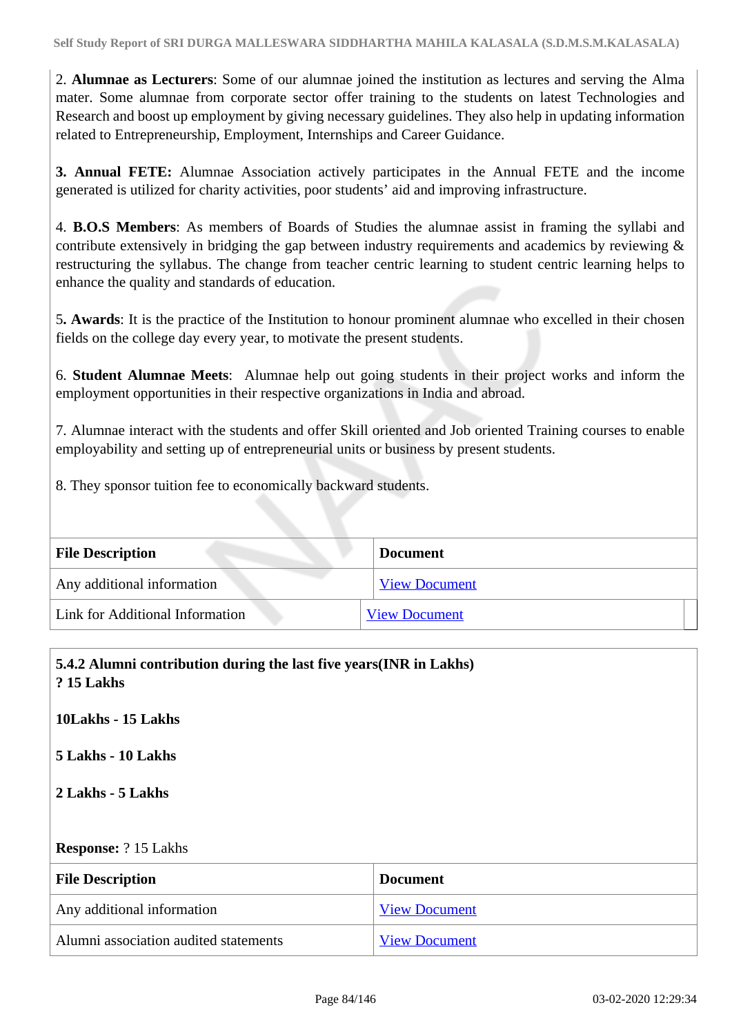2. **Alumnae as Lecturers**: Some of our alumnae joined the institution as lectures and serving the Alma mater. Some alumnae from corporate sector offer training to the students on latest Technologies and Research and boost up employment by giving necessary guidelines. They also help in updating information related to Entrepreneurship, Employment, Internships and Career Guidance.

**3. Annual FETE:** Alumnae Association actively participates in the Annual FETE and the income generated is utilized for charity activities, poor students' aid and improving infrastructure.

4. **B.O.S Members**: As members of Boards of Studies the alumnae assist in framing the syllabi and contribute extensively in bridging the gap between industry requirements and academics by reviewing & restructuring the syllabus. The change from teacher centric learning to student centric learning helps to enhance the quality and standards of education.

5**. Awards**: It is the practice of the Institution to honour prominent alumnae who excelled in their chosen fields on the college day every year, to motivate the present students.

6. **Student Alumnae Meets**: Alumnae help out going students in their project works and inform the employment opportunities in their respective organizations in India and abroad.

7. Alumnae interact with the students and offer Skill oriented and Job oriented Training courses to enable employability and setting up of entrepreneurial units or business by present students.

8. They sponsor tuition fee to economically backward students.

| File Description | Document |
|---|---|
| Any additional information | View Document |
| Link for Additional Information | View Document |

**5.4.2 Alumni contribution during the last five years(INR in Lakhs)**
**? 15 Lakhs**

**10Lakhs - 15 Lakhs**

**5 Lakhs - 10 Lakhs**

**2 Lakhs - 5 Lakhs**

**Response:** ? 15 Lakhs

| File Description | Document |
|---|---|
| Any additional information | View Document |
| Alumni association audited statements | View Document |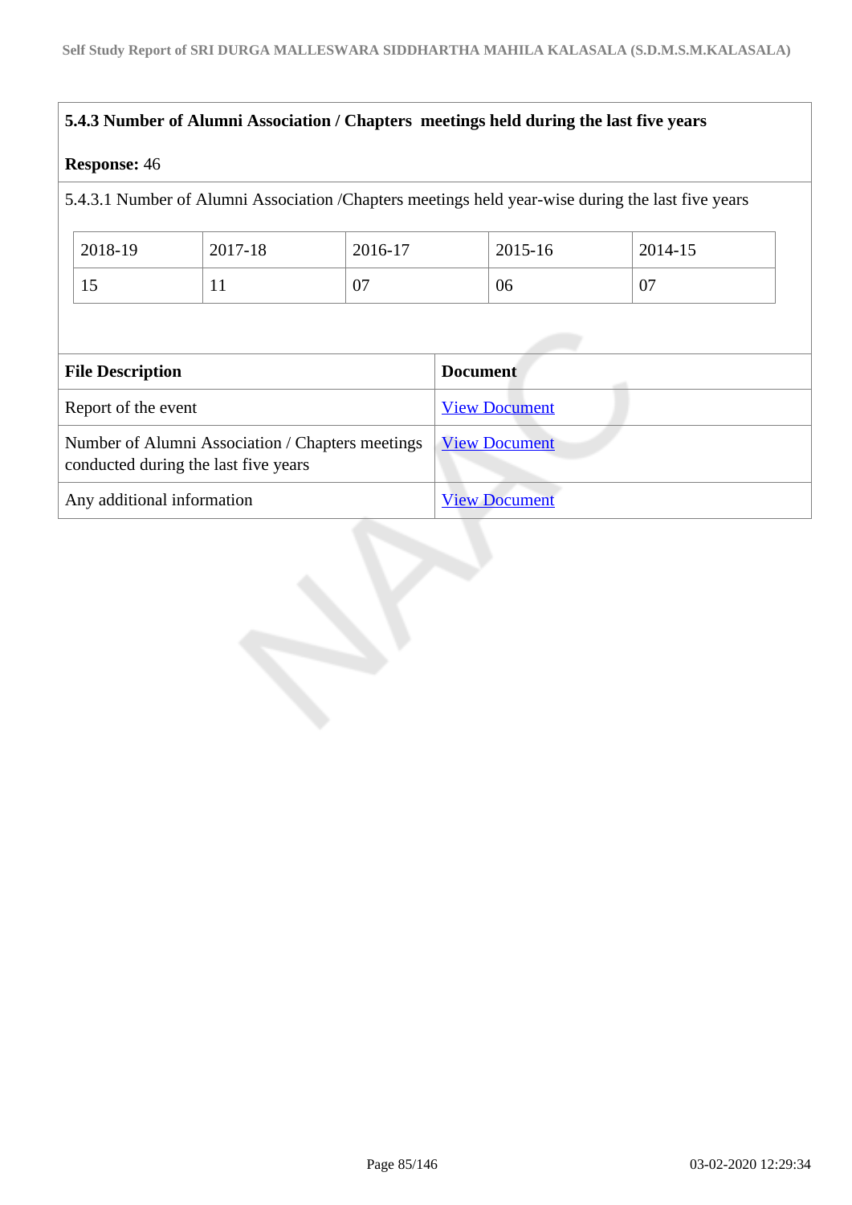**5.4.3 Number of Alumni Association / Chapters meetings held during the last five years**

**Response:** 46

5.4.3.1 Number of Alumni Association /Chapters meetings held year-wise during the last five years

| 2018-19 | 2017-18 | 2016-17 | 2015-16 | 2014-15 |
|---|---|---|---|---|
| 15 | 11 | 07 | 06 | 07 |

| File Description | Document |
|---|---|
| Report of the event | View Document |
| Number of Alumni Association / Chapters meetings conducted during the last five years | View Document |
| Any additional information | View Document |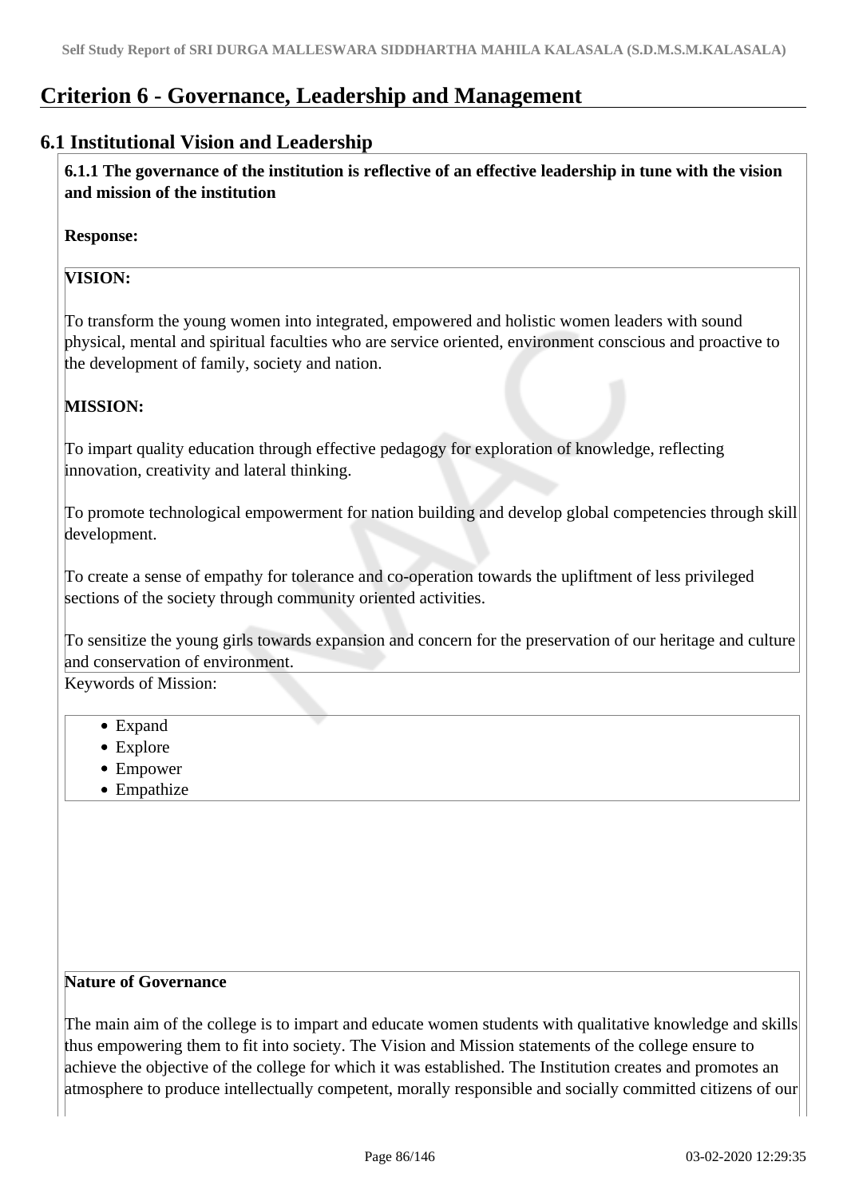# Criterion 6 - Governance, Leadership and Management

## 6.1 Institutional Vision and Leadership

**6.1.1 The governance of the institution is reflective of an effective leadership in tune with the vision and mission of the institution**

**Response:**

**VISION:**

To transform the young women into integrated, empowered and holistic women leaders with sound physical, mental and spiritual faculties who are service oriented, environment conscious and proactive to the development of family, society and nation.

**MISSION:**

To impart quality education through effective pedagogy for exploration of knowledge, reflecting innovation, creativity and lateral thinking.

To promote technological empowerment for nation building and develop global competencies through skill development.

To create a sense of empathy for tolerance and co-operation towards the upliftment of less privileged sections of the society through community oriented activities.

To sensitize the young girls towards expansion and concern for the preservation of our heritage and culture and conservation of environment.

Keywords of Mission:

- Expand
- Explore
- Empower
- Empathize

**Nature of Governance**

The main aim of the college is to impart and educate women students with qualitative knowledge and skills thus empowering them to fit into society. The Vision and Mission statements of the college ensure to achieve the objective of the college for which it was established. The Institution creates and promotes an atmosphere to produce intellectually competent, morally responsible and socially committed citizens of our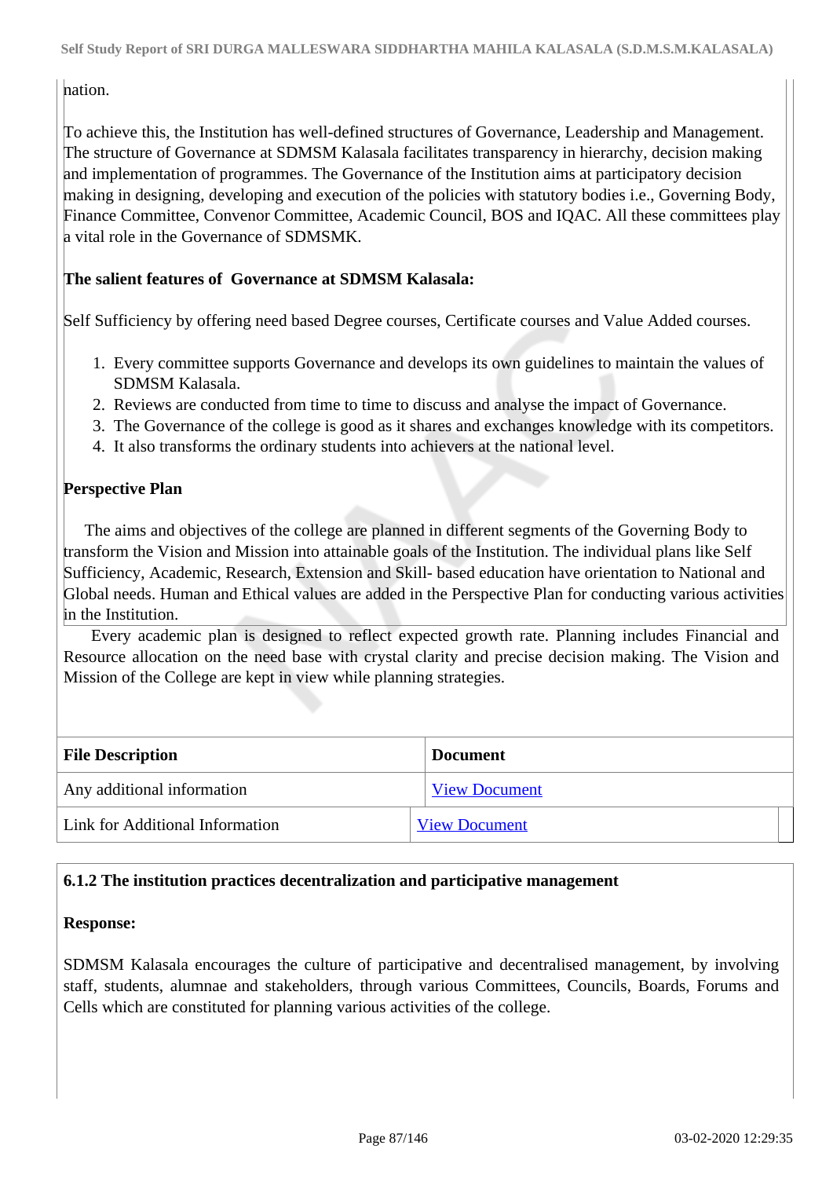nation.

To achieve this, the Institution has well-defined structures of Governance, Leadership and Management. The structure of Governance at SDMSM Kalasala facilitates transparency in hierarchy, decision making and implementation of programmes. The Governance of the Institution aims at participatory decision making in designing, developing and execution of the policies with statutory bodies i.e., Governing Body, Finance Committee, Convenor Committee, Academic Council, BOS and IQAC. All these committees play a vital role in the Governance of SDMSMK.

**The salient features of Governance at SDMSM Kalasala:**

Self Sufficiency by offering need based Degree courses, Certificate courses and Value Added courses.

1. Every committee supports Governance and develops its own guidelines to maintain the values of SDMSM Kalasala.
2. Reviews are conducted from time to time to discuss and analyse the impact of Governance.
3. The Governance of the college is good as it shares and exchanges knowledge with its competitors.
4. It also transforms the ordinary students into achievers at the national level.

**Perspective Plan**

The aims and objectives of the college are planned in different segments of the Governing Body to transform the Vision and Mission into attainable goals of the Institution. The individual plans like Self Sufficiency, Academic, Research, Extension and Skill- based education have orientation to National and Global needs. Human and Ethical values are added in the Perspective Plan for conducting various activities in the Institution.

Every academic plan is designed to reflect expected growth rate. Planning includes Financial and Resource allocation on the need base with crystal clarity and precise decision making. The Vision and Mission of the College are kept in view while planning strategies.

| File Description | Document |
|---|---|
| Any additional information | View Document |
| Link for Additional Information | View Document |

**6.1.2 The institution practices decentralization and participative management**

**Response:**

SDMSM Kalasala encourages the culture of participative and decentralised management, by involving staff, students, alumnae and stakeholders, through various Committees, Councils, Boards, Forums and Cells which are constituted for planning various activities of the college.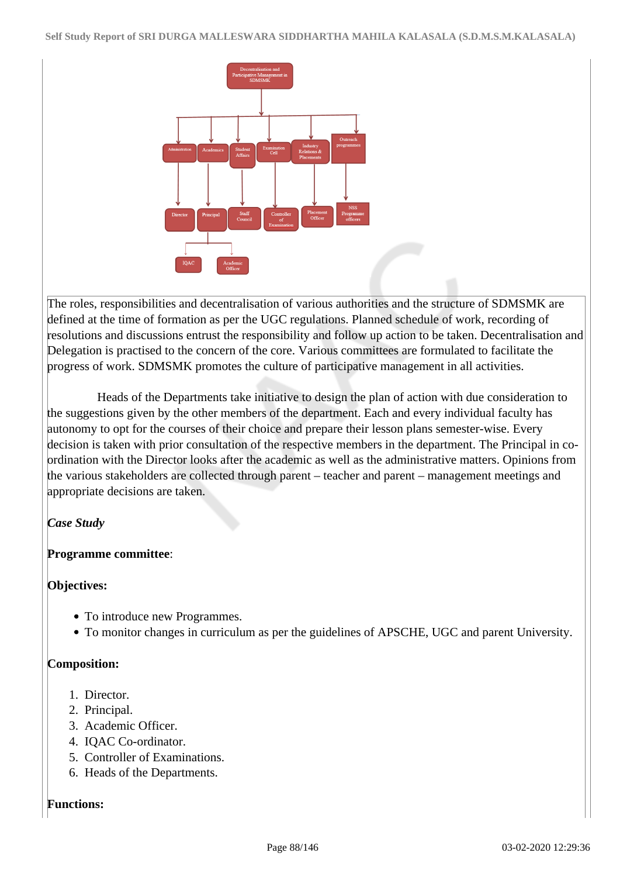The roles, responsibilities and decentralisation of various authorities and the structure of SDMSMK are defined at the time of formation as per the UGC regulations. Planned schedule of work, recording of resolutions and discussions entrust the responsibility and follow up action to be taken. Decentralisation and Delegation is practised to the concern of the core. Various committees are formulated to facilitate the progress of work. SDMSMK promotes the culture of participative management in all activities.

Heads of the Departments take initiative to design the plan of action with due consideration to the suggestions given by the other members of the department. Each and every individual faculty has autonomy to opt for the courses of their choice and prepare their lesson plans semester-wise. Every decision is taken with prior consultation of the respective members in the department. The Principal in co-ordination with the Director looks after the academic as well as the administrative matters. Opinions from the various stakeholders are collected through parent – teacher and parent – management meetings and appropriate decisions are taken.

***Case Study***

**Programme committee**:

**Objectives:**

- To introduce new Programmes.
- To monitor changes in curriculum as per the guidelines of APSCHE, UGC and parent University.

**Composition:**

1. Director.
2. Principal.
3. Academic Officer.
4. IQAC Co-ordinator.
5. Controller of Examinations.
6. Heads of the Departments.

**Functions:**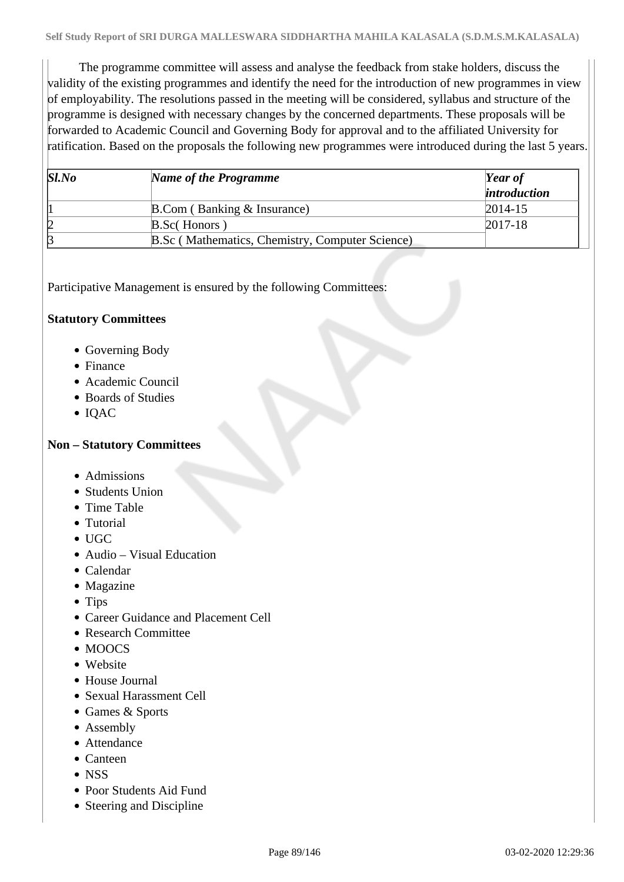The programme committee will assess and analyse the feedback from stake holders, discuss the validity of the existing programmes and identify the need for the introduction of new programmes in view of employability. The resolutions passed in the meeting will be considered, syllabus and structure of the programme is designed with necessary changes by the concerned departments. These proposals will be forwarded to Academic Council and Governing Body for approval and to the affiliated University for ratification. Based on the proposals the following new programmes were introduced during the last 5 years.

| *Sl.No* | *Name of the Programme* | *Year of introduction* |
|---|---|---|
| 1 | B.Com ( Banking & Insurance) | 2014-15 |
| 2 | B.Sc( Honors ) | 2017-18 |
| 3 | B.Sc ( Mathematics, Chemistry, Computer Science) | |

Participative Management is ensured by the following Committees:

**Statutory Committees**

- Governing Body
- Finance
- Academic Council
- Boards of Studies
- IQAC

**Non – Statutory Committees**

- Admissions
- Students Union
- Time Table
- Tutorial
- UGC
- Audio – Visual Education
- Calendar
- Magazine
- Tips
- Career Guidance and Placement Cell
- Research Committee
- MOOCS
- Website
- House Journal
- Sexual Harassment Cell
- Games & Sports
- Assembly
- Attendance
- Canteen
- NSS
- Poor Students Aid Fund
- Steering and Discipline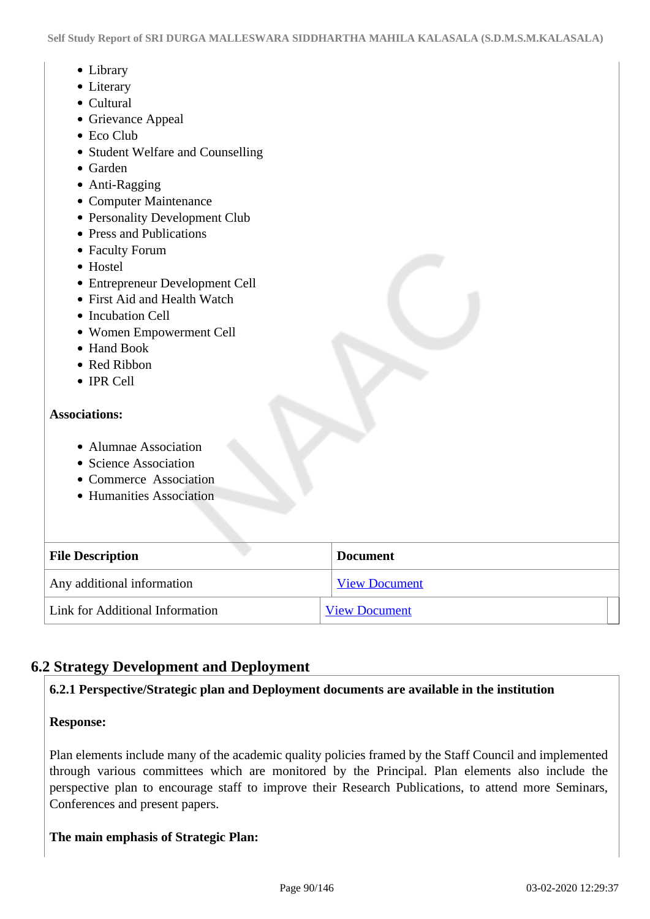- Library
- Literary
- Cultural
- Grievance Appeal
- Eco Club
- Student Welfare and Counselling
- Garden
- Anti-Ragging
- Computer Maintenance
- Personality Development Club
- Press and Publications
- Faculty Forum
- Hostel
- Entrepreneur Development Cell
- First Aid and Health Watch
- Incubation Cell
- Women Empowerment Cell
- Hand Book
- Red Ribbon
- IPR Cell

**Associations:**

- Alumnae Association
- Science Association
- Commerce Association
- Humanities Association

| File Description | Document |
|---|---|
| Any additional information | View Document |
| Link for Additional Information | View Document |

## 6.2 Strategy Development and Deployment

**6.2.1 Perspective/Strategic plan and Deployment documents are available in the institution**

**Response:**

Plan elements include many of the academic quality policies framed by the Staff Council and implemented through various committees which are monitored by the Principal. Plan elements also include the perspective plan to encourage staff to improve their Research Publications, to attend more Seminars, Conferences and present papers.

**The main emphasis of Strategic Plan:**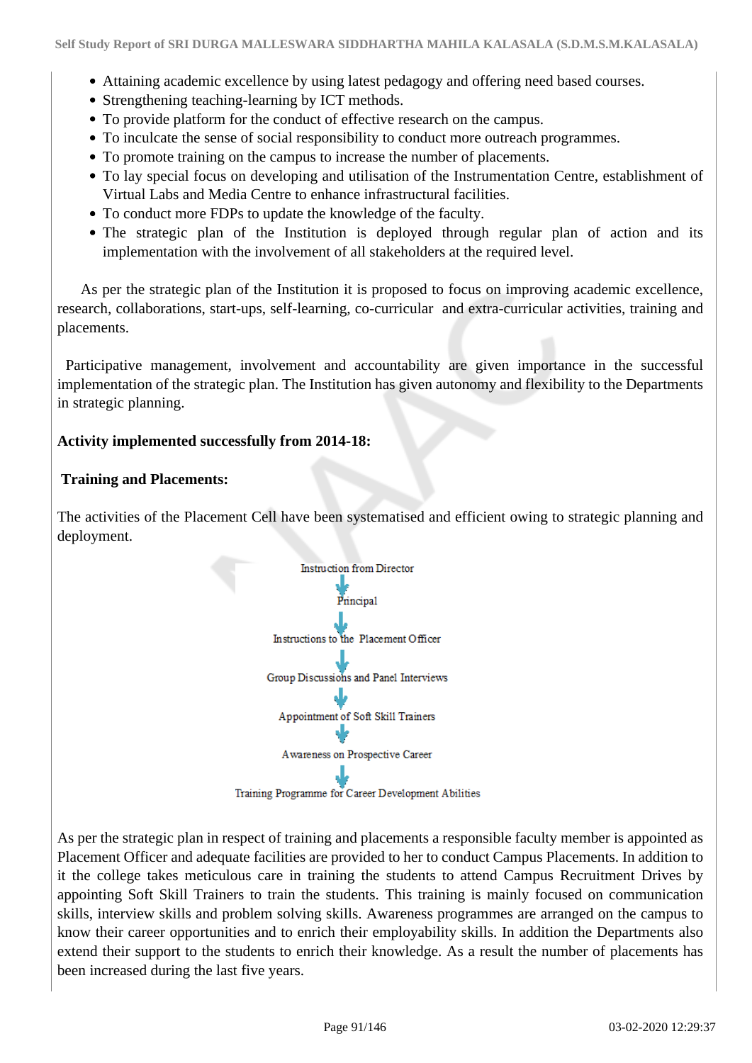- Attaining academic excellence by using latest pedagogy and offering need based courses.
- Strengthening teaching-learning by ICT methods.
- To provide platform for the conduct of effective research on the campus.
- To inculcate the sense of social responsibility to conduct more outreach programmes.
- To promote training on the campus to increase the number of placements.
- To lay special focus on developing and utilisation of the Instrumentation Centre, establishment of Virtual Labs and Media Centre to enhance infrastructural facilities.
- To conduct more FDPs to update the knowledge of the faculty.
- The strategic plan of the Institution is deployed through regular plan of action and its implementation with the involvement of all stakeholders at the required level.

As per the strategic plan of the Institution it is proposed to focus on improving academic excellence, research, collaborations, start-ups, self-learning, co-curricular and extra-curricular activities, training and placements.

Participative management, involvement and accountability are given importance in the successful implementation of the strategic plan. The Institution has given autonomy and flexibility to the Departments in strategic planning.

**Activity implemented successfully from 2014-18:**

**Training and Placements:**

The activities of the Placement Cell have been systematised and efficient owing to strategic planning and deployment.

Instruction from Director
↓
Principal
↓
Instructions to the Placement Officer
↓
Group Discussions and Panel Interviews
↓
Appointment of Soft Skill Trainers
↓
Awareness on Prospective Career
↓
Training Programme for Career Development Abilities

As per the strategic plan in respect of training and placements a responsible faculty member is appointed as Placement Officer and adequate facilities are provided to her to conduct Campus Placements. In addition to it the college takes meticulous care in training the students to attend Campus Recruitment Drives by appointing Soft Skill Trainers to train the students. This training is mainly focused on communication skills, interview skills and problem solving skills. Awareness programmes are arranged on the campus to know their career opportunities and to enrich their employability skills. In addition the Departments also extend their support to the students to enrich their knowledge. As a result the number of placements has been increased during the last five years.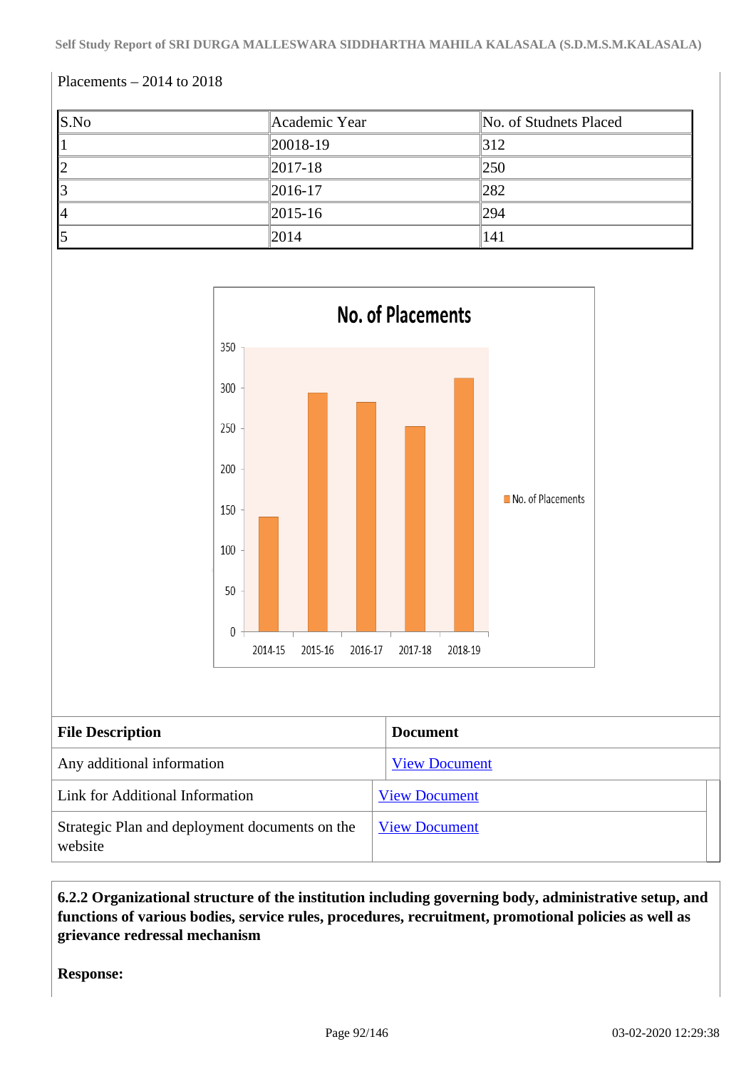Placements – 2014 to 2018

| S.No | Academic Year | No. of Studnets Placed |
|---|---|---|
| 1 | 20018-19 | 312 |
| 2 | 2017-18 | 250 |
| 3 | 2016-17 | 282 |
| 4 | 2015-16 | 294 |
| 5 | 2014 | 141 |

**No. of Placements**

| Year | No. of Placements |
|---|---|
| 2014-15 | 141 |
| 2015-16 | 294 |
| 2016-17 | 282 |
| 2017-18 | 250 |
| 2018-19 | 312 |

| File Description | Document |
|---|---|
| Any additional information | View Document |
| Link for Additional Information | View Document |
| Strategic Plan and deployment documents on the website | View Document |

**6.2.2 Organizational structure of the institution including governing body, administrative setup, and functions of various bodies, service rules, procedures, recruitment, promotional policies as well as grievance redressal mechanism**

**Response:**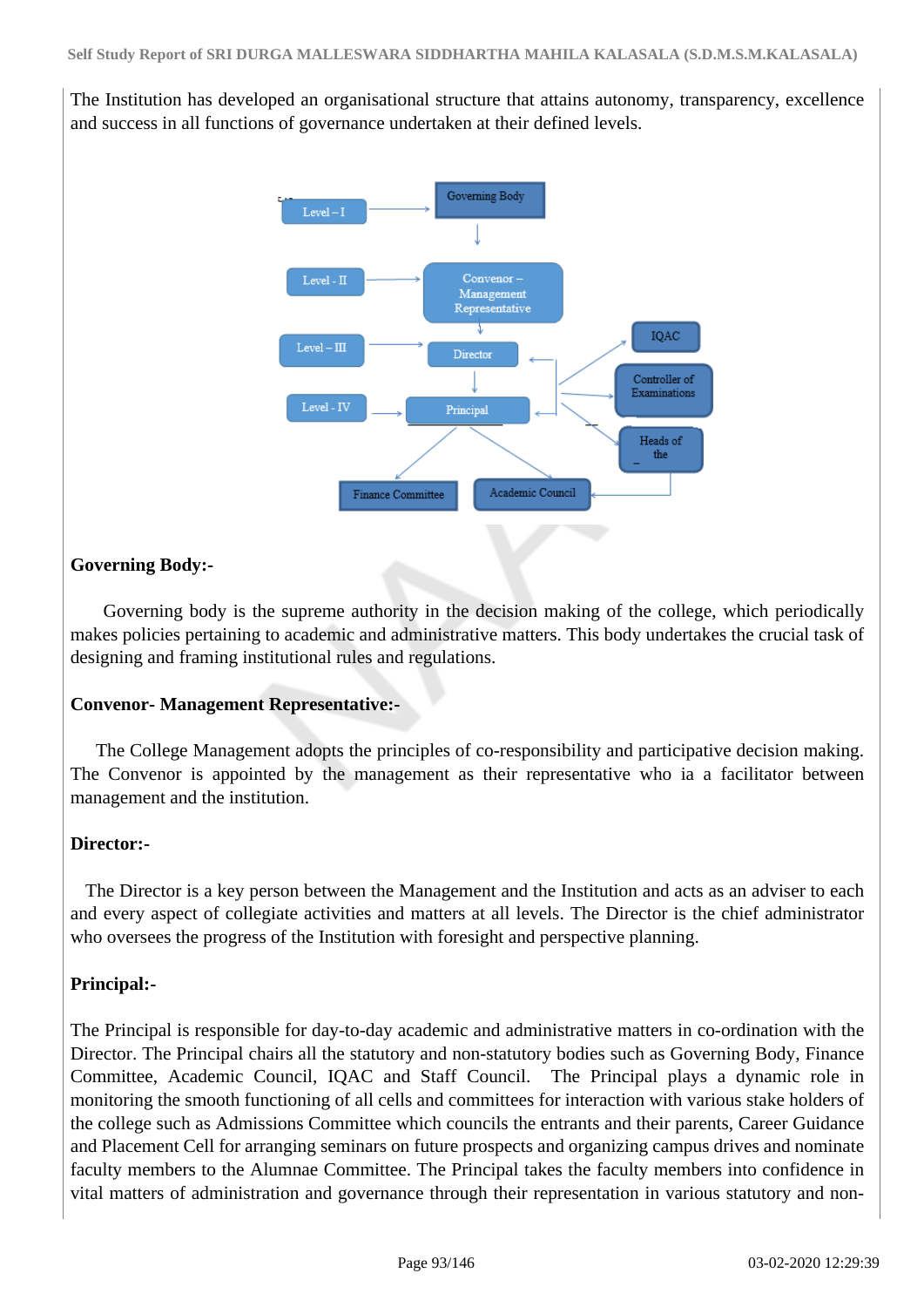The Institution has developed an organisational structure that attains autonomy, transparency, excellence and success in all functions of governance undertaken at their defined levels.

Level – I → Governing Body

Level - II → Convenor – Management Representative

Level – III → Director

Level - IV → Principal

IQAC

Controller of Examinations

Heads of the

Finance Committee

Academic Council

**Governing Body:-**

Governing body is the supreme authority in the decision making of the college, which periodically makes policies pertaining to academic and administrative matters. This body undertakes the crucial task of designing and framing institutional rules and regulations.

**Convenor- Management Representative:-**

The College Management adopts the principles of co-responsibility and participative decision making. The Convenor is appointed by the management as their representative who ia a facilitator between management and the institution.

**Director:-**

The Director is a key person between the Management and the Institution and acts as an adviser to each and every aspect of collegiate activities and matters at all levels. The Director is the chief administrator who oversees the progress of the Institution with foresight and perspective planning.

**Principal:-**

The Principal is responsible for day-to-day academic and administrative matters in co-ordination with the Director. The Principal chairs all the statutory and non-statutory bodies such as Governing Body, Finance Committee, Academic Council, IQAC and Staff Council. The Principal plays a dynamic role in monitoring the smooth functioning of all cells and committees for interaction with various stake holders of the college such as Admissions Committee which councils the entrants and their parents, Career Guidance and Placement Cell for arranging seminars on future prospects and organizing campus drives and nominate faculty members to the Alumnae Committee. The Principal takes the faculty members into confidence in vital matters of administration and governance through their representation in various statutory and non-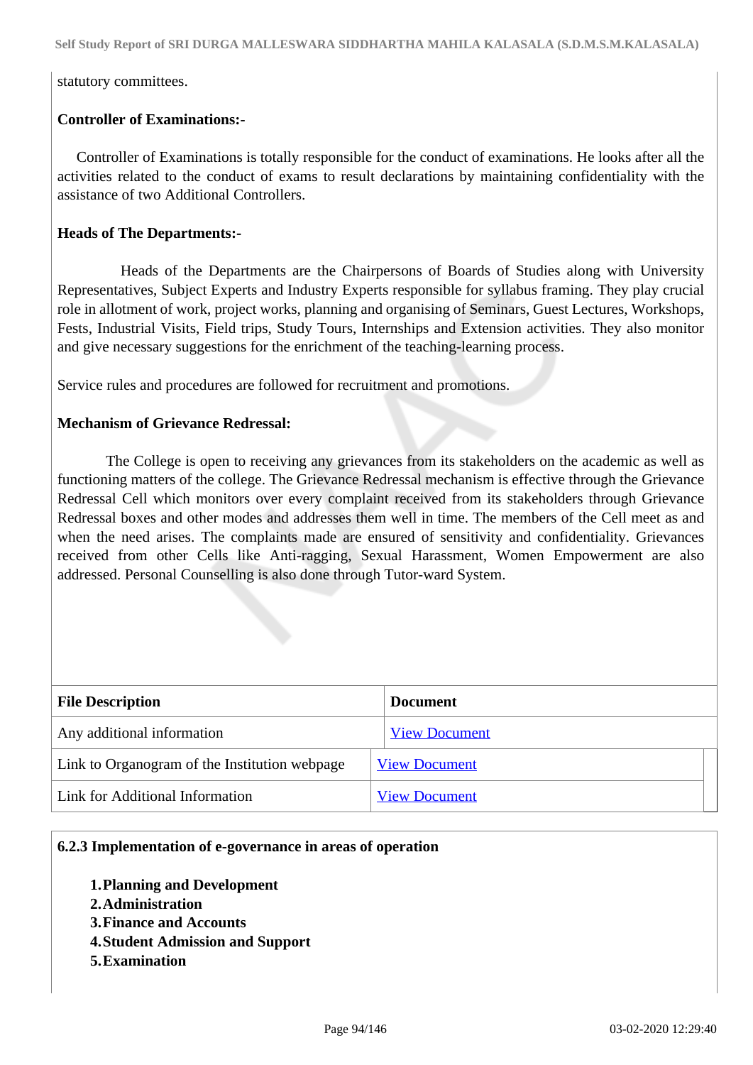statutory committees.

**Controller of Examinations:-**

Controller of Examinations is totally responsible for the conduct of examinations. He looks after all the activities related to the conduct of exams to result declarations by maintaining confidentiality with the assistance of two Additional Controllers.

**Heads of The Departments:-**

Heads of the Departments are the Chairpersons of Boards of Studies along with University Representatives, Subject Experts and Industry Experts responsible for syllabus framing. They play crucial role in allotment of work, project works, planning and organising of Seminars, Guest Lectures, Workshops, Fests, Industrial Visits, Field trips, Study Tours, Internships and Extension activities. They also monitor and give necessary suggestions for the enrichment of the teaching-learning process.

Service rules and procedures are followed for recruitment and promotions.

**Mechanism of Grievance Redressal:**

The College is open to receiving any grievances from its stakeholders on the academic as well as functioning matters of the college. The Grievance Redressal mechanism is effective through the Grievance Redressal Cell which monitors over every complaint received from its stakeholders through Grievance Redressal boxes and other modes and addresses them well in time. The members of the Cell meet as and when the need arises. The complaints made are ensured of sensitivity and confidentiality. Grievances received from other Cells like Anti-ragging, Sexual Harassment, Women Empowerment are also addressed. Personal Counselling is also done through Tutor-ward System.

| File Description | Document |
|---|---|
| Any additional information | View Document |
| Link to Organogram of the Institution webpage | View Document |
| Link for Additional Information | View Document |

**6.2.3 Implementation of e-governance in areas of operation**

1. **Planning and Development**
2. **Administration**
3. **Finance and Accounts**
4. **Student Admission and Support**
5. **Examination**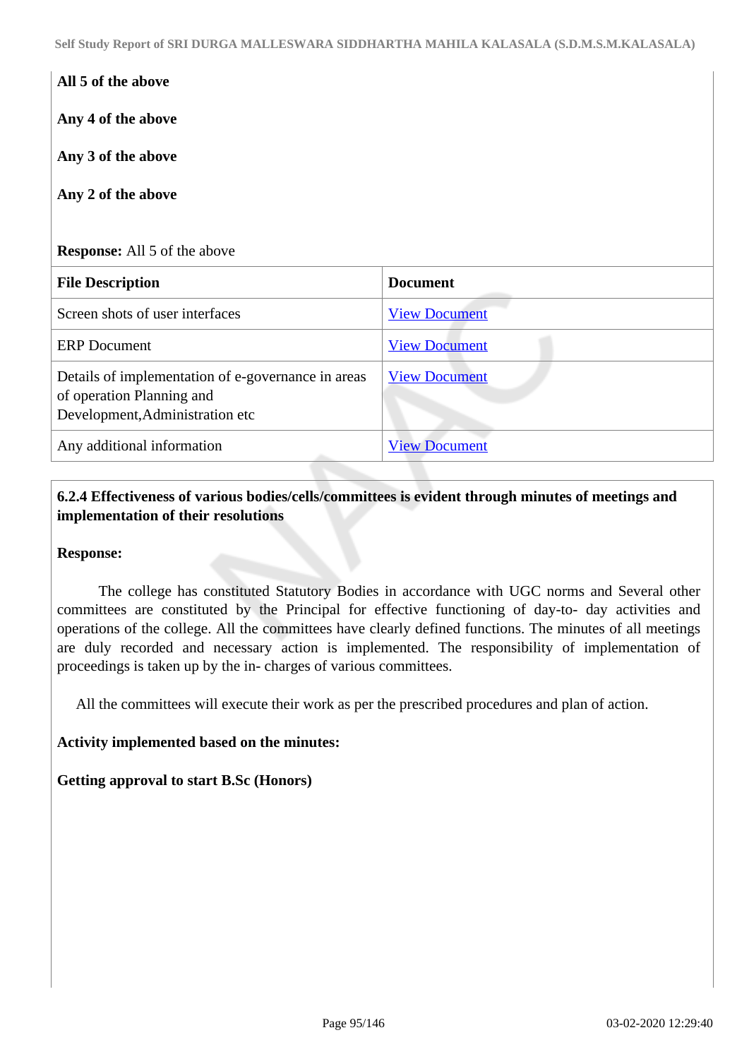**All 5 of the above**

**Any 4 of the above**

**Any 3 of the above**

**Any 2 of the above**

**Response:** All 5 of the above

| File Description | Document |
| --- | --- |
| Screen shots of user interfaces | View Document |
| ERP Document | View Document |
| Details of implementation of e-governance in areas of operation Planning and Development,Administration etc | View Document |
| Any additional information | View Document |

**6.2.4 Effectiveness of various bodies/cells/committees is evident through minutes of meetings and implementation of their resolutions**

**Response:**

The college has constituted Statutory Bodies in accordance with UGC norms and Several other committees are constituted by the Principal for effective functioning of day-to- day activities and operations of the college. All the committees have clearly defined functions. The minutes of all meetings are duly recorded and necessary action is implemented. The responsibility of implementation of proceedings is taken up by the in- charges of various committees.

All the committees will execute their work as per the prescribed procedures and plan of action.

**Activity implemented based on the minutes:**

**Getting approval to start B.Sc (Honors)**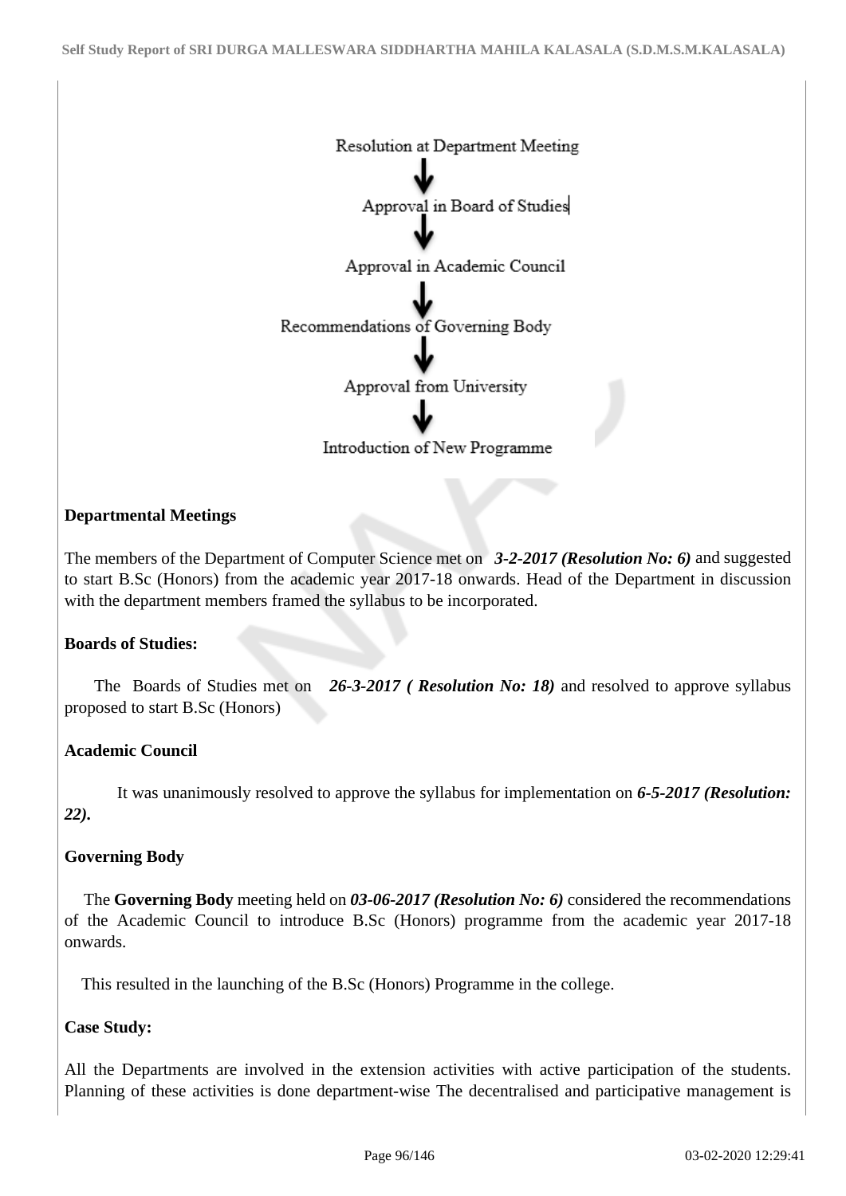Resolution at Department Meeting

↓

Approval in Board of Studies

↓

Approval in Academic Council

↓

Recommendations of Governing Body

↓

Approval from University

↓

Introduction of New Programme

**Departmental Meetings**

The members of the Department of Computer Science met on ***3-2-2017 (Resolution No: 6)*** and suggested to start B.Sc (Honors) from the academic year 2017-18 onwards. Head of the Department in discussion with the department members framed the syllabus to be incorporated.

**Boards of Studies:**

The Boards of Studies met on ***26-3-2017 ( Resolution No: 18)*** and resolved to approve syllabus proposed to start B.Sc (Honors)

**Academic Council**

It was unanimously resolved to approve the syllabus for implementation on ***6-5-2017 (Resolution: 22).***

**Governing Body**

The **Governing Body** meeting held on ***03-06-2017 (Resolution No: 6)*** considered the recommendations of the Academic Council to introduce B.Sc (Honors) programme from the academic year 2017-18 onwards.

This resulted in the launching of the B.Sc (Honors) Programme in the college.

**Case Study:**

All the Departments are involved in the extension activities with active participation of the students. Planning of these activities is done department-wise The decentralised and participative management is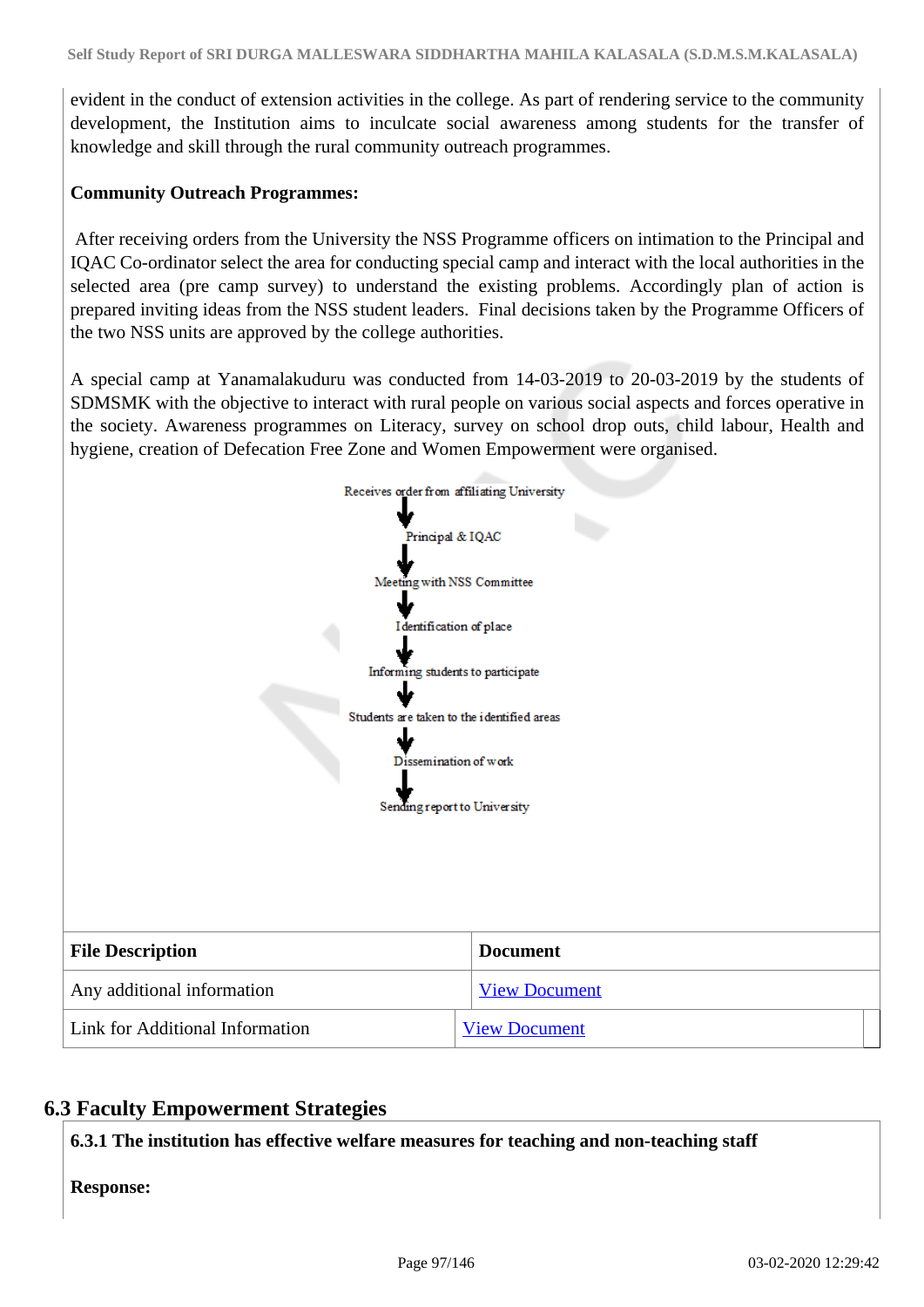evident in the conduct of extension activities in the college. As part of rendering service to the community development, the Institution aims to inculcate social awareness among students for the transfer of knowledge and skill through the rural community outreach programmes.

**Community Outreach Programmes:**

After receiving orders from the University the NSS Programme officers on intimation to the Principal and IQAC Co-ordinator select the area for conducting special camp and interact with the local authorities in the selected area (pre camp survey) to understand the existing problems. Accordingly plan of action is prepared inviting ideas from the NSS student leaders. Final decisions taken by the Programme Officers of the two NSS units are approved by the college authorities.

A special camp at Yanamalakuduru was conducted from 14-03-2019 to 20-03-2019 by the students of SDMSMK with the objective to interact with rural people on various social aspects and forces operative in the society. Awareness programmes on Literacy, survey on school drop outs, child labour, Health and hygiene, creation of Defecation Free Zone and Women Empowerment were organised.

Receives order from affiliating University
↓
Principal & IQAC
↓
Meeting with NSS Committee
↓
Identification of place
↓
Informing students to participate
↓
Students are taken to the identified areas
↓
Dissemination of work
↓
Sending report to University

| File Description | Document |
|---|---|
| Any additional information | View Document |
| Link for Additional Information | View Document |

## 6.3 Faculty Empowerment Strategies

**6.3.1 The institution has effective welfare measures for teaching and non-teaching staff**

**Response:**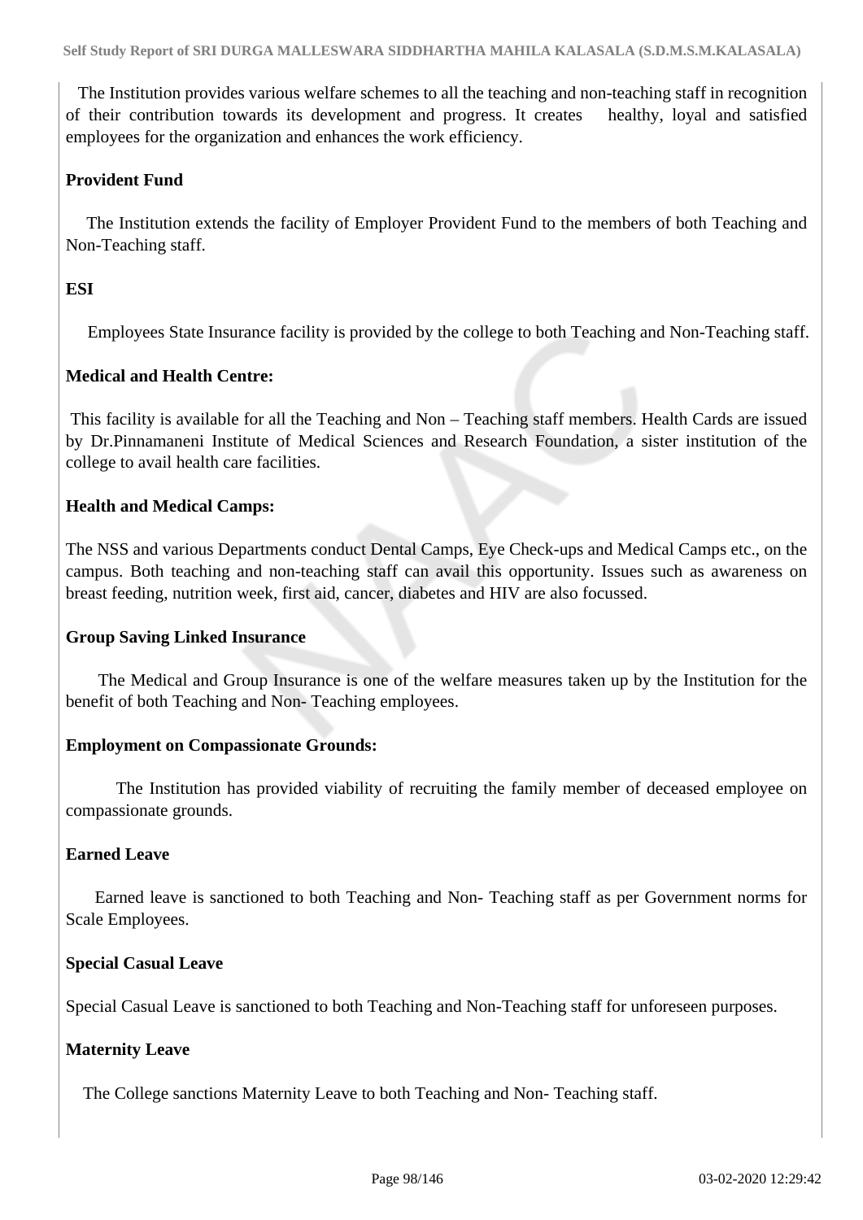The Institution provides various welfare schemes to all the teaching and non-teaching staff in recognition of their contribution towards its development and progress. It creates healthy, loyal and satisfied employees for the organization and enhances the work efficiency.

**Provident Fund**

The Institution extends the facility of Employer Provident Fund to the members of both Teaching and Non-Teaching staff.

**ESI**

Employees State Insurance facility is provided by the college to both Teaching and Non-Teaching staff.

**Medical and Health Centre:**

This facility is available for all the Teaching and Non – Teaching staff members. Health Cards are issued by Dr.Pinnamaneni Institute of Medical Sciences and Research Foundation, a sister institution of the college to avail health care facilities.

**Health and Medical Camps:**

The NSS and various Departments conduct Dental Camps, Eye Check-ups and Medical Camps etc., on the campus. Both teaching and non-teaching staff can avail this opportunity. Issues such as awareness on breast feeding, nutrition week, first aid, cancer, diabetes and HIV are also focussed.

**Group Saving Linked Insurance**

The Medical and Group Insurance is one of the welfare measures taken up by the Institution for the benefit of both Teaching and Non- Teaching employees.

**Employment on Compassionate Grounds:**

The Institution has provided viability of recruiting the family member of deceased employee on compassionate grounds.

**Earned Leave**

Earned leave is sanctioned to both Teaching and Non- Teaching staff as per Government norms for Scale Employees.

**Special Casual Leave**

Special Casual Leave is sanctioned to both Teaching and Non-Teaching staff for unforeseen purposes.

**Maternity Leave**

The College sanctions Maternity Leave to both Teaching and Non- Teaching staff.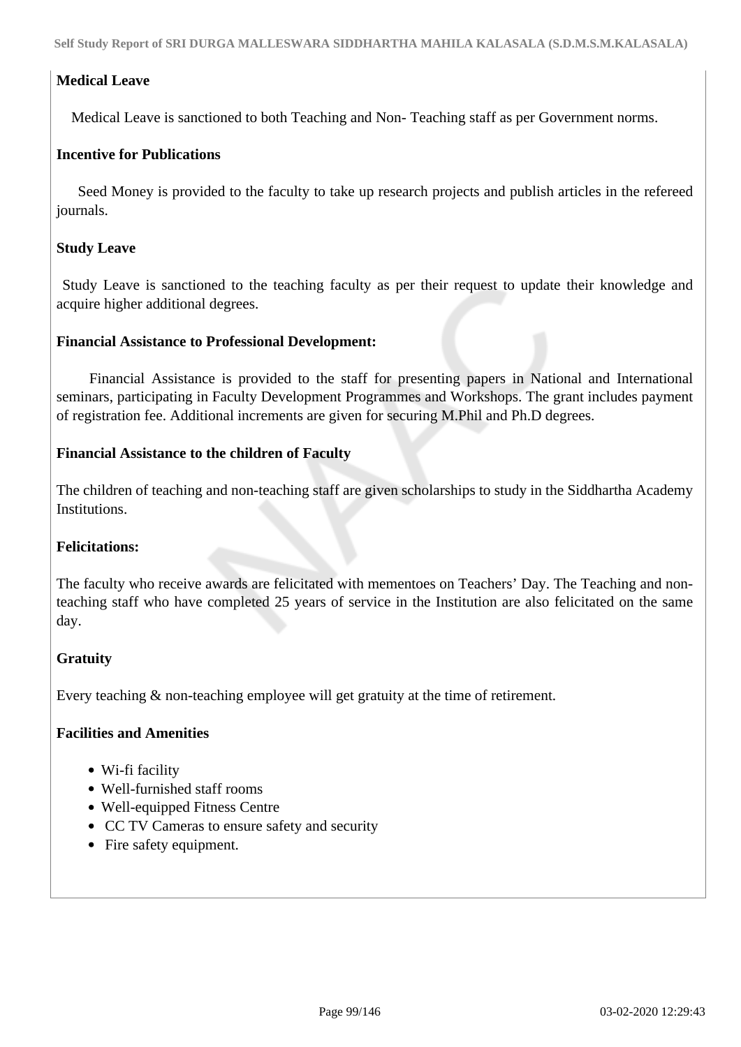**Medical Leave**

Medical Leave is sanctioned to both Teaching and Non- Teaching staff as per Government norms.

**Incentive for Publications**

Seed Money is provided to the faculty to take up research projects and publish articles in the refereed journals.

**Study Leave**

Study Leave is sanctioned to the teaching faculty as per their request to update their knowledge and acquire higher additional degrees.

**Financial Assistance to Professional Development:**

Financial Assistance is provided to the staff for presenting papers in National and International seminars, participating in Faculty Development Programmes and Workshops. The grant includes payment of registration fee. Additional increments are given for securing M.Phil and Ph.D degrees.

**Financial Assistance to the children of Faculty**

The children of teaching and non-teaching staff are given scholarships to study in the Siddhartha Academy Institutions.

**Felicitations:**

The faculty who receive awards are felicitated with mementoes on Teachers' Day. The Teaching and non-teaching staff who have completed 25 years of service in the Institution are also felicitated on the same day.

**Gratuity**

Every teaching & non-teaching employee will get gratuity at the time of retirement.

**Facilities and Amenities**

- Wi-fi facility
- Well-furnished staff rooms
- Well-equipped Fitness Centre
- CC TV Cameras to ensure safety and security
- Fire safety equipment.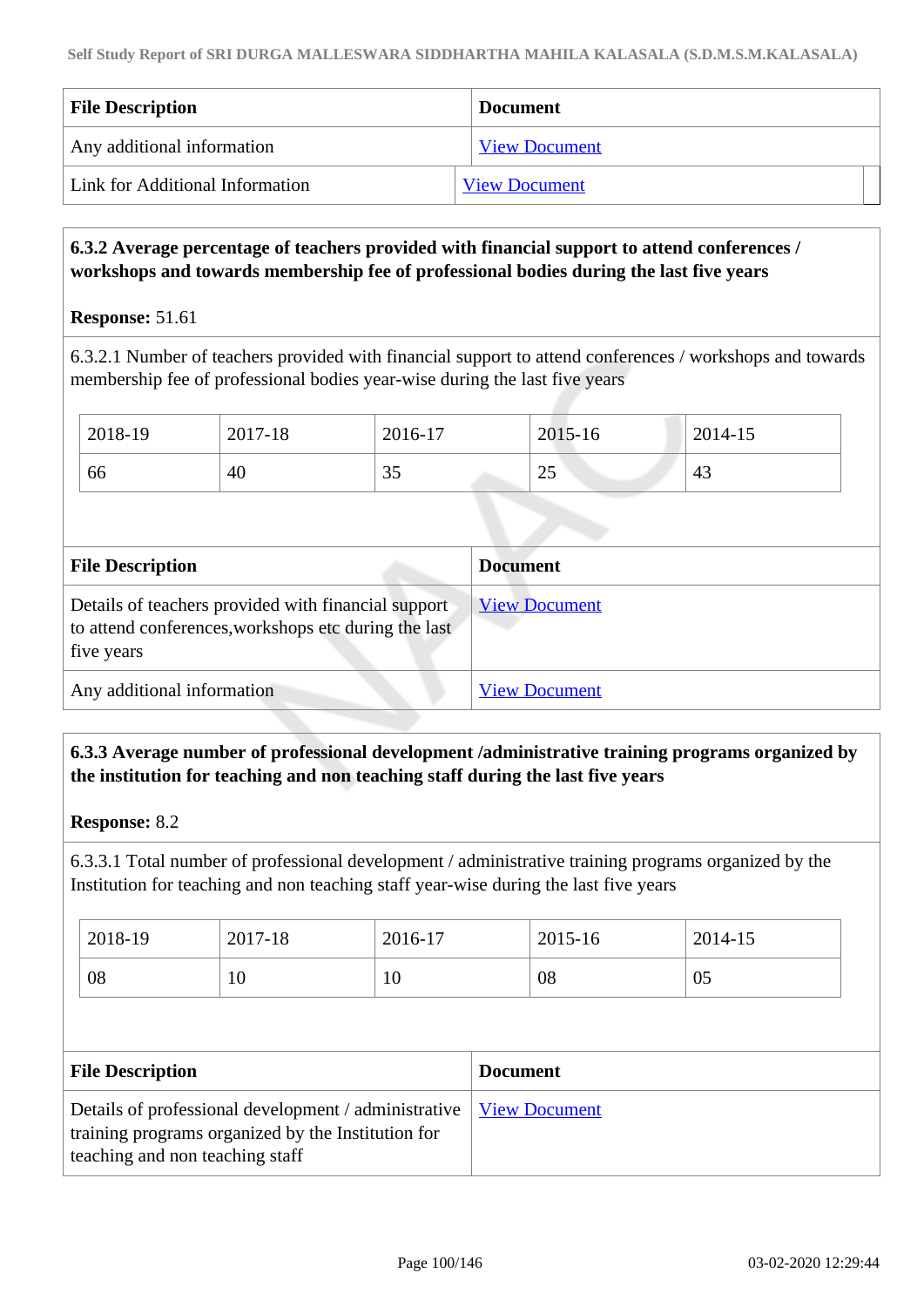| File Description | Document |
|---|---|
| Any additional information | View Document |
| Link for Additional Information | View Document |

**6.3.2 Average percentage of teachers provided with financial support to attend conferences / workshops and towards membership fee of professional bodies during the last five years**

**Response:** 51.61

6.3.2.1 Number of teachers provided with financial support to attend conferences / workshops and towards membership fee of professional bodies year-wise during the last five years

| 2018-19 | 2017-18 | 2016-17 | 2015-16 | 2014-15 |
|---|---|---|---|---|
| 66 | 40 | 35 | 25 | 43 |

| File Description | Document |
|---|---|
| Details of teachers provided with financial support to attend conferences,workshops etc during the last five years | View Document |
| Any additional information | View Document |

**6.3.3 Average number of professional development /administrative training programs organized by the institution for teaching and non teaching staff during the last five years**

**Response:** 8.2

6.3.3.1 Total number of professional development / administrative training programs organized by the Institution for teaching and non teaching staff year-wise during the last five years

| 2018-19 | 2017-18 | 2016-17 | 2015-16 | 2014-15 |
|---|---|---|---|---|
| 08 | 10 | 10 | 08 | 05 |

| File Description | Document |
|---|---|
| Details of professional development / administrative training programs organized by the Institution for teaching and non teaching staff | View Document |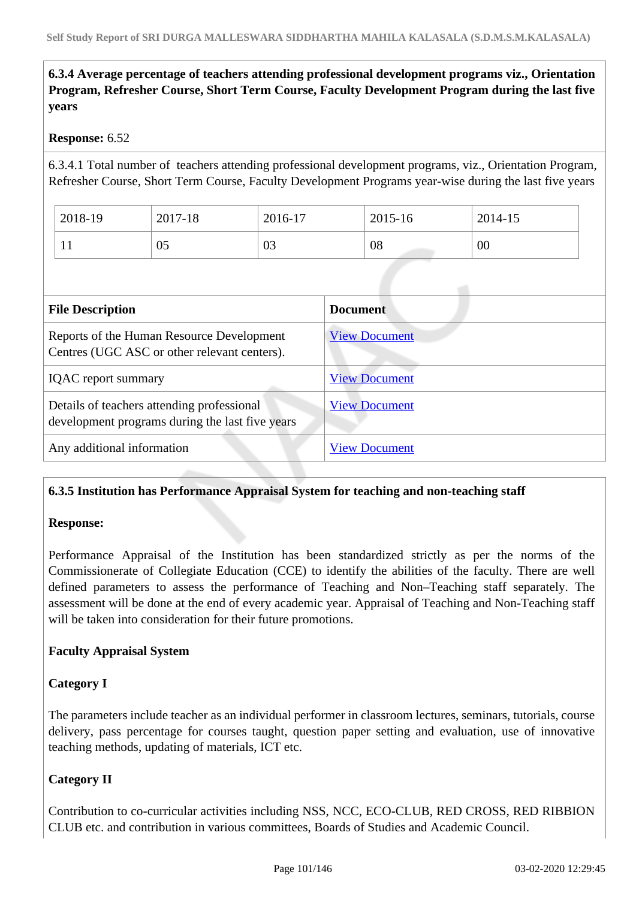**6.3.4 Average percentage of teachers attending professional development programs viz., Orientation Program, Refresher Course, Short Term Course, Faculty Development Program during the last five years**

**Response:** 6.52

6.3.4.1 Total number of teachers attending professional development programs, viz., Orientation Program, Refresher Course, Short Term Course, Faculty Development Programs year-wise during the last five years

| 2018-19 | 2017-18 | 2016-17 | 2015-16 | 2014-15 |
|---|---|---|---|---|
| 11 | 05 | 03 | 08 | 00 |

| File Description | Document |
|---|---|
| Reports of the Human Resource Development Centres (UGC ASC or other relevant centers). | View Document |
| IQAC report summary | View Document |
| Details of teachers attending professional development programs during the last five years | View Document |
| Any additional information | View Document |

**6.3.5 Institution has Performance Appraisal System for teaching and non-teaching staff**

**Response:**

Performance Appraisal of the Institution has been standardized strictly as per the norms of the Commissionerate of Collegiate Education (CCE) to identify the abilities of the faculty. There are well defined parameters to assess the performance of Teaching and Non–Teaching staff separately. The assessment will be done at the end of every academic year. Appraisal of Teaching and Non-Teaching staff will be taken into consideration for their future promotions.

**Faculty Appraisal System**

**Category I**

The parameters include teacher as an individual performer in classroom lectures, seminars, tutorials, course delivery, pass percentage for courses taught, question paper setting and evaluation, use of innovative teaching methods, updating of materials, ICT etc.

**Category II**

Contribution to co-curricular activities including NSS, NCC, ECO-CLUB, RED CROSS, RED RIBBION CLUB etc. and contribution in various committees, Boards of Studies and Academic Council.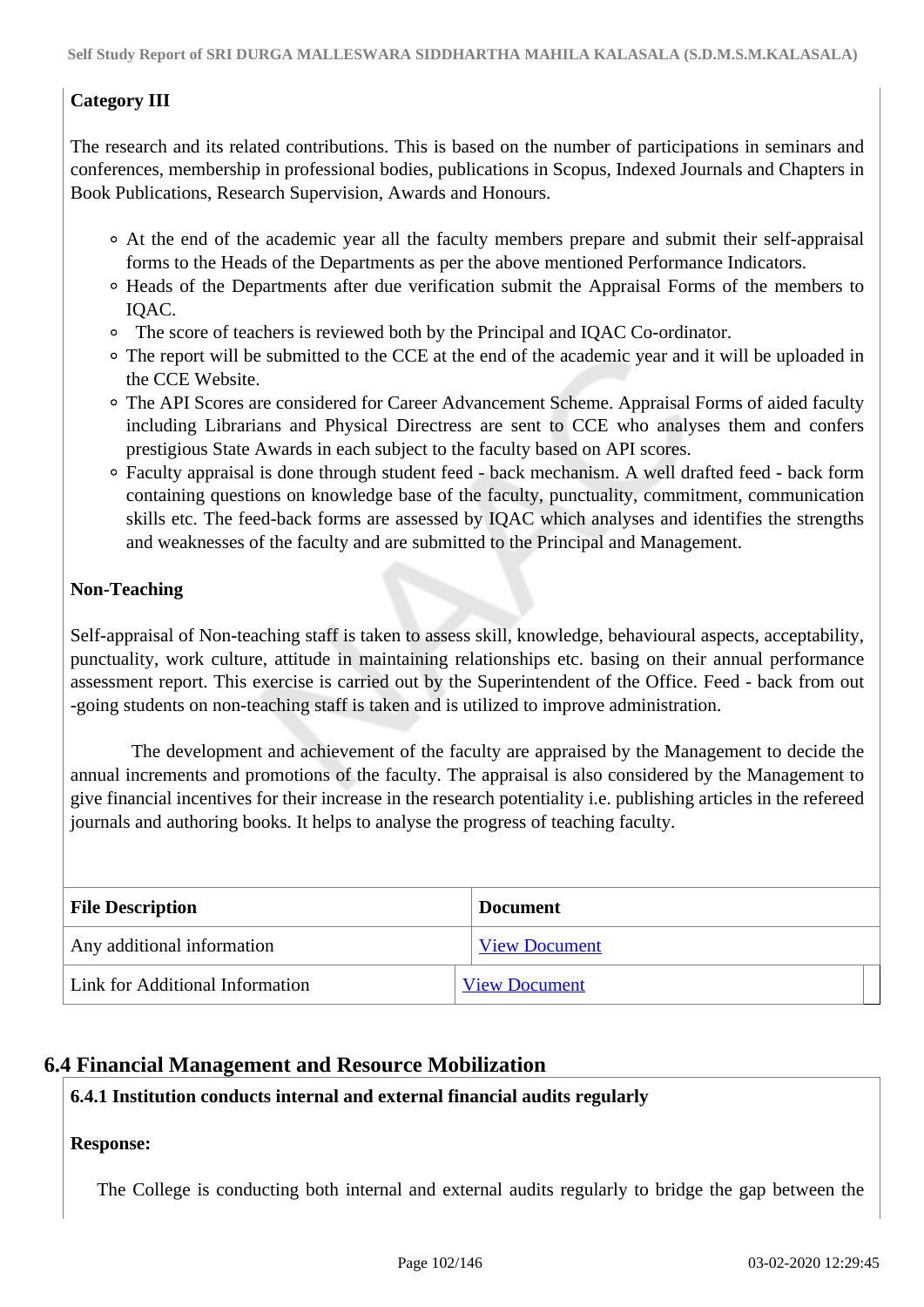**Category III**

The research and its related contributions. This is based on the number of participations in seminars and conferences, membership in professional bodies, publications in Scopus, Indexed Journals and Chapters in Book Publications, Research Supervision, Awards and Honours.

- At the end of the academic year all the faculty members prepare and submit their self-appraisal forms to the Heads of the Departments as per the above mentioned Performance Indicators.
- Heads of the Departments after due verification submit the Appraisal Forms of the members to IQAC.
- The score of teachers is reviewed both by the Principal and IQAC Co-ordinator.
- The report will be submitted to the CCE at the end of the academic year and it will be uploaded in the CCE Website.
- The API Scores are considered for Career Advancement Scheme. Appraisal Forms of aided faculty including Librarians and Physical Directress are sent to CCE who analyses them and confers prestigious State Awards in each subject to the faculty based on API scores.
- Faculty appraisal is done through student feed - back mechanism. A well drafted feed - back form containing questions on knowledge base of the faculty, punctuality, commitment, communication skills etc. The feed-back forms are assessed by IQAC which analyses and identifies the strengths and weaknesses of the faculty and are submitted to the Principal and Management.

**Non-Teaching**

Self-appraisal of Non-teaching staff is taken to assess skill, knowledge, behavioural aspects, acceptability, punctuality, work culture, attitude in maintaining relationships etc. basing on their annual performance assessment report. This exercise is carried out by the Superintendent of the Office. Feed - back from out -going students on non-teaching staff is taken and is utilized to improve administration.

The development and achievement of the faculty are appraised by the Management to decide the annual increments and promotions of the faculty. The appraisal is also considered by the Management to give financial incentives for their increase in the research potentiality i.e. publishing articles in the refereed journals and authoring books. It helps to analyse the progress of teaching faculty.

| File Description | Document |
|---|---|
| Any additional information | View Document |
| Link for Additional Information | View Document |

## 6.4 Financial Management and Resource Mobilization

**6.4.1 Institution conducts internal and external financial audits regularly**

**Response:**

The College is conducting both internal and external audits regularly to bridge the gap between the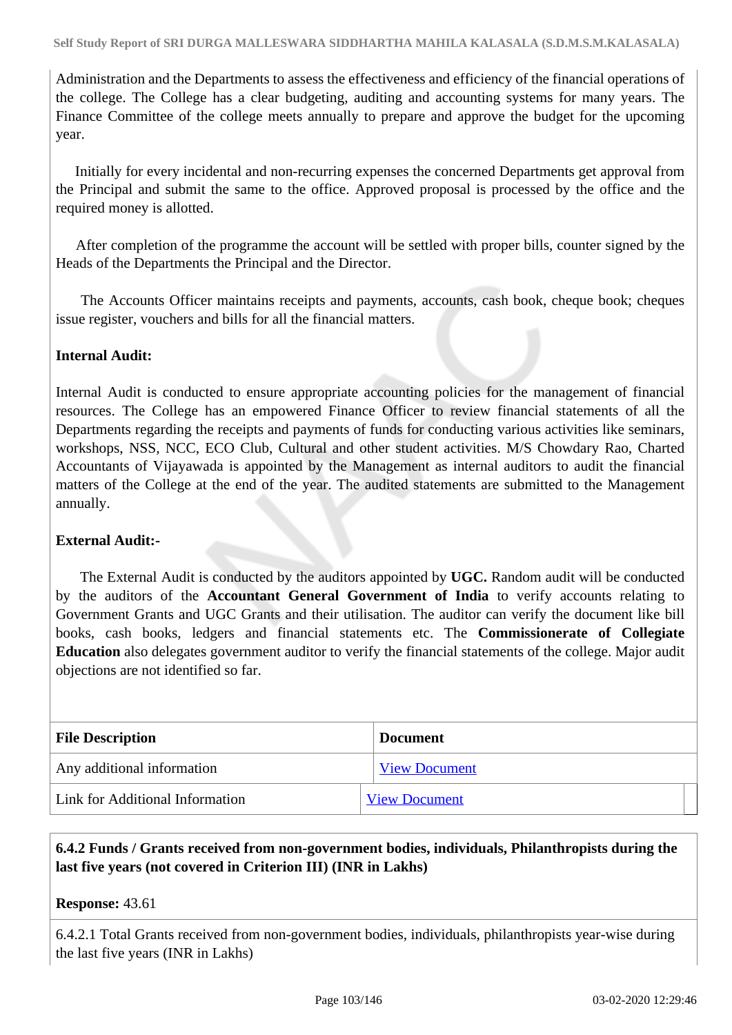Administration and the Departments to assess the effectiveness and efficiency of the financial operations of the college. The College has a clear budgeting, auditing and accounting systems for many years. The Finance Committee of the college meets annually to prepare and approve the budget for the upcoming year.

Initially for every incidental and non-recurring expenses the concerned Departments get approval from the Principal and submit the same to the office. Approved proposal is processed by the office and the required money is allotted.

After completion of the programme the account will be settled with proper bills, counter signed by the Heads of the Departments the Principal and the Director.

The Accounts Officer maintains receipts and payments, accounts, cash book, cheque book; cheques issue register, vouchers and bills for all the financial matters.

**Internal Audit:**

Internal Audit is conducted to ensure appropriate accounting policies for the management of financial resources. The College has an empowered Finance Officer to review financial statements of all the Departments regarding the receipts and payments of funds for conducting various activities like seminars, workshops, NSS, NCC, ECO Club, Cultural and other student activities. M/S Chowdary Rao, Charted Accountants of Vijayawada is appointed by the Management as internal auditors to audit the financial matters of the College at the end of the year. The audited statements are submitted to the Management annually.

**External Audit:-**

The External Audit is conducted by the auditors appointed by **UGC.** Random audit will be conducted by the auditors of the **Accountant General Government of India** to verify accounts relating to Government Grants and UGC Grants and their utilisation. The auditor can verify the document like bill books, cash books, ledgers and financial statements etc. The **Commissionerate of Collegiate Education** also delegates government auditor to verify the financial statements of the college. Major audit objections are not identified so far.

| File Description | Document |
|---|---|
| Any additional information | View Document |
| Link for Additional Information | View Document |

**6.4.2 Funds / Grants received from non-government bodies, individuals, Philanthropists during the last five years (not covered in Criterion III) (INR in Lakhs)**

**Response:** 43.61

6.4.2.1 Total Grants received from non-government bodies, individuals, philanthropists year-wise during the last five years (INR in Lakhs)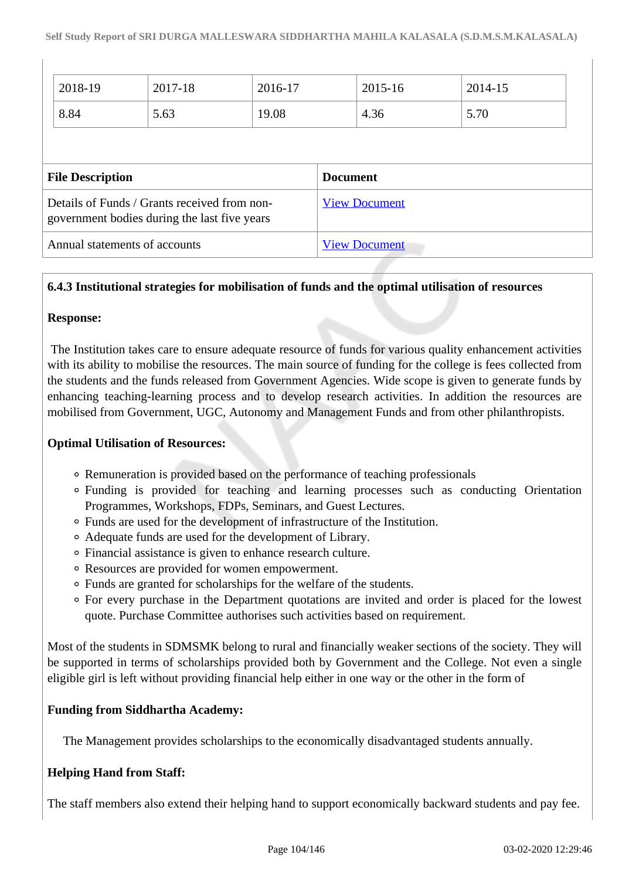| 2018-19 | 2017-18 | 2016-17 | 2015-16 | 2014-15 |
|---|---|---|---|---|
| 8.84 | 5.63 | 19.08 | 4.36 | 5.70 |

| File Description | Document |
|---|---|
| Details of Funds / Grants received from non-government bodies during the last five years | View Document |
| Annual statements of accounts | View Document |

**6.4.3 Institutional strategies for mobilisation of funds and the optimal utilisation of resources**

**Response:**

The Institution takes care to ensure adequate resource of funds for various quality enhancement activities with its ability to mobilise the resources. The main source of funding for the college is fees collected from the students and the funds released from Government Agencies. Wide scope is given to generate funds by enhancing teaching-learning process and to develop research activities. In addition the resources are mobilised from Government, UGC, Autonomy and Management Funds and from other philanthropists.

**Optimal Utilisation of Resources:**

- Remuneration is provided based on the performance of teaching professionals
- Funding is provided for teaching and learning processes such as conducting Orientation Programmes, Workshops, FDPs, Seminars, and Guest Lectures.
- Funds are used for the development of infrastructure of the Institution.
- Adequate funds are used for the development of Library.
- Financial assistance is given to enhance research culture.
- Resources are provided for women empowerment.
- Funds are granted for scholarships for the welfare of the students.
- For every purchase in the Department quotations are invited and order is placed for the lowest quote. Purchase Committee authorises such activities based on requirement.

Most of the students in SDMSMK belong to rural and financially weaker sections of the society. They will be supported in terms of scholarships provided both by Government and the College. Not even a single eligible girl is left without providing financial help either in one way or the other in the form of

**Funding from Siddhartha Academy:**

The Management provides scholarships to the economically disadvantaged students annually.

**Helping Hand from Staff:**

The staff members also extend their helping hand to support economically backward students and pay fee.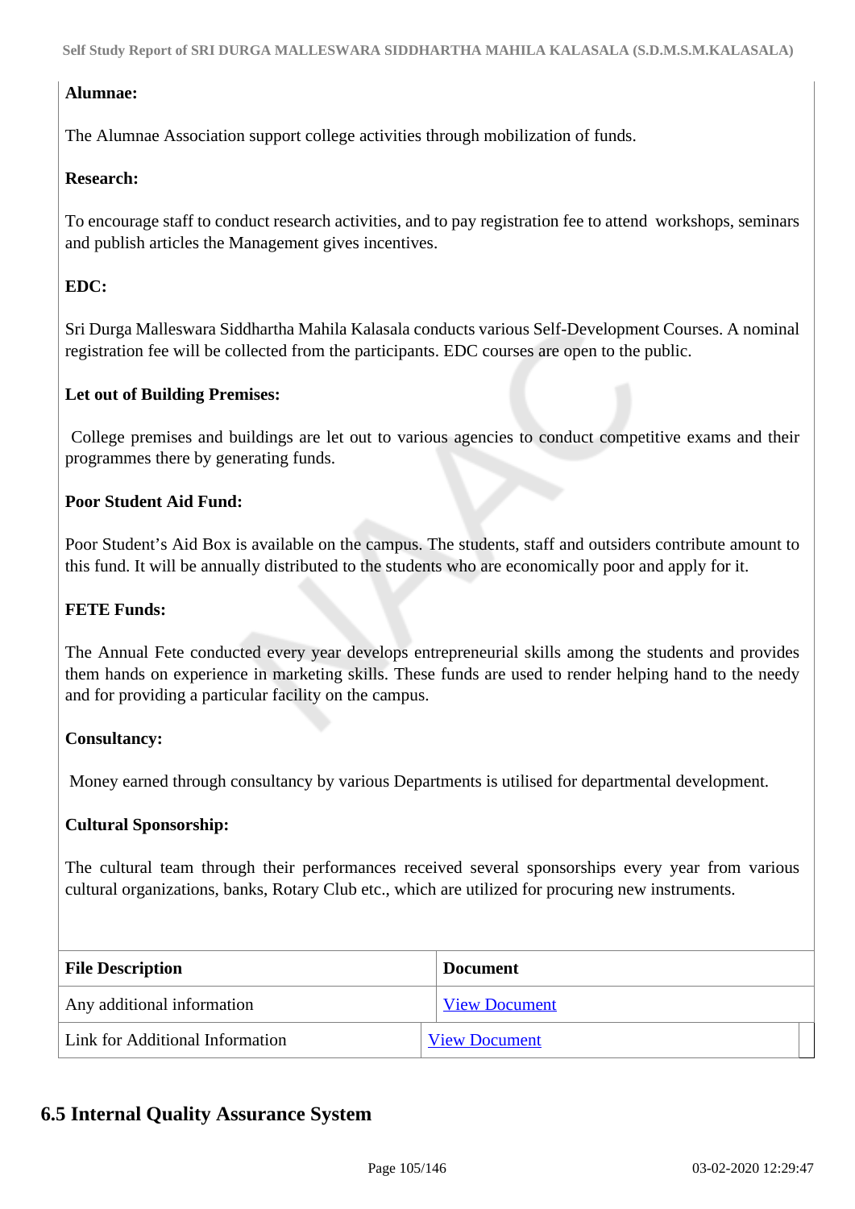**Alumnae:**

The Alumnae Association support college activities through mobilization of funds.

**Research:**

To encourage staff to conduct research activities, and to pay registration fee to attend workshops, seminars and publish articles the Management gives incentives.

**EDC:**

Sri Durga Malleswara Siddhartha Mahila Kalasala conducts various Self-Development Courses. A nominal registration fee will be collected from the participants. EDC courses are open to the public.

**Let out of Building Premises:**

College premises and buildings are let out to various agencies to conduct competitive exams and their programmes there by generating funds.

**Poor Student Aid Fund:**

Poor Student's Aid Box is available on the campus. The students, staff and outsiders contribute amount to this fund. It will be annually distributed to the students who are economically poor and apply for it.

**FETE Funds:**

The Annual Fete conducted every year develops entrepreneurial skills among the students and provides them hands on experience in marketing skills. These funds are used to render helping hand to the needy and for providing a particular facility on the campus.

**Consultancy:**

Money earned through consultancy by various Departments is utilised for departmental development.

**Cultural Sponsorship:**

The cultural team through their performances received several sponsorships every year from various cultural organizations, banks, Rotary Club etc., which are utilized for procuring new instruments.

| File Description | Document |
|---|---|
| Any additional information | View Document |
| Link for Additional Information | View Document |

## 6.5 Internal Quality Assurance System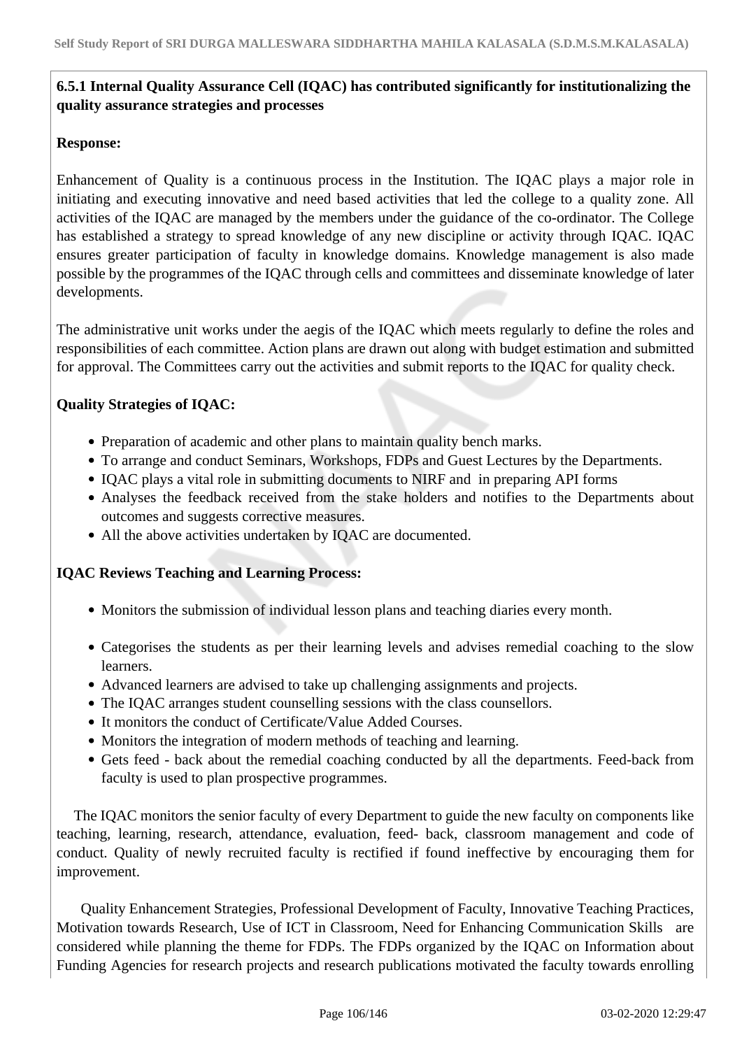**6.5.1 Internal Quality Assurance Cell (IQAC) has contributed significantly for institutionalizing the quality assurance strategies and processes**

**Response:**

Enhancement of Quality is a continuous process in the Institution. The IQAC plays a major role in initiating and executing innovative and need based activities that led the college to a quality zone. All activities of the IQAC are managed by the members under the guidance of the co-ordinator. The College has established a strategy to spread knowledge of any new discipline or activity through IQAC. IQAC ensures greater participation of faculty in knowledge domains. Knowledge management is also made possible by the programmes of the IQAC through cells and committees and disseminate knowledge of later developments.

The administrative unit works under the aegis of the IQAC which meets regularly to define the roles and responsibilities of each committee. Action plans are drawn out along with budget estimation and submitted for approval. The Committees carry out the activities and submit reports to the IQAC for quality check.

**Quality Strategies of IQAC:**

- Preparation of academic and other plans to maintain quality bench marks.
- To arrange and conduct Seminars, Workshops, FDPs and Guest Lectures by the Departments.
- IQAC plays a vital role in submitting documents to NIRF and in preparing API forms
- Analyses the feedback received from the stake holders and notifies to the Departments about outcomes and suggests corrective measures.
- All the above activities undertaken by IQAC are documented.

**IQAC Reviews Teaching and Learning Process:**

- Monitors the submission of individual lesson plans and teaching diaries every month.
- Categorises the students as per their learning levels and advises remedial coaching to the slow learners.
- Advanced learners are advised to take up challenging assignments and projects.
- The IQAC arranges student counselling sessions with the class counsellors.
- It monitors the conduct of Certificate/Value Added Courses.
- Monitors the integration of modern methods of teaching and learning.
- Gets feed - back about the remedial coaching conducted by all the departments. Feed-back from faculty is used to plan prospective programmes.

The IQAC monitors the senior faculty of every Department to guide the new faculty on components like teaching, learning, research, attendance, evaluation, feed- back, classroom management and code of conduct. Quality of newly recruited faculty is rectified if found ineffective by encouraging them for improvement.

Quality Enhancement Strategies, Professional Development of Faculty, Innovative Teaching Practices, Motivation towards Research, Use of ICT in Classroom, Need for Enhancing Communication Skills are considered while planning the theme for FDPs. The FDPs organized by the IQAC on Information about Funding Agencies for research projects and research publications motivated the faculty towards enrolling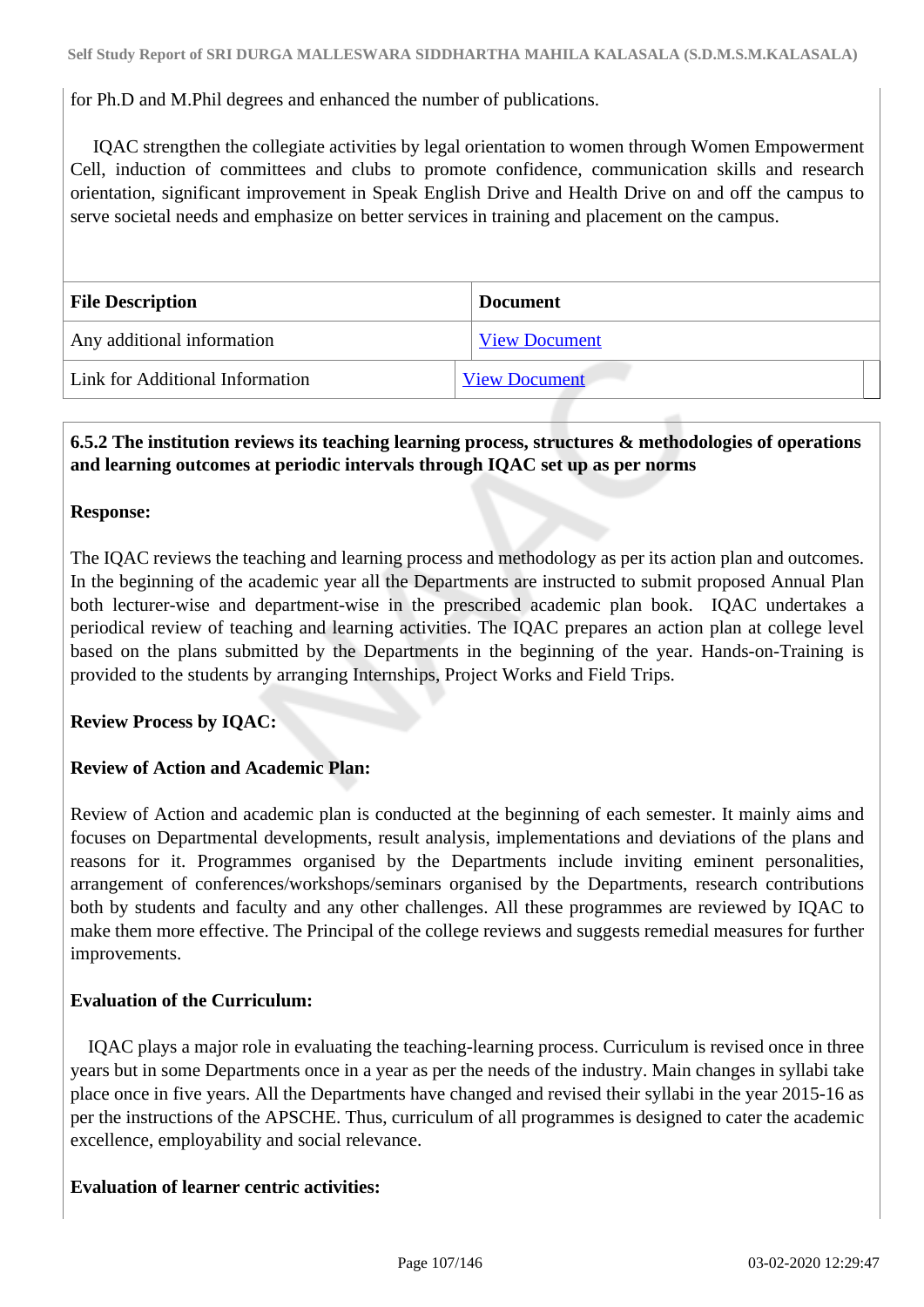for Ph.D and M.Phil degrees and enhanced the number of publications.

IQAC strengthen the collegiate activities by legal orientation to women through Women Empowerment Cell, induction of committees and clubs to promote confidence, communication skills and research orientation, significant improvement in Speak English Drive and Health Drive on and off the campus to serve societal needs and emphasize on better services in training and placement on the campus.

| File Description | Document |
|---|---|
| Any additional information | View Document |
| Link for Additional Information | View Document |

**6.5.2 The institution reviews its teaching learning process, structures & methodologies of operations and learning outcomes at periodic intervals through IQAC set up as per norms**

**Response:**

The IQAC reviews the teaching and learning process and methodology as per its action plan and outcomes. In the beginning of the academic year all the Departments are instructed to submit proposed Annual Plan both lecturer-wise and department-wise in the prescribed academic plan book. IQAC undertakes a periodical review of teaching and learning activities. The IQAC prepares an action plan at college level based on the plans submitted by the Departments in the beginning of the year. Hands-on-Training is provided to the students by arranging Internships, Project Works and Field Trips.

**Review Process by IQAC:**

**Review of Action and Academic Plan:**

Review of Action and academic plan is conducted at the beginning of each semester. It mainly aims and focuses on Departmental developments, result analysis, implementations and deviations of the plans and reasons for it. Programmes organised by the Departments include inviting eminent personalities, arrangement of conferences/workshops/seminars organised by the Departments, research contributions both by students and faculty and any other challenges. All these programmes are reviewed by IQAC to make them more effective. The Principal of the college reviews and suggests remedial measures for further improvements.

**Evaluation of the Curriculum:**

IQAC plays a major role in evaluating the teaching-learning process. Curriculum is revised once in three years but in some Departments once in a year as per the needs of the industry. Main changes in syllabi take place once in five years. All the Departments have changed and revised their syllabi in the year 2015-16 as per the instructions of the APSCHE. Thus, curriculum of all programmes is designed to cater the academic excellence, employability and social relevance.

**Evaluation of learner centric activities:**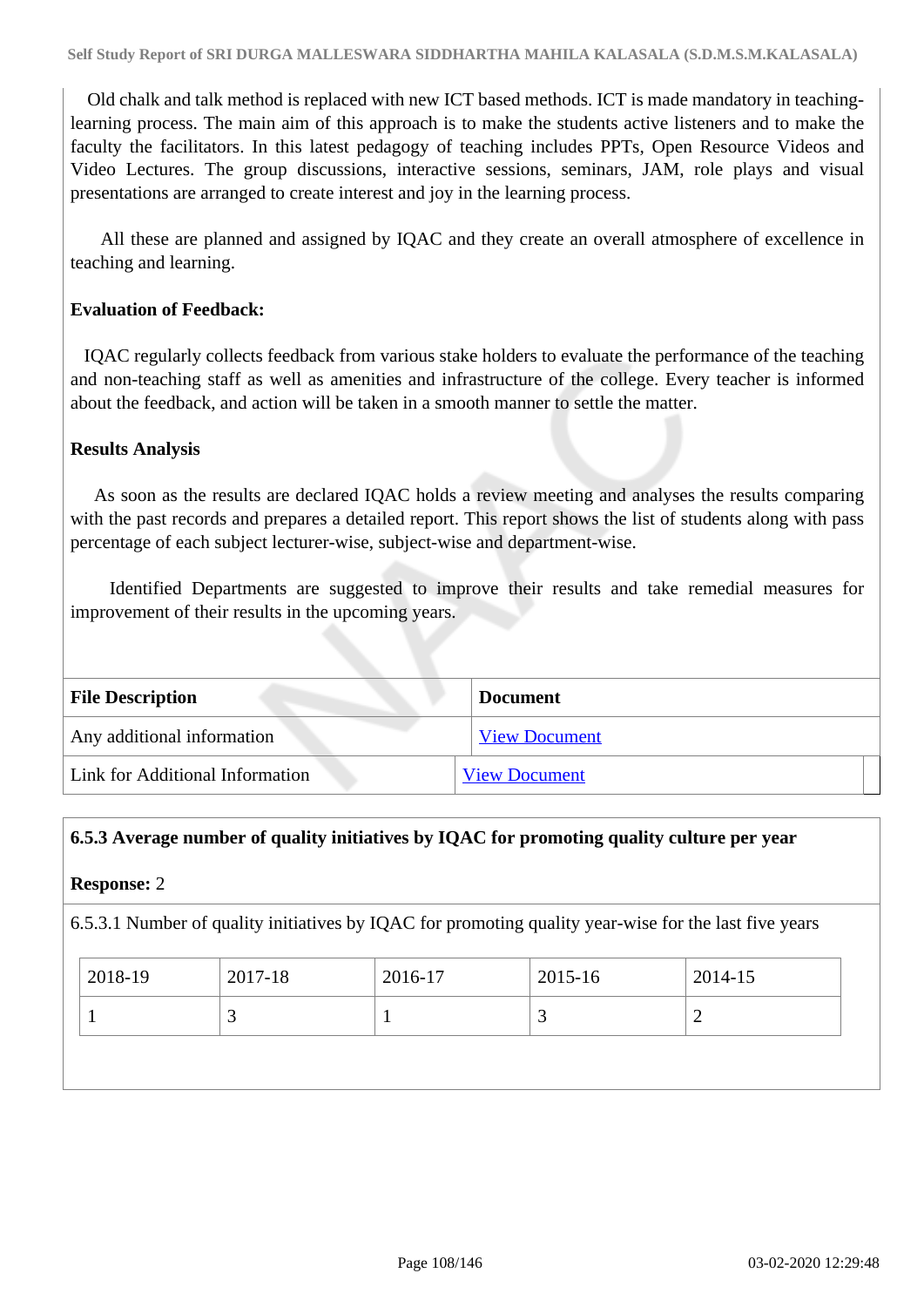Old chalk and talk method is replaced with new ICT based methods. ICT is made mandatory in teaching-learning process. The main aim of this approach is to make the students active listeners and to make the faculty the facilitators. In this latest pedagogy of teaching includes PPTs, Open Resource Videos and Video Lectures. The group discussions, interactive sessions, seminars, JAM, role plays and visual presentations are arranged to create interest and joy in the learning process.

All these are planned and assigned by IQAC and they create an overall atmosphere of excellence in teaching and learning.

**Evaluation of Feedback:**

IQAC regularly collects feedback from various stake holders to evaluate the performance of the teaching and non-teaching staff as well as amenities and infrastructure of the college. Every teacher is informed about the feedback, and action will be taken in a smooth manner to settle the matter.

**Results Analysis**

As soon as the results are declared IQAC holds a review meeting and analyses the results comparing with the past records and prepares a detailed report. This report shows the list of students along with pass percentage of each subject lecturer-wise, subject-wise and department-wise.

Identified Departments are suggested to improve their results and take remedial measures for improvement of their results in the upcoming years.

| File Description | Document |
|---|---|
| Any additional information | View Document |
| Link for Additional Information | View Document |

**6.5.3 Average number of quality initiatives by IQAC for promoting quality culture per year**

**Response:** 2

6.5.3.1 Number of quality initiatives by IQAC for promoting quality year-wise for the last five years

| 2018-19 | 2017-18 | 2016-17 | 2015-16 | 2014-15 |
|---|---|---|---|---|
| 1 | 3 | 1 | 3 | 2 |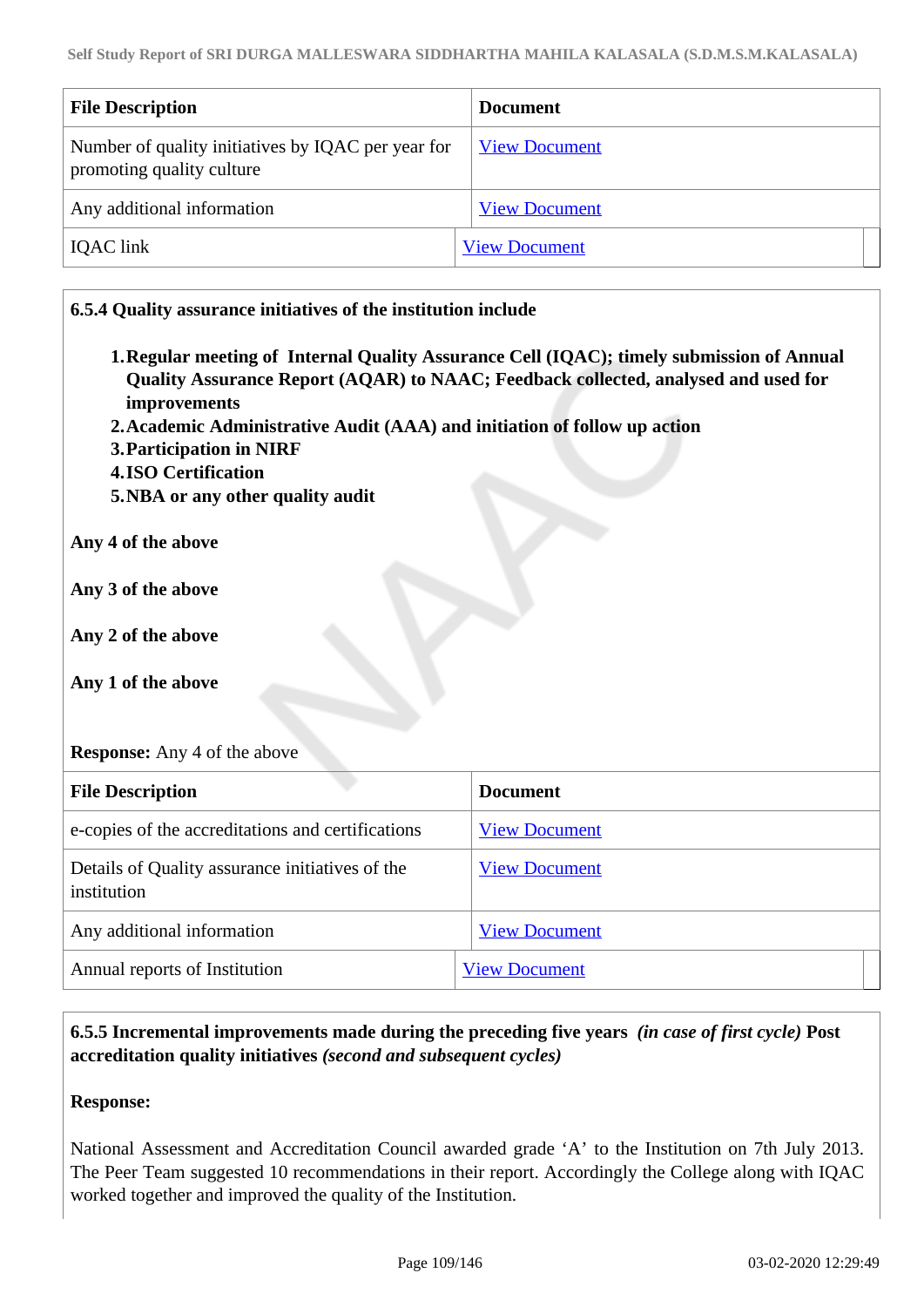| File Description | Document |
|---|---|
| Number of quality initiatives by IQAC per year for promoting quality culture | View Document |
| Any additional information | View Document |
| IQAC link | View Document |

**6.5.4 Quality assurance initiatives of the institution include**

1. **Regular meeting of Internal Quality Assurance Cell (IQAC); timely submission of Annual Quality Assurance Report (AQAR) to NAAC; Feedback collected, analysed and used for improvements**
2. **Academic Administrative Audit (AAA) and initiation of follow up action**
3. **Participation in NIRF**
4. **ISO Certification**
5. **NBA or any other quality audit**

**Any 4 of the above**

**Any 3 of the above**

**Any 2 of the above**

**Any 1 of the above**

**Response:** Any 4 of the above

| File Description | Document |
|---|---|
| e-copies of the accreditations and certifications | View Document |
| Details of Quality assurance initiatives of the institution | View Document |
| Any additional information | View Document |
| Annual reports of Institution | View Document |

**6.5.5 Incremental improvements made during the preceding five years** ***(in case of first cycle)*** **Post accreditation quality initiatives** ***(second and subsequent cycles)***

**Response:**

National Assessment and Accreditation Council awarded grade 'A' to the Institution on 7th July 2013. The Peer Team suggested 10 recommendations in their report. Accordingly the College along with IQAC worked together and improved the quality of the Institution.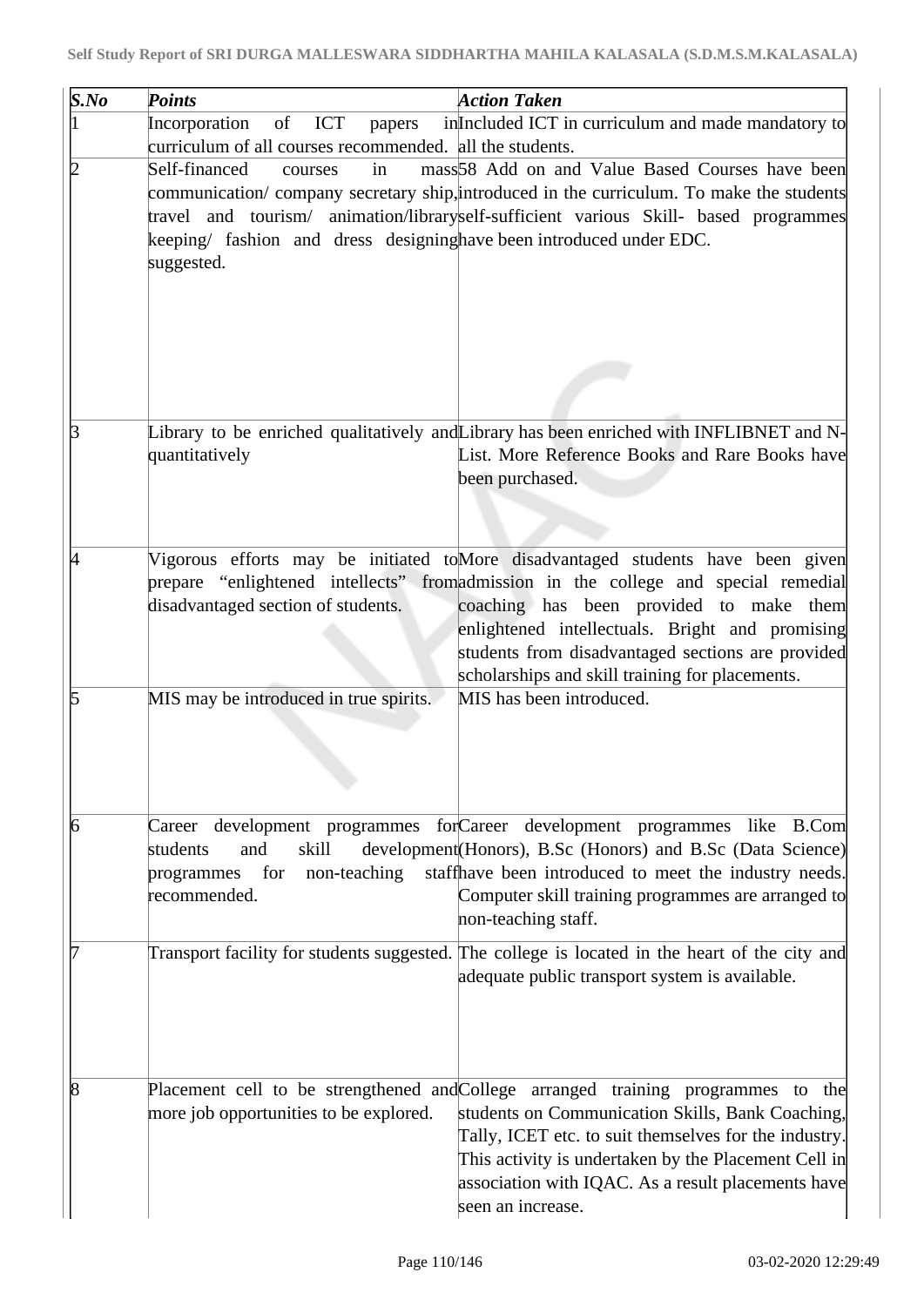| *S.No* | *Points* | *Action Taken* |
|---|---|---|
| 1 | Incorporation of ICT papers in curriculum of all courses recommended. | Included ICT in curriculum and made mandatory to all the students. |
| 2 | Self-financed courses in mass communication/ company secretary ship, travel and tourism/ animation/library keeping/ fashion and dress designing suggested. | 58 Add on and Value Based Courses have been introduced in the curriculum. To make the students self-sufficient various Skill- based programmes have been introduced under EDC. |
| 3 | Library to be enriched qualitatively and quantitatively | Library has been enriched with INFLIBNET and N-List. More Reference Books and Rare Books have been purchased. |
| 4 | Vigorous efforts may be initiated to prepare "enlightened intellects" from disadvantaged section of students. | More disadvantaged students have been given admission in the college and special remedial coaching has been provided to make them enlightened intellectuals. Bright and promising students from disadvantaged sections are provided scholarships and skill training for placements. |
| 5 | MIS may be introduced in true spirits. | MIS has been introduced. |
| 6 | Career development programmes for students and skill development programmes for non-teaching staff recommended. | Career development programmes like B.Com (Honors), B.Sc (Honors) and B.Sc (Data Science) have been introduced to meet the industry needs. Computer skill training programmes are arranged to non-teaching staff. |
| 7 | Transport facility for students suggested. | The college is located in the heart of the city and adequate public transport system is available. |
| 8 | Placement cell to be strengthened and more job opportunities to be explored. | College arranged training programmes to the students on Communication Skills, Bank Coaching, Tally, ICET etc. to suit themselves for the industry. This activity is undertaken by the Placement Cell in association with IQAC. As a result placements have seen an increase. |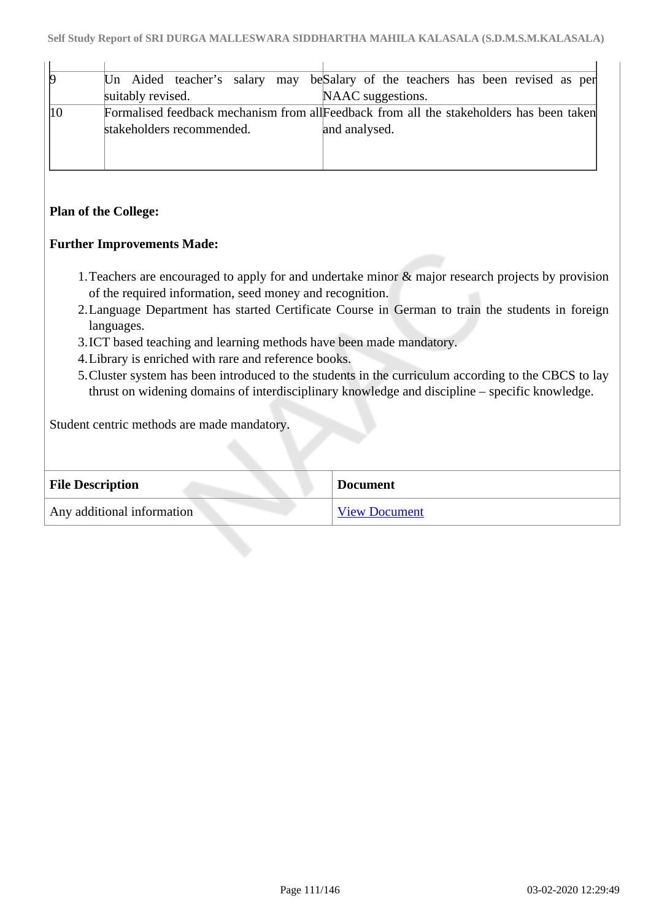| | | |
|---|---|---|
| 9 | Un Aided teacher's salary may be suitably revised. | Salary of the teachers has been revised as per NAAC suggestions. |
| 10 | Formalised feedback mechanism from all stakeholders recommended. | Feedback from all the stakeholders has been taken and analysed. |

**Plan of the College:**

**Further Improvements Made:**

1. Teachers are encouraged to apply for and undertake minor & major research projects by provision of the required information, seed money and recognition.
2. Language Department has started Certificate Course in German to train the students in foreign languages.
3. ICT based teaching and learning methods have been made mandatory.
4. Library is enriched with rare and reference books.
5. Cluster system has been introduced to the students in the curriculum according to the CBCS to lay thrust on widening domains of interdisciplinary knowledge and discipline – specific knowledge.

Student centric methods are made mandatory.

| File Description | Document |
|---|---|
| Any additional information | View Document |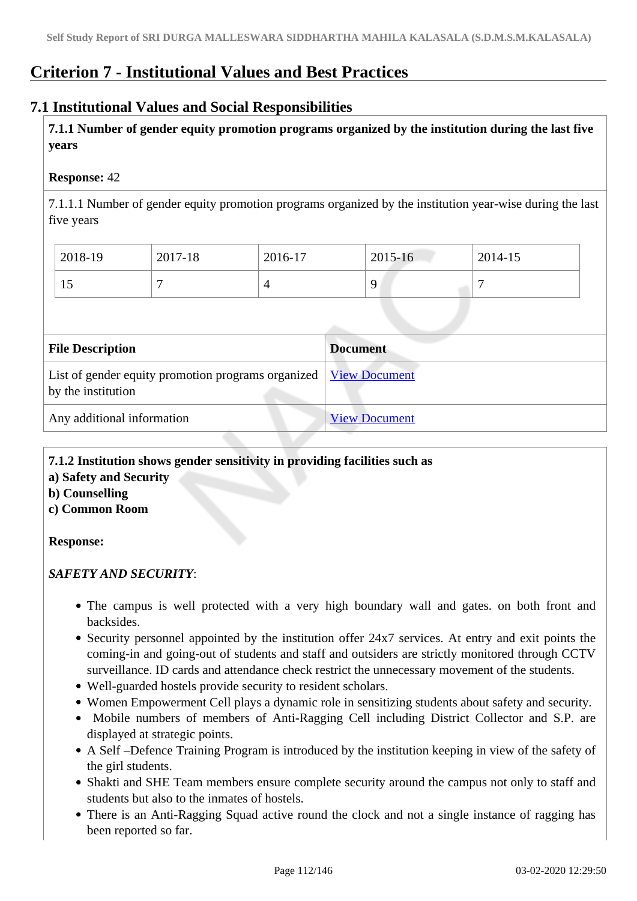# Criterion 7 - Institutional Values and Best Practices

## 7.1 Institutional Values and Social Responsibilities

**7.1.1 Number of gender equity promotion programs organized by the institution during the last five years**

**Response:** 42

7.1.1.1 Number of gender equity promotion programs organized by the institution year-wise during the last five years

| 2018-19 | 2017-18 | 2016-17 | 2015-16 | 2014-15 |
|---|---|---|---|---|
| 15 | 7 | 4 | 9 | 7 |

| File Description | Document |
|---|---|
| List of gender equity promotion programs organized by the institution | View Document |
| Any additional information | View Document |

**7.1.2 Institution shows gender sensitivity in providing facilities such as**
**a) Safety and Security**
**b) Counselling**
**c) Common Room**

**Response:**

***SAFETY AND SECURITY***:

- The campus is well protected with a very high boundary wall and gates. on both front and backsides.
- Security personnel appointed by the institution offer 24x7 services. At entry and exit points the coming-in and going-out of students and staff and outsiders are strictly monitored through CCTV surveillance. ID cards and attendance check restrict the unnecessary movement of the students.
- Well-guarded hostels provide security to resident scholars.
- Women Empowerment Cell plays a dynamic role in sensitizing students about safety and security.
- Mobile numbers of members of Anti-Ragging Cell including District Collector and S.P. are displayed at strategic points.
- A Self –Defence Training Program is introduced by the institution keeping in view of the safety of the girl students.
- Shakti and SHE Team members ensure complete security around the campus not only to staff and students but also to the inmates of hostels.
- There is an Anti-Ragging Squad active round the clock and not a single instance of ragging has been reported so far.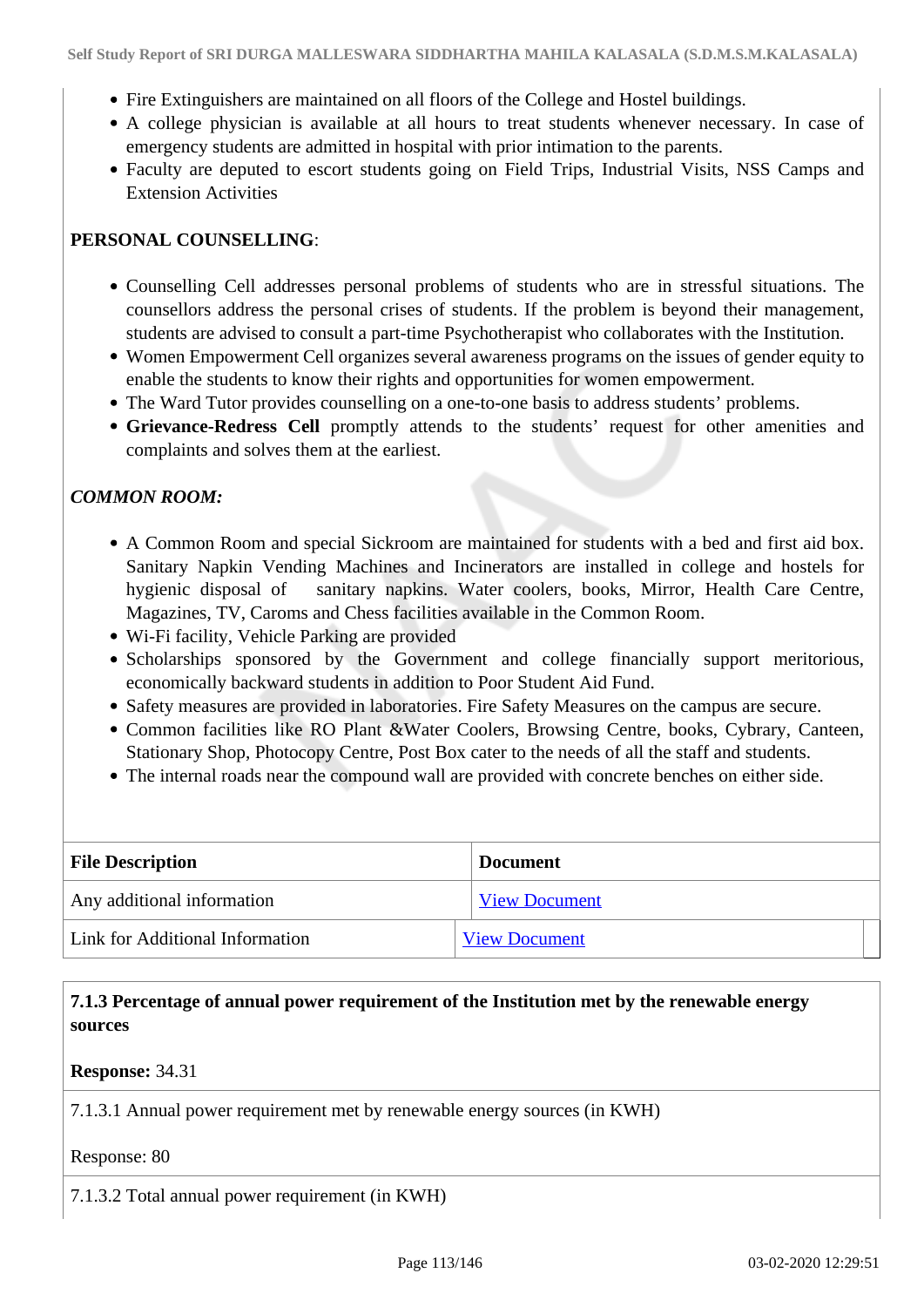- Fire Extinguishers are maintained on all floors of the College and Hostel buildings.
- A college physician is available at all hours to treat students whenever necessary. In case of emergency students are admitted in hospital with prior intimation to the parents.
- Faculty are deputed to escort students going on Field Trips, Industrial Visits, NSS Camps and Extension Activities

**PERSONAL COUNSELLING**:

- Counselling Cell addresses personal problems of students who are in stressful situations. The counsellors address the personal crises of students. If the problem is beyond their management, students are advised to consult a part-time Psychotherapist who collaborates with the Institution.
- Women Empowerment Cell organizes several awareness programs on the issues of gender equity to enable the students to know their rights and opportunities for women empowerment.
- The Ward Tutor provides counselling on a one-to-one basis to address students' problems.
- **Grievance-Redress Cell** promptly attends to the students' request for other amenities and complaints and solves them at the earliest.

***COMMON ROOM:***

- A Common Room and special Sickroom are maintained for students with a bed and first aid box. Sanitary Napkin Vending Machines and Incinerators are installed in college and hostels for hygienic disposal of sanitary napkins. Water coolers, books, Mirror, Health Care Centre, Magazines, TV, Caroms and Chess facilities available in the Common Room.
- Wi-Fi facility, Vehicle Parking are provided
- Scholarships sponsored by the Government and college financially support meritorious, economically backward students in addition to Poor Student Aid Fund.
- Safety measures are provided in laboratories. Fire Safety Measures on the campus are secure.
- Common facilities like RO Plant &Water Coolers, Browsing Centre, books, Cybrary, Canteen, Stationary Shop, Photocopy Centre, Post Box cater to the needs of all the staff and students.
- The internal roads near the compound wall are provided with concrete benches on either side.

| File Description | Document |
|---|---|
| Any additional information | View Document |
| Link for Additional Information | View Document |

**7.1.3 Percentage of annual power requirement of the Institution met by the renewable energy sources**

**Response:** 34.31

7.1.3.1 Annual power requirement met by renewable energy sources (in KWH)

Response: 80

7.1.3.2 Total annual power requirement (in KWH)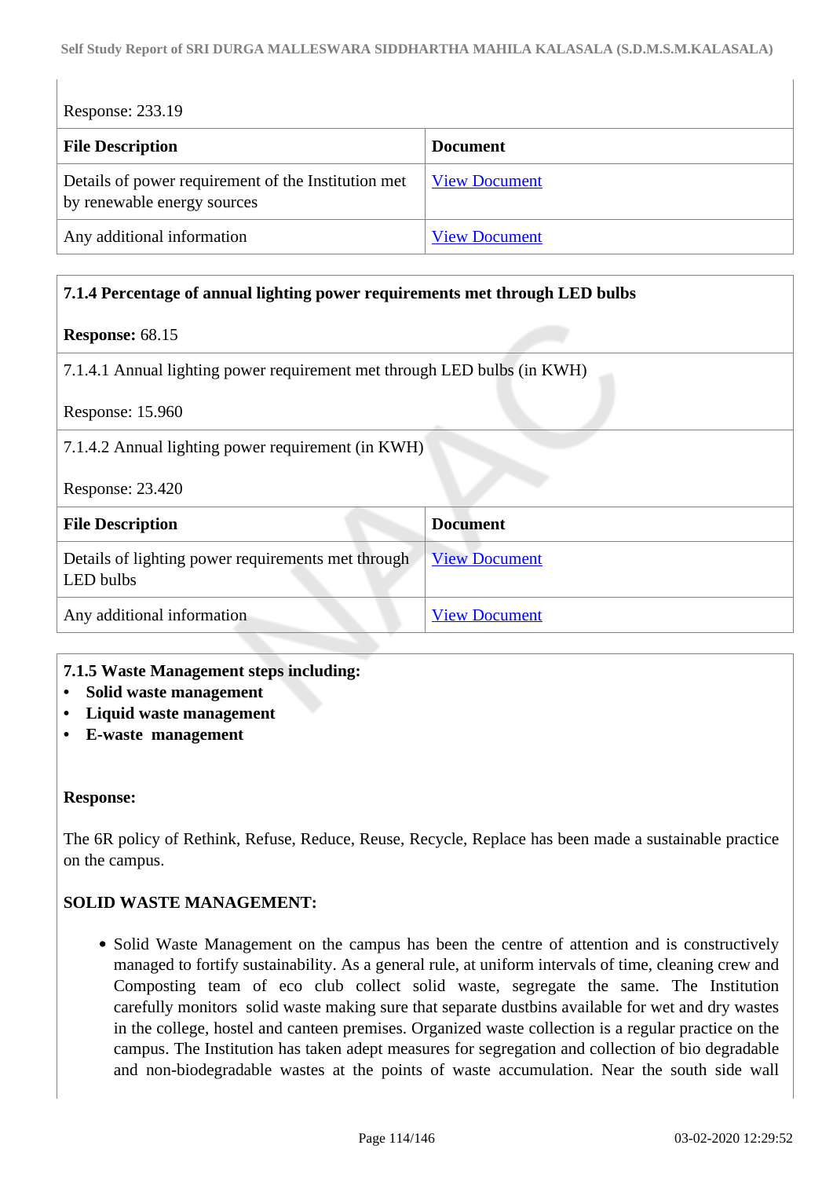Response: 233.19

| File Description | Document |
|---|---|
| Details of power requirement of the Institution met by renewable energy sources | View Document |
| Any additional information | View Document |

**7.1.4 Percentage of annual lighting power requirements met through LED bulbs**

**Response:** 68.15

7.1.4.1 Annual lighting power requirement met through LED bulbs (in KWH)

Response: 15.960

7.1.4.2 Annual lighting power requirement (in KWH)

Response: 23.420

| File Description | Document |
|---|---|
| Details of lighting power requirements met through LED bulbs | View Document |
| Any additional information | View Document |

**7.1.5 Waste Management steps including:**

- **Solid waste management**
- **Liquid waste management**
- **E-waste management**

**Response:**

The 6R policy of Rethink, Refuse, Reduce, Reuse, Recycle, Replace has been made a sustainable practice on the campus.

**SOLID WASTE MANAGEMENT:**

- Solid Waste Management on the campus has been the centre of attention and is constructively managed to fortify sustainability. As a general rule, at uniform intervals of time, cleaning crew and Composting team of eco club collect solid waste, segregate the same. The Institution carefully monitors solid waste making sure that separate dustbins available for wet and dry wastes in the college, hostel and canteen premises. Organized waste collection is a regular practice on the campus. The Institution has taken adept measures for segregation and collection of bio degradable and non-biodegradable wastes at the points of waste accumulation. Near the south side wall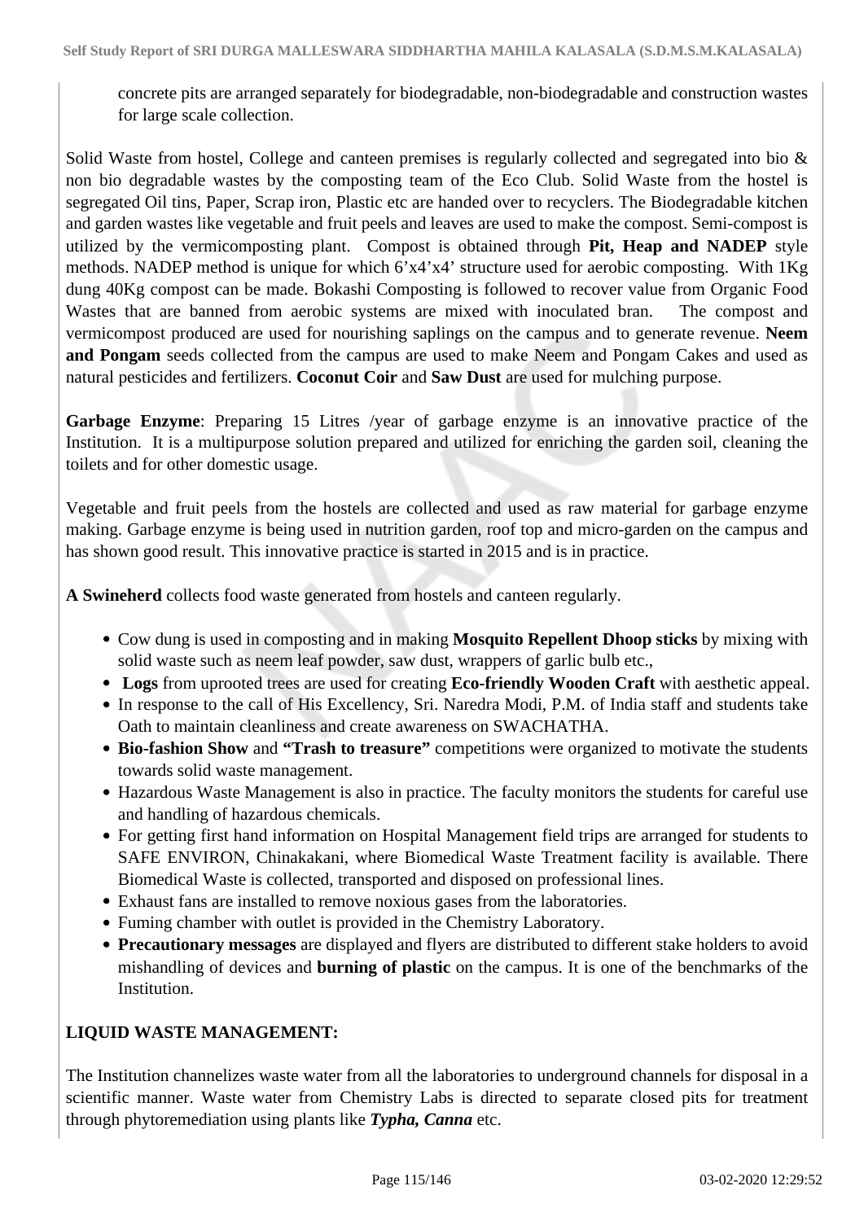concrete pits are arranged separately for biodegradable, non-biodegradable and construction wastes for large scale collection.

Solid Waste from hostel, College and canteen premises is regularly collected and segregated into bio & non bio degradable wastes by the composting team of the Eco Club. Solid Waste from the hostel is segregated Oil tins, Paper, Scrap iron, Plastic etc are handed over to recyclers. The Biodegradable kitchen and garden wastes like vegetable and fruit peels and leaves are used to make the compost. Semi-compost is utilized by the vermicomposting plant. Compost is obtained through **Pit, Heap and NADEP** style methods. NADEP method is unique for which 6’x4’x4’ structure used for aerobic composting. With 1Kg dung 40Kg compost can be made. Bokashi Composting is followed to recover value from Organic Food Wastes that are banned from aerobic systems are mixed with inoculated bran. The compost and vermicompost produced are used for nourishing saplings on the campus and to generate revenue. **Neem and Pongam** seeds collected from the campus are used to make Neem and Pongam Cakes and used as natural pesticides and fertilizers. **Coconut Coir** and **Saw Dust** are used for mulching purpose.

**Garbage Enzyme**: Preparing 15 Litres /year of garbage enzyme is an innovative practice of the Institution. It is a multipurpose solution prepared and utilized for enriching the garden soil, cleaning the toilets and for other domestic usage.

Vegetable and fruit peels from the hostels are collected and used as raw material for garbage enzyme making. Garbage enzyme is being used in nutrition garden, roof top and micro-garden on the campus and has shown good result. This innovative practice is started in 2015 and is in practice.

**A Swineherd** collects food waste generated from hostels and canteen regularly.

- Cow dung is used in composting and in making **Mosquito Repellent Dhoop sticks** by mixing with solid waste such as neem leaf powder, saw dust, wrappers of garlic bulb etc.,
- **Logs** from uprooted trees are used for creating **Eco-friendly Wooden Craft** with aesthetic appeal.
- In response to the call of His Excellency, Sri. Naredra Modi, P.M. of India staff and students take Oath to maintain cleanliness and create awareness on SWACHATHA.
- **Bio-fashion Show** and **“Trash to treasure”** competitions were organized to motivate the students towards solid waste management.
- Hazardous Waste Management is also in practice. The faculty monitors the students for careful use and handling of hazardous chemicals.
- For getting first hand information on Hospital Management field trips are arranged for students to SAFE ENVIRON, Chinakakani, where Biomedical Waste Treatment facility is available. There Biomedical Waste is collected, transported and disposed on professional lines.
- Exhaust fans are installed to remove noxious gases from the laboratories.
- Fuming chamber with outlet is provided in the Chemistry Laboratory.
- **Precautionary messages** are displayed and flyers are distributed to different stake holders to avoid mishandling of devices and **burning of plastic** on the campus. It is one of the benchmarks of the Institution.

**LIQUID WASTE MANAGEMENT:**

The Institution channelizes waste water from all the laboratories to underground channels for disposal in a scientific manner. Waste water from Chemistry Labs is directed to separate closed pits for treatment through phytoremediation using plants like ***Typha, Canna*** etc.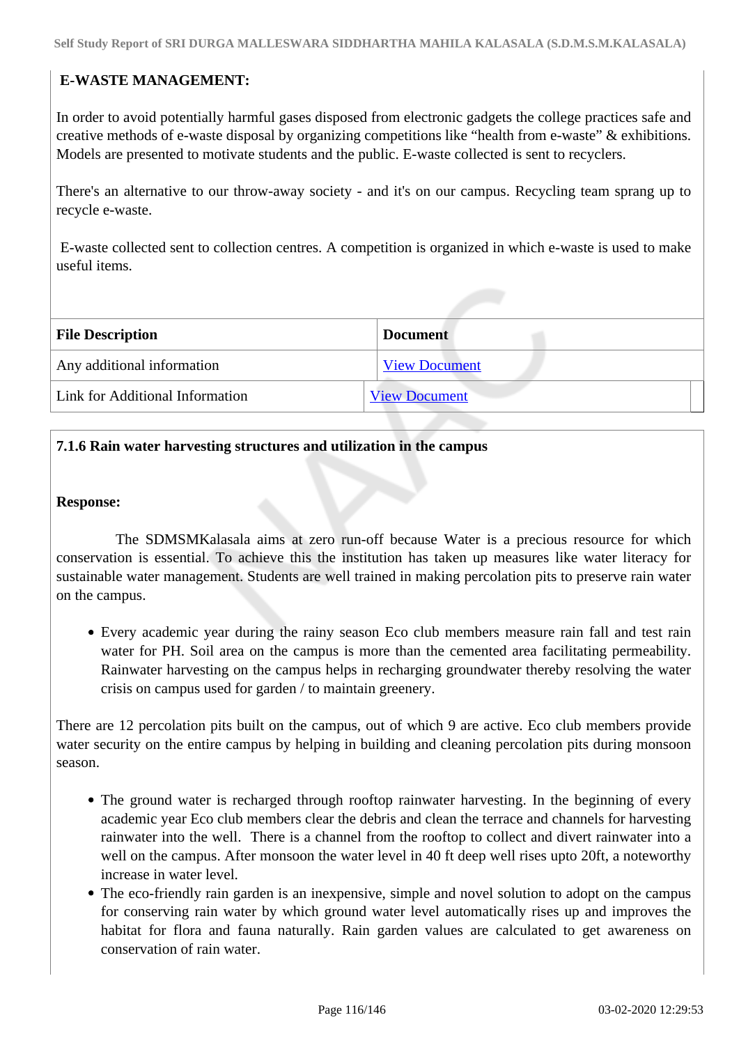**E-WASTE MANAGEMENT:**

In order to avoid potentially harmful gases disposed from electronic gadgets the college practices safe and creative methods of e-waste disposal by organizing competitions like “health from e-waste” & exhibitions. Models are presented to motivate students and the public. E-waste collected is sent to recyclers.

There's an alternative to our throw-away society - and it's on our campus. Recycling team sprang up to recycle e-waste.

E-waste collected sent to collection centres. A competition is organized in which e-waste is used to make useful items.

| File Description | Document |
|---|---|
| Any additional information | View Document |
| Link for Additional Information | View Document |

**7.1.6 Rain water harvesting structures and utilization in the campus**

**Response:**

The SDMSMKalasala aims at zero run-off because Water is a precious resource for which conservation is essential. To achieve this the institution has taken up measures like water literacy for sustainable water management. Students are well trained in making percolation pits to preserve rain water on the campus.

- Every academic year during the rainy season Eco club members measure rain fall and test rain water for PH. Soil area on the campus is more than the cemented area facilitating permeability. Rainwater harvesting on the campus helps in recharging groundwater thereby resolving the water crisis on campus used for garden / to maintain greenery.

There are 12 percolation pits built on the campus, out of which 9 are active. Eco club members provide water security on the entire campus by helping in building and cleaning percolation pits during monsoon season.

- The ground water is recharged through rooftop rainwater harvesting. In the beginning of every academic year Eco club members clear the debris and clean the terrace and channels for harvesting rainwater into the well. There is a channel from the rooftop to collect and divert rainwater into a well on the campus. After monsoon the water level in 40 ft deep well rises upto 20ft, a noteworthy increase in water level.
- The eco-friendly rain garden is an inexpensive, simple and novel solution to adopt on the campus for conserving rain water by which ground water level automatically rises up and improves the habitat for flora and fauna naturally. Rain garden values are calculated to get awareness on conservation of rain water.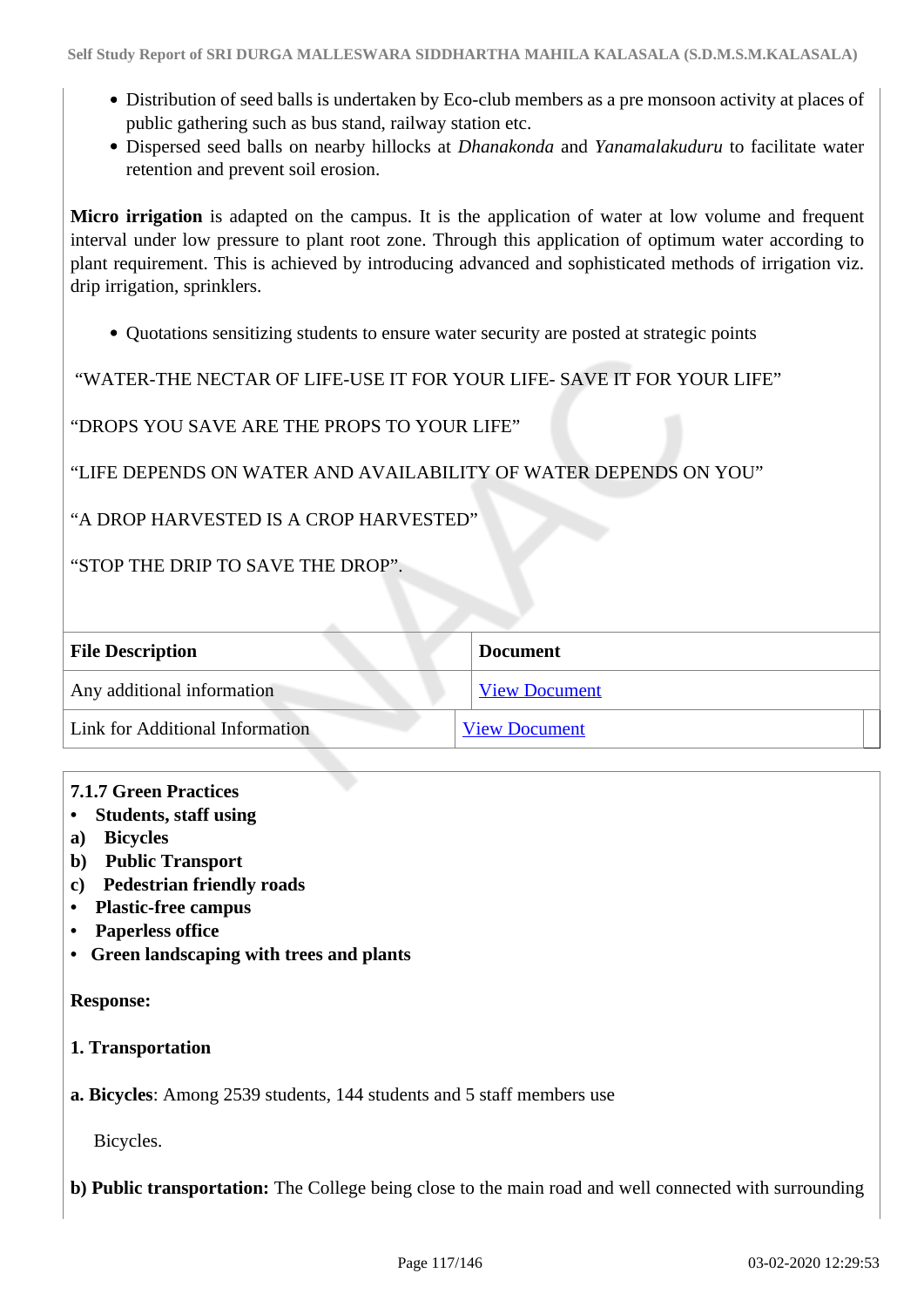- Distribution of seed balls is undertaken by Eco-club members as a pre monsoon activity at places of public gathering such as bus stand, railway station etc.
- Dispersed seed balls on nearby hillocks at *Dhanakonda* and *Yanamalakuduru* to facilitate water retention and prevent soil erosion.

**Micro irrigation** is adapted on the campus. It is the application of water at low volume and frequent interval under low pressure to plant root zone. Through this application of optimum water according to plant requirement. This is achieved by introducing advanced and sophisticated methods of irrigation viz. drip irrigation, sprinklers.

- Quotations sensitizing students to ensure water security are posted at strategic points

"WATER-THE NECTAR OF LIFE-USE IT FOR YOUR LIFE- SAVE IT FOR YOUR LIFE"

"DROPS YOU SAVE ARE THE PROPS TO YOUR LIFE"

"LIFE DEPENDS ON WATER AND AVAILABILITY OF WATER DEPENDS ON YOU"

"A DROP HARVESTED IS A CROP HARVESTED"

"STOP THE DRIP TO SAVE THE DROP".

| File Description | Document |
|---|---|
| Any additional information | View Document |
| Link for Additional Information | View Document |

**7.1.7 Green Practices**

- **Students, staff using**

**a) Bicycles**

**b) Public Transport**

**c) Pedestrian friendly roads**

- **Plastic-free campus**
- **Paperless office**
- **Green landscaping with trees and plants**

**Response:**

**1. Transportation**

**a. Bicycles**: Among 2539 students, 144 students and 5 staff members use

Bicycles.

**b) Public transportation:** The College being close to the main road and well connected with surrounding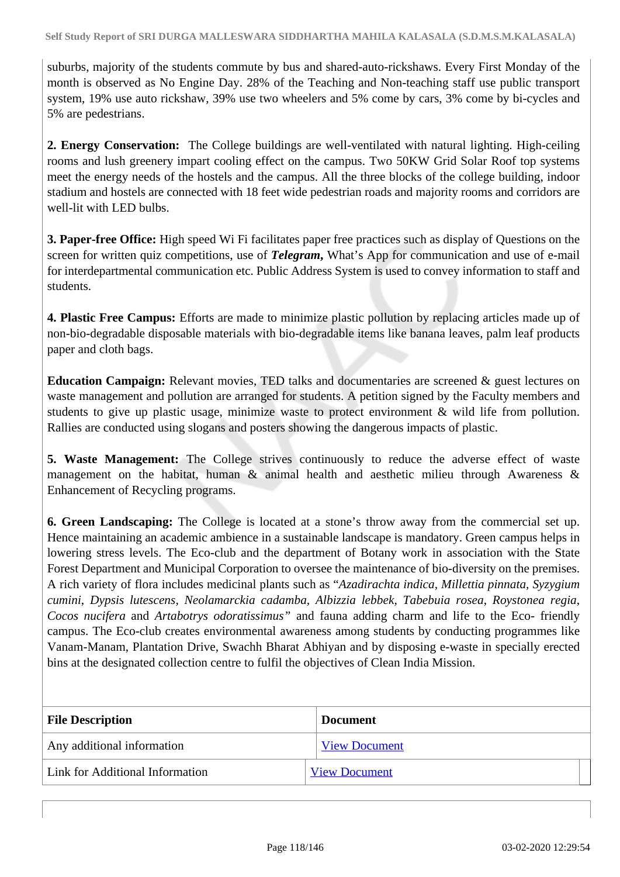suburbs, majority of the students commute by bus and shared-auto-rickshaws. Every First Monday of the month is observed as No Engine Day. 28% of the Teaching and Non-teaching staff use public transport system, 19% use auto rickshaw, 39% use two wheelers and 5% come by cars, 3% come by bi-cycles and 5% are pedestrians.

**2. Energy Conservation:** The College buildings are well-ventilated with natural lighting. High-ceiling rooms and lush greenery impart cooling effect on the campus. Two 50KW Grid Solar Roof top systems meet the energy needs of the hostels and the campus. All the three blocks of the college building, indoor stadium and hostels are connected with 18 feet wide pedestrian roads and majority rooms and corridors are well-lit with LED bulbs.

**3. Paper-free Office:** High speed Wi Fi facilitates paper free practices such as display of Questions on the screen for written quiz competitions, use of ***Telegram***, What's App for communication and use of e-mail for interdepartmental communication etc. Public Address System is used to convey information to staff and students.

**4. Plastic Free Campus:** Efforts are made to minimize plastic pollution by replacing articles made up of non-bio-degradable disposable materials with bio-degradable items like banana leaves, palm leaf products paper and cloth bags.

**Education Campaign:** Relevant movies, TED talks and documentaries are screened & guest lectures on waste management and pollution are arranged for students. A petition signed by the Faculty members and students to give up plastic usage, minimize waste to protect environment & wild life from pollution. Rallies are conducted using slogans and posters showing the dangerous impacts of plastic.

**5. Waste Management:** The College strives continuously to reduce the adverse effect of waste management on the habitat, human & animal health and aesthetic milieu through Awareness & Enhancement of Recycling programs.

**6. Green Landscaping:** The College is located at a stone's throw away from the commercial set up. Hence maintaining an academic ambience in a sustainable landscape is mandatory. Green campus helps in lowering stress levels. The Eco-club and the department of Botany work in association with the State Forest Department and Municipal Corporation to oversee the maintenance of bio-diversity on the premises. A rich variety of flora includes medicinal plants such as "*Azadirachta indica*, *Millettia pinnata*, *Syzygium cumini*, *Dypsis lutescens*, *Neolamarckia cadamba*, *Albizzia lebbek*, *Tabebuia rosea*, *Roystonea regia*, *Cocos nucifera* and *Artabotrys odoratissimus*" and fauna adding charm and life to the Eco- friendly campus. The Eco-club creates environmental awareness among students by conducting programmes like Vanam-Manam, Plantation Drive, Swachh Bharat Abhiyan and by disposing e-waste in specially erected bins at the designated collection centre to fulfil the objectives of Clean India Mission.

| File Description | Document |
|---|---|
| Any additional information | View Document |
| Link for Additional Information | View Document |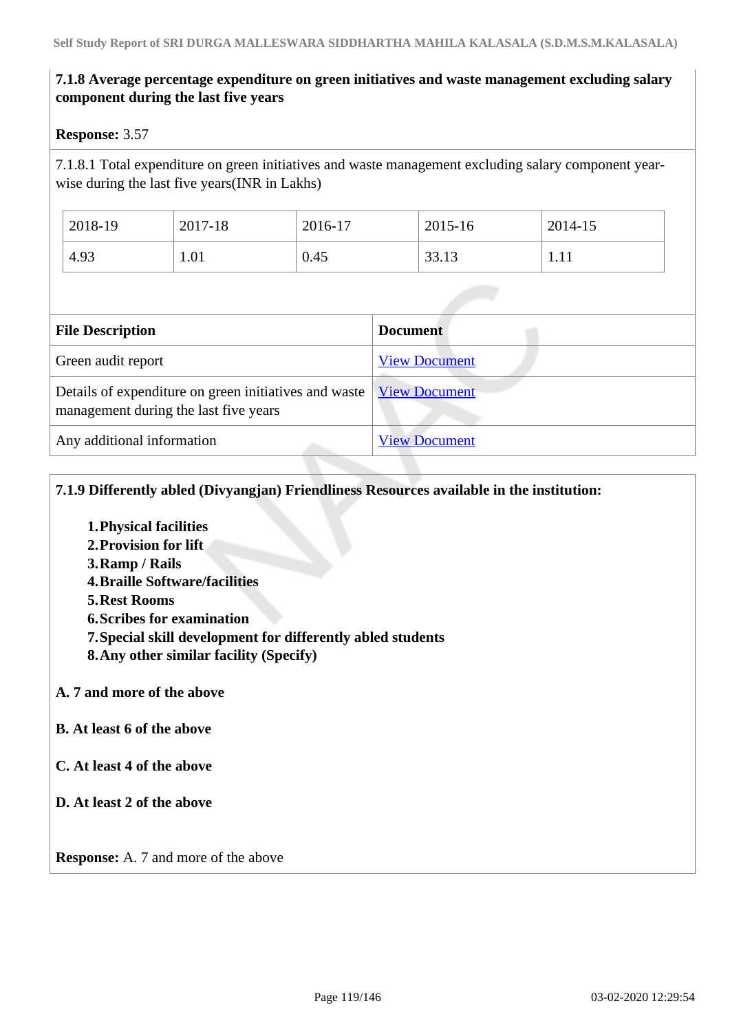**7.1.8 Average percentage expenditure on green initiatives and waste management excluding salary component during the last five years**

**Response:** 3.57

7.1.8.1 Total expenditure on green initiatives and waste management excluding salary component year-wise during the last five years(INR in Lakhs)

| 2018-19 | 2017-18 | 2016-17 | 2015-16 | 2014-15 |
|---|---|---|---|---|
| 4.93 | 1.01 | 0.45 | 33.13 | 1.11 |

| File Description | Document |
|---|---|
| Green audit report | View Document |
| Details of expenditure on green initiatives and waste management during the last five years | View Document |
| Any additional information | View Document |

**7.1.9 Differently abled (Divyangjan) Friendliness Resources available in the institution:**

1. **Physical facilities**
2. **Provision for lift**
3. **Ramp / Rails**
4. **Braille Software/facilities**
5. **Rest Rooms**
6. **Scribes for examination**
7. **Special skill development for differently abled students**
8. **Any other similar facility (Specify)**

**A. 7 and more of the above**

**B. At least 6 of the above**

**C. At least 4 of the above**

**D. At least 2 of the above**

**Response:** A. 7 and more of the above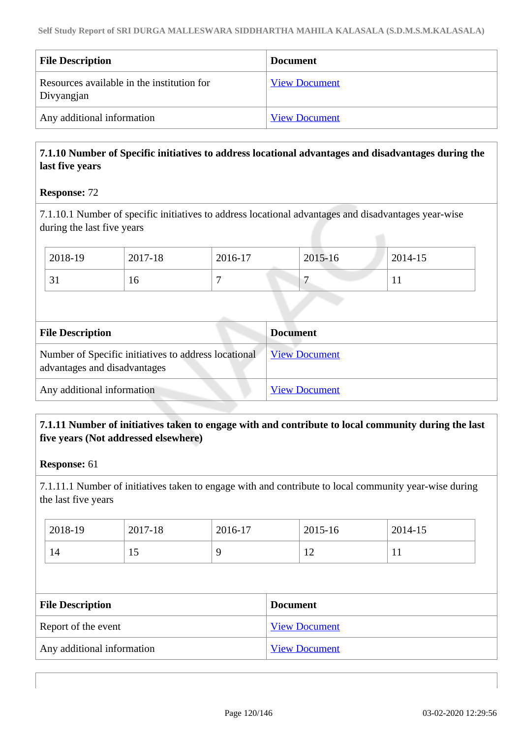| File Description | Document |
|---|---|
| Resources available in the institution for Divyangjan | View Document |
| Any additional information | View Document |

**7.1.10 Number of Specific initiatives to address locational advantages and disadvantages during the last five years**

**Response:** 72

7.1.10.1 Number of specific initiatives to address locational advantages and disadvantages year-wise during the last five years

| 2018-19 | 2017-18 | 2016-17 | 2015-16 | 2014-15 |
|---|---|---|---|---|
| 31 | 16 | 7 | 7 | 11 |

| File Description | Document |
|---|---|
| Number of Specific initiatives to address locational advantages and disadvantages | View Document |
| Any additional information | View Document |

**7.1.11 Number of initiatives taken to engage with and contribute to local community during the last five years (Not addressed elsewhere)**

**Response:** 61

7.1.11.1 Number of initiatives taken to engage with and contribute to local community year-wise during the last five years

| 2018-19 | 2017-18 | 2016-17 | 2015-16 | 2014-15 |
|---|---|---|---|---|
| 14 | 15 | 9 | 12 | 11 |

| File Description | Document |
|---|---|
| Report of the event | View Document |
| Any additional information | View Document |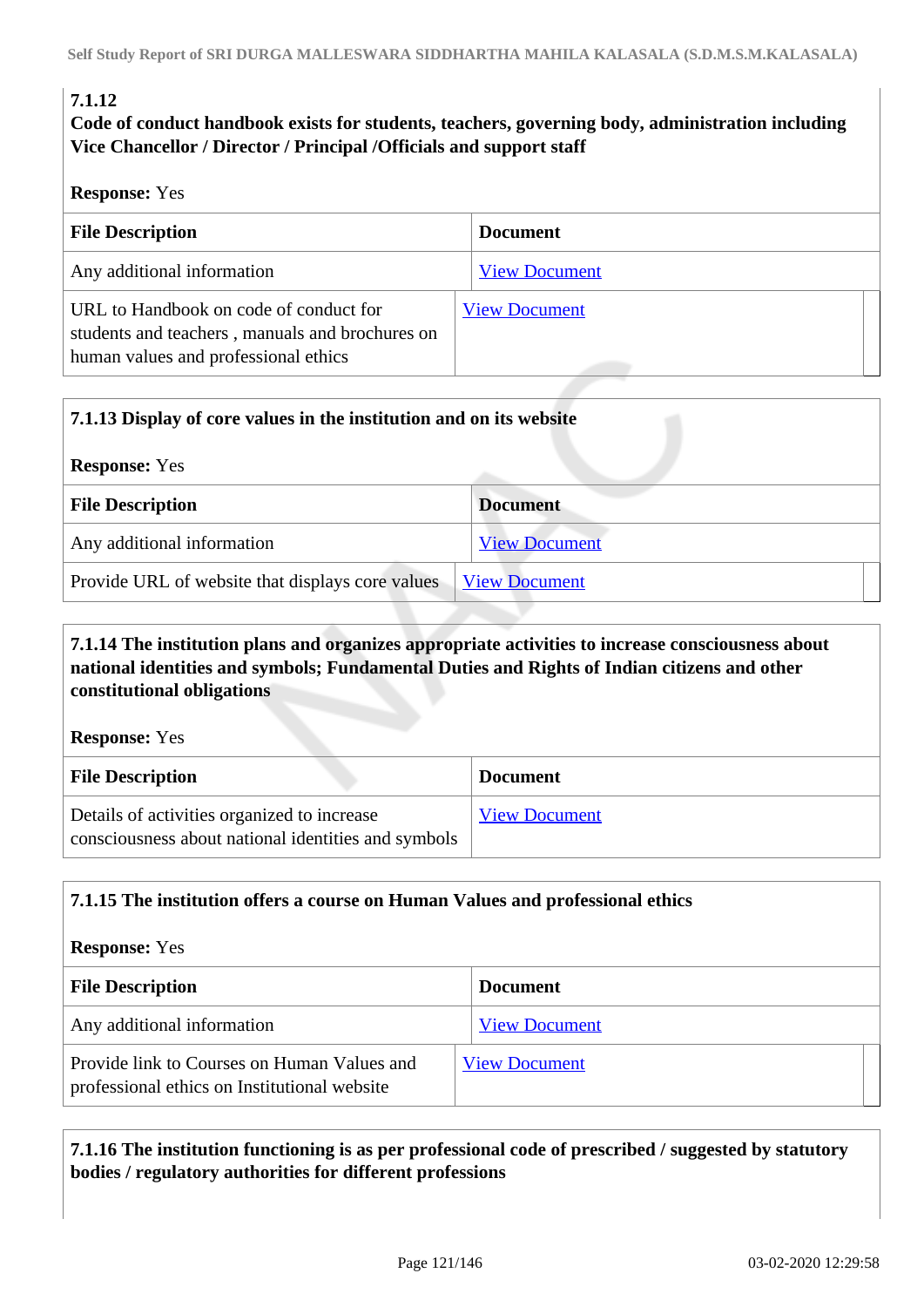**7.1.12**
**Code of conduct handbook exists for students, teachers, governing body, administration including Vice Chancellor / Director / Principal /Officials and support staff**

**Response:** Yes

| File Description | Document |
|---|---|
| Any additional information | View Document |
| URL to Handbook on code of conduct for students and teachers , manuals and brochures on human values and professional ethics | View Document |

**7.1.13 Display of core values in the institution and on its website**

**Response:** Yes

| File Description | Document |
|---|---|
| Any additional information | View Document |
| Provide URL of website that displays core values | View Document |

**7.1.14 The institution plans and organizes appropriate activities to increase consciousness about national identities and symbols; Fundamental Duties and Rights of Indian citizens and other constitutional obligations**

**Response:** Yes

| File Description | Document |
|---|---|
| Details of activities organized to increase consciousness about national identities and symbols | View Document |

**7.1.15 The institution offers a course on Human Values and professional ethics**

**Response:** Yes

| File Description | Document |
|---|---|
| Any additional information | View Document |
| Provide link to Courses on Human Values and professional ethics on Institutional website | View Document |

**7.1.16 The institution functioning is as per professional code of prescribed / suggested by statutory bodies / regulatory authorities for different professions**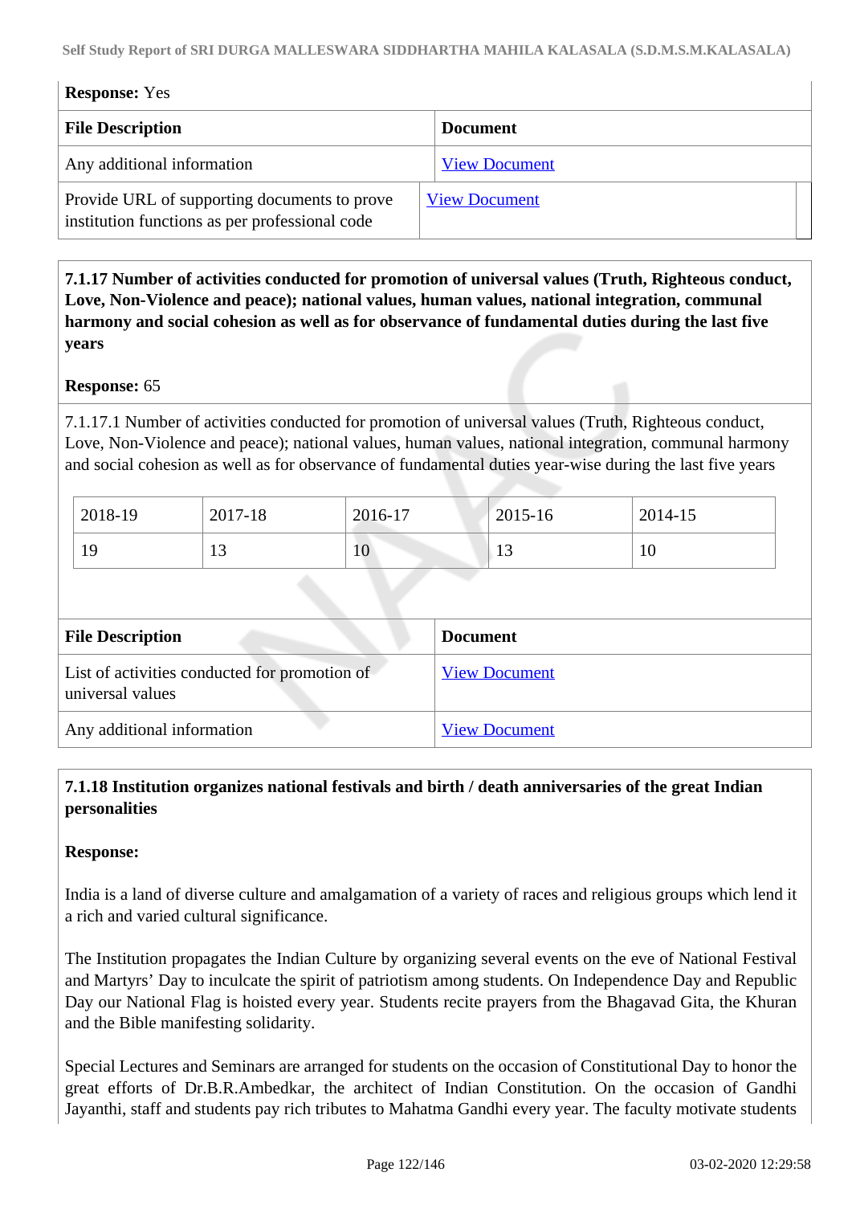**Response:** Yes

| File Description | Document |
|---|---|
| Any additional information | View Document |
| Provide URL of supporting documents to prove institution functions as per professional code | View Document |

**7.1.17 Number of activities conducted for promotion of universal values (Truth, Righteous conduct, Love, Non-Violence and peace); national values, human values, national integration, communal harmony and social cohesion as well as for observance of fundamental duties during the last five years**

**Response:** 65

7.1.17.1 Number of activities conducted for promotion of universal values (Truth, Righteous conduct, Love, Non-Violence and peace); national values, human values, national integration, communal harmony and social cohesion as well as for observance of fundamental duties year-wise during the last five years

| 2018-19 | 2017-18 | 2016-17 | 2015-16 | 2014-15 |
|---|---|---|---|---|
| 19 | 13 | 10 | 13 | 10 |

| File Description | Document |
|---|---|
| List of activities conducted for promotion of universal values | View Document |
| Any additional information | View Document |

**7.1.18 Institution organizes national festivals and birth / death anniversaries of the great Indian personalities**

**Response:**

India is a land of diverse culture and amalgamation of a variety of races and religious groups which lend it a rich and varied cultural significance.

The Institution propagates the Indian Culture by organizing several events on the eve of National Festival and Martyrs' Day to inculcate the spirit of patriotism among students. On Independence Day and Republic Day our National Flag is hoisted every year. Students recite prayers from the Bhagavad Gita, the Khuran and the Bible manifesting solidarity.

Special Lectures and Seminars are arranged for students on the occasion of Constitutional Day to honor the great efforts of Dr.B.R.Ambedkar, the architect of Indian Constitution. On the occasion of Gandhi Jayanthi, staff and students pay rich tributes to Mahatma Gandhi every year. The faculty motivate students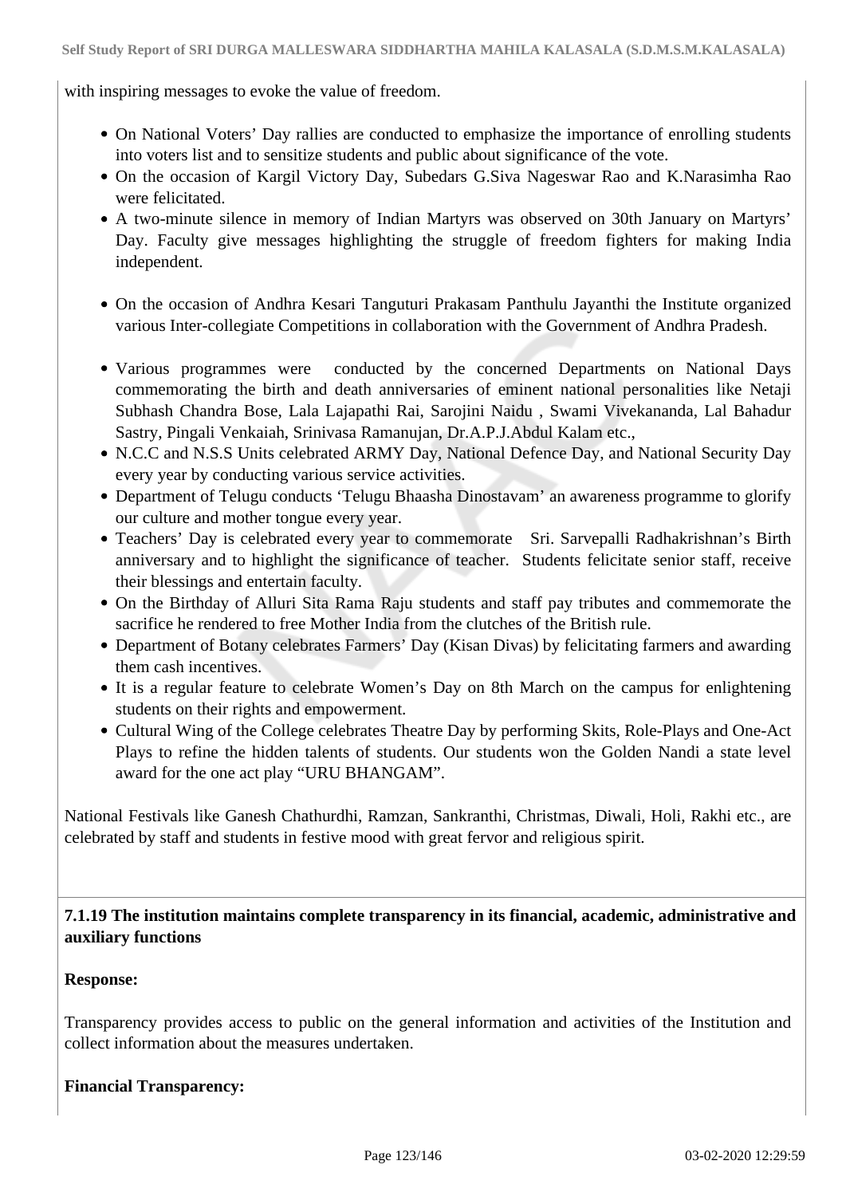with inspiring messages to evoke the value of freedom.

- On National Voters' Day rallies are conducted to emphasize the importance of enrolling students into voters list and to sensitize students and public about significance of the vote.
- On the occasion of Kargil Victory Day, Subedars G.Siva Nageswar Rao and K.Narasimha Rao were felicitated.
- A two-minute silence in memory of Indian Martyrs was observed on 30th January on Martyrs' Day. Faculty give messages highlighting the struggle of freedom fighters for making India independent.
- On the occasion of Andhra Kesari Tanguturi Prakasam Panthulu Jayanthi the Institute organized various Inter-collegiate Competitions in collaboration with the Government of Andhra Pradesh.
- Various programmes were conducted by the concerned Departments on National Days commemorating the birth and death anniversaries of eminent national personalities like Netaji Subhash Chandra Bose, Lala Lajapathi Rai, Sarojini Naidu , Swami Vivekananda, Lal Bahadur Sastry, Pingali Venkaiah, Srinivasa Ramanujan, Dr.A.P.J.Abdul Kalam etc.,
- N.C.C and N.S.S Units celebrated ARMY Day, National Defence Day, and National Security Day every year by conducting various service activities.
- Department of Telugu conducts 'Telugu Bhaasha Dinostavam' an awareness programme to glorify our culture and mother tongue every year.
- Teachers' Day is celebrated every year to commemorate Sri. Sarvepalli Radhakrishnan's Birth anniversary and to highlight the significance of teacher. Students felicitate senior staff, receive their blessings and entertain faculty.
- On the Birthday of Alluri Sita Rama Raju students and staff pay tributes and commemorate the sacrifice he rendered to free Mother India from the clutches of the British rule.
- Department of Botany celebrates Farmers' Day (Kisan Divas) by felicitating farmers and awarding them cash incentives.
- It is a regular feature to celebrate Women's Day on 8th March on the campus for enlightening students on their rights and empowerment.
- Cultural Wing of the College celebrates Theatre Day by performing Skits, Role-Plays and One-Act Plays to refine the hidden talents of students. Our students won the Golden Nandi a state level award for the one act play "URU BHANGAM".

National Festivals like Ganesh Chathurdhi, Ramzan, Sankranthi, Christmas, Diwali, Holi, Rakhi etc., are celebrated by staff and students in festive mood with great fervor and religious spirit.

**7.1.19 The institution maintains complete transparency in its financial, academic, administrative and auxiliary functions**

**Response:**

Transparency provides access to public on the general information and activities of the Institution and collect information about the measures undertaken.

**Financial Transparency:**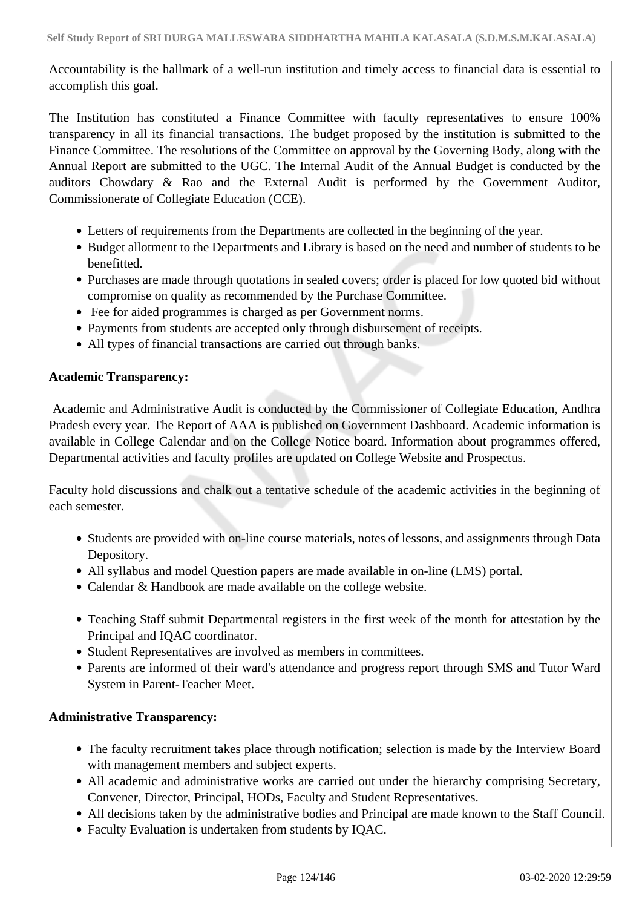Accountability is the hallmark of a well-run institution and timely access to financial data is essential to accomplish this goal.

The Institution has constituted a Finance Committee with faculty representatives to ensure 100% transparency in all its financial transactions. The budget proposed by the institution is submitted to the Finance Committee. The resolutions of the Committee on approval by the Governing Body, along with the Annual Report are submitted to the UGC. The Internal Audit of the Annual Budget is conducted by the auditors Chowdary & Rao and the External Audit is performed by the Government Auditor, Commissionerate of Collegiate Education (CCE).

- Letters of requirements from the Departments are collected in the beginning of the year.
- Budget allotment to the Departments and Library is based on the need and number of students to be benefitted.
- Purchases are made through quotations in sealed covers; order is placed for low quoted bid without compromise on quality as recommended by the Purchase Committee.
- Fee for aided programmes is charged as per Government norms.
- Payments from students are accepted only through disbursement of receipts.
- All types of financial transactions are carried out through banks.

**Academic Transparency:**

Academic and Administrative Audit is conducted by the Commissioner of Collegiate Education, Andhra Pradesh every year. The Report of AAA is published on Government Dashboard. Academic information is available in College Calendar and on the College Notice board. Information about programmes offered, Departmental activities and faculty profiles are updated on College Website and Prospectus.

Faculty hold discussions and chalk out a tentative schedule of the academic activities in the beginning of each semester.

- Students are provided with on-line course materials, notes of lessons, and assignments through Data Depository.
- All syllabus and model Question papers are made available in on-line (LMS) portal.
- Calendar & Handbook are made available on the college website.

- Teaching Staff submit Departmental registers in the first week of the month for attestation by the Principal and IQAC coordinator.
- Student Representatives are involved as members in committees.
- Parents are informed of their ward's attendance and progress report through SMS and Tutor Ward System in Parent-Teacher Meet.

**Administrative Transparency:**

- The faculty recruitment takes place through notification; selection is made by the Interview Board with management members and subject experts.
- All academic and administrative works are carried out under the hierarchy comprising Secretary, Convener, Director, Principal, HODs, Faculty and Student Representatives.
- All decisions taken by the administrative bodies and Principal are made known to the Staff Council.
- Faculty Evaluation is undertaken from students by IQAC.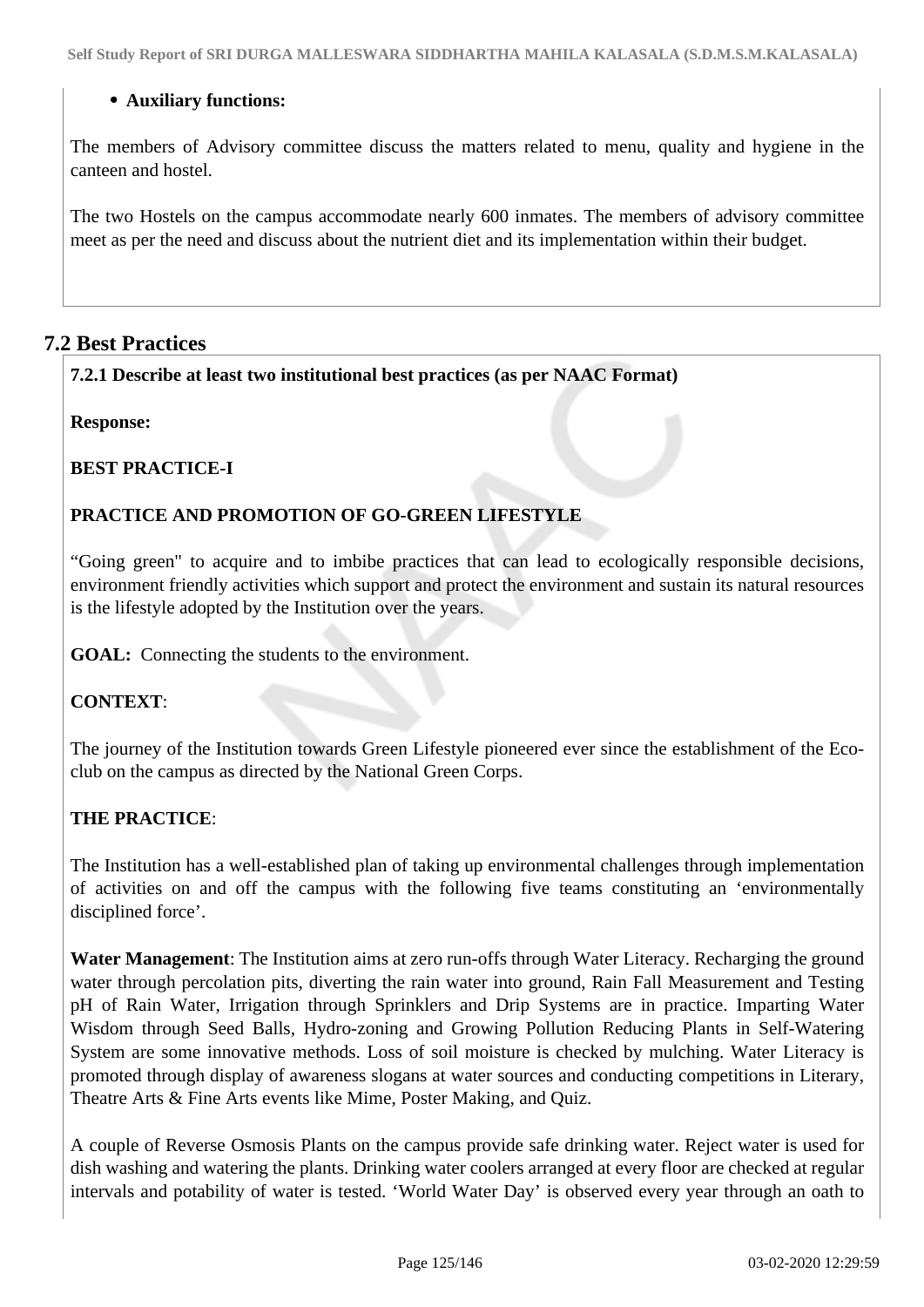- **Auxiliary functions:**

The members of Advisory committee discuss the matters related to menu, quality and hygiene in the canteen and hostel.

The two Hostels on the campus accommodate nearly 600 inmates. The members of advisory committee meet as per the need and discuss about the nutrient diet and its implementation within their budget.

## 7.2 Best Practices

**7.2.1 Describe at least two institutional best practices (as per NAAC Format)**

**Response:**

**BEST PRACTICE-I**

**PRACTICE AND PROMOTION OF GO-GREEN LIFESTYLE**

“Going green" to acquire and to imbibe practices that can lead to ecologically responsible decisions, environment friendly activities which support and protect the environment and sustain its natural resources is the lifestyle adopted by the Institution over the years.

**GOAL:** Connecting the students to the environment.

**CONTEXT**:

The journey of the Institution towards Green Lifestyle pioneered ever since the establishment of the Eco-club on the campus as directed by the National Green Corps.

**THE PRACTICE**:

The Institution has a well-established plan of taking up environmental challenges through implementation of activities on and off the campus with the following five teams constituting an ‘environmentally disciplined force’.

**Water Management**: The Institution aims at zero run-offs through Water Literacy. Recharging the ground water through percolation pits, diverting the rain water into ground, Rain Fall Measurement and Testing pH of Rain Water, Irrigation through Sprinklers and Drip Systems are in practice. Imparting Water Wisdom through Seed Balls, Hydro-zoning and Growing Pollution Reducing Plants in Self-Watering System are some innovative methods. Loss of soil moisture is checked by mulching. Water Literacy is promoted through display of awareness slogans at water sources and conducting competitions in Literary, Theatre Arts & Fine Arts events like Mime, Poster Making, and Quiz.

A couple of Reverse Osmosis Plants on the campus provide safe drinking water. Reject water is used for dish washing and watering the plants. Drinking water coolers arranged at every floor are checked at regular intervals and potability of water is tested. ‘World Water Day’ is observed every year through an oath to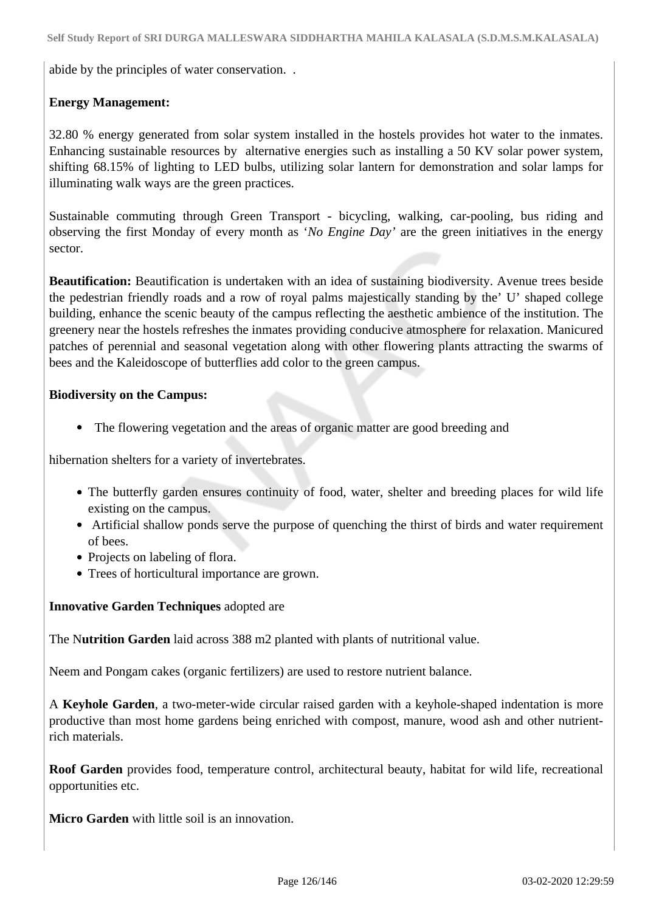abide by the principles of water conservation.  .

**Energy Management:**

32.80 % energy generated from solar system installed in the hostels provides hot water to the inmates. Enhancing sustainable resources by  alternative energies such as installing a 50 KV solar power system, shifting 68.15% of lighting to LED bulbs, utilizing solar lantern for demonstration and solar lamps for illuminating walk ways are the green practices.

Sustainable commuting through Green Transport - bicycling, walking, car-pooling, bus riding and observing the first Monday of every month as '*No Engine Day'* are the green initiatives in the energy sector.

**Beautification:** Beautification is undertaken with an idea of sustaining biodiversity. Avenue trees beside the pedestrian friendly roads and a row of royal palms majestically standing by the' U' shaped college building, enhance the scenic beauty of the campus reflecting the aesthetic ambience of the institution. The greenery near the hostels refreshes the inmates providing conducive atmosphere for relaxation. Manicured patches of perennial and seasonal vegetation along with other flowering plants attracting the swarms of bees and the Kaleidoscope of butterflies add color to the green campus.

**Biodiversity on the Campus:**

- The flowering vegetation and the areas of organic matter are good breeding and

hibernation shelters for a variety of invertebrates.

- The butterfly garden ensures continuity of food, water, shelter and breeding places for wild life existing on the campus.
- Artificial shallow ponds serve the purpose of quenching the thirst of birds and water requirement of bees.
- Projects on labeling of flora.
- Trees of horticultural importance are grown.

**Innovative Garden Techniques** adopted are

The N**utrition Garden** laid across 388 m2 planted with plants of nutritional value.

Neem and Pongam cakes (organic fertilizers) are used to restore nutrient balance.

A **Keyhole Garden**, a two-meter-wide circular raised garden with a keyhole-shaped indentation is more productive than most home gardens being enriched with compost, manure, wood ash and other nutrient-rich materials.

**Roof Garden** provides food, temperature control, architectural beauty, habitat for wild life, recreational opportunities etc.

**Micro Garden** with little soil is an innovation.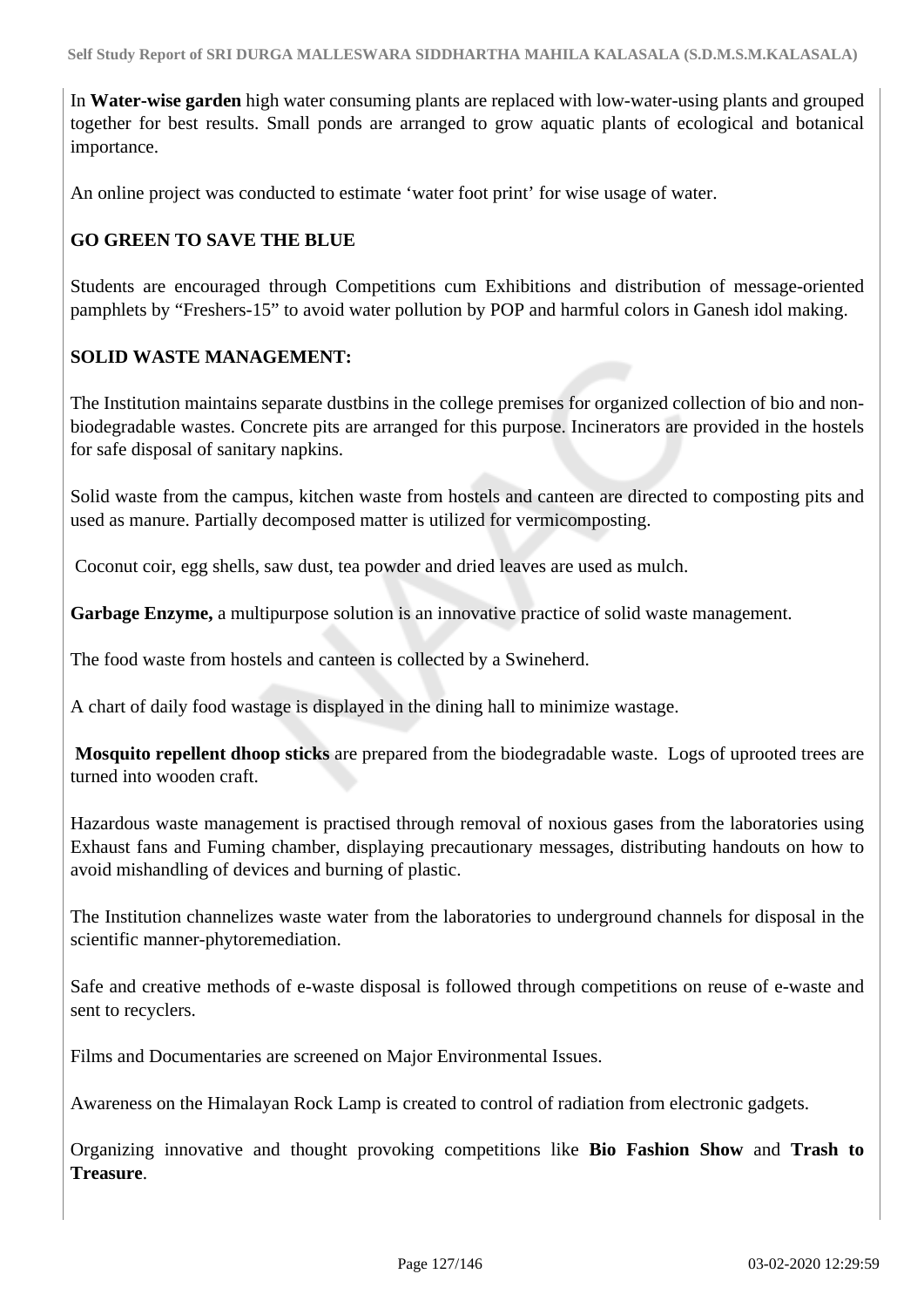In **Water-wise garden** high water consuming plants are replaced with low-water-using plants and grouped together for best results. Small ponds are arranged to grow aquatic plants of ecological and botanical importance.

An online project was conducted to estimate 'water foot print' for wise usage of water.

**GO GREEN TO SAVE THE BLUE**

Students are encouraged through Competitions cum Exhibitions and distribution of message-oriented pamphlets by "Freshers-15" to avoid water pollution by POP and harmful colors in Ganesh idol making.

**SOLID WASTE MANAGEMENT:**

The Institution maintains separate dustbins in the college premises for organized collection of bio and non-biodegradable wastes. Concrete pits are arranged for this purpose. Incinerators are provided in the hostels for safe disposal of sanitary napkins.

Solid waste from the campus, kitchen waste from hostels and canteen are directed to composting pits and used as manure. Partially decomposed matter is utilized for vermicomposting.

Coconut coir, egg shells, saw dust, tea powder and dried leaves are used as mulch.

**Garbage Enzyme,** a multipurpose solution is an innovative practice of solid waste management.

The food waste from hostels and canteen is collected by a Swineherd.

A chart of daily food wastage is displayed in the dining hall to minimize wastage.

**Mosquito repellent dhoop sticks** are prepared from the biodegradable waste. Logs of uprooted trees are turned into wooden craft.

Hazardous waste management is practised through removal of noxious gases from the laboratories using Exhaust fans and Fuming chamber, displaying precautionary messages, distributing handouts on how to avoid mishandling of devices and burning of plastic.

The Institution channelizes waste water from the laboratories to underground channels for disposal in the scientific manner-phytoremediation.

Safe and creative methods of e-waste disposal is followed through competitions on reuse of e-waste and sent to recyclers.

Films and Documentaries are screened on Major Environmental Issues.

Awareness on the Himalayan Rock Lamp is created to control of radiation from electronic gadgets.

Organizing innovative and thought provoking competitions like **Bio Fashion Show** and **Trash to Treasure**.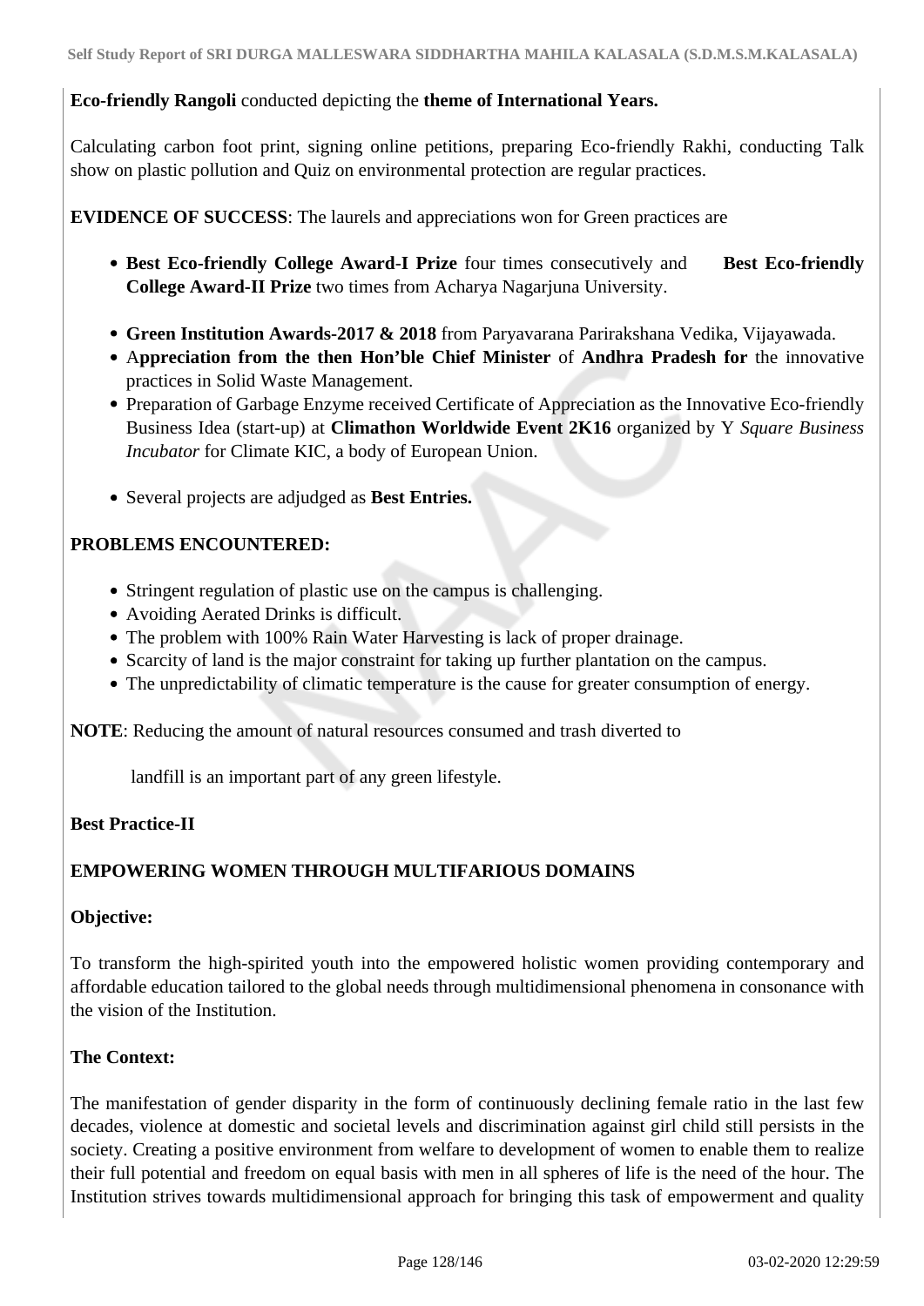**Eco-friendly Rangoli** conducted depicting the **theme of International Years.**

Calculating carbon foot print, signing online petitions, preparing Eco-friendly Rakhi, conducting Talk show on plastic pollution and Quiz on environmental protection are regular practices.

**EVIDENCE OF SUCCESS**: The laurels and appreciations won for Green practices are

- **Best Eco-friendly College Award-I Prize** four times consecutively and **Best Eco-friendly College Award-II Prize** two times from Acharya Nagarjuna University.
- **Green Institution Awards-2017 & 2018** from Paryavarana Parirakshana Vedika, Vijayawada.
- A**ppreciation from the then Hon'ble Chief Minister** of **Andhra Pradesh for** the innovative practices in Solid Waste Management.
- Preparation of Garbage Enzyme received Certificate of Appreciation as the Innovative Eco-friendly Business Idea (start-up) at **Climathon Worldwide Event 2K16** organized by Y *Square Business Incubator* for Climate KIC, a body of European Union.
- Several projects are adjudged as **Best Entries.**

**PROBLEMS ENCOUNTERED:**

- Stringent regulation of plastic use on the campus is challenging.
- Avoiding Aerated Drinks is difficult.
- The problem with 100% Rain Water Harvesting is lack of proper drainage.
- Scarcity of land is the major constraint for taking up further plantation on the campus.
- The unpredictability of climatic temperature is the cause for greater consumption of energy.

**NOTE**: Reducing the amount of natural resources consumed and trash diverted to

landfill is an important part of any green lifestyle.

**Best Practice-II**

**EMPOWERING WOMEN THROUGH MULTIFARIOUS DOMAINS**

**Objective:**

To transform the high-spirited youth into the empowered holistic women providing contemporary and affordable education tailored to the global needs through multidimensional phenomena in consonance with the vision of the Institution.

**The Context:**

The manifestation of gender disparity in the form of continuously declining female ratio in the last few decades, violence at domestic and societal levels and discrimination against girl child still persists in the society. Creating a positive environment from welfare to development of women to enable them to realize their full potential and freedom on equal basis with men in all spheres of life is the need of the hour. The Institution strives towards multidimensional approach for bringing this task of empowerment and quality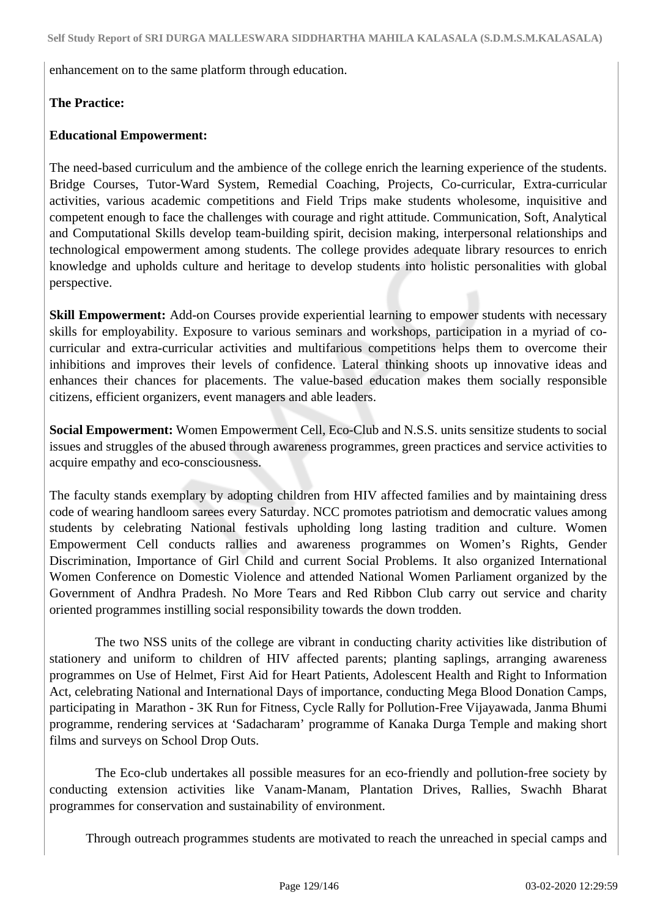enhancement on to the same platform through education.

**The Practice:**

**Educational Empowerment:**

The need-based curriculum and the ambience of the college enrich the learning experience of the students. Bridge Courses, Tutor-Ward System, Remedial Coaching, Projects, Co-curricular, Extra-curricular activities, various academic competitions and Field Trips make students wholesome, inquisitive and competent enough to face the challenges with courage and right attitude. Communication, Soft, Analytical and Computational Skills develop team-building spirit, decision making, interpersonal relationships and technological empowerment among students. The college provides adequate library resources to enrich knowledge and upholds culture and heritage to develop students into holistic personalities with global perspective.

**Skill Empowerment:** Add-on Courses provide experiential learning to empower students with necessary skills for employability. Exposure to various seminars and workshops, participation in a myriad of co-curricular and extra-curricular activities and multifarious competitions helps them to overcome their inhibitions and improves their levels of confidence. Lateral thinking shoots up innovative ideas and enhances their chances for placements. The value-based education makes them socially responsible citizens, efficient organizers, event managers and able leaders.

**Social Empowerment:** Women Empowerment Cell, Eco-Club and N.S.S. units sensitize students to social issues and struggles of the abused through awareness programmes, green practices and service activities to acquire empathy and eco-consciousness.

The faculty stands exemplary by adopting children from HIV affected families and by maintaining dress code of wearing handloom sarees every Saturday. NCC promotes patriotism and democratic values among students by celebrating National festivals upholding long lasting tradition and culture. Women Empowerment Cell conducts rallies and awareness programmes on Women's Rights, Gender Discrimination, Importance of Girl Child and current Social Problems. It also organized International Women Conference on Domestic Violence and attended National Women Parliament organized by the Government of Andhra Pradesh. No More Tears and Red Ribbon Club carry out service and charity oriented programmes instilling social responsibility towards the down trodden.

The two NSS units of the college are vibrant in conducting charity activities like distribution of stationery and uniform to children of HIV affected parents; planting saplings, arranging awareness programmes on Use of Helmet, First Aid for Heart Patients, Adolescent Health and Right to Information Act, celebrating National and International Days of importance, conducting Mega Blood Donation Camps, participating in Marathon - 3K Run for Fitness, Cycle Rally for Pollution-Free Vijayawada, Janma Bhumi programme, rendering services at 'Sadacharam' programme of Kanaka Durga Temple and making short films and surveys on School Drop Outs.

The Eco-club undertakes all possible measures for an eco-friendly and pollution-free society by conducting extension activities like Vanam-Manam, Plantation Drives, Rallies, Swachh Bharat programmes for conservation and sustainability of environment.

Through outreach programmes students are motivated to reach the unreached in special camps and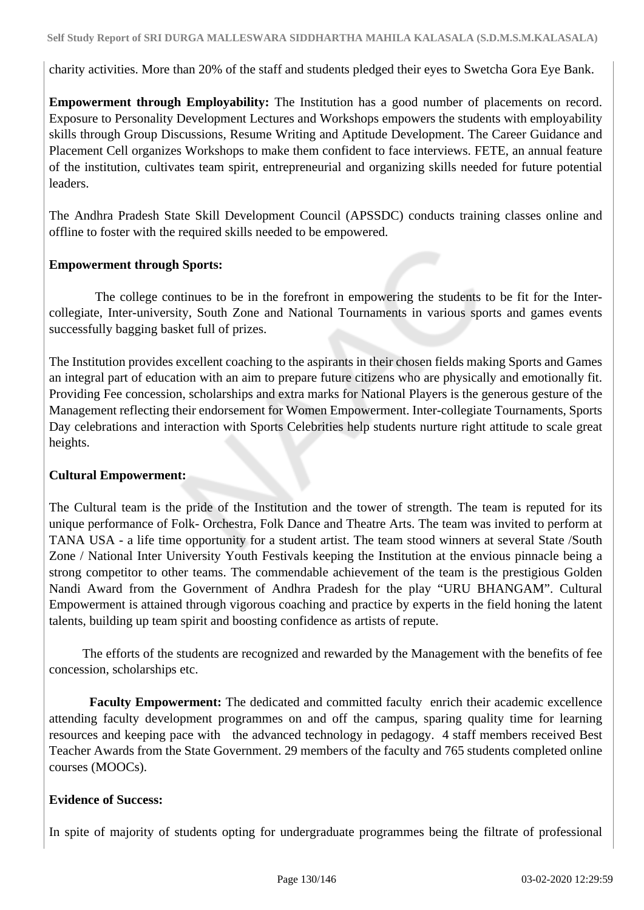charity activities. More than 20% of the staff and students pledged their eyes to Swetcha Gora Eye Bank.

**Empowerment through Employability:** The Institution has a good number of placements on record. Exposure to Personality Development Lectures and Workshops empowers the students with employability skills through Group Discussions, Resume Writing and Aptitude Development. The Career Guidance and Placement Cell organizes Workshops to make them confident to face interviews. FETE, an annual feature of the institution, cultivates team spirit, entrepreneurial and organizing skills needed for future potential leaders.

The Andhra Pradesh State Skill Development Council (APSSDC) conducts training classes online and offline to foster with the required skills needed to be empowered.

**Empowerment through Sports:**

The college continues to be in the forefront in empowering the students to be fit for the Inter-collegiate, Inter-university, South Zone and National Tournaments in various sports and games events successfully bagging basket full of prizes.

The Institution provides excellent coaching to the aspirants in their chosen fields making Sports and Games an integral part of education with an aim to prepare future citizens who are physically and emotionally fit. Providing Fee concession, scholarships and extra marks for National Players is the generous gesture of the Management reflecting their endorsement for Women Empowerment. Inter-collegiate Tournaments, Sports Day celebrations and interaction with Sports Celebrities help students nurture right attitude to scale great heights.

**Cultural Empowerment:**

The Cultural team is the pride of the Institution and the tower of strength. The team is reputed for its unique performance of Folk- Orchestra, Folk Dance and Theatre Arts. The team was invited to perform at TANA USA - a life time opportunity for a student artist. The team stood winners at several State /South Zone / National Inter University Youth Festivals keeping the Institution at the envious pinnacle being a strong competitor to other teams. The commendable achievement of the team is the prestigious Golden Nandi Award from the Government of Andhra Pradesh for the play "URU BHANGAM". Cultural Empowerment is attained through vigorous coaching and practice by experts in the field honing the latent talents, building up team spirit and boosting confidence as artists of repute.

The efforts of the students are recognized and rewarded by the Management with the benefits of fee concession, scholarships etc.

**Faculty Empowerment:** The dedicated and committed faculty enrich their academic excellence attending faculty development programmes on and off the campus, sparing quality time for learning resources and keeping pace with the advanced technology in pedagogy. 4 staff members received Best Teacher Awards from the State Government. 29 members of the faculty and 765 students completed online courses (MOOCs).

**Evidence of Success:**

In spite of majority of students opting for undergraduate programmes being the filtrate of professional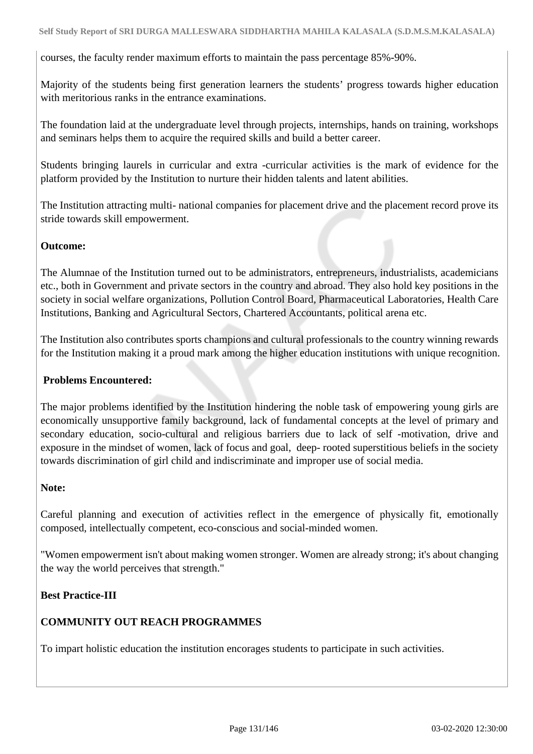courses, the faculty render maximum efforts to maintain the pass percentage 85%-90%.

Majority of the students being first generation learners the students' progress towards higher education with meritorious ranks in the entrance examinations.

The foundation laid at the undergraduate level through projects, internships, hands on training, workshops and seminars helps them to acquire the required skills and build a better career.

Students bringing laurels in curricular and extra -curricular activities is the mark of evidence for the platform provided by the Institution to nurture their hidden talents and latent abilities.

The Institution attracting multi- national companies for placement drive and the placement record prove its stride towards skill empowerment.

**Outcome:**

The Alumnae of the Institution turned out to be administrators, entrepreneurs, industrialists, academicians etc., both in Government and private sectors in the country and abroad. They also hold key positions in the society in social welfare organizations, Pollution Control Board, Pharmaceutical Laboratories, Health Care Institutions, Banking and Agricultural Sectors, Chartered Accountants, political arena etc.

The Institution also contributes sports champions and cultural professionals to the country winning rewards for the Institution making it a proud mark among the higher education institutions with unique recognition.

**Problems Encountered:**

The major problems identified by the Institution hindering the noble task of empowering young girls are economically unsupportive family background, lack of fundamental concepts at the level of primary and secondary education, socio-cultural and religious barriers due to lack of self -motivation, drive and exposure in the mindset of women, lack of focus and goal, deep- rooted superstitious beliefs in the society towards discrimination of girl child and indiscriminate and improper use of social media.

**Note:**

Careful planning and execution of activities reflect in the emergence of physically fit, emotionally composed, intellectually competent, eco-conscious and social-minded women.

"Women empowerment isn't about making women stronger. Women are already strong; it's about changing the way the world perceives that strength."

**Best Practice-III**

**COMMUNITY OUT REACH PROGRAMMES**

To impart holistic education the institution encorages students to participate in such activities.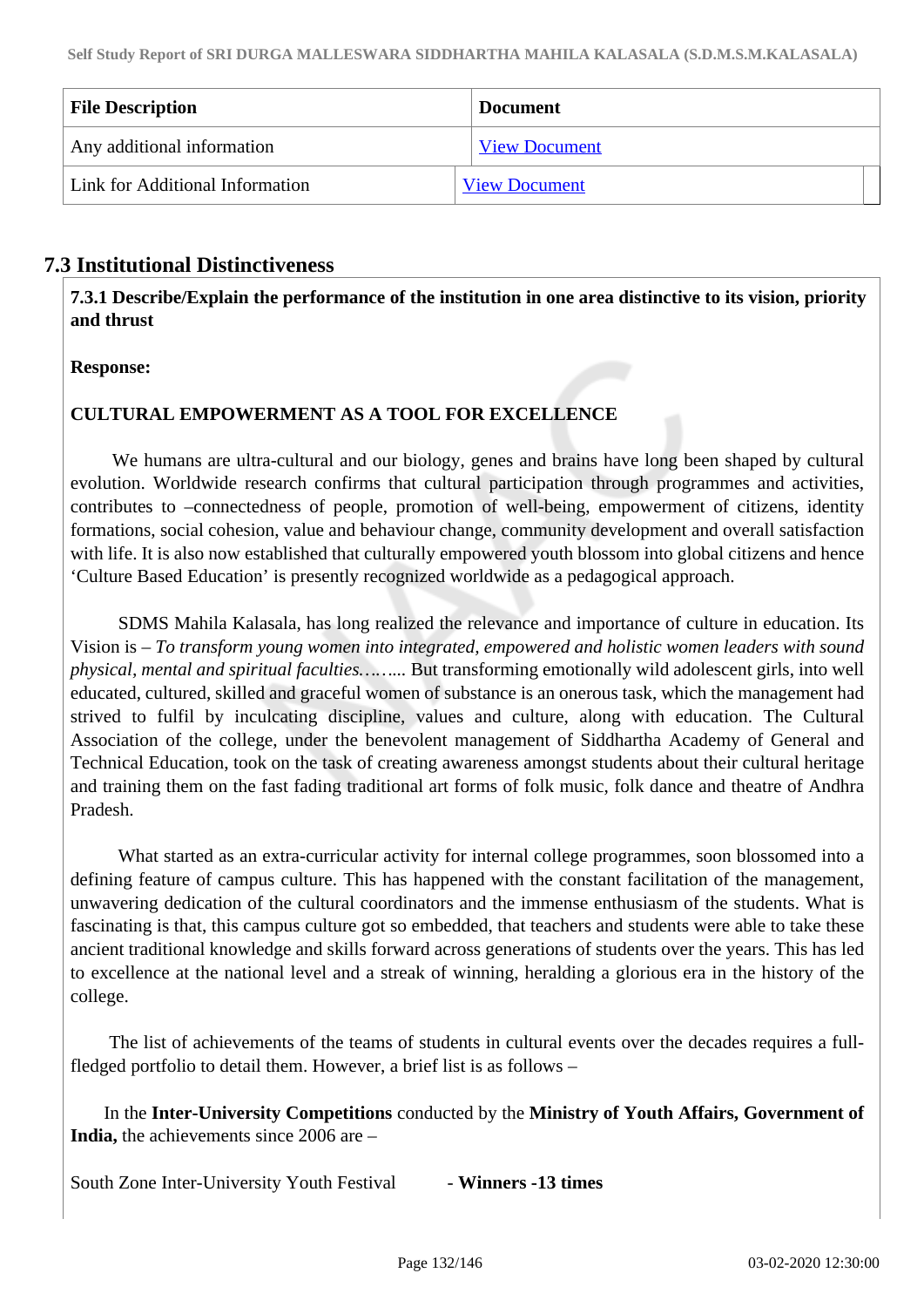| File Description | Document |
| --- | --- |
| Any additional information | View Document |
| Link for Additional Information | View Document |

## 7.3 Institutional Distinctiveness

**7.3.1 Describe/Explain the performance of the institution in one area distinctive to its vision, priority and thrust**

**Response:**

**CULTURAL EMPOWERMENT AS A TOOL FOR EXCELLENCE**

We humans are ultra-cultural and our biology, genes and brains have long been shaped by cultural evolution. Worldwide research confirms that cultural participation through programmes and activities, contributes to –connectedness of people, promotion of well-being, empowerment of citizens, identity formations, social cohesion, value and behaviour change, community development and overall satisfaction with life. It is also now established that culturally empowered youth blossom into global citizens and hence 'Culture Based Education' is presently recognized worldwide as a pedagogical approach.

SDMS Mahila Kalasala, has long realized the relevance and importance of culture in education. Its Vision is – *To transform young women into integrated, empowered and holistic women leaders with sound physical, mental and spiritual faculties…….* But transforming emotionally wild adolescent girls, into well educated, cultured, skilled and graceful women of substance is an onerous task, which the management had strived to fulfil by inculcating discipline, values and culture, along with education. The Cultural Association of the college, under the benevolent management of Siddhartha Academy of General and Technical Education, took on the task of creating awareness amongst students about their cultural heritage and training them on the fast fading traditional art forms of folk music, folk dance and theatre of Andhra Pradesh.

What started as an extra-curricular activity for internal college programmes, soon blossomed into a defining feature of campus culture. This has happened with the constant facilitation of the management, unwavering dedication of the cultural coordinators and the immense enthusiasm of the students. What is fascinating is that, this campus culture got so embedded, that teachers and students were able to take these ancient traditional knowledge and skills forward across generations of students over the years. This has led to excellence at the national level and a streak of winning, heralding a glorious era in the history of the college.

The list of achievements of the teams of students in cultural events over the decades requires a full-fledged portfolio to detail them. However, a brief list is as follows –

In the **Inter-University Competitions** conducted by the **Ministry of Youth Affairs, Government of India,** the achievements since 2006 are –

South Zone Inter-University Youth Festival - **Winners -13 times**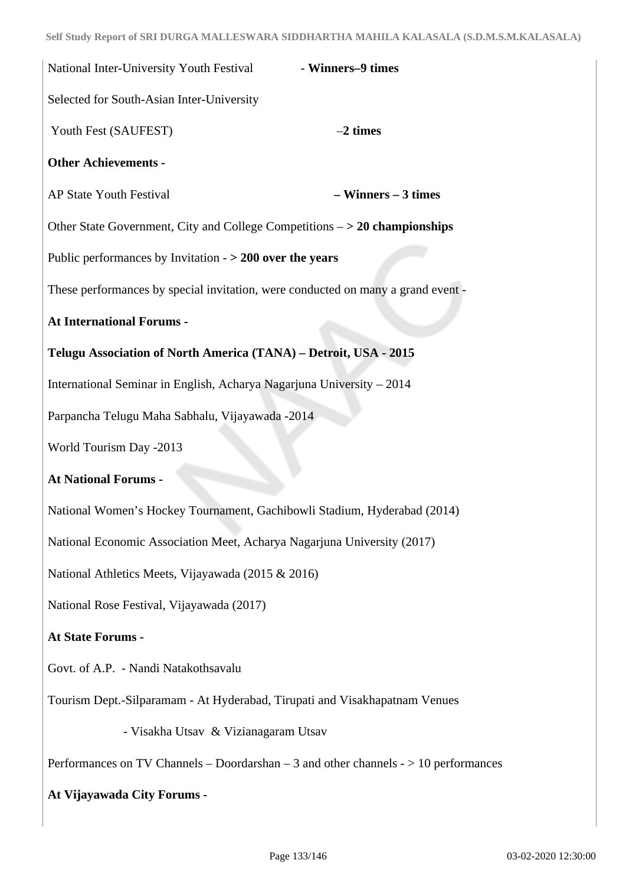National Inter-University Youth Festival - **Winners–9 times**

Selected for South-Asian Inter-University

Youth Fest (SAUFEST) –**2 times**

**Other Achievements -**

AP State Youth Festival **– Winners – 3 times**

Other State Government, City and College Competitions – **> 20 championships**

Public performances by Invitation - **> 200 over the years**

These performances by special invitation, were conducted on many a grand event -

**At International Forums -**

**Telugu Association of North America (TANA) – Detroit, USA - 2015**

International Seminar in English, Acharya Nagarjuna University – 2014

Parpancha Telugu Maha Sabhalu, Vijayawada -2014

World Tourism Day -2013

**At National Forums -**

National Women's Hockey Tournament, Gachibowli Stadium, Hyderabad (2014)

National Economic Association Meet, Acharya Nagarjuna University (2017)

National Athletics Meets, Vijayawada (2015 & 2016)

National Rose Festival, Vijayawada (2017)

**At State Forums -**

Govt. of A.P. - Nandi Natakothsavalu

Tourism Dept.-Silparamam - At Hyderabad, Tirupati and Visakhapatnam Venues

- Visakha Utsav & Vizianagaram Utsav

Performances on TV Channels – Doordarshan – 3 and other channels - > 10 performances

**At Vijayawada City Forums -**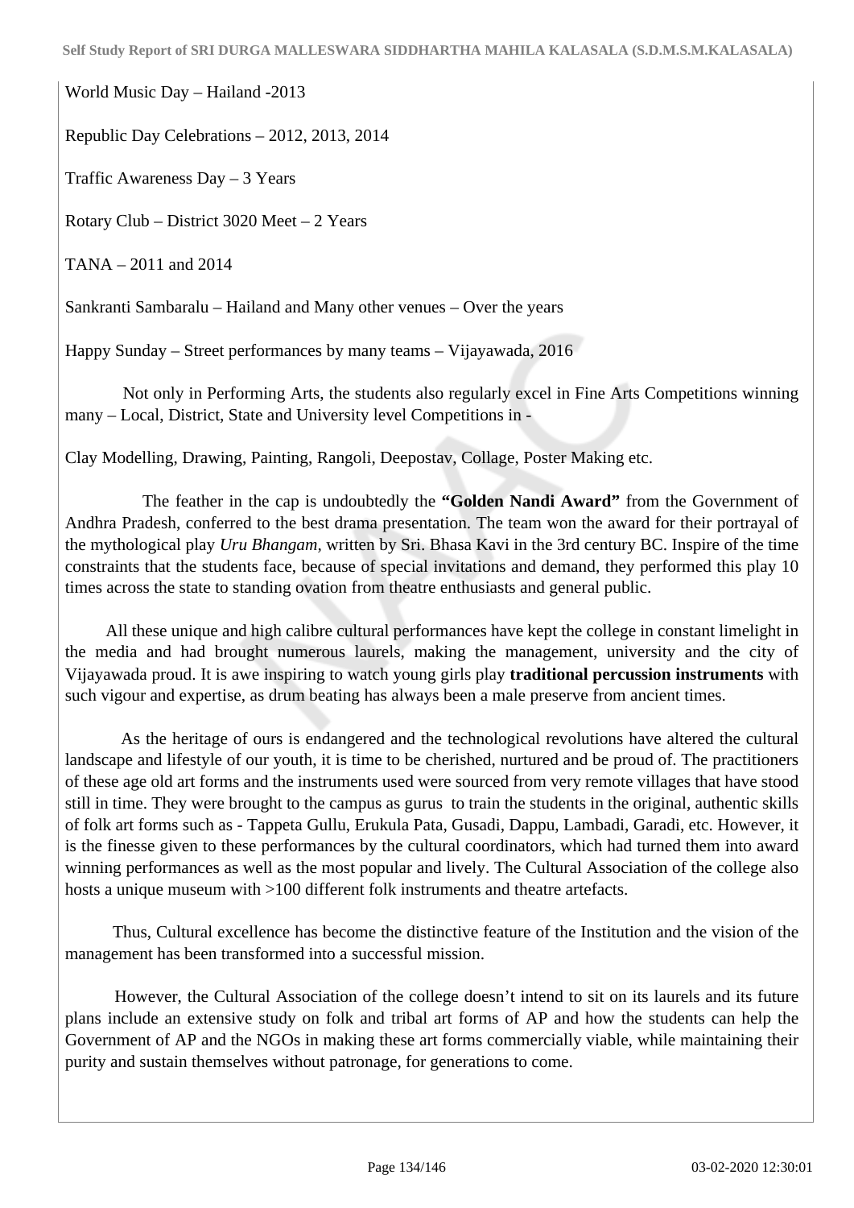World Music Day – Hailand -2013

Republic Day Celebrations – 2012, 2013, 2014

Traffic Awareness Day – 3 Years

Rotary Club – District 3020 Meet – 2 Years

TANA – 2011 and 2014

Sankranti Sambaralu – Hailand and Many other venues – Over the years

Happy Sunday – Street performances by many teams – Vijayawada, 2016

Not only in Performing Arts, the students also regularly excel in Fine Arts Competitions winning many – Local, District, State and University level Competitions in -

Clay Modelling, Drawing, Painting, Rangoli, Deepostav, Collage, Poster Making etc.

The feather in the cap is undoubtedly the **"Golden Nandi Award"** from the Government of Andhra Pradesh, conferred to the best drama presentation. The team won the award for their portrayal of the mythological play *Uru Bhangam*, written by Sri. Bhasa Kavi in the 3rd century BC. Inspire of the time constraints that the students face, because of special invitations and demand, they performed this play 10 times across the state to standing ovation from theatre enthusiasts and general public.

All these unique and high calibre cultural performances have kept the college in constant limelight in the media and had brought numerous laurels, making the management, university and the city of Vijayawada proud. It is awe inspiring to watch young girls play **traditional percussion instruments** with such vigour and expertise, as drum beating has always been a male preserve from ancient times.

As the heritage of ours is endangered and the technological revolutions have altered the cultural landscape and lifestyle of our youth, it is time to be cherished, nurtured and be proud of. The practitioners of these age old art forms and the instruments used were sourced from very remote villages that have stood still in time. They were brought to the campus as gurus to train the students in the original, authentic skills of folk art forms such as - Tappeta Gullu, Erukula Pata, Gusadi, Dappu, Lambadi, Garadi, etc. However, it is the finesse given to these performances by the cultural coordinators, which had turned them into award winning performances as well as the most popular and lively. The Cultural Association of the college also hosts a unique museum with >100 different folk instruments and theatre artefacts.

Thus, Cultural excellence has become the distinctive feature of the Institution and the vision of the management has been transformed into a successful mission.

However, the Cultural Association of the college doesn't intend to sit on its laurels and its future plans include an extensive study on folk and tribal art forms of AP and how the students can help the Government of AP and the NGOs in making these art forms commercially viable, while maintaining their purity and sustain themselves without patronage, for generations to come.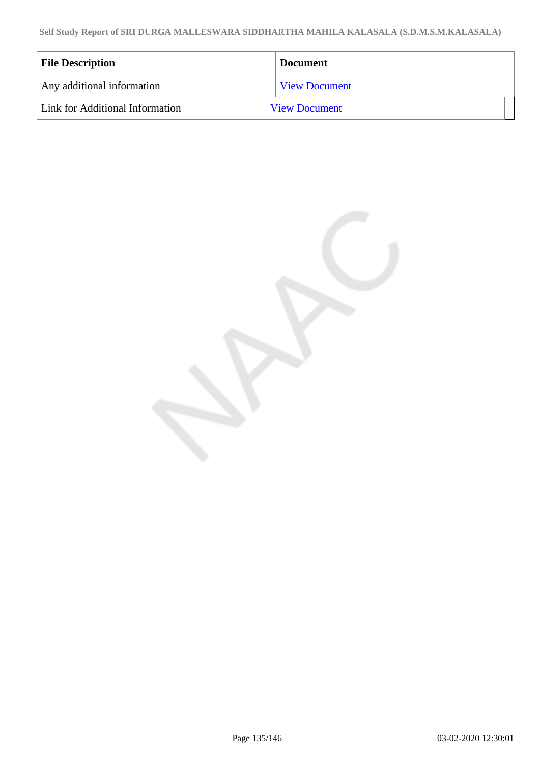| File Description | Document |
| --- | --- |
| Any additional information | View Document |
| Link for Additional Information | View Document |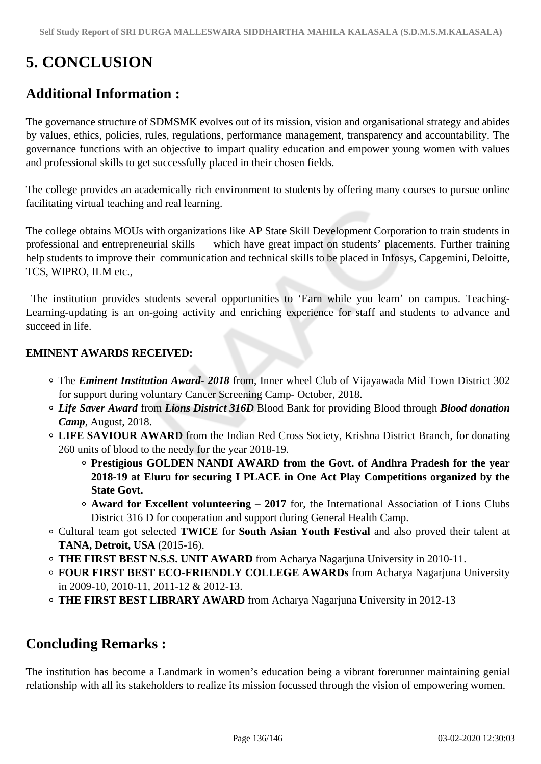# 5. CONCLUSION

## Additional Information :

The governance structure of SDMSMK evolves out of its mission, vision and organisational strategy and abides by values, ethics, policies, rules, regulations, performance management, transparency and accountability. The governance functions with an objective to impart quality education and empower young women with values and professional skills to get successfully placed in their chosen fields.

The college provides an academically rich environment to students by offering many courses to pursue online facilitating virtual teaching and real learning.

The college obtains MOUs with organizations like AP State Skill Development Corporation to train students in professional and entrepreneurial skills which have great impact on students' placements. Further training help students to improve their communication and technical skills to be placed in Infosys, Capgemini, Deloitte, TCS, WIPRO, ILM etc.,

The institution provides students several opportunities to 'Earn while you learn' on campus. Teaching-Learning-updating is an on-going activity and enriching experience for staff and students to advance and succeed in life.

**EMINENT AWARDS RECEIVED:**

- The ***Eminent Institution Award- 2018*** from, Inner wheel Club of Vijayawada Mid Town District 302 for support during voluntary Cancer Screening Camp- October, 2018.
- ***Life Saver Award*** from ***Lions District 316D*** Blood Bank for providing Blood through ***Blood donation Camp***, August, 2018.
- **LIFE SAVIOUR AWARD** from the Indian Red Cross Society, Krishna District Branch, for donating 260 units of blood to the needy for the year 2018-19.
  - **Prestigious GOLDEN NANDI AWARD from the Govt. of Andhra Pradesh for the year 2018-19 at Eluru for securing I PLACE in One Act Play Competitions organized by the State Govt.**
  - **Award for Excellent volunteering – 2017** for, the International Association of Lions Clubs District 316 D for cooperation and support during General Health Camp.
- Cultural team got selected **TWICE** for **South Asian Youth Festival** and also proved their talent at **TANA, Detroit, USA** (2015-16).
- **THE FIRST BEST N.S.S. UNIT AWARD** from Acharya Nagarjuna University in 2010-11.
- **FOUR FIRST BEST ECO-FRIENDLY COLLEGE AWARDs** from Acharya Nagarjuna University in 2009-10, 2010-11, 2011-12 & 2012-13.
- **THE FIRST BEST LIBRARY AWARD** from Acharya Nagarjuna University in 2012-13

## Concluding Remarks :

The institution has become a Landmark in women's education being a vibrant forerunner maintaining genial relationship with all its stakeholders to realize its mission focussed through the vision of empowering women.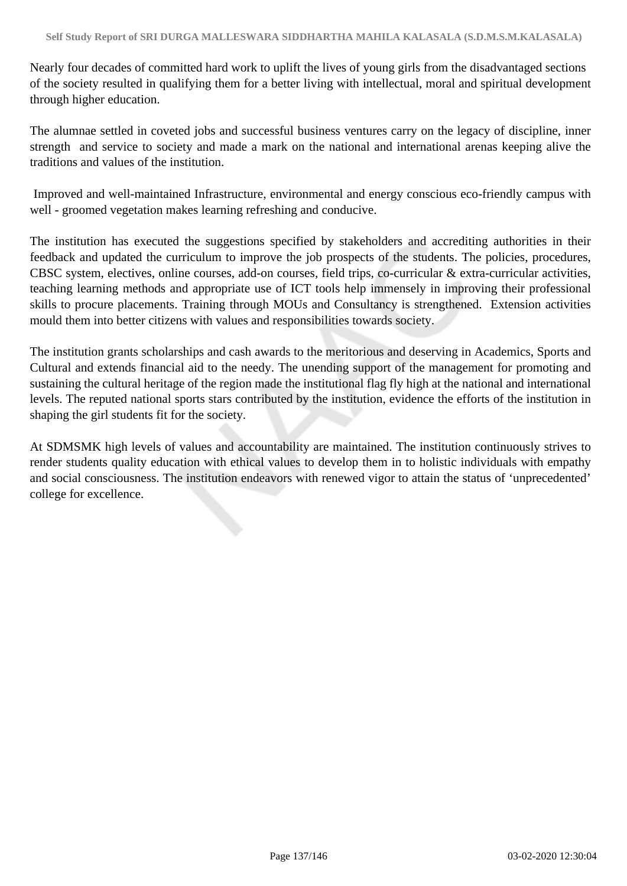Nearly four decades of committed hard work to uplift the lives of young girls from the disadvantaged sections of the society resulted in qualifying them for a better living with intellectual, moral and spiritual development through higher education.

The alumnae settled in coveted jobs and successful business ventures carry on the legacy of discipline, inner strength and service to society and made a mark on the national and international arenas keeping alive the traditions and values of the institution.

Improved and well-maintained Infrastructure, environmental and energy conscious eco-friendly campus with well - groomed vegetation makes learning refreshing and conducive.

The institution has executed the suggestions specified by stakeholders and accrediting authorities in their feedback and updated the curriculum to improve the job prospects of the students. The policies, procedures, CBSC system, electives, online courses, add-on courses, field trips, co-curricular & extra-curricular activities, teaching learning methods and appropriate use of ICT tools help immensely in improving their professional skills to procure placements. Training through MOUs and Consultancy is strengthened. Extension activities mould them into better citizens with values and responsibilities towards society.

The institution grants scholarships and cash awards to the meritorious and deserving in Academics, Sports and Cultural and extends financial aid to the needy. The unending support of the management for promoting and sustaining the cultural heritage of the region made the institutional flag fly high at the national and international levels. The reputed national sports stars contributed by the institution, evidence the efforts of the institution in shaping the girl students fit for the society.

At SDMSMK high levels of values and accountability are maintained. The institution continuously strives to render students quality education with ethical values to develop them in to holistic individuals with empathy and social consciousness. The institution endeavors with renewed vigor to attain the status of 'unprecedented' college for excellence.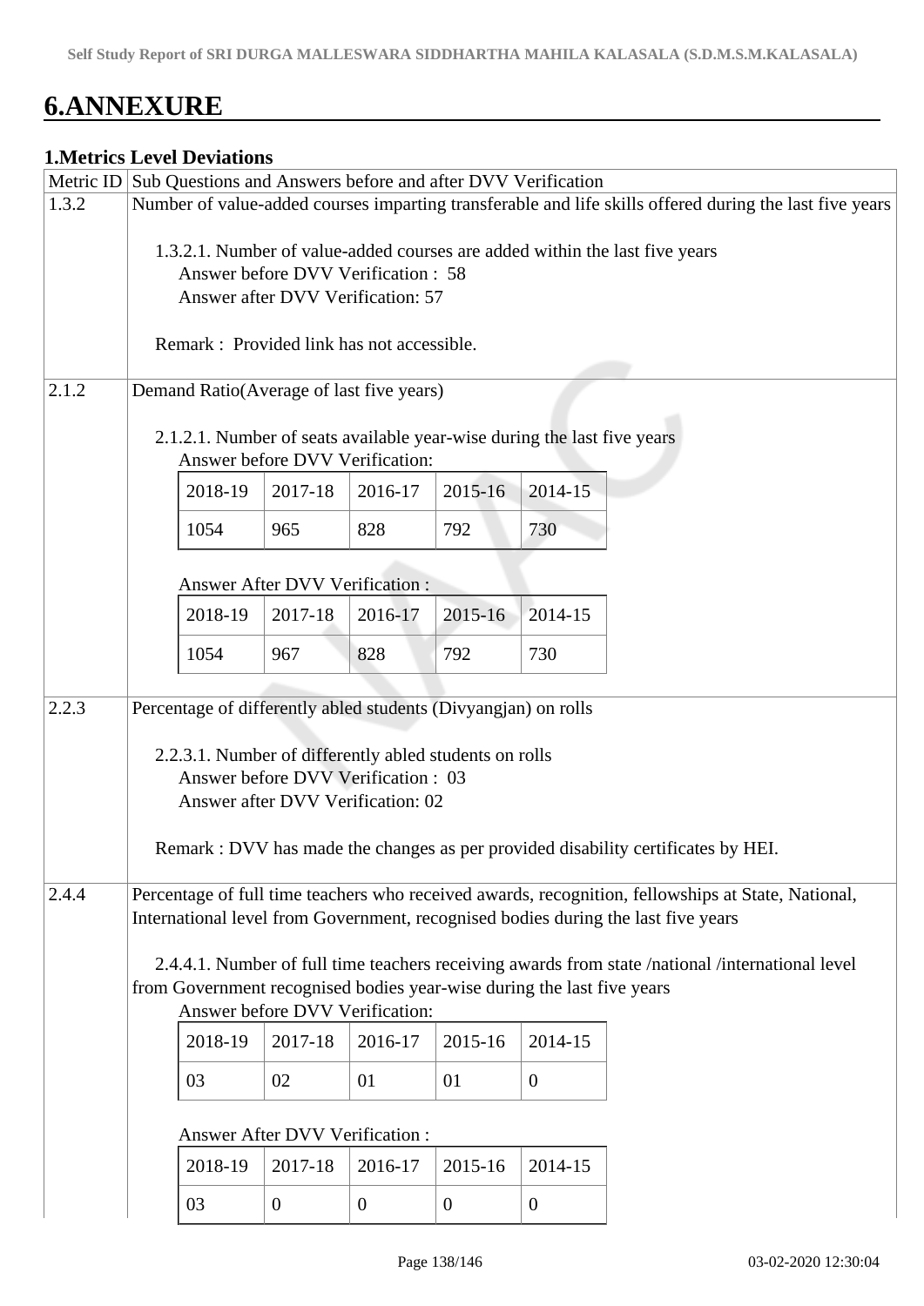# 6.ANNEXURE

## 1.Metrics Level Deviations

| Metric ID | Sub Questions and Answers before and after DVV Verification |
|---|---|
| 1.3.2 | Number of value-added courses imparting transferable and life skills offered during the last five years<br><br>1.3.2.1. Number of value-added courses are added within the last five years<br>Answer before DVV Verification : 58<br>Answer after DVV Verification: 57<br><br>Remark : Provided link has not accessible. |
| 2.1.2 | Demand Ratio(Average of last five years)<br><br>2.1.2.1. Number of seats available year-wise during the last five years<br>Answer before DVV Verification:<br>2018-19: 1054, 2017-18: 965, 2016-17: 828, 2015-16: 792, 2014-15: 730<br><br>Answer After DVV Verification :<br>2018-19: 1054, 2017-18: 967, 2016-17: 828, 2015-16: 792, 2014-15: 730 |
| 2.2.3 | Percentage of differently abled students (Divyangjan) on rolls<br><br>2.2.3.1. Number of differently abled students on rolls<br>Answer before DVV Verification : 03<br>Answer after DVV Verification: 02<br><br>Remark : DVV has made the changes as per provided disability certificates by HEI. |
| 2.4.4 | Percentage of full time teachers who received awards, recognition, fellowships at State, National, International level from Government, recognised bodies during the last five years<br><br>2.4.4.1. Number of full time teachers receiving awards from state /national /international level from Government recognised bodies year-wise during the last five years<br>Answer before DVV Verification:<br>2018-19: 03, 2017-18: 02, 2016-17: 01, 2015-16: 01, 2014-15: 0<br><br>Answer After DVV Verification :<br>2018-19: 03, 2017-18: 0, 2016-17: 0, 2015-16: 0, 2014-15: 0 |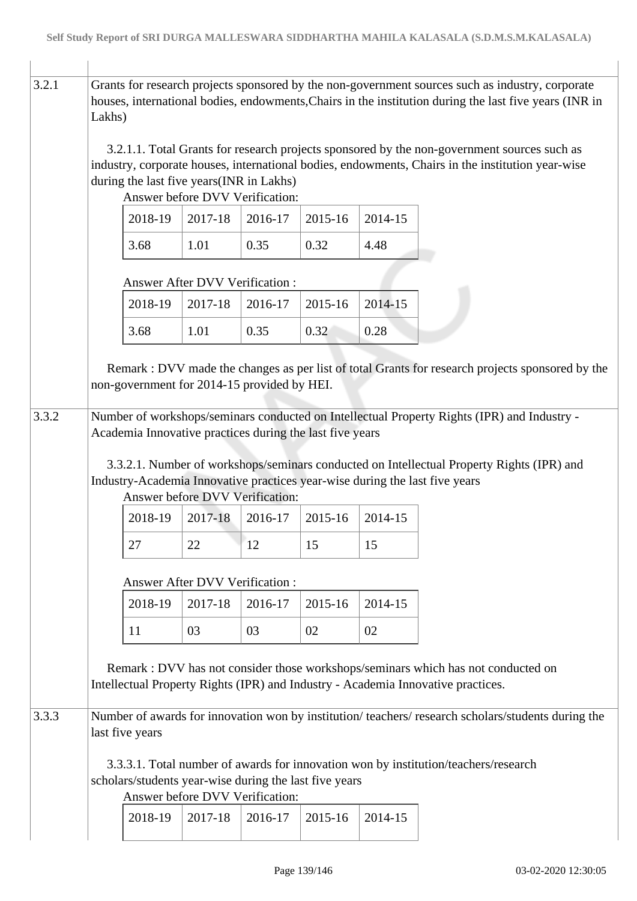3.2.1 Grants for research projects sponsored by the non-government sources such as industry, corporate houses, international bodies, endowments,Chairs in the institution during the last five years (INR in Lakhs)

3.2.1.1. Total Grants for research projects sponsored by the non-government sources such as industry, corporate houses, international bodies, endowments, Chairs in the institution year-wise during the last five years(INR in Lakhs)

Answer before DVV Verification:

| 2018-19 | 2017-18 | 2016-17 | 2015-16 | 2014-15 |
|---|---|---|---|---|
| 3.68 | 1.01 | 0.35 | 0.32 | 4.48 |

Answer After DVV Verification :

| 2018-19 | 2017-18 | 2016-17 | 2015-16 | 2014-15 |
|---|---|---|---|---|
| 3.68 | 1.01 | 0.35 | 0.32 | 0.28 |

Remark : DVV made the changes as per list of total Grants for research projects sponsored by the non-government for 2014-15 provided by HEI.

3.3.2 Number of workshops/seminars conducted on Intellectual Property Rights (IPR) and Industry - Academia Innovative practices during the last five years

3.3.2.1. Number of workshops/seminars conducted on Intellectual Property Rights (IPR) and Industry-Academia Innovative practices year-wise during the last five years

Answer before DVV Verification:

| 2018-19 | 2017-18 | 2016-17 | 2015-16 | 2014-15 |
|---|---|---|---|---|
| 27 | 22 | 12 | 15 | 15 |

Answer After DVV Verification :

| 2018-19 | 2017-18 | 2016-17 | 2015-16 | 2014-15 |
|---|---|---|---|---|
| 11 | 03 | 03 | 02 | 02 |

Remark : DVV has not consider those workshops/seminars which has not conducted on Intellectual Property Rights (IPR) and Industry - Academia Innovative practices.

3.3.3 Number of awards for innovation won by institution/ teachers/ research scholars/students during the last five years

3.3.3.1. Total number of awards for innovation won by institution/teachers/research scholars/students year-wise during the last five years

Answer before DVV Verification:

| 2018-19 | 2017-18 | 2016-17 | 2015-16 | 2014-15 |
|---|---|---|---|---|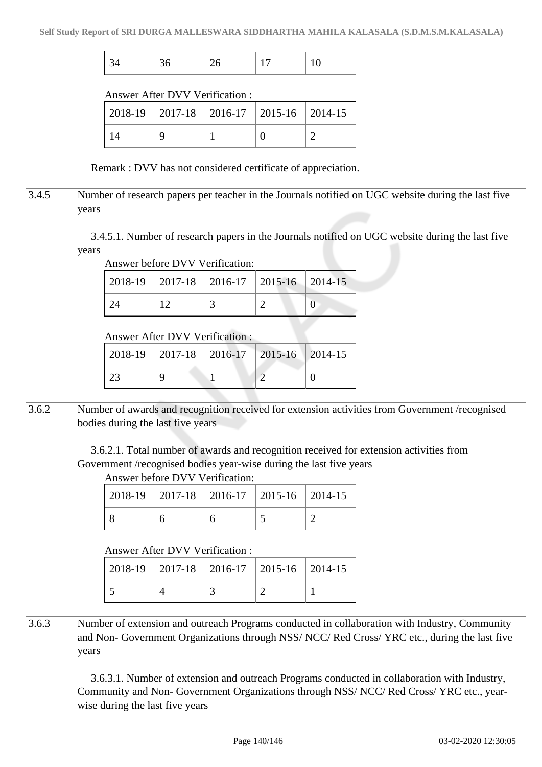| 34 | 36 | 26 | 17 | 10 |
|---|---|---|---|---|

Answer After DVV Verification :

| 2018-19 | 2017-18 | 2016-17 | 2015-16 | 2014-15 |
|---|---|---|---|---|
| 14 | 9 | 1 | 0 | 2 |

Remark : DVV has not considered certificate of appreciation.

**3.4.5** Number of research papers per teacher in the Journals notified on UGC website during the last five years

3.4.5.1. Number of research papers in the Journals notified on UGC website during the last five years

Answer before DVV Verification:

| 2018-19 | 2017-18 | 2016-17 | 2015-16 | 2014-15 |
|---|---|---|---|---|
| 24 | 12 | 3 | 2 | 0 |

Answer After DVV Verification :

| 2018-19 | 2017-18 | 2016-17 | 2015-16 | 2014-15 |
|---|---|---|---|---|
| 23 | 9 | 1 | 2 | 0 |

**3.6.2** Number of awards and recognition received for extension activities from Government /recognised bodies during the last five years

3.6.2.1. Total number of awards and recognition received for extension activities from Government /recognised bodies year-wise during the last five years

Answer before DVV Verification:

| 2018-19 | 2017-18 | 2016-17 | 2015-16 | 2014-15 |
|---|---|---|---|---|
| 8 | 6 | 6 | 5 | 2 |

Answer After DVV Verification :

| 2018-19 | 2017-18 | 2016-17 | 2015-16 | 2014-15 |
|---|---|---|---|---|
| 5 | 4 | 3 | 2 | 1 |

**3.6.3** Number of extension and outreach Programs conducted in collaboration with Industry, Community and Non- Government Organizations through NSS/ NCC/ Red Cross/ YRC etc., during the last five years

3.6.3.1. Number of extension and outreach Programs conducted in collaboration with Industry, Community and Non- Government Organizations through NSS/ NCC/ Red Cross/ YRC etc., year-wise during the last five years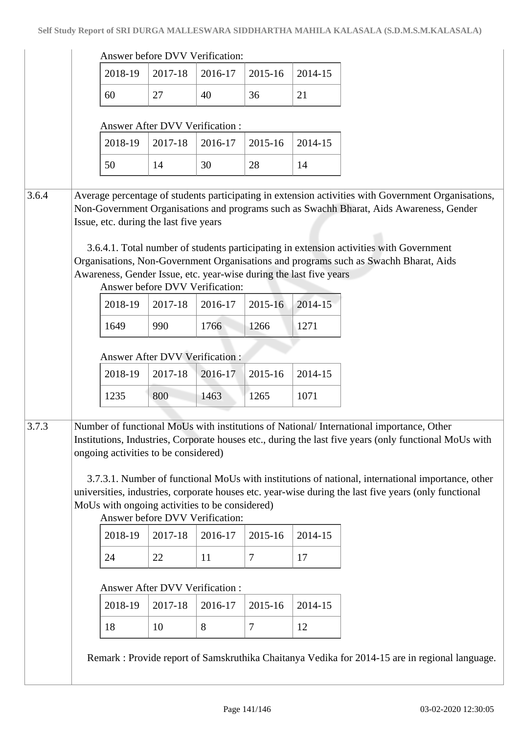Answer before DVV Verification:

| 2018-19 | 2017-18 | 2016-17 | 2015-16 | 2014-15 |
|---|---|---|---|---|
| 60 | 27 | 40 | 36 | 21 |

Answer After DVV Verification :

| 2018-19 | 2017-18 | 2016-17 | 2015-16 | 2014-15 |
|---|---|---|---|---|
| 50 | 14 | 30 | 28 | 14 |

**3.6.4** Average percentage of students participating in extension activities with Government Organisations, Non-Government Organisations and programs such as Swachh Bharat, Aids Awareness, Gender Issue, etc. during the last five years

3.6.4.1. Total number of students participating in extension activities with Government Organisations, Non-Government Organisations and programs such as Swachh Bharat, Aids Awareness, Gender Issue, etc. year-wise during the last five years

Answer before DVV Verification:

| 2018-19 | 2017-18 | 2016-17 | 2015-16 | 2014-15 |
|---|---|---|---|---|
| 1649 | 990 | 1766 | 1266 | 1271 |

Answer After DVV Verification :

| 2018-19 | 2017-18 | 2016-17 | 2015-16 | 2014-15 |
|---|---|---|---|---|
| 1235 | 800 | 1463 | 1265 | 1071 |

**3.7.3** Number of functional MoUs with institutions of National/ International importance, Other Institutions, Industries, Corporate houses etc., during the last five years (only functional MoUs with ongoing activities to be considered)

3.7.3.1. Number of functional MoUs with institutions of national, international importance, other universities, industries, corporate houses etc. year-wise during the last five years (only functional MoUs with ongoing activities to be considered)

Answer before DVV Verification:

| 2018-19 | 2017-18 | 2016-17 | 2015-16 | 2014-15 |
|---|---|---|---|---|
| 24 | 22 | 11 | 7 | 17 |

Answer After DVV Verification :

| 2018-19 | 2017-18 | 2016-17 | 2015-16 | 2014-15 |
|---|---|---|---|---|
| 18 | 10 | 8 | 7 | 12 |

Remark : Provide report of Samskruthika Chaitanya Vedika for 2014-15 are in regional language.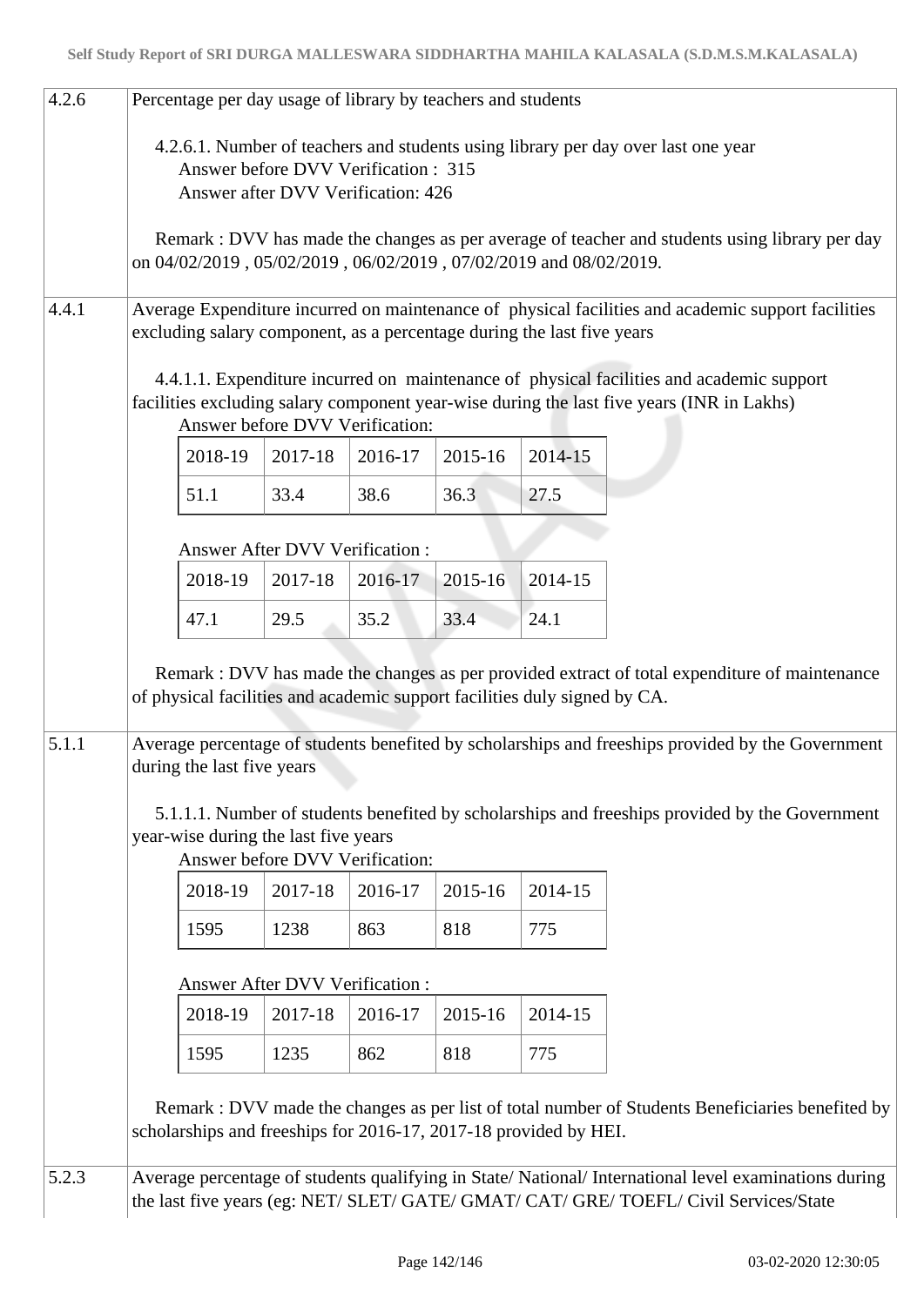**4.2.6** Percentage per day usage of library by teachers and students

4.2.6.1. Number of teachers and students using library per day over last one year
Answer before DVV Verification : 315
Answer after DVV Verification: 426

Remark : DVV has made the changes as per average of teacher and students using library per day on 04/02/2019 , 05/02/2019 , 06/02/2019 , 07/02/2019 and 08/02/2019.

**4.4.1** Average Expenditure incurred on maintenance of physical facilities and academic support facilities excluding salary component, as a percentage during the last five years

4.4.1.1. Expenditure incurred on maintenance of physical facilities and academic support facilities excluding salary component year-wise during the last five years (INR in Lakhs)

Answer before DVV Verification:

| 2018-19 | 2017-18 | 2016-17 | 2015-16 | 2014-15 |
|---|---|---|---|---|
| 51.1 | 33.4 | 38.6 | 36.3 | 27.5 |

Answer After DVV Verification :

| 2018-19 | 2017-18 | 2016-17 | 2015-16 | 2014-15 |
|---|---|---|---|---|
| 47.1 | 29.5 | 35.2 | 33.4 | 24.1 |

Remark : DVV has made the changes as per provided extract of total expenditure of maintenance of physical facilities and academic support facilities duly signed by CA.

**5.1.1** Average percentage of students benefited by scholarships and freeships provided by the Government during the last five years

5.1.1.1. Number of students benefited by scholarships and freeships provided by the Government year-wise during the last five years

Answer before DVV Verification:

| 2018-19 | 2017-18 | 2016-17 | 2015-16 | 2014-15 |
|---|---|---|---|---|
| 1595 | 1238 | 863 | 818 | 775 |

Answer After DVV Verification :

| 2018-19 | 2017-18 | 2016-17 | 2015-16 | 2014-15 |
|---|---|---|---|---|
| 1595 | 1235 | 862 | 818 | 775 |

Remark : DVV made the changes as per list of total number of Students Beneficiaries benefited by scholarships and freeships for 2016-17, 2017-18 provided by HEI.

**5.2.3** Average percentage of students qualifying in State/ National/ International level examinations during the last five years (eg: NET/ SLET/ GATE/ GMAT/ CAT/ GRE/ TOEFL/ Civil Services/State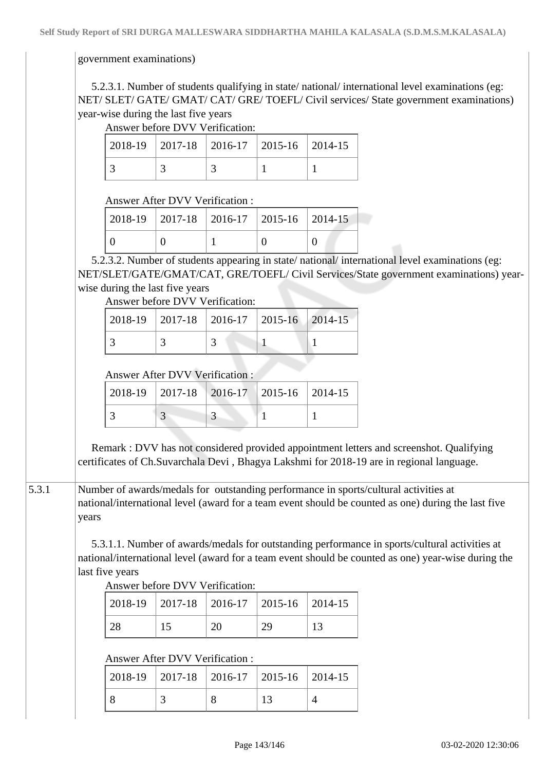government examinations)

5.2.3.1. Number of students qualifying in state/ national/ international level examinations (eg: NET/ SLET/ GATE/ GMAT/ CAT/ GRE/ TOEFL/ Civil services/ State government examinations) year-wise during the last five years

Answer before DVV Verification:

| 2018-19 | 2017-18 | 2016-17 | 2015-16 | 2014-15 |
|---|---|---|---|---|
| 3 | 3 | 3 | 1 | 1 |

Answer After DVV Verification :

| 2018-19 | 2017-18 | 2016-17 | 2015-16 | 2014-15 |
|---|---|---|---|---|
| 0 | 0 | 1 | 0 | 0 |

5.2.3.2. Number of students appearing in state/ national/ international level examinations (eg: NET/SLET/GATE/GMAT/CAT, GRE/TOEFL/ Civil Services/State government examinations) year-wise during the last five years

Answer before DVV Verification:

| 2018-19 | 2017-18 | 2016-17 | 2015-16 | 2014-15 |
|---|---|---|---|---|
| 3 | 3 | 3 | 1 | 1 |

Answer After DVV Verification :

| 2018-19 | 2017-18 | 2016-17 | 2015-16 | 2014-15 |
|---|---|---|---|---|
| 3 | 3 | 3 | 1 | 1 |

Remark : DVV has not considered provided appointment letters and screenshot. Qualifying certificates of Ch.Suvarchala Devi , Bhagya Lakshmi for 2018-19 are in regional language.

**5.3.1** Number of awards/medals for outstanding performance in sports/cultural activities at national/international level (award for a team event should be counted as one) during the last five years

5.3.1.1. Number of awards/medals for outstanding performance in sports/cultural activities at national/international level (award for a team event should be counted as one) year-wise during the last five years

Answer before DVV Verification:

| 2018-19 | 2017-18 | 2016-17 | 2015-16 | 2014-15 |
|---|---|---|---|---|
| 28 | 15 | 20 | 29 | 13 |

Answer After DVV Verification :

| 2018-19 | 2017-18 | 2016-17 | 2015-16 | 2014-15 |
|---|---|---|---|---|
| 8 | 3 | 8 | 13 | 4 |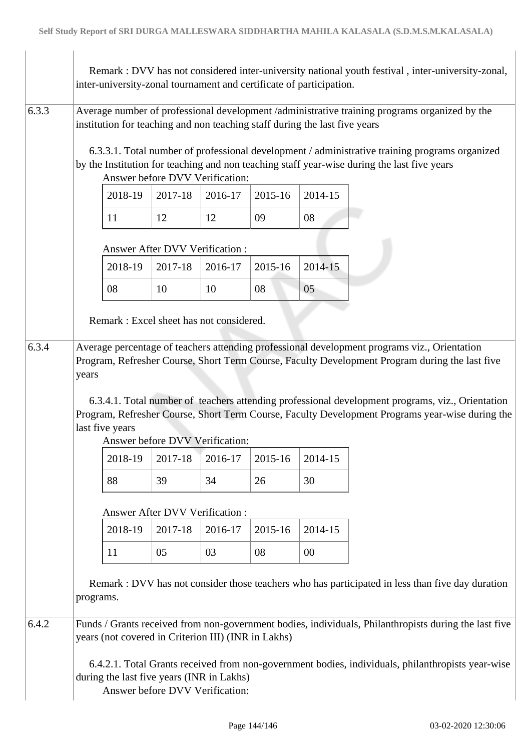Remark : DVV has not considered inter-university national youth festival , inter-university-zonal, inter-university-zonal tournament and certificate of participation.

**6.3.3** Average number of professional development /administrative training programs organized by the institution for teaching and non teaching staff during the last five years

6.3.3.1. Total number of professional development / administrative training programs organized by the Institution for teaching and non teaching staff year-wise during the last five years

Answer before DVV Verification:

| 2018-19 | 2017-18 | 2016-17 | 2015-16 | 2014-15 |
|---|---|---|---|---|
| 11 | 12 | 12 | 09 | 08 |

Answer After DVV Verification :

| 2018-19 | 2017-18 | 2016-17 | 2015-16 | 2014-15 |
|---|---|---|---|---|
| 08 | 10 | 10 | 08 | 05 |

Remark : Excel sheet has not considered.

**6.3.4** Average percentage of teachers attending professional development programs viz., Orientation Program, Refresher Course, Short Term Course, Faculty Development Program during the last five years

6.3.4.1. Total number of teachers attending professional development programs, viz., Orientation Program, Refresher Course, Short Term Course, Faculty Development Programs year-wise during the last five years

Answer before DVV Verification:

| 2018-19 | 2017-18 | 2016-17 | 2015-16 | 2014-15 |
|---|---|---|---|---|
| 88 | 39 | 34 | 26 | 30 |

Answer After DVV Verification :

| 2018-19 | 2017-18 | 2016-17 | 2015-16 | 2014-15 |
|---|---|---|---|---|
| 11 | 05 | 03 | 08 | 00 |

Remark : DVV has not consider those teachers who has participated in less than five day duration programs.

**6.4.2** Funds / Grants received from non-government bodies, individuals, Philanthropists during the last five years (not covered in Criterion III) (INR in Lakhs)

6.4.2.1. Total Grants received from non-government bodies, individuals, philanthropists year-wise during the last five years (INR in Lakhs)

Answer before DVV Verification: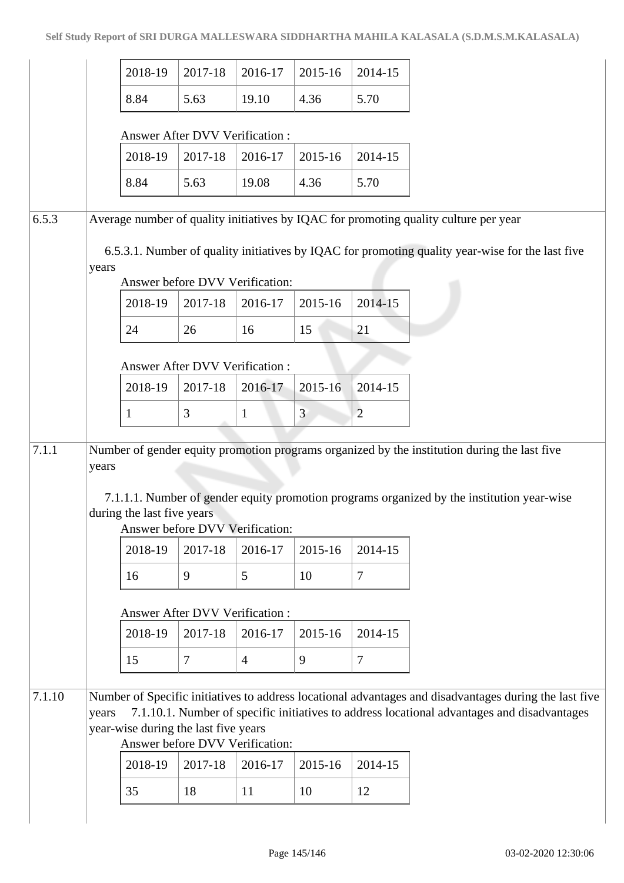| 2018-19 | 2017-18 | 2016-17 | 2015-16 | 2014-15 |
|---|---|---|---|---|
| 8.84 | 5.63 | 19.10 | 4.36 | 5.70 |

Answer After DVV Verification :

| 2018-19 | 2017-18 | 2016-17 | 2015-16 | 2014-15 |
|---|---|---|---|---|
| 8.84 | 5.63 | 19.08 | 4.36 | 5.70 |

**6.5.3** Average number of quality initiatives by IQAC for promoting quality culture per year

6.5.3.1. Number of quality initiatives by IQAC for promoting quality year-wise for the last five years

Answer before DVV Verification:

| 2018-19 | 2017-18 | 2016-17 | 2015-16 | 2014-15 |
|---|---|---|---|---|
| 24 | 26 | 16 | 15 | 21 |

Answer After DVV Verification :

| 2018-19 | 2017-18 | 2016-17 | 2015-16 | 2014-15 |
|---|---|---|---|---|
| 1 | 3 | 1 | 3 | 2 |

**7.1.1** Number of gender equity promotion programs organized by the institution during the last five years

7.1.1.1. Number of gender equity promotion programs organized by the institution year-wise during the last five years

Answer before DVV Verification:

| 2018-19 | 2017-18 | 2016-17 | 2015-16 | 2014-15 |
|---|---|---|---|---|
| 16 | 9 | 5 | 10 | 7 |

Answer After DVV Verification :

| 2018-19 | 2017-18 | 2016-17 | 2015-16 | 2014-15 |
|---|---|---|---|---|
| 15 | 7 | 4 | 9 | 7 |

**7.1.10** Number of Specific initiatives to address locational advantages and disadvantages during the last five years

7.1.10.1. Number of specific initiatives to address locational advantages and disadvantages year-wise during the last five years

Answer before DVV Verification:

| 2018-19 | 2017-18 | 2016-17 | 2015-16 | 2014-15 |
|---|---|---|---|---|
| 35 | 18 | 11 | 10 | 12 |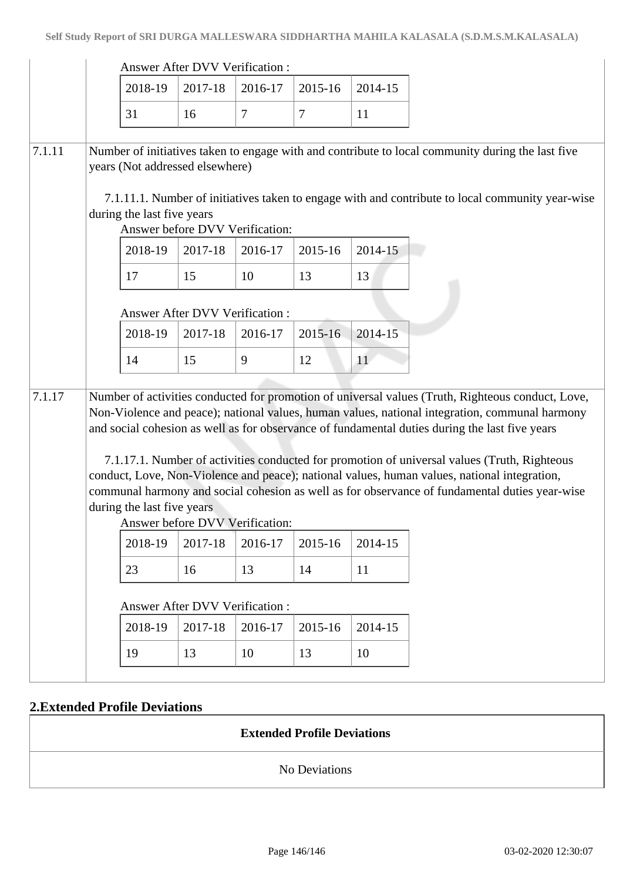Answer After DVV Verification :

| 2018-19 | 2017-18 | 2016-17 | 2015-16 | 2014-15 |
|---|---|---|---|---|
| 31 | 16 | 7 | 7 | 11 |

7.1.11 Number of initiatives taken to engage with and contribute to local community during the last five years (Not addressed elsewhere)

7.1.11.1. Number of initiatives taken to engage with and contribute to local community year-wise during the last five years

Answer before DVV Verification:

| 2018-19 | 2017-18 | 2016-17 | 2015-16 | 2014-15 |
|---|---|---|---|---|
| 17 | 15 | 10 | 13 | 13 |

Answer After DVV Verification :

| 2018-19 | 2017-18 | 2016-17 | 2015-16 | 2014-15 |
|---|---|---|---|---|
| 14 | 15 | 9 | 12 | 11 |

7.1.17 Number of activities conducted for promotion of universal values (Truth, Righteous conduct, Love, Non-Violence and peace); national values, human values, national integration, communal harmony and social cohesion as well as for observance of fundamental duties during the last five years

7.1.17.1. Number of activities conducted for promotion of universal values (Truth, Righteous conduct, Love, Non-Violence and peace); national values, human values, national integration, communal harmony and social cohesion as well as for observance of fundamental duties year-wise during the last five years

Answer before DVV Verification:

| 2018-19 | 2017-18 | 2016-17 | 2015-16 | 2014-15 |
|---|---|---|---|---|
| 23 | 16 | 13 | 14 | 11 |

Answer After DVV Verification :

| 2018-19 | 2017-18 | 2016-17 | 2015-16 | 2014-15 |
|---|---|---|---|---|
| 19 | 13 | 10 | 13 | 10 |

## 2.Extended Profile Deviations

| Extended Profile Deviations |
|---|
| No Deviations |